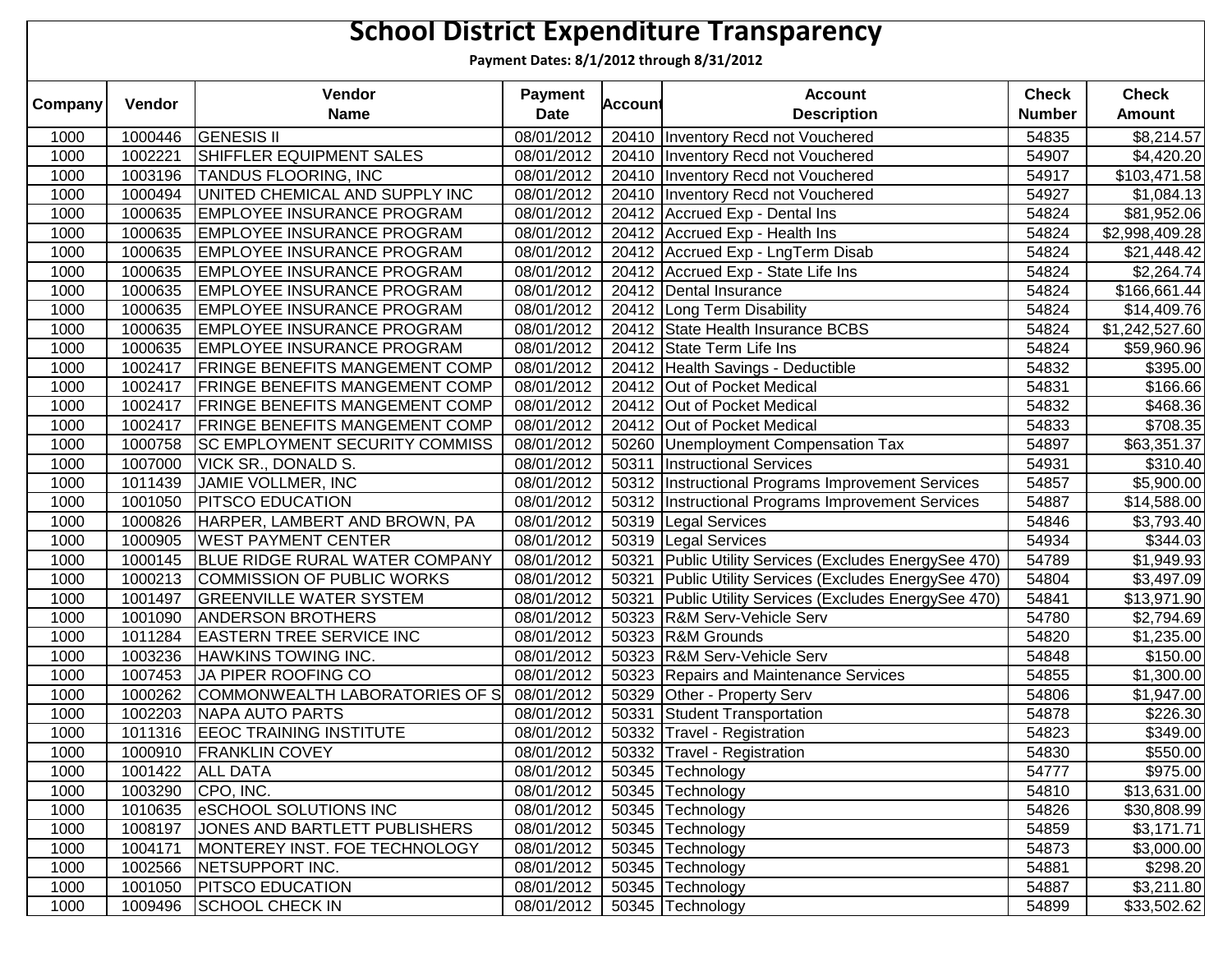# School District Expenditure Transparency

**Payment Dates: 8/1/2012 through 8/31/2012**

| Company | Vendor | Vendor Name | Payment Date | Account | Account Description | Check Number | Check Amount |
|---|---|---|---|---|---|---|---|
| 1000 | 1000446 | GENESIS II | 08/01/2012 | 20410 | Inventory Recd not Vouchered | 54835 | $8,214.57 |
| 1000 | 1002221 | SHIFFLER EQUIPMENT SALES | 08/01/2012 | 20410 | Inventory Recd not Vouchered | 54907 | $4,420.20 |
| 1000 | 1003196 | TANDUS FLOORING, INC | 08/01/2012 | 20410 | Inventory Recd not Vouchered | 54917 | $103,471.58 |
| 1000 | 1000494 | UNITED CHEMICAL AND SUPPLY INC | 08/01/2012 | 20410 | Inventory Recd not Vouchered | 54927 | $1,084.13 |
| 1000 | 1000635 | EMPLOYEE INSURANCE PROGRAM | 08/01/2012 | 20412 | Accrued Exp - Dental Ins | 54824 | $81,952.06 |
| 1000 | 1000635 | EMPLOYEE INSURANCE PROGRAM | 08/01/2012 | 20412 | Accrued Exp - Health Ins | 54824 | $2,998,409.28 |
| 1000 | 1000635 | EMPLOYEE INSURANCE PROGRAM | 08/01/2012 | 20412 | Accrued Exp - LngTerm Disab | 54824 | $21,448.42 |
| 1000 | 1000635 | EMPLOYEE INSURANCE PROGRAM | 08/01/2012 | 20412 | Accrued Exp - State Life Ins | 54824 | $2,264.74 |
| 1000 | 1000635 | EMPLOYEE INSURANCE PROGRAM | 08/01/2012 | 20412 | Dental Insurance | 54824 | $166,661.44 |
| 1000 | 1000635 | EMPLOYEE INSURANCE PROGRAM | 08/01/2012 | 20412 | Long Term Disability | 54824 | $14,409.76 |
| 1000 | 1000635 | EMPLOYEE INSURANCE PROGRAM | 08/01/2012 | 20412 | State Health Insurance BCBS | 54824 | $1,242,527.60 |
| 1000 | 1000635 | EMPLOYEE INSURANCE PROGRAM | 08/01/2012 | 20412 | State Term Life Ins | 54824 | $59,960.96 |
| 1000 | 1002417 | FRINGE BENEFITS MANGEMENT COMP | 08/01/2012 | 20412 | Health Savings - Deductible | 54832 | $395.00 |
| 1000 | 1002417 | FRINGE BENEFITS MANGEMENT COMP | 08/01/2012 | 20412 | Out of Pocket Medical | 54831 | $166.66 |
| 1000 | 1002417 | FRINGE BENEFITS MANGEMENT COMP | 08/01/2012 | 20412 | Out of Pocket Medical | 54832 | $468.36 |
| 1000 | 1002417 | FRINGE BENEFITS MANGEMENT COMP | 08/01/2012 | 20412 | Out of Pocket Medical | 54833 | $708.35 |
| 1000 | 1000758 | SC EMPLOYMENT SECURITY COMMISS | 08/01/2012 | 50260 | Unemployment Compensation Tax | 54897 | $63,351.37 |
| 1000 | 1007000 | VICK SR., DONALD S. | 08/01/2012 | 50311 | Instructional Services | 54931 | $310.40 |
| 1000 | 1011439 | JAMIE VOLLMER, INC | 08/01/2012 | 50312 | Instructional Programs Improvement Services | 54857 | $5,900.00 |
| 1000 | 1001050 | PITSCO EDUCATION | 08/01/2012 | 50312 | Instructional Programs Improvement Services | 54887 | $14,588.00 |
| 1000 | 1000826 | HARPER, LAMBERT AND BROWN, PA | 08/01/2012 | 50319 | Legal Services | 54846 | $3,793.40 |
| 1000 | 1000905 | WEST PAYMENT CENTER | 08/01/2012 | 50319 | Legal Services | 54934 | $344.03 |
| 1000 | 1000145 | BLUE RIDGE RURAL WATER COMPANY | 08/01/2012 | 50321 | Public Utility Services (Excludes EnergySee 470) | 54789 | $1,949.93 |
| 1000 | 1000213 | COMMISSION OF PUBLIC WORKS | 08/01/2012 | 50321 | Public Utility Services (Excludes EnergySee 470) | 54804 | $3,497.09 |
| 1000 | 1001497 | GREENVILLE WATER SYSTEM | 08/01/2012 | 50321 | Public Utility Services (Excludes EnergySee 470) | 54841 | $13,971.90 |
| 1000 | 1001090 | ANDERSON BROTHERS | 08/01/2012 | 50323 | R&M Serv-Vehicle Serv | 54780 | $2,794.69 |
| 1000 | 1011284 | EASTERN TREE SERVICE INC | 08/01/2012 | 50323 | R&M Grounds | 54820 | $1,235.00 |
| 1000 | 1003236 | HAWKINS TOWING INC. | 08/01/2012 | 50323 | R&M Serv-Vehicle Serv | 54848 | $150.00 |
| 1000 | 1007453 | JA PIPER ROOFING CO | 08/01/2012 | 50323 | Repairs and Maintenance Services | 54855 | $1,300.00 |
| 1000 | 1000262 | COMMONWEALTH LABORATORIES OF S | 08/01/2012 | 50329 | Other - Property Serv | 54806 | $1,947.00 |
| 1000 | 1002203 | NAPA AUTO PARTS | 08/01/2012 | 50331 | Student Transportation | 54878 | $226.30 |
| 1000 | 1011316 | EEOC TRAINING INSTITUTE | 08/01/2012 | 50332 | Travel - Registration | 54823 | $349.00 |
| 1000 | 1000910 | FRANKLIN COVEY | 08/01/2012 | 50332 | Travel - Registration | 54830 | $550.00 |
| 1000 | 1001422 | ALL DATA | 08/01/2012 | 50345 | Technology | 54777 | $975.00 |
| 1000 | 1003290 | CPO, INC. | 08/01/2012 | 50345 | Technology | 54810 | $13,631.00 |
| 1000 | 1010635 | eSCHOOL SOLUTIONS INC | 08/01/2012 | 50345 | Technology | 54826 | $30,808.99 |
| 1000 | 1008197 | JONES AND BARTLETT PUBLISHERS | 08/01/2012 | 50345 | Technology | 54859 | $3,171.71 |
| 1000 | 1004171 | MONTEREY INST. FOE TECHNOLOGY | 08/01/2012 | 50345 | Technology | 54873 | $3,000.00 |
| 1000 | 1002566 | NETSUPPORT INC. | 08/01/2012 | 50345 | Technology | 54881 | $298.20 |
| 1000 | 1001050 | PITSCO EDUCATION | 08/01/2012 | 50345 | Technology | 54887 | $3,211.80 |
| 1000 | 1009496 | SCHOOL CHECK IN | 08/01/2012 | 50345 | Technology | 54899 | $33,502.62 |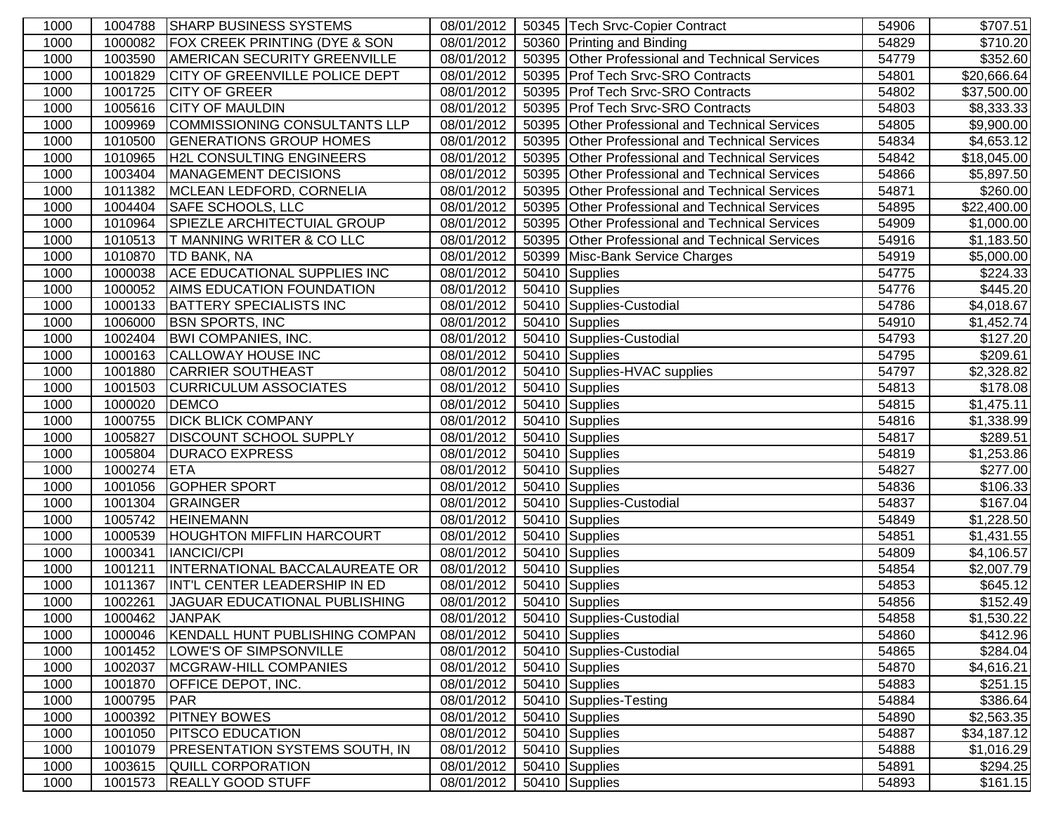| | | | | | | | |
|---|---|---|---|---|---|---|---|
| 1000 | 1004788 | SHARP BUSINESS SYSTEMS | 08/01/2012 | 50345 | Tech Srvc-Copier Contract | 54906 | $707.51 |
| 1000 | 1000082 | FOX CREEK PRINTING (DYE & SON | 08/01/2012 | 50360 | Printing and Binding | 54829 | $710.20 |
| 1000 | 1003590 | AMERICAN SECURITY GREENVILLE | 08/01/2012 | 50395 | Other Professional and Technical Services | 54779 | $352.60 |
| 1000 | 1001829 | CITY OF GREENVILLE POLICE DEPT | 08/01/2012 | 50395 | Prof Tech Srvc-SRO Contracts | 54801 | $20,666.64 |
| 1000 | 1001725 | CITY OF GREER | 08/01/2012 | 50395 | Prof Tech Srvc-SRO Contracts | 54802 | $37,500.00 |
| 1000 | 1005616 | CITY OF MAULDIN | 08/01/2012 | 50395 | Prof Tech Srvc-SRO Contracts | 54803 | $8,333.33 |
| 1000 | 1009969 | COMMISSIONING CONSULTANTS LLP | 08/01/2012 | 50395 | Other Professional and Technical Services | 54805 | $9,900.00 |
| 1000 | 1010500 | GENERATIONS GROUP HOMES | 08/01/2012 | 50395 | Other Professional and Technical Services | 54834 | $4,653.12 |
| 1000 | 1010965 | H2L CONSULTING ENGINEERS | 08/01/2012 | 50395 | Other Professional and Technical Services | 54842 | $18,045.00 |
| 1000 | 1003404 | MANAGEMENT DECISIONS | 08/01/2012 | 50395 | Other Professional and Technical Services | 54866 | $5,897.50 |
| 1000 | 1011382 | MCLEAN LEDFORD, CORNELIA | 08/01/2012 | 50395 | Other Professional and Technical Services | 54871 | $260.00 |
| 1000 | 1004404 | SAFE SCHOOLS, LLC | 08/01/2012 | 50395 | Other Professional and Technical Services | 54895 | $22,400.00 |
| 1000 | 1010964 | SPIEZLE ARCHITECTUIAL GROUP | 08/01/2012 | 50395 | Other Professional and Technical Services | 54909 | $1,000.00 |
| 1000 | 1010513 | T MANNING WRITER & CO LLC | 08/01/2012 | 50395 | Other Professional and Technical Services | 54916 | $1,183.50 |
| 1000 | 1010870 | TD BANK, NA | 08/01/2012 | 50399 | Misc-Bank Service Charges | 54919 | $5,000.00 |
| 1000 | 1000038 | ACE EDUCATIONAL SUPPLIES INC | 08/01/2012 | 50410 | Supplies | 54775 | $224.33 |
| 1000 | 1000052 | AIMS EDUCATION FOUNDATION | 08/01/2012 | 50410 | Supplies | 54776 | $445.20 |
| 1000 | 1000133 | BATTERY SPECIALISTS INC | 08/01/2012 | 50410 | Supplies-Custodial | 54786 | $4,018.67 |
| 1000 | 1006000 | BSN SPORTS, INC | 08/01/2012 | 50410 | Supplies | 54910 | $1,452.74 |
| 1000 | 1002404 | BWI COMPANIES, INC. | 08/01/2012 | 50410 | Supplies-Custodial | 54793 | $127.20 |
| 1000 | 1000163 | CALLOWAY HOUSE INC | 08/01/2012 | 50410 | Supplies | 54795 | $209.61 |
| 1000 | 1001880 | CARRIER SOUTHEAST | 08/01/2012 | 50410 | Supplies-HVAC supplies | 54797 | $2,328.82 |
| 1000 | 1001503 | CURRICULUM ASSOCIATES | 08/01/2012 | 50410 | Supplies | 54813 | $178.08 |
| 1000 | 1000020 | DEMCO | 08/01/2012 | 50410 | Supplies | 54815 | $1,475.11 |
| 1000 | 1000755 | DICK BLICK COMPANY | 08/01/2012 | 50410 | Supplies | 54816 | $1,338.99 |
| 1000 | 1005827 | DISCOUNT SCHOOL SUPPLY | 08/01/2012 | 50410 | Supplies | 54817 | $289.51 |
| 1000 | 1005804 | DURACO EXPRESS | 08/01/2012 | 50410 | Supplies | 54819 | $1,253.86 |
| 1000 | 1000274 | ETA | 08/01/2012 | 50410 | Supplies | 54827 | $277.00 |
| 1000 | 1001056 | GOPHER SPORT | 08/01/2012 | 50410 | Supplies | 54836 | $106.33 |
| 1000 | 1001304 | GRAINGER | 08/01/2012 | 50410 | Supplies-Custodial | 54837 | $167.04 |
| 1000 | 1005742 | HEINEMANN | 08/01/2012 | 50410 | Supplies | 54849 | $1,228.50 |
| 1000 | 1000539 | HOUGHTON MIFFLIN HARCOURT | 08/01/2012 | 50410 | Supplies | 54851 | $1,431.55 |
| 1000 | 1000341 | IANCICI/CPI | 08/01/2012 | 50410 | Supplies | 54809 | $4,106.57 |
| 1000 | 1001211 | INTERNATIONAL BACCALAUREATE OR | 08/01/2012 | 50410 | Supplies | 54854 | $2,007.79 |
| 1000 | 1011367 | INT'L CENTER LEADERSHIP IN ED | 08/01/2012 | 50410 | Supplies | 54853 | $645.12 |
| 1000 | 1002261 | JAGUAR EDUCATIONAL PUBLISHING | 08/01/2012 | 50410 | Supplies | 54856 | $152.49 |
| 1000 | 1000462 | JANPAK | 08/01/2012 | 50410 | Supplies-Custodial | 54858 | $1,530.22 |
| 1000 | 1000046 | KENDALL HUNT PUBLISHING COMPAN | 08/01/2012 | 50410 | Supplies | 54860 | $412.96 |
| 1000 | 1001452 | LOWE'S OF SIMPSONVILLE | 08/01/2012 | 50410 | Supplies-Custodial | 54865 | $284.04 |
| 1000 | 1002037 | MCGRAW-HILL COMPANIES | 08/01/2012 | 50410 | Supplies | 54870 | $4,616.21 |
| 1000 | 1001870 | OFFICE DEPOT, INC. | 08/01/2012 | 50410 | Supplies | 54883 | $251.15 |
| 1000 | 1000795 | PAR | 08/01/2012 | 50410 | Supplies-Testing | 54884 | $386.64 |
| 1000 | 1000392 | PITNEY BOWES | 08/01/2012 | 50410 | Supplies | 54890 | $2,563.35 |
| 1000 | 1001050 | PITSCO EDUCATION | 08/01/2012 | 50410 | Supplies | 54887 | $34,187.12 |
| 1000 | 1001079 | PRESENTATION SYSTEMS SOUTH, IN | 08/01/2012 | 50410 | Supplies | 54888 | $1,016.29 |
| 1000 | 1003615 | QUILL CORPORATION | 08/01/2012 | 50410 | Supplies | 54891 | $294.25 |
| 1000 | 1001573 | REALLY GOOD STUFF | 08/01/2012 | 50410 | Supplies | 54893 | $161.15 |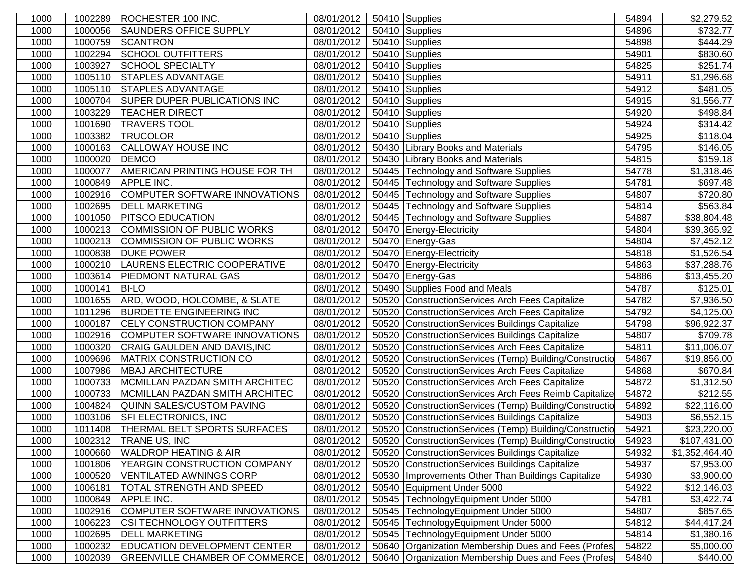| | | | | | | | |
|---|---|---|---|---|---|---|---|
| 1000 | 1002289 | ROCHESTER 100 INC. | 08/01/2012 | 50410 | Supplies | 54894 | $2,279.52 |
| 1000 | 1000056 | SAUNDERS OFFICE SUPPLY | 08/01/2012 | 50410 | Supplies | 54896 | $732.77 |
| 1000 | 1000759 | SCANTRON | 08/01/2012 | 50410 | Supplies | 54898 | $444.29 |
| 1000 | 1002294 | SCHOOL OUTFITTERS | 08/01/2012 | 50410 | Supplies | 54901 | $830.60 |
| 1000 | 1003927 | SCHOOL SPECIALTY | 08/01/2012 | 50410 | Supplies | 54825 | $251.74 |
| 1000 | 1005110 | STAPLES ADVANTAGE | 08/01/2012 | 50410 | Supplies | 54911 | $1,296.68 |
| 1000 | 1005110 | STAPLES ADVANTAGE | 08/01/2012 | 50410 | Supplies | 54912 | $481.05 |
| 1000 | 1000704 | SUPER DUPER PUBLICATIONS INC | 08/01/2012 | 50410 | Supplies | 54915 | $1,556.77 |
| 1000 | 1003229 | TEACHER DIRECT | 08/01/2012 | 50410 | Supplies | 54920 | $498.84 |
| 1000 | 1001690 | TRAVERS TOOL | 08/01/2012 | 50410 | Supplies | 54924 | $314.42 |
| 1000 | 1003382 | TRUCOLOR | 08/01/2012 | 50410 | Supplies | 54925 | $118.04 |
| 1000 | 1000163 | CALLOWAY HOUSE INC | 08/01/2012 | 50430 | Library Books and Materials | 54795 | $146.05 |
| 1000 | 1000020 | DEMCO | 08/01/2012 | 50430 | Library Books and Materials | 54815 | $159.18 |
| 1000 | 1000077 | AMERICAN PRINTING HOUSE FOR TH | 08/01/2012 | 50445 | Technology and Software Supplies | 54778 | $1,318.46 |
| 1000 | 1000849 | APPLE INC. | 08/01/2012 | 50445 | Technology and Software Supplies | 54781 | $697.48 |
| 1000 | 1002916 | COMPUTER SOFTWARE INNOVATIONS | 08/01/2012 | 50445 | Technology and Software Supplies | 54807 | $720.80 |
| 1000 | 1002695 | DELL MARKETING | 08/01/2012 | 50445 | Technology and Software Supplies | 54814 | $563.84 |
| 1000 | 1001050 | PITSCO EDUCATION | 08/01/2012 | 50445 | Technology and Software Supplies | 54887 | $38,804.48 |
| 1000 | 1000213 | COMMISSION OF PUBLIC WORKS | 08/01/2012 | 50470 | Energy-Electricity | 54804 | $39,365.92 |
| 1000 | 1000213 | COMMISSION OF PUBLIC WORKS | 08/01/2012 | 50470 | Energy-Gas | 54804 | $7,452.12 |
| 1000 | 1000838 | DUKE POWER | 08/01/2012 | 50470 | Energy-Electricity | 54818 | $1,526.54 |
| 1000 | 1000210 | LAURENS ELECTRIC COOPERATIVE | 08/01/2012 | 50470 | Energy-Electricity | 54863 | $37,288.76 |
| 1000 | 1003614 | PIEDMONT NATURAL GAS | 08/01/2012 | 50470 | Energy-Gas | 54886 | $13,455.20 |
| 1000 | 1000141 | BI-LO | 08/01/2012 | 50490 | Supplies Food and Meals | 54787 | $125.01 |
| 1000 | 1001655 | ARD, WOOD, HOLCOMBE, & SLATE | 08/01/2012 | 50520 | ConstructionServices Arch Fees Capitalize | 54782 | $7,936.50 |
| 1000 | 1011296 | BURDETTE ENGINEERING INC | 08/01/2012 | 50520 | ConstructionServices Arch Fees Capitalize | 54792 | $4,125.00 |
| 1000 | 1000187 | CELY CONSTRUCTION COMPANY | 08/01/2012 | 50520 | ConstructionServices Buildings Capitalize | 54798 | $96,922.37 |
| 1000 | 1002916 | COMPUTER SOFTWARE INNOVATIONS | 08/01/2012 | 50520 | ConstructionServices Buildings Capitalize | 54807 | $709.78 |
| 1000 | 1000320 | CRAIG GAULDEN AND DAVIS,INC | 08/01/2012 | 50520 | ConstructionServices Arch Fees Capitalize | 54811 | $11,006.07 |
| 1000 | 1009696 | MATRIX CONSTRUCTION CO | 08/01/2012 | 50520 | ConstructionServices (Temp) Building/Constructio | 54867 | $19,856.00 |
| 1000 | 1007986 | MBAJ ARCHITECTURE | 08/01/2012 | 50520 | ConstructionServices Arch Fees Capitalize | 54868 | $670.84 |
| 1000 | 1000733 | MCMILLAN PAZDAN SMITH ARCHITEC | 08/01/2012 | 50520 | ConstructionServices Arch Fees Capitalize | 54872 | $1,312.50 |
| 1000 | 1000733 | MCMILLAN PAZDAN SMITH ARCHITEC | 08/01/2012 | 50520 | ConstructionServices Arch Fees Reimb Capitalize | 54872 | $212.55 |
| 1000 | 1004824 | QUINN SALES/CUSTOM PAVING | 08/01/2012 | 50520 | ConstructionServices (Temp) Building/Constructio | 54892 | $22,116.00 |
| 1000 | 1003106 | SFI ELECTRONICS, INC | 08/01/2012 | 50520 | ConstructionServices Buildings Capitalize | 54903 | $6,552.15 |
| 1000 | 1011408 | THERMAL BELT SPORTS SURFACES | 08/01/2012 | 50520 | ConstructionServices (Temp) Building/Constructio | 54921 | $23,220.00 |
| 1000 | 1002312 | TRANE US, INC | 08/01/2012 | 50520 | ConstructionServices (Temp) Building/Constructio | 54923 | $107,431.00 |
| 1000 | 1000660 | WALDROP HEATING & AIR | 08/01/2012 | 50520 | ConstructionServices Buildings Capitalize | 54932 | $1,352,464.40 |
| 1000 | 1001806 | YEARGIN CONSTRUCTION COMPANY | 08/01/2012 | 50520 | ConstructionServices Buildings Capitalize | 54937 | $7,953.00 |
| 1000 | 1000520 | VENTILATED AWNINGS CORP | 08/01/2012 | 50530 | Improvements Other Than Buildings Capitalize | 54930 | $3,900.00 |
| 1000 | 1006181 | TOTAL STRENGTH AND SPEED | 08/01/2012 | 50540 | Equipment Under 5000 | 54922 | $12,146.03 |
| 1000 | 1000849 | APPLE INC. | 08/01/2012 | 50545 | TechnologyEquipment Under 5000 | 54781 | $3,422.74 |
| 1000 | 1002916 | COMPUTER SOFTWARE INNOVATIONS | 08/01/2012 | 50545 | TechnologyEquipment Under 5000 | 54807 | $857.65 |
| 1000 | 1006223 | CSI TECHNOLOGY OUTFITTERS | 08/01/2012 | 50545 | TechnologyEquipment Under 5000 | 54812 | $44,417.24 |
| 1000 | 1002695 | DELL MARKETING | 08/01/2012 | 50545 | TechnologyEquipment Under 5000 | 54814 | $1,380.16 |
| 1000 | 1000232 | EDUCATION DEVELOPMENT CENTER | 08/01/2012 | 50640 | Organization Membership Dues and Fees (Profes | 54822 | $5,000.00 |
| 1000 | 1002039 | GREENVILLE CHAMBER OF COMMERCE | 08/01/2012 | 50640 | Organization Membership Dues and Fees (Profes | 54840 | $440.00 |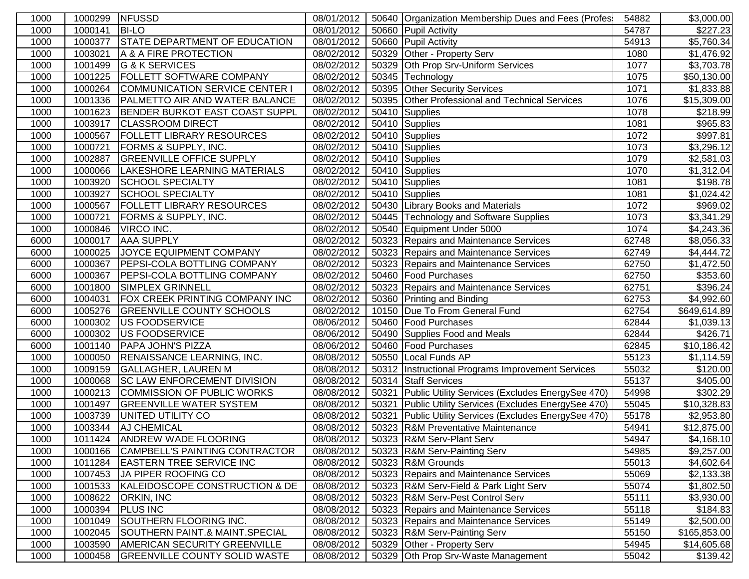| 1000 | 1000299 | NFUSSD | 08/01/2012 | 50640 | Organization Membership Dues and Fees (Profes | 54882 | $3,000.00 |
|---|---|---|---|---|---|---|---|
| 1000 | 1000141 | BI-LO | 08/01/2012 | 50660 | Pupil Activity | 54787 | $227.23 |
| 1000 | 1000377 | STATE DEPARTMENT OF EDUCATION | 08/01/2012 | 50660 | Pupil Activity | 54913 | $5,760.34 |
| 1000 | 1003021 | A & A FIRE PROTECTION | 08/02/2012 | 50329 | Other - Property Serv | 1080 | $1,476.92 |
| 1000 | 1001499 | G & K SERVICES | 08/02/2012 | 50329 | Oth Prop Srv-Uniform Services | 1077 | $3,703.78 |
| 1000 | 1001225 | FOLLETT SOFTWARE COMPANY | 08/02/2012 | 50345 | Technology | 1075 | $50,130.00 |
| 1000 | 1000264 | COMMUNICATION SERVICE CENTER I | 08/02/2012 | 50395 | Other Security Services | 1071 | $1,833.88 |
| 1000 | 1001336 | PALMETTO AIR AND WATER BALANCE | 08/02/2012 | 50395 | Other Professional and Technical Services | 1076 | $15,309.00 |
| 1000 | 1001623 | BENDER BURKOT EAST COAST SUPPL | 08/02/2012 | 50410 | Supplies | 1078 | $218.99 |
| 1000 | 1003917 | CLASSROOM DIRECT | 08/02/2012 | 50410 | Supplies | 1081 | $965.83 |
| 1000 | 1000567 | FOLLETT LIBRARY RESOURCES | 08/02/2012 | 50410 | Supplies | 1072 | $997.81 |
| 1000 | 1000721 | FORMS & SUPPLY, INC. | 08/02/2012 | 50410 | Supplies | 1073 | $3,296.12 |
| 1000 | 1002887 | GREENVILLE OFFICE SUPPLY | 08/02/2012 | 50410 | Supplies | 1079 | $2,581.03 |
| 1000 | 1000066 | LAKESHORE LEARNING MATERIALS | 08/02/2012 | 50410 | Supplies | 1070 | $1,312.04 |
| 1000 | 1003920 | SCHOOL SPECIALTY | 08/02/2012 | 50410 | Supplies | 1081 | $198.78 |
| 1000 | 1003927 | SCHOOL SPECIALTY | 08/02/2012 | 50410 | Supplies | 1081 | $1,024.42 |
| 1000 | 1000567 | FOLLETT LIBRARY RESOURCES | 08/02/2012 | 50430 | Library Books and Materials | 1072 | $969.02 |
| 1000 | 1000721 | FORMS & SUPPLY, INC. | 08/02/2012 | 50445 | Technology and Software Supplies | 1073 | $3,341.29 |
| 1000 | 1000846 | VIRCO INC. | 08/02/2012 | 50540 | Equipment Under 5000 | 1074 | $4,243.36 |
| 6000 | 1000017 | AAA SUPPLY | 08/02/2012 | 50323 | Repairs and Maintenance Services | 62748 | $8,056.33 |
| 6000 | 1000025 | JOYCE EQUIPMENT COMPANY | 08/02/2012 | 50323 | Repairs and Maintenance Services | 62749 | $4,444.72 |
| 6000 | 1000367 | PEPSI-COLA BOTTLING COMPANY | 08/02/2012 | 50323 | Repairs and Maintenance Services | 62750 | $1,472.50 |
| 6000 | 1000367 | PEPSI-COLA BOTTLING COMPANY | 08/02/2012 | 50460 | Food Purchases | 62750 | $353.60 |
| 6000 | 1001800 | SIMPLEX GRINNELL | 08/02/2012 | 50323 | Repairs and Maintenance Services | 62751 | $396.24 |
| 6000 | 1004031 | FOX CREEK PRINTING COMPANY INC | 08/02/2012 | 50360 | Printing and Binding | 62753 | $4,992.60 |
| 6000 | 1005276 | GREENVILLE COUNTY SCHOOLS | 08/02/2012 | 10150 | Due To From General Fund | 62754 | $649,614.89 |
| 6000 | 1000302 | US FOODSERVICE | 08/06/2012 | 50460 | Food Purchases | 62844 | $1,039.13 |
| 6000 | 1000302 | US FOODSERVICE | 08/06/2012 | 50490 | Supplies Food and Meals | 62844 | $426.71 |
| 6000 | 1001140 | PAPA JOHN'S PIZZA | 08/06/2012 | 50460 | Food Purchases | 62845 | $10,186.42 |
| 1000 | 1000050 | RENAISSANCE LEARNING, INC. | 08/08/2012 | 50550 | Local Funds AP | 55123 | $1,114.59 |
| 1000 | 1009159 | GALLAGHER, LAUREN M | 08/08/2012 | 50312 | Instructional Programs Improvement Services | 55032 | $120.00 |
| 1000 | 1000068 | SC LAW ENFORCEMENT DIVISION | 08/08/2012 | 50314 | Staff Services | 55137 | $405.00 |
| 1000 | 1000213 | COMMISSION OF PUBLIC WORKS | 08/08/2012 | 50321 | Public Utility Services (Excludes EnergySee 470) | 54998 | $302.29 |
| 1000 | 1001497 | GREENVILLE WATER SYSTEM | 08/08/2012 | 50321 | Public Utility Services (Excludes EnergySee 470) | 55045 | $10,328.83 |
| 1000 | 1003739 | UNITED UTILITY CO | 08/08/2012 | 50321 | Public Utility Services (Excludes EnergySee 470) | 55178 | $2,953.80 |
| 1000 | 1003344 | AJ CHEMICAL | 08/08/2012 | 50323 | R&M Preventative Maintenance | 54941 | $12,875.00 |
| 1000 | 1011424 | ANDREW WADE FLOORING | 08/08/2012 | 50323 | R&M Serv-Plant Serv | 54947 | $4,168.10 |
| 1000 | 1000166 | CAMPBELL'S PAINTING CONTRACTOR | 08/08/2012 | 50323 | R&M Serv-Painting Serv | 54985 | $9,257.00 |
| 1000 | 1011284 | EASTERN TREE SERVICE INC | 08/08/2012 | 50323 | R&M Grounds | 55013 | $4,602.64 |
| 1000 | 1007453 | JA PIPER ROOFING CO | 08/08/2012 | 50323 | Repairs and Maintenance Services | 55069 | $2,133.38 |
| 1000 | 1001533 | KALEIDOSCOPE CONSTRUCTION & DE | 08/08/2012 | 50323 | R&M Serv-Field & Park Light Serv | 55074 | $1,802.50 |
| 1000 | 1008622 | ORKIN, INC | 08/08/2012 | 50323 | R&M Serv-Pest Control Serv | 55111 | $3,930.00 |
| 1000 | 1000394 | PLUS INC | 08/08/2012 | 50323 | Repairs and Maintenance Services | 55118 | $184.83 |
| 1000 | 1001049 | SOUTHERN FLOORING INC. | 08/08/2012 | 50323 | Repairs and Maintenance Services | 55149 | $2,500.00 |
| 1000 | 1002045 | SOUTHERN PAINT.& MAINT.SPECIAL | 08/08/2012 | 50323 | R&M Serv-Painting Serv | 55150 | $165,853.00 |
| 1000 | 1003590 | AMERICAN SECURITY GREENVILLE | 08/08/2012 | 50329 | Other - Property Serv | 54945 | $14,605.68 |
| 1000 | 1000458 | GREENVILLE COUNTY SOLID WASTE | 08/08/2012 | 50329 | Oth Prop Srv-Waste Management | 55042 | $139.42 |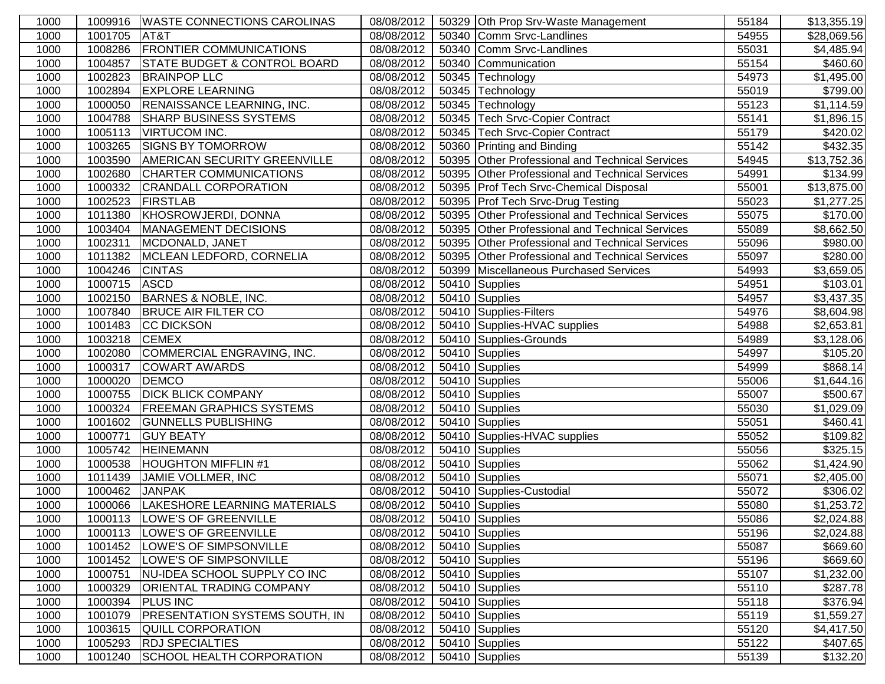| | | | | | | | |
|---|---|---|---|---|---|---|---|
| 1000 | 1009916 | WASTE CONNECTIONS CAROLINAS | 08/08/2012 | 50329 | Oth Prop Srv-Waste Management | 55184 | $13,355.19 |
| 1000 | 1001705 | AT&T | 08/08/2012 | 50340 | Comm Srvc-Landlines | 54955 | $28,069.56 |
| 1000 | 1008286 | FRONTIER COMMUNICATIONS | 08/08/2012 | 50340 | Comm Srvc-Landlines | 55031 | $4,485.94 |
| 1000 | 1004857 | STATE BUDGET & CONTROL BOARD | 08/08/2012 | 50340 | Communication | 55154 | $460.60 |
| 1000 | 1002823 | BRAINPOP LLC | 08/08/2012 | 50345 | Technology | 54973 | $1,495.00 |
| 1000 | 1002894 | EXPLORE LEARNING | 08/08/2012 | 50345 | Technology | 55019 | $799.00 |
| 1000 | 1000050 | RENAISSANCE LEARNING, INC. | 08/08/2012 | 50345 | Technology | 55123 | $1,114.59 |
| 1000 | 1004788 | SHARP BUSINESS SYSTEMS | 08/08/2012 | 50345 | Tech Srvc-Copier Contract | 55141 | $1,896.15 |
| 1000 | 1005113 | VIRTUCOM INC. | 08/08/2012 | 50345 | Tech Srvc-Copier Contract | 55179 | $420.02 |
| 1000 | 1003265 | SIGNS BY TOMORROW | 08/08/2012 | 50360 | Printing and Binding | 55142 | $432.35 |
| 1000 | 1003590 | AMERICAN SECURITY GREENVILLE | 08/08/2012 | 50395 | Other Professional and Technical Services | 54945 | $13,752.36 |
| 1000 | 1002680 | CHARTER COMMUNICATIONS | 08/08/2012 | 50395 | Other Professional and Technical Services | 54991 | $134.99 |
| 1000 | 1000332 | CRANDALL CORPORATION | 08/08/2012 | 50395 | Prof Tech Srvc-Chemical Disposal | 55001 | $13,875.00 |
| 1000 | 1002523 | FIRSTLAB | 08/08/2012 | 50395 | Prof Tech Srvc-Drug Testing | 55023 | $1,277.25 |
| 1000 | 1011380 | KHOSROWJERDI, DONNA | 08/08/2012 | 50395 | Other Professional and Technical Services | 55075 | $170.00 |
| 1000 | 1003404 | MANAGEMENT DECISIONS | 08/08/2012 | 50395 | Other Professional and Technical Services | 55089 | $8,662.50 |
| 1000 | 1002311 | MCDONALD, JANET | 08/08/2012 | 50395 | Other Professional and Technical Services | 55096 | $980.00 |
| 1000 | 1011382 | MCLEAN LEDFORD, CORNELIA | 08/08/2012 | 50395 | Other Professional and Technical Services | 55097 | $280.00 |
| 1000 | 1004246 | CINTAS | 08/08/2012 | 50399 | Miscellaneous Purchased Services | 54993 | $3,659.05 |
| 1000 | 1000715 | ASCD | 08/08/2012 | 50410 | Supplies | 54951 | $103.01 |
| 1000 | 1002150 | BARNES & NOBLE, INC. | 08/08/2012 | 50410 | Supplies | 54957 | $3,437.35 |
| 1000 | 1007840 | BRUCE AIR FILTER CO | 08/08/2012 | 50410 | Supplies-Filters | 54976 | $8,604.98 |
| 1000 | 1001483 | CC DICKSON | 08/08/2012 | 50410 | Supplies-HVAC supplies | 54988 | $2,653.81 |
| 1000 | 1003218 | CEMEX | 08/08/2012 | 50410 | Supplies-Grounds | 54989 | $3,128.06 |
| 1000 | 1002080 | COMMERCIAL ENGRAVING, INC. | 08/08/2012 | 50410 | Supplies | 54997 | $105.20 |
| 1000 | 1000317 | COWART AWARDS | 08/08/2012 | 50410 | Supplies | 54999 | $868.14 |
| 1000 | 1000020 | DEMCO | 08/08/2012 | 50410 | Supplies | 55006 | $1,644.16 |
| 1000 | 1000755 | DICK BLICK COMPANY | 08/08/2012 | 50410 | Supplies | 55007 | $500.67 |
| 1000 | 1000324 | FREEMAN GRAPHICS SYSTEMS | 08/08/2012 | 50410 | Supplies | 55030 | $1,029.09 |
| 1000 | 1001602 | GUNNELLS PUBLISHING | 08/08/2012 | 50410 | Supplies | 55051 | $460.41 |
| 1000 | 1000771 | GUY BEATY | 08/08/2012 | 50410 | Supplies-HVAC supplies | 55052 | $109.82 |
| 1000 | 1005742 | HEINEMANN | 08/08/2012 | 50410 | Supplies | 55056 | $325.15 |
| 1000 | 1000538 | HOUGHTON MIFFLIN #1 | 08/08/2012 | 50410 | Supplies | 55062 | $1,424.90 |
| 1000 | 1011439 | JAMIE VOLLMER, INC | 08/08/2012 | 50410 | Supplies | 55071 | $2,405.00 |
| 1000 | 1000462 | JANPAK | 08/08/2012 | 50410 | Supplies-Custodial | 55072 | $306.02 |
| 1000 | 1000066 | LAKESHORE LEARNING MATERIALS | 08/08/2012 | 50410 | Supplies | 55080 | $1,253.72 |
| 1000 | 1000113 | LOWE'S OF GREENVILLE | 08/08/2012 | 50410 | Supplies | 55086 | $2,024.88 |
| 1000 | 1000113 | LOWE'S OF GREENVILLE | 08/08/2012 | 50410 | Supplies | 55196 | $2,024.88 |
| 1000 | 1001452 | LOWE'S OF SIMPSONVILLE | 08/08/2012 | 50410 | Supplies | 55087 | $669.60 |
| 1000 | 1001452 | LOWE'S OF SIMPSONVILLE | 08/08/2012 | 50410 | Supplies | 55196 | $669.60 |
| 1000 | 1000751 | NU-IDEA SCHOOL SUPPLY CO INC | 08/08/2012 | 50410 | Supplies | 55107 | $1,232.00 |
| 1000 | 1000329 | ORIENTAL TRADING COMPANY | 08/08/2012 | 50410 | Supplies | 55110 | $287.78 |
| 1000 | 1000394 | PLUS INC | 08/08/2012 | 50410 | Supplies | 55118 | $376.94 |
| 1000 | 1001079 | PRESENTATION SYSTEMS SOUTH, IN | 08/08/2012 | 50410 | Supplies | 55119 | $1,559.27 |
| 1000 | 1003615 | QUILL CORPORATION | 08/08/2012 | 50410 | Supplies | 55120 | $4,417.50 |
| 1000 | 1005293 | RDJ SPECIALTIES | 08/08/2012 | 50410 | Supplies | 55122 | $407.65 |
| 1000 | 1001240 | SCHOOL HEALTH CORPORATION | 08/08/2012 | 50410 | Supplies | 55139 | $132.20 |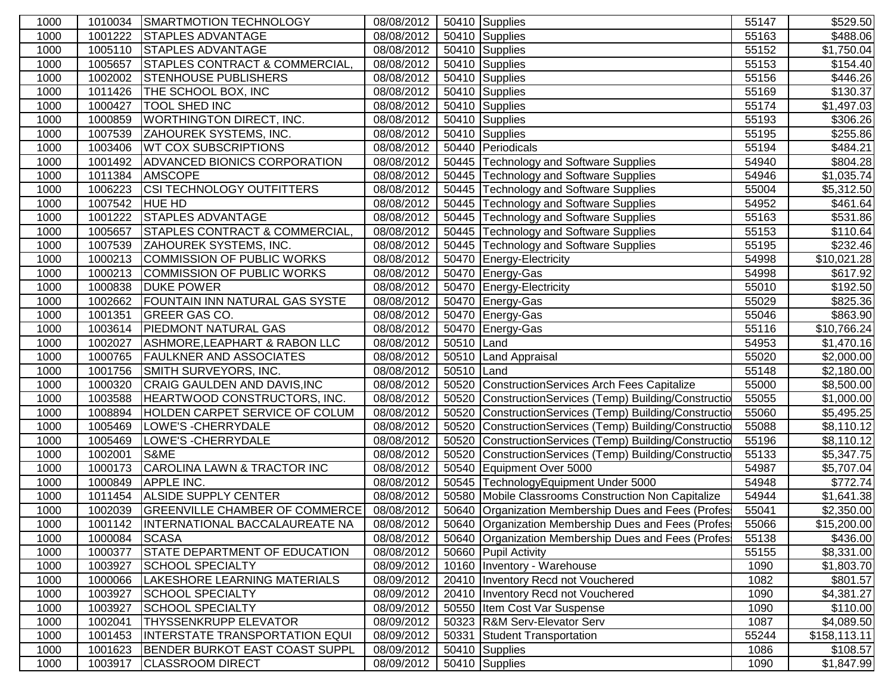| | | | | | | | |
|---|---|---|---|---|---|---|---|
| 1000 | 1010034 | SMARTMOTION TECHNOLOGY | 08/08/2012 | 50410 | Supplies | 55147 | $529.50 |
| 1000 | 1001222 | STAPLES ADVANTAGE | 08/08/2012 | 50410 | Supplies | 55163 | $488.06 |
| 1000 | 1005110 | STAPLES ADVANTAGE | 08/08/2012 | 50410 | Supplies | 55152 | $1,750.04 |
| 1000 | 1005657 | STAPLES CONTRACT & COMMERCIAL, | 08/08/2012 | 50410 | Supplies | 55153 | $154.40 |
| 1000 | 1002002 | STENHOUSE PUBLISHERS | 08/08/2012 | 50410 | Supplies | 55156 | $446.26 |
| 1000 | 1011426 | THE SCHOOL BOX, INC | 08/08/2012 | 50410 | Supplies | 55169 | $130.37 |
| 1000 | 1000427 | TOOL SHED INC | 08/08/2012 | 50410 | Supplies | 55174 | $1,497.03 |
| 1000 | 1000859 | WORTHINGTON DIRECT, INC. | 08/08/2012 | 50410 | Supplies | 55193 | $306.26 |
| 1000 | 1007539 | ZAHOUREK SYSTEMS, INC. | 08/08/2012 | 50410 | Supplies | 55195 | $255.86 |
| 1000 | 1003406 | WT COX SUBSCRIPTIONS | 08/08/2012 | 50440 | Periodicals | 55194 | $484.21 |
| 1000 | 1001492 | ADVANCED BIONICS CORPORATION | 08/08/2012 | 50445 | Technology and Software Supplies | 54940 | $804.28 |
| 1000 | 1011384 | AMSCOPE | 08/08/2012 | 50445 | Technology and Software Supplies | 54946 | $1,035.74 |
| 1000 | 1006223 | CSI TECHNOLOGY OUTFITTERS | 08/08/2012 | 50445 | Technology and Software Supplies | 55004 | $5,312.50 |
| 1000 | 1007542 | HUE HD | 08/08/2012 | 50445 | Technology and Software Supplies | 54952 | $461.64 |
| 1000 | 1001222 | STAPLES ADVANTAGE | 08/08/2012 | 50445 | Technology and Software Supplies | 55163 | $531.86 |
| 1000 | 1005657 | STAPLES CONTRACT & COMMERCIAL, | 08/08/2012 | 50445 | Technology and Software Supplies | 55153 | $110.64 |
| 1000 | 1007539 | ZAHOUREK SYSTEMS, INC. | 08/08/2012 | 50445 | Technology and Software Supplies | 55195 | $232.46 |
| 1000 | 1000213 | COMMISSION OF PUBLIC WORKS | 08/08/2012 | 50470 | Energy-Electricity | 54998 | $10,021.28 |
| 1000 | 1000213 | COMMISSION OF PUBLIC WORKS | 08/08/2012 | 50470 | Energy-Gas | 54998 | $617.92 |
| 1000 | 1000838 | DUKE POWER | 08/08/2012 | 50470 | Energy-Electricity | 55010 | $192.50 |
| 1000 | 1002662 | FOUNTAIN INN NATURAL GAS SYSTE | 08/08/2012 | 50470 | Energy-Gas | 55029 | $825.36 |
| 1000 | 1001351 | GREER GAS CO. | 08/08/2012 | 50470 | Energy-Gas | 55046 | $863.90 |
| 1000 | 1003614 | PIEDMONT NATURAL GAS | 08/08/2012 | 50470 | Energy-Gas | 55116 | $10,766.24 |
| 1000 | 1002027 | ASHMORE,LEAPHART & RABON LLC | 08/08/2012 | 50510 | Land | 54953 | $1,470.16 |
| 1000 | 1000765 | FAULKNER AND ASSOCIATES | 08/08/2012 | 50510 | Land Appraisal | 55020 | $2,000.00 |
| 1000 | 1001756 | SMITH SURVEYORS, INC. | 08/08/2012 | 50510 | Land | 55148 | $2,180.00 |
| 1000 | 1000320 | CRAIG GAULDEN AND DAVIS,INC | 08/08/2012 | 50520 | ConstructionServices Arch Fees Capitalize | 55000 | $8,500.00 |
| 1000 | 1003588 | HEARTWOOD CONSTRUCTORS, INC. | 08/08/2012 | 50520 | ConstructionServices (Temp) Building/Constructio | 55055 | $1,000.00 |
| 1000 | 1008894 | HOLDEN CARPET SERVICE OF COLUM | 08/08/2012 | 50520 | ConstructionServices (Temp) Building/Constructio | 55060 | $5,495.25 |
| 1000 | 1005469 | LOWE'S -CHERRYDALE | 08/08/2012 | 50520 | ConstructionServices (Temp) Building/Constructio | 55088 | $8,110.12 |
| 1000 | 1005469 | LOWE'S -CHERRYDALE | 08/08/2012 | 50520 | ConstructionServices (Temp) Building/Constructio | 55196 | $8,110.12 |
| 1000 | 1002001 | S&ME | 08/08/2012 | 50520 | ConstructionServices (Temp) Building/Constructio | 55133 | $5,347.75 |
| 1000 | 1000173 | CAROLINA LAWN & TRACTOR INC | 08/08/2012 | 50540 | Equipment Over 5000 | 54987 | $5,707.04 |
| 1000 | 1000849 | APPLE INC. | 08/08/2012 | 50545 | TechnologyEquipment Under 5000 | 54948 | $772.74 |
| 1000 | 1011454 | ALSIDE SUPPLY CENTER | 08/08/2012 | 50580 | Mobile Classrooms Construction Non Capitalize | 54944 | $1,641.38 |
| 1000 | 1002039 | GREENVILLE CHAMBER OF COMMERCE | 08/08/2012 | 50640 | Organization Membership Dues and Fees (Profes | 55041 | $2,350.00 |
| 1000 | 1001142 | INTERNATIONAL BACCALAUREATE NA | 08/08/2012 | 50640 | Organization Membership Dues and Fees (Profes | 55066 | $15,200.00 |
| 1000 | 1000084 | SCASA | 08/08/2012 | 50640 | Organization Membership Dues and Fees (Profes | 55138 | $436.00 |
| 1000 | 1000377 | STATE DEPARTMENT OF EDUCATION | 08/08/2012 | 50660 | Pupil Activity | 55155 | $8,331.00 |
| 1000 | 1003927 | SCHOOL SPECIALTY | 08/09/2012 | 10160 | Inventory - Warehouse | 1090 | $1,803.70 |
| 1000 | 1000066 | LAKESHORE LEARNING MATERIALS | 08/09/2012 | 20410 | Inventory Recd not Vouchered | 1082 | $801.57 |
| 1000 | 1003927 | SCHOOL SPECIALTY | 08/09/2012 | 20410 | Inventory Recd not Vouchered | 1090 | $4,381.27 |
| 1000 | 1003927 | SCHOOL SPECIALTY | 08/09/2012 | 50550 | Item Cost Var Suspense | 1090 | $110.00 |
| 1000 | 1002041 | THYSSENKRUPP ELEVATOR | 08/09/2012 | 50323 | R&M Serv-Elevator Serv | 1087 | $4,089.50 |
| 1000 | 1001453 | INTERSTATE TRANSPORTATION EQUI | 08/09/2012 | 50331 | Student Transportation | 55244 | $158,113.11 |
| 1000 | 1001623 | BENDER BURKOT EAST COAST SUPPL | 08/09/2012 | 50410 | Supplies | 1086 | $108.57 |
| 1000 | 1003917 | CLASSROOM DIRECT | 08/09/2012 | 50410 | Supplies | 1090 | $1,847.99 |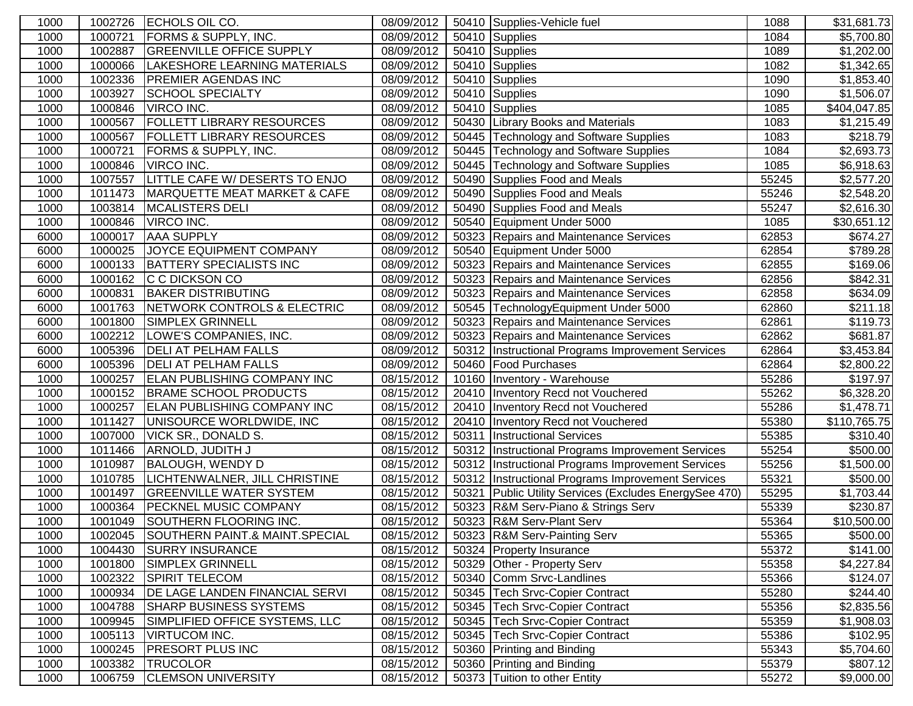| | | | | | | | |
|---|---|---|---|---|---|---|---|
| 1000 | 1002726 | ECHOLS OIL CO. | 08/09/2012 | 50410 | Supplies-Vehicle fuel | 1088 | $31,681.73 |
| 1000 | 1000721 | FORMS & SUPPLY, INC. | 08/09/2012 | 50410 | Supplies | 1084 | $5,700.80 |
| 1000 | 1002887 | GREENVILLE OFFICE SUPPLY | 08/09/2012 | 50410 | Supplies | 1089 | $1,202.00 |
| 1000 | 1000066 | LAKESHORE LEARNING MATERIALS | 08/09/2012 | 50410 | Supplies | 1082 | $1,342.65 |
| 1000 | 1002336 | PREMIER AGENDAS INC | 08/09/2012 | 50410 | Supplies | 1090 | $1,853.40 |
| 1000 | 1003927 | SCHOOL SPECIALTY | 08/09/2012 | 50410 | Supplies | 1090 | $1,506.07 |
| 1000 | 1000846 | VIRCO INC. | 08/09/2012 | 50410 | Supplies | 1085 | $404,047.85 |
| 1000 | 1000567 | FOLLETT LIBRARY RESOURCES | 08/09/2012 | 50430 | Library Books and Materials | 1083 | $1,215.49 |
| 1000 | 1000567 | FOLLETT LIBRARY RESOURCES | 08/09/2012 | 50445 | Technology and Software Supplies | 1083 | $218.79 |
| 1000 | 1000721 | FORMS & SUPPLY, INC. | 08/09/2012 | 50445 | Technology and Software Supplies | 1084 | $2,693.73 |
| 1000 | 1000846 | VIRCO INC. | 08/09/2012 | 50445 | Technology and Software Supplies | 1085 | $6,918.63 |
| 1000 | 1007557 | LITTLE CAFE W/ DESERTS TO ENJO | 08/09/2012 | 50490 | Supplies Food and Meals | 55245 | $2,577.20 |
| 1000 | 1011473 | MARQUETTE MEAT MARKET & CAFE | 08/09/2012 | 50490 | Supplies Food and Meals | 55246 | $2,548.20 |
| 1000 | 1003814 | MCALISTERS DELI | 08/09/2012 | 50490 | Supplies Food and Meals | 55247 | $2,616.30 |
| 1000 | 1000846 | VIRCO INC. | 08/09/2012 | 50540 | Equipment Under 5000 | 1085 | $30,651.12 |
| 6000 | 1000017 | AAA SUPPLY | 08/09/2012 | 50323 | Repairs and Maintenance Services | 62853 | $674.27 |
| 6000 | 1000025 | JOYCE EQUIPMENT COMPANY | 08/09/2012 | 50540 | Equipment Under 5000 | 62854 | $789.28 |
| 6000 | 1000133 | BATTERY SPECIALISTS INC | 08/09/2012 | 50323 | Repairs and Maintenance Services | 62855 | $169.06 |
| 6000 | 1000162 | C C DICKSON CO | 08/09/2012 | 50323 | Repairs and Maintenance Services | 62856 | $842.31 |
| 6000 | 1000831 | BAKER DISTRIBUTING | 08/09/2012 | 50323 | Repairs and Maintenance Services | 62858 | $634.09 |
| 6000 | 1001763 | NETWORK CONTROLS & ELECTRIC | 08/09/2012 | 50545 | TechnologyEquipment Under 5000 | 62860 | $211.18 |
| 6000 | 1001800 | SIMPLEX GRINNELL | 08/09/2012 | 50323 | Repairs and Maintenance Services | 62861 | $119.73 |
| 6000 | 1002212 | LOWE'S COMPANIES, INC. | 08/09/2012 | 50323 | Repairs and Maintenance Services | 62862 | $681.87 |
| 6000 | 1005396 | DELI AT PELHAM FALLS | 08/09/2012 | 50312 | Instructional Programs Improvement Services | 62864 | $3,453.84 |
| 6000 | 1005396 | DELI AT PELHAM FALLS | 08/09/2012 | 50460 | Food Purchases | 62864 | $2,800.22 |
| 1000 | 1000257 | ELAN PUBLISHING COMPANY INC | 08/15/2012 | 10160 | Inventory - Warehouse | 55286 | $197.97 |
| 1000 | 1000152 | BRAME SCHOOL PRODUCTS | 08/15/2012 | 20410 | Inventory Recd not Vouchered | 55262 | $6,328.20 |
| 1000 | 1000257 | ELAN PUBLISHING COMPANY INC | 08/15/2012 | 20410 | Inventory Recd not Vouchered | 55286 | $1,478.71 |
| 1000 | 1011427 | UNISOURCE WORLDWIDE, INC | 08/15/2012 | 20410 | Inventory Recd not Vouchered | 55380 | $110,765.75 |
| 1000 | 1007000 | VICK SR., DONALD S. | 08/15/2012 | 50311 | Instructional Services | 55385 | $310.40 |
| 1000 | 1011466 | ARNOLD, JUDITH J | 08/15/2012 | 50312 | Instructional Programs Improvement Services | 55254 | $500.00 |
| 1000 | 1010987 | BALOUGH, WENDY D | 08/15/2012 | 50312 | Instructional Programs Improvement Services | 55256 | $1,500.00 |
| 1000 | 1010785 | LICHTENWALNER, JILL CHRISTINE | 08/15/2012 | 50312 | Instructional Programs Improvement Services | 55321 | $500.00 |
| 1000 | 1001497 | GREENVILLE WATER SYSTEM | 08/15/2012 | 50321 | Public Utility Services (Excludes EnergySee 470) | 55295 | $1,703.44 |
| 1000 | 1000364 | PECKNEL MUSIC COMPANY | 08/15/2012 | 50323 | R&M Serv-Piano & Strings Serv | 55339 | $230.87 |
| 1000 | 1001049 | SOUTHERN FLOORING INC. | 08/15/2012 | 50323 | R&M Serv-Plant Serv | 55364 | $10,500.00 |
| 1000 | 1002045 | SOUTHERN PAINT.& MAINT.SPECIAL | 08/15/2012 | 50323 | R&M Serv-Painting Serv | 55365 | $500.00 |
| 1000 | 1004430 | SURRY INSURANCE | 08/15/2012 | 50324 | Property Insurance | 55372 | $141.00 |
| 1000 | 1001800 | SIMPLEX GRINNELL | 08/15/2012 | 50329 | Other - Property Serv | 55358 | $4,227.84 |
| 1000 | 1002322 | SPIRIT TELECOM | 08/15/2012 | 50340 | Comm Srvc-Landlines | 55366 | $124.07 |
| 1000 | 1000934 | DE LAGE LANDEN FINANCIAL SERVI | 08/15/2012 | 50345 | Tech Srvc-Copier Contract | 55280 | $244.40 |
| 1000 | 1004788 | SHARP BUSINESS SYSTEMS | 08/15/2012 | 50345 | Tech Srvc-Copier Contract | 55356 | $2,835.56 |
| 1000 | 1009945 | SIMPLIFIED OFFICE SYSTEMS, LLC | 08/15/2012 | 50345 | Tech Srvc-Copier Contract | 55359 | $1,908.03 |
| 1000 | 1005113 | VIRTUCOM INC. | 08/15/2012 | 50345 | Tech Srvc-Copier Contract | 55386 | $102.95 |
| 1000 | 1000245 | PRESORT PLUS INC | 08/15/2012 | 50360 | Printing and Binding | 55343 | $5,704.60 |
| 1000 | 1003382 | TRUCOLOR | 08/15/2012 | 50360 | Printing and Binding | 55379 | $807.12 |
| 1000 | 1006759 | CLEMSON UNIVERSITY | 08/15/2012 | 50373 | Tuition to other Entity | 55272 | $9,000.00 |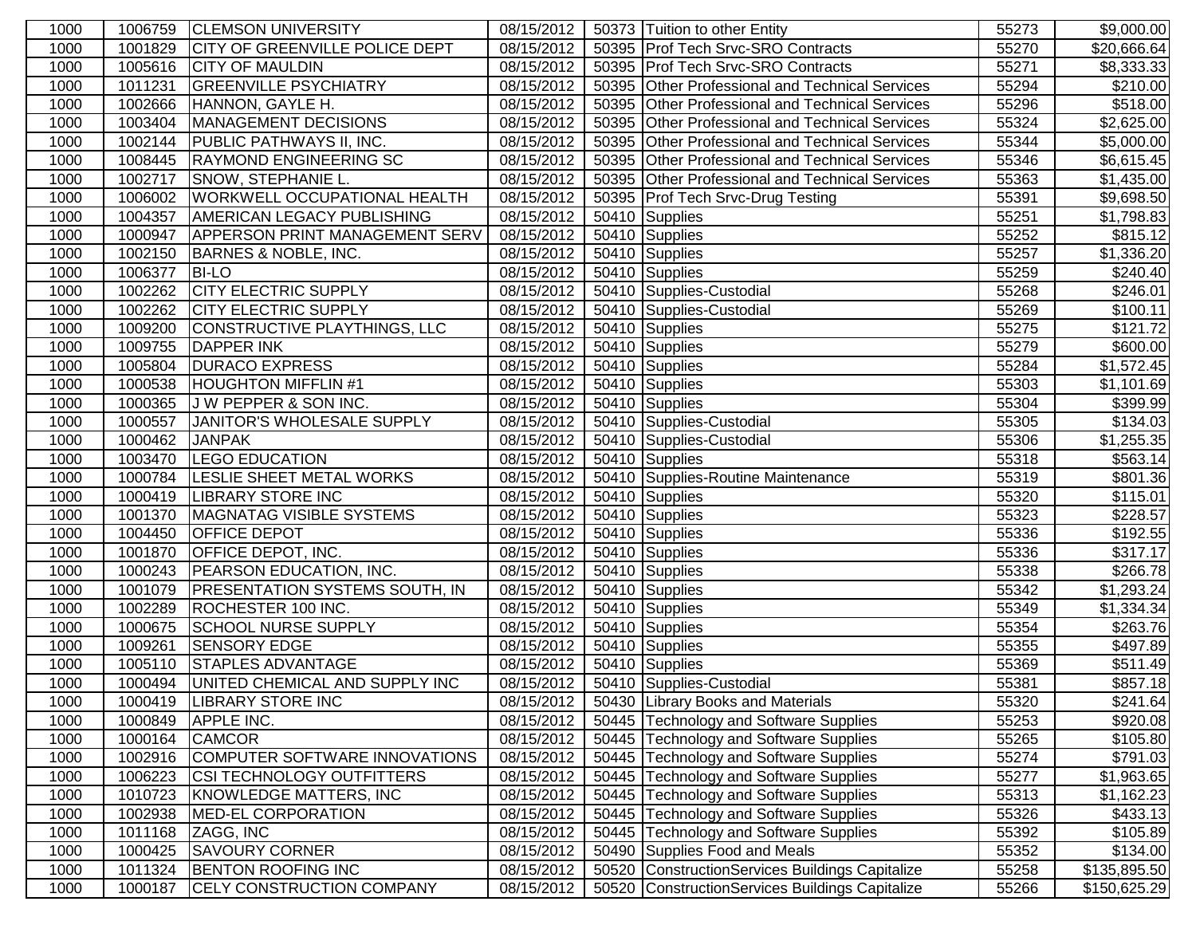| | | | | | | | |
|---|---|---|---|---|---|---|---|
| 1000 | 1006759 | CLEMSON UNIVERSITY | 08/15/2012 | 50373 | Tuition to other Entity | 55273 | $9,000.00 |
| 1000 | 1001829 | CITY OF GREENVILLE POLICE DEPT | 08/15/2012 | 50395 | Prof Tech Srvc-SRO Contracts | 55270 | $20,666.64 |
| 1000 | 1005616 | CITY OF MAULDIN | 08/15/2012 | 50395 | Prof Tech Srvc-SRO Contracts | 55271 | $8,333.33 |
| 1000 | 1011231 | GREENVILLE PSYCHIATRY | 08/15/2012 | 50395 | Other Professional and Technical Services | 55294 | $210.00 |
| 1000 | 1002666 | HANNON, GAYLE H. | 08/15/2012 | 50395 | Other Professional and Technical Services | 55296 | $518.00 |
| 1000 | 1003404 | MANAGEMENT DECISIONS | 08/15/2012 | 50395 | Other Professional and Technical Services | 55324 | $2,625.00 |
| 1000 | 1002144 | PUBLIC PATHWAYS II, INC. | 08/15/2012 | 50395 | Other Professional and Technical Services | 55344 | $5,000.00 |
| 1000 | 1008445 | RAYMOND ENGINEERING SC | 08/15/2012 | 50395 | Other Professional and Technical Services | 55346 | $6,615.45 |
| 1000 | 1002717 | SNOW, STEPHANIE L. | 08/15/2012 | 50395 | Other Professional and Technical Services | 55363 | $1,435.00 |
| 1000 | 1006002 | WORKWELL OCCUPATIONAL HEALTH | 08/15/2012 | 50395 | Prof Tech Srvc-Drug Testing | 55391 | $9,698.50 |
| 1000 | 1004357 | AMERICAN LEGACY PUBLISHING | 08/15/2012 | 50410 | Supplies | 55251 | $1,798.83 |
| 1000 | 1000947 | APPERSON PRINT MANAGEMENT SERV | 08/15/2012 | 50410 | Supplies | 55252 | $815.12 |
| 1000 | 1002150 | BARNES & NOBLE, INC. | 08/15/2012 | 50410 | Supplies | 55257 | $1,336.20 |
| 1000 | 1006377 | BI-LO | 08/15/2012 | 50410 | Supplies | 55259 | $240.40 |
| 1000 | 1002262 | CITY ELECTRIC SUPPLY | 08/15/2012 | 50410 | Supplies-Custodial | 55268 | $246.01 |
| 1000 | 1002262 | CITY ELECTRIC SUPPLY | 08/15/2012 | 50410 | Supplies-Custodial | 55269 | $100.11 |
| 1000 | 1009200 | CONSTRUCTIVE PLAYTHINGS, LLC | 08/15/2012 | 50410 | Supplies | 55275 | $121.72 |
| 1000 | 1009755 | DAPPER INK | 08/15/2012 | 50410 | Supplies | 55279 | $600.00 |
| 1000 | 1005804 | DURACO EXPRESS | 08/15/2012 | 50410 | Supplies | 55284 | $1,572.45 |
| 1000 | 1000538 | HOUGHTON MIFFLIN #1 | 08/15/2012 | 50410 | Supplies | 55303 | $1,101.69 |
| 1000 | 1000365 | J W PEPPER & SON INC. | 08/15/2012 | 50410 | Supplies | 55304 | $399.99 |
| 1000 | 1000557 | JANITOR'S WHOLESALE SUPPLY | 08/15/2012 | 50410 | Supplies-Custodial | 55305 | $134.03 |
| 1000 | 1000462 | JANPAK | 08/15/2012 | 50410 | Supplies-Custodial | 55306 | $1,255.35 |
| 1000 | 1003470 | LEGO EDUCATION | 08/15/2012 | 50410 | Supplies | 55318 | $563.14 |
| 1000 | 1000784 | LESLIE SHEET METAL WORKS | 08/15/2012 | 50410 | Supplies-Routine Maintenance | 55319 | $801.36 |
| 1000 | 1000419 | LIBRARY STORE INC | 08/15/2012 | 50410 | Supplies | 55320 | $115.01 |
| 1000 | 1001370 | MAGNATAG VISIBLE SYSTEMS | 08/15/2012 | 50410 | Supplies | 55323 | $228.57 |
| 1000 | 1004450 | OFFICE DEPOT | 08/15/2012 | 50410 | Supplies | 55336 | $192.55 |
| 1000 | 1001870 | OFFICE DEPOT, INC. | 08/15/2012 | 50410 | Supplies | 55336 | $317.17 |
| 1000 | 1000243 | PEARSON EDUCATION, INC. | 08/15/2012 | 50410 | Supplies | 55338 | $266.78 |
| 1000 | 1001079 | PRESENTATION SYSTEMS SOUTH, IN | 08/15/2012 | 50410 | Supplies | 55342 | $1,293.24 |
| 1000 | 1002289 | ROCHESTER 100 INC. | 08/15/2012 | 50410 | Supplies | 55349 | $1,334.34 |
| 1000 | 1000675 | SCHOOL NURSE SUPPLY | 08/15/2012 | 50410 | Supplies | 55354 | $263.76 |
| 1000 | 1009261 | SENSORY EDGE | 08/15/2012 | 50410 | Supplies | 55355 | $497.89 |
| 1000 | 1005110 | STAPLES ADVANTAGE | 08/15/2012 | 50410 | Supplies | 55369 | $511.49 |
| 1000 | 1000494 | UNITED CHEMICAL AND SUPPLY INC | 08/15/2012 | 50410 | Supplies-Custodial | 55381 | $857.18 |
| 1000 | 1000419 | LIBRARY STORE INC | 08/15/2012 | 50430 | Library Books and Materials | 55320 | $241.64 |
| 1000 | 1000849 | APPLE INC. | 08/15/2012 | 50445 | Technology and Software Supplies | 55253 | $920.08 |
| 1000 | 1000164 | CAMCOR | 08/15/2012 | 50445 | Technology and Software Supplies | 55265 | $105.80 |
| 1000 | 1002916 | COMPUTER SOFTWARE INNOVATIONS | 08/15/2012 | 50445 | Technology and Software Supplies | 55274 | $791.03 |
| 1000 | 1006223 | CSI TECHNOLOGY OUTFITTERS | 08/15/2012 | 50445 | Technology and Software Supplies | 55277 | $1,963.65 |
| 1000 | 1010723 | KNOWLEDGE MATTERS, INC | 08/15/2012 | 50445 | Technology and Software Supplies | 55313 | $1,162.23 |
| 1000 | 1002938 | MED-EL CORPORATION | 08/15/2012 | 50445 | Technology and Software Supplies | 55326 | $433.13 |
| 1000 | 1011168 | ZAGG, INC | 08/15/2012 | 50445 | Technology and Software Supplies | 55392 | $105.89 |
| 1000 | 1000425 | SAVOURY CORNER | 08/15/2012 | 50490 | Supplies Food and Meals | 55352 | $134.00 |
| 1000 | 1011324 | BENTON ROOFING INC | 08/15/2012 | 50520 | ConstructionServices Buildings Capitalize | 55258 | $135,895.50 |
| 1000 | 1000187 | CELY CONSTRUCTION COMPANY | 08/15/2012 | 50520 | ConstructionServices Buildings Capitalize | 55266 | $150,625.29 |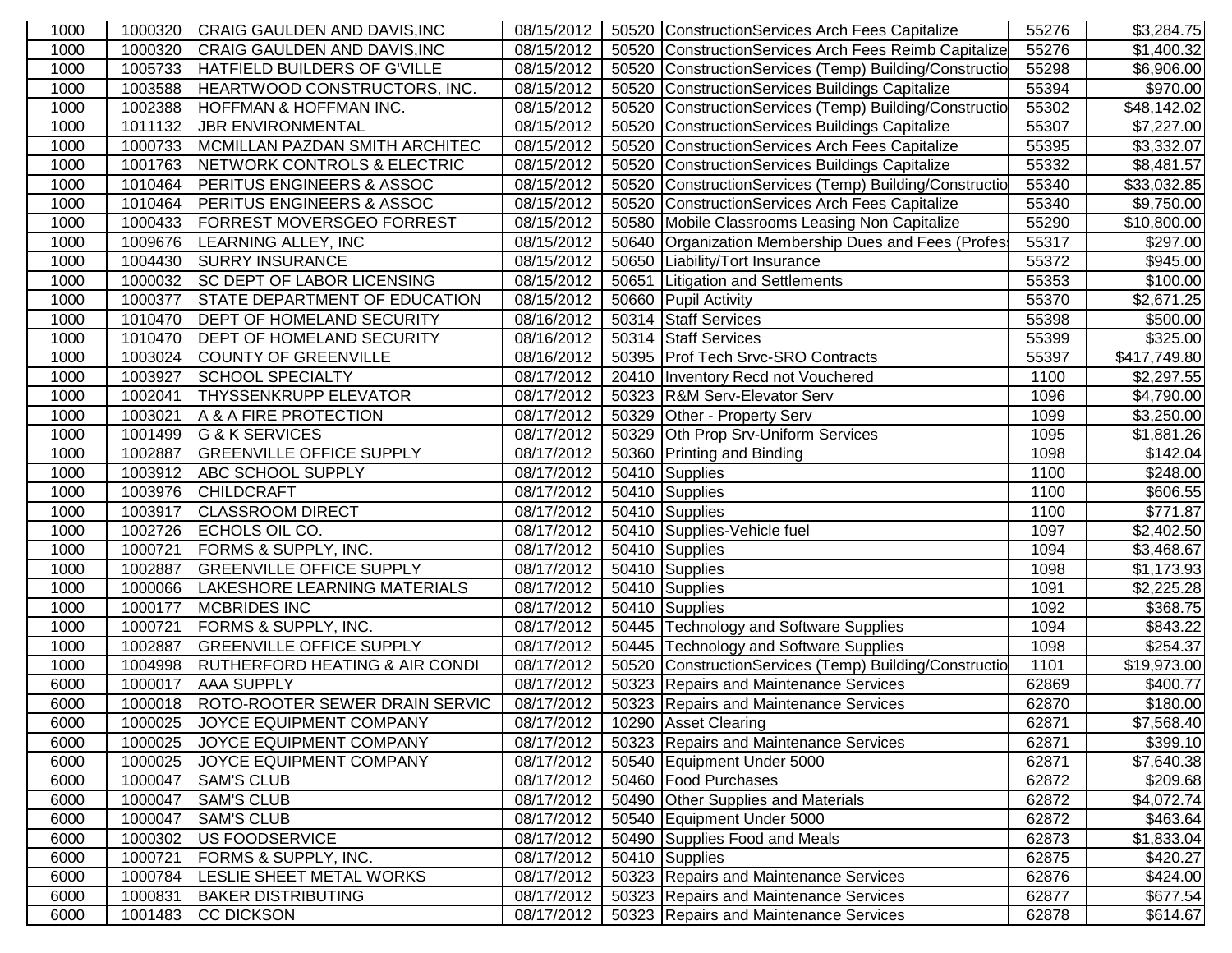| | | | | | | | |
|---|---|---|---|---|---|---|---|
| 1000 | 1000320 | CRAIG GAULDEN AND DAVIS,INC | 08/15/2012 | 50520 | ConstructionServices Arch Fees Capitalize | 55276 | $3,284.75 |
| 1000 | 1000320 | CRAIG GAULDEN AND DAVIS,INC | 08/15/2012 | 50520 | ConstructionServices Arch Fees Reimb Capitalize | 55276 | $1,400.32 |
| 1000 | 1005733 | HATFIELD BUILDERS OF G'VILLE | 08/15/2012 | 50520 | ConstructionServices (Temp) Building/Constructio | 55298 | $6,906.00 |
| 1000 | 1003588 | HEARTWOOD CONSTRUCTORS, INC. | 08/15/2012 | 50520 | ConstructionServices Buildings Capitalize | 55394 | $970.00 |
| 1000 | 1002388 | HOFFMAN & HOFFMAN INC. | 08/15/2012 | 50520 | ConstructionServices (Temp) Building/Constructio | 55302 | $48,142.02 |
| 1000 | 1011132 | JBR ENVIRONMENTAL | 08/15/2012 | 50520 | ConstructionServices Buildings Capitalize | 55307 | $7,227.00 |
| 1000 | 1000733 | MCMILLAN PAZDAN SMITH ARCHITEC | 08/15/2012 | 50520 | ConstructionServices Arch Fees Capitalize | 55395 | $3,332.07 |
| 1000 | 1001763 | NETWORK CONTROLS & ELECTRIC | 08/15/2012 | 50520 | ConstructionServices Buildings Capitalize | 55332 | $8,481.57 |
| 1000 | 1010464 | PERITUS ENGINEERS & ASSOC | 08/15/2012 | 50520 | ConstructionServices (Temp) Building/Constructio | 55340 | $33,032.85 |
| 1000 | 1010464 | PERITUS ENGINEERS & ASSOC | 08/15/2012 | 50520 | ConstructionServices Arch Fees Capitalize | 55340 | $9,750.00 |
| 1000 | 1000433 | FORREST MOVERSGEO FORREST | 08/15/2012 | 50580 | Mobile Classrooms Leasing Non Capitalize | 55290 | $10,800.00 |
| 1000 | 1009676 | LEARNING ALLEY, INC | 08/15/2012 | 50640 | Organization Membership Dues and Fees (Profes | 55317 | $297.00 |
| 1000 | 1004430 | SURRY INSURANCE | 08/15/2012 | 50650 | Liability/Tort Insurance | 55372 | $945.00 |
| 1000 | 1000032 | SC DEPT OF LABOR LICENSING | 08/15/2012 | 50651 | Litigation and Settlements | 55353 | $100.00 |
| 1000 | 1000377 | STATE DEPARTMENT OF EDUCATION | 08/15/2012 | 50660 | Pupil Activity | 55370 | $2,671.25 |
| 1000 | 1010470 | DEPT OF HOMELAND SECURITY | 08/16/2012 | 50314 | Staff Services | 55398 | $500.00 |
| 1000 | 1010470 | DEPT OF HOMELAND SECURITY | 08/16/2012 | 50314 | Staff Services | 55399 | $325.00 |
| 1000 | 1003024 | COUNTY OF GREENVILLE | 08/16/2012 | 50395 | Prof Tech Srvc-SRO Contracts | 55397 | $417,749.80 |
| 1000 | 1003927 | SCHOOL SPECIALTY | 08/17/2012 | 20410 | Inventory Recd not Vouchered | 1100 | $2,297.55 |
| 1000 | 1002041 | THYSSENKRUPP ELEVATOR | 08/17/2012 | 50323 | R&M Serv-Elevator Serv | 1096 | $4,790.00 |
| 1000 | 1003021 | A & A FIRE PROTECTION | 08/17/2012 | 50329 | Other - Property Serv | 1099 | $3,250.00 |
| 1000 | 1001499 | G & K SERVICES | 08/17/2012 | 50329 | Oth Prop Srv-Uniform Services | 1095 | $1,881.26 |
| 1000 | 1002887 | GREENVILLE OFFICE SUPPLY | 08/17/2012 | 50360 | Printing and Binding | 1098 | $142.04 |
| 1000 | 1003912 | ABC SCHOOL SUPPLY | 08/17/2012 | 50410 | Supplies | 1100 | $248.00 |
| 1000 | 1003976 | CHILDCRAFT | 08/17/2012 | 50410 | Supplies | 1100 | $606.55 |
| 1000 | 1003917 | CLASSROOM DIRECT | 08/17/2012 | 50410 | Supplies | 1100 | $771.87 |
| 1000 | 1002726 | ECHOLS OIL CO. | 08/17/2012 | 50410 | Supplies-Vehicle fuel | 1097 | $2,402.50 |
| 1000 | 1000721 | FORMS & SUPPLY, INC. | 08/17/2012 | 50410 | Supplies | 1094 | $3,468.67 |
| 1000 | 1002887 | GREENVILLE OFFICE SUPPLY | 08/17/2012 | 50410 | Supplies | 1098 | $1,173.93 |
| 1000 | 1000066 | LAKESHORE LEARNING MATERIALS | 08/17/2012 | 50410 | Supplies | 1091 | $2,225.28 |
| 1000 | 1000177 | MCBRIDES INC | 08/17/2012 | 50410 | Supplies | 1092 | $368.75 |
| 1000 | 1000721 | FORMS & SUPPLY, INC. | 08/17/2012 | 50445 | Technology and Software Supplies | 1094 | $843.22 |
| 1000 | 1002887 | GREENVILLE OFFICE SUPPLY | 08/17/2012 | 50445 | Technology and Software Supplies | 1098 | $254.37 |
| 1000 | 1004998 | RUTHERFORD HEATING & AIR CONDI | 08/17/2012 | 50520 | ConstructionServices (Temp) Building/Constructio | 1101 | $19,973.00 |
| 6000 | 1000017 | AAA SUPPLY | 08/17/2012 | 50323 | Repairs and Maintenance Services | 62869 | $400.77 |
| 6000 | 1000018 | ROTO-ROOTER SEWER DRAIN SERVIC | 08/17/2012 | 50323 | Repairs and Maintenance Services | 62870 | $180.00 |
| 6000 | 1000025 | JOYCE EQUIPMENT COMPANY | 08/17/2012 | 10290 | Asset Clearing | 62871 | $7,568.40 |
| 6000 | 1000025 | JOYCE EQUIPMENT COMPANY | 08/17/2012 | 50323 | Repairs and Maintenance Services | 62871 | $399.10 |
| 6000 | 1000025 | JOYCE EQUIPMENT COMPANY | 08/17/2012 | 50540 | Equipment Under 5000 | 62871 | $7,640.38 |
| 6000 | 1000047 | SAM'S CLUB | 08/17/2012 | 50460 | Food Purchases | 62872 | $209.68 |
| 6000 | 1000047 | SAM'S CLUB | 08/17/2012 | 50490 | Other Supplies and Materials | 62872 | $4,072.74 |
| 6000 | 1000047 | SAM'S CLUB | 08/17/2012 | 50540 | Equipment Under 5000 | 62872 | $463.64 |
| 6000 | 1000302 | US FOODSERVICE | 08/17/2012 | 50490 | Supplies Food and Meals | 62873 | $1,833.04 |
| 6000 | 1000721 | FORMS & SUPPLY, INC. | 08/17/2012 | 50410 | Supplies | 62875 | $420.27 |
| 6000 | 1000784 | LESLIE SHEET METAL WORKS | 08/17/2012 | 50323 | Repairs and Maintenance Services | 62876 | $424.00 |
| 6000 | 1000831 | BAKER DISTRIBUTING | 08/17/2012 | 50323 | Repairs and Maintenance Services | 62877 | $677.54 |
| 6000 | 1001483 | CC DICKSON | 08/17/2012 | 50323 | Repairs and Maintenance Services | 62878 | $614.67 |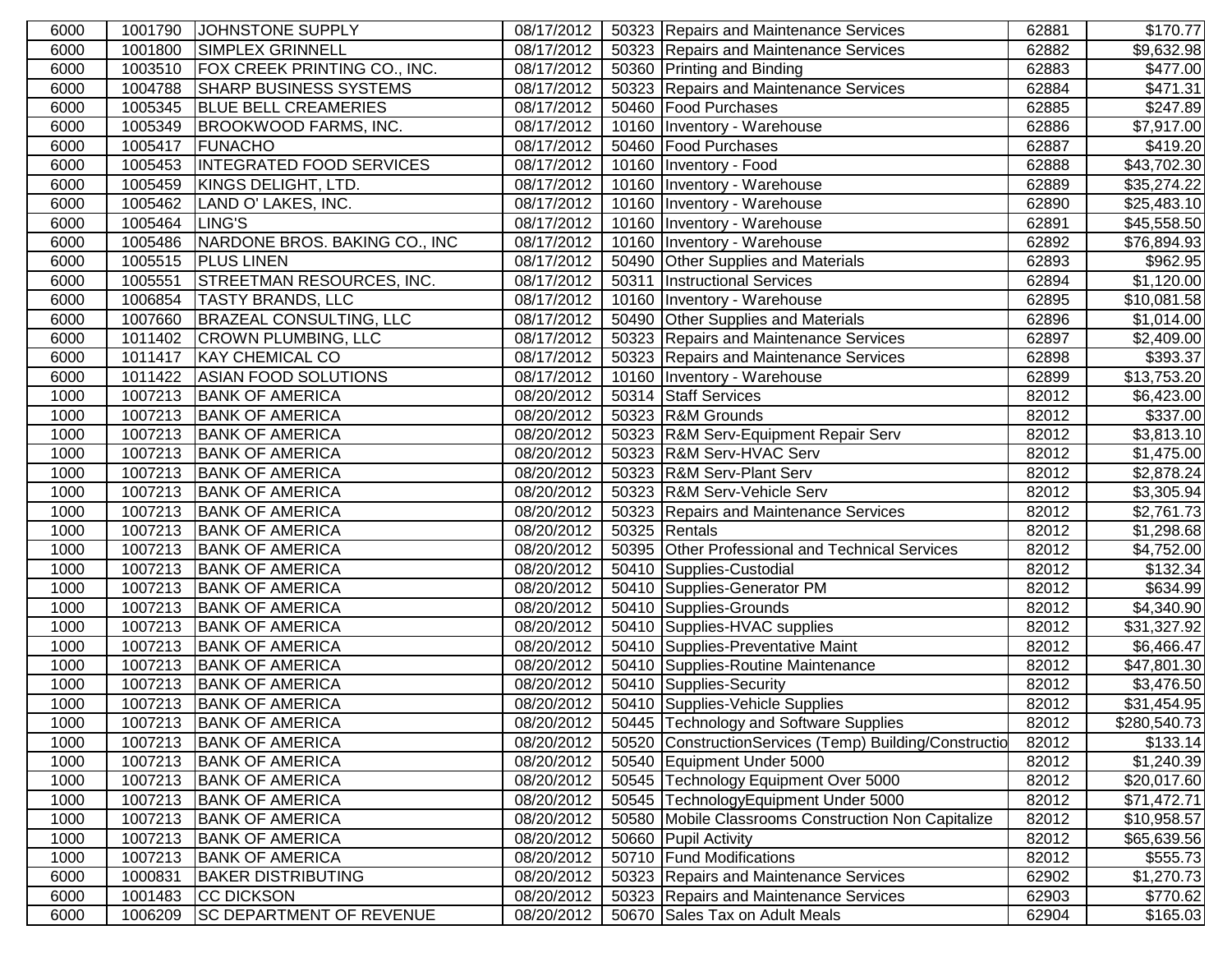| | | | | | | | |
|---|---|---|---|---|---|---|---|
| 6000 | 1001790 | JOHNSTONE SUPPLY | 08/17/2012 | 50323 | Repairs and Maintenance Services | 62881 | $170.77 |
| 6000 | 1001800 | SIMPLEX GRINNELL | 08/17/2012 | 50323 | Repairs and Maintenance Services | 62882 | $9,632.98 |
| 6000 | 1003510 | FOX CREEK PRINTING CO., INC. | 08/17/2012 | 50360 | Printing and Binding | 62883 | $477.00 |
| 6000 | 1004788 | SHARP BUSINESS SYSTEMS | 08/17/2012 | 50323 | Repairs and Maintenance Services | 62884 | $471.31 |
| 6000 | 1005345 | BLUE BELL CREAMERIES | 08/17/2012 | 50460 | Food Purchases | 62885 | $247.89 |
| 6000 | 1005349 | BROOKWOOD FARMS, INC. | 08/17/2012 | 10160 | Inventory - Warehouse | 62886 | $7,917.00 |
| 6000 | 1005417 | FUNACHO | 08/17/2012 | 50460 | Food Purchases | 62887 | $419.20 |
| 6000 | 1005453 | INTEGRATED FOOD SERVICES | 08/17/2012 | 10160 | Inventory - Food | 62888 | $43,702.30 |
| 6000 | 1005459 | KINGS DELIGHT, LTD. | 08/17/2012 | 10160 | Inventory - Warehouse | 62889 | $35,274.22 |
| 6000 | 1005462 | LAND O' LAKES, INC. | 08/17/2012 | 10160 | Inventory - Warehouse | 62890 | $25,483.10 |
| 6000 | 1005464 | LING'S | 08/17/2012 | 10160 | Inventory - Warehouse | 62891 | $45,558.50 |
| 6000 | 1005486 | NARDONE BROS. BAKING CO., INC | 08/17/2012 | 10160 | Inventory - Warehouse | 62892 | $76,894.93 |
| 6000 | 1005515 | PLUS LINEN | 08/17/2012 | 50490 | Other Supplies and Materials | 62893 | $962.95 |
| 6000 | 1005551 | STREETMAN RESOURCES, INC. | 08/17/2012 | 50311 | Instructional Services | 62894 | $1,120.00 |
| 6000 | 1006854 | TASTY BRANDS, LLC | 08/17/2012 | 10160 | Inventory - Warehouse | 62895 | $10,081.58 |
| 6000 | 1007660 | BRAZEAL CONSULTING, LLC | 08/17/2012 | 50490 | Other Supplies and Materials | 62896 | $1,014.00 |
| 6000 | 1011402 | CROWN PLUMBING, LLC | 08/17/2012 | 50323 | Repairs and Maintenance Services | 62897 | $2,409.00 |
| 6000 | 1011417 | KAY CHEMICAL CO | 08/17/2012 | 50323 | Repairs and Maintenance Services | 62898 | $393.37 |
| 6000 | 1011422 | ASIAN FOOD SOLUTIONS | 08/17/2012 | 10160 | Inventory - Warehouse | 62899 | $13,753.20 |
| 1000 | 1007213 | BANK OF AMERICA | 08/20/2012 | 50314 | Staff Services | 82012 | $6,423.00 |
| 1000 | 1007213 | BANK OF AMERICA | 08/20/2012 | 50323 | R&M Grounds | 82012 | $337.00 |
| 1000 | 1007213 | BANK OF AMERICA | 08/20/2012 | 50323 | R&M Serv-Equipment Repair Serv | 82012 | $3,813.10 |
| 1000 | 1007213 | BANK OF AMERICA | 08/20/2012 | 50323 | R&M Serv-HVAC Serv | 82012 | $1,475.00 |
| 1000 | 1007213 | BANK OF AMERICA | 08/20/2012 | 50323 | R&M Serv-Plant Serv | 82012 | $2,878.24 |
| 1000 | 1007213 | BANK OF AMERICA | 08/20/2012 | 50323 | R&M Serv-Vehicle Serv | 82012 | $3,305.94 |
| 1000 | 1007213 | BANK OF AMERICA | 08/20/2012 | 50323 | Repairs and Maintenance Services | 82012 | $2,761.73 |
| 1000 | 1007213 | BANK OF AMERICA | 08/20/2012 | 50325 | Rentals | 82012 | $1,298.68 |
| 1000 | 1007213 | BANK OF AMERICA | 08/20/2012 | 50395 | Other Professional and Technical Services | 82012 | $4,752.00 |
| 1000 | 1007213 | BANK OF AMERICA | 08/20/2012 | 50410 | Supplies-Custodial | 82012 | $132.34 |
| 1000 | 1007213 | BANK OF AMERICA | 08/20/2012 | 50410 | Supplies-Generator PM | 82012 | $634.99 |
| 1000 | 1007213 | BANK OF AMERICA | 08/20/2012 | 50410 | Supplies-Grounds | 82012 | $4,340.90 |
| 1000 | 1007213 | BANK OF AMERICA | 08/20/2012 | 50410 | Supplies-HVAC supplies | 82012 | $31,327.92 |
| 1000 | 1007213 | BANK OF AMERICA | 08/20/2012 | 50410 | Supplies-Preventative Maint | 82012 | $6,466.47 |
| 1000 | 1007213 | BANK OF AMERICA | 08/20/2012 | 50410 | Supplies-Routine Maintenance | 82012 | $47,801.30 |
| 1000 | 1007213 | BANK OF AMERICA | 08/20/2012 | 50410 | Supplies-Security | 82012 | $3,476.50 |
| 1000 | 1007213 | BANK OF AMERICA | 08/20/2012 | 50410 | Supplies-Vehicle Supplies | 82012 | $31,454.95 |
| 1000 | 1007213 | BANK OF AMERICA | 08/20/2012 | 50445 | Technology and Software Supplies | 82012 | $280,540.73 |
| 1000 | 1007213 | BANK OF AMERICA | 08/20/2012 | 50520 | ConstructionServices (Temp) Building/Constructio | 82012 | $133.14 |
| 1000 | 1007213 | BANK OF AMERICA | 08/20/2012 | 50540 | Equipment Under 5000 | 82012 | $1,240.39 |
| 1000 | 1007213 | BANK OF AMERICA | 08/20/2012 | 50545 | Technology Equipment Over 5000 | 82012 | $20,017.60 |
| 1000 | 1007213 | BANK OF AMERICA | 08/20/2012 | 50545 | TechnologyEquipment Under 5000 | 82012 | $71,472.71 |
| 1000 | 1007213 | BANK OF AMERICA | 08/20/2012 | 50580 | Mobile Classrooms Construction Non Capitalize | 82012 | $10,958.57 |
| 1000 | 1007213 | BANK OF AMERICA | 08/20/2012 | 50660 | Pupil Activity | 82012 | $65,639.56 |
| 1000 | 1007213 | BANK OF AMERICA | 08/20/2012 | 50710 | Fund Modifications | 82012 | $555.73 |
| 6000 | 1000831 | BAKER DISTRIBUTING | 08/20/2012 | 50323 | Repairs and Maintenance Services | 62902 | $1,270.73 |
| 6000 | 1001483 | CC DICKSON | 08/20/2012 | 50323 | Repairs and Maintenance Services | 62903 | $770.62 |
| 6000 | 1006209 | SC DEPARTMENT OF REVENUE | 08/20/2012 | 50670 | Sales Tax on Adult Meals | 62904 | $165.03 |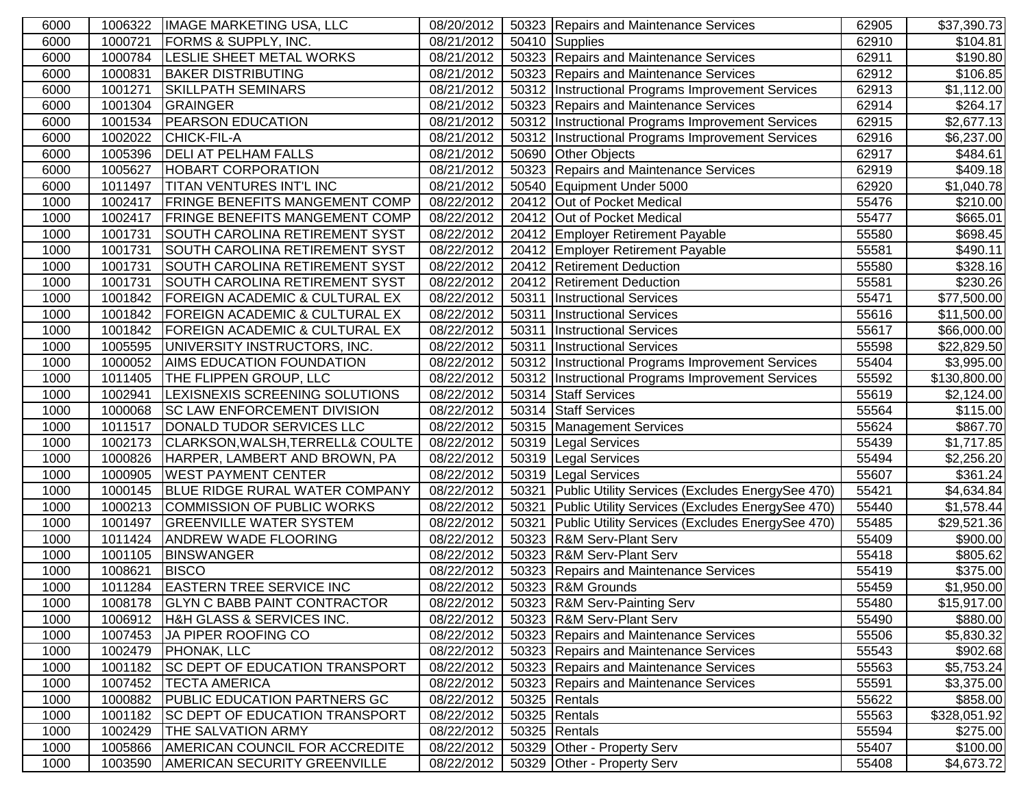| | | | | | | | |
|---|---|---|---|---|---|---|---|
| 6000 | 1006322 | IMAGE MARKETING USA, LLC | 08/20/2012 | 50323 | Repairs and Maintenance Services | 62905 | $37,390.73 |
| 6000 | 1000721 | FORMS & SUPPLY, INC. | 08/21/2012 | 50410 | Supplies | 62910 | $104.81 |
| 6000 | 1000784 | LESLIE SHEET METAL WORKS | 08/21/2012 | 50323 | Repairs and Maintenance Services | 62911 | $190.80 |
| 6000 | 1000831 | BAKER DISTRIBUTING | 08/21/2012 | 50323 | Repairs and Maintenance Services | 62912 | $106.85 |
| 6000 | 1001271 | SKILLPATH SEMINARS | 08/21/2012 | 50312 | Instructional Programs Improvement Services | 62913 | $1,112.00 |
| 6000 | 1001304 | GRAINGER | 08/21/2012 | 50323 | Repairs and Maintenance Services | 62914 | $264.17 |
| 6000 | 1001534 | PEARSON EDUCATION | 08/21/2012 | 50312 | Instructional Programs Improvement Services | 62915 | $2,677.13 |
| 6000 | 1002022 | CHICK-FIL-A | 08/21/2012 | 50312 | Instructional Programs Improvement Services | 62916 | $6,237.00 |
| 6000 | 1005396 | DELI AT PELHAM FALLS | 08/21/2012 | 50690 | Other Objects | 62917 | $484.61 |
| 6000 | 1005627 | HOBART CORPORATION | 08/21/2012 | 50323 | Repairs and Maintenance Services | 62919 | $409.18 |
| 6000 | 1011497 | TITAN VENTURES INT'L INC | 08/21/2012 | 50540 | Equipment Under 5000 | 62920 | $1,040.78 |
| 1000 | 1002417 | FRINGE BENEFITS MANGEMENT COMP | 08/22/2012 | 20412 | Out of Pocket Medical | 55476 | $210.00 |
| 1000 | 1002417 | FRINGE BENEFITS MANGEMENT COMP | 08/22/2012 | 20412 | Out of Pocket Medical | 55477 | $665.01 |
| 1000 | 1001731 | SOUTH CAROLINA RETIREMENT SYST | 08/22/2012 | 20412 | Employer Retirement Payable | 55580 | $698.45 |
| 1000 | 1001731 | SOUTH CAROLINA RETIREMENT SYST | 08/22/2012 | 20412 | Employer Retirement Payable | 55581 | $490.11 |
| 1000 | 1001731 | SOUTH CAROLINA RETIREMENT SYST | 08/22/2012 | 20412 | Retirement Deduction | 55580 | $328.16 |
| 1000 | 1001731 | SOUTH CAROLINA RETIREMENT SYST | 08/22/2012 | 20412 | Retirement Deduction | 55581 | $230.26 |
| 1000 | 1001842 | FOREIGN ACADEMIC & CULTURAL EX | 08/22/2012 | 50311 | Instructional Services | 55471 | $77,500.00 |
| 1000 | 1001842 | FOREIGN ACADEMIC & CULTURAL EX | 08/22/2012 | 50311 | Instructional Services | 55616 | $11,500.00 |
| 1000 | 1001842 | FOREIGN ACADEMIC & CULTURAL EX | 08/22/2012 | 50311 | Instructional Services | 55617 | $66,000.00 |
| 1000 | 1005595 | UNIVERSITY INSTRUCTORS, INC. | 08/22/2012 | 50311 | Instructional Services | 55598 | $22,829.50 |
| 1000 | 1000052 | AIMS EDUCATION FOUNDATION | 08/22/2012 | 50312 | Instructional Programs Improvement Services | 55404 | $3,995.00 |
| 1000 | 1011405 | THE FLIPPEN GROUP, LLC | 08/22/2012 | 50312 | Instructional Programs Improvement Services | 55592 | $130,800.00 |
| 1000 | 1002941 | LEXISNEXIS SCREENING SOLUTIONS | 08/22/2012 | 50314 | Staff Services | 55619 | $2,124.00 |
| 1000 | 1000068 | SC LAW ENFORCEMENT DIVISION | 08/22/2012 | 50314 | Staff Services | 55564 | $115.00 |
| 1000 | 1011517 | DONALD TUDOR SERVICES LLC | 08/22/2012 | 50315 | Management Services | 55624 | $867.70 |
| 1000 | 1002173 | CLARKSON,WALSH,TERRELL& COULTE | 08/22/2012 | 50319 | Legal Services | 55439 | $1,717.85 |
| 1000 | 1000826 | HARPER, LAMBERT AND BROWN, PA | 08/22/2012 | 50319 | Legal Services | 55494 | $2,256.20 |
| 1000 | 1000905 | WEST PAYMENT CENTER | 08/22/2012 | 50319 | Legal Services | 55607 | $361.24 |
| 1000 | 1000145 | BLUE RIDGE RURAL WATER COMPANY | 08/22/2012 | 50321 | Public Utility Services (Excludes EnergySee 470) | 55421 | $4,634.84 |
| 1000 | 1000213 | COMMISSION OF PUBLIC WORKS | 08/22/2012 | 50321 | Public Utility Services (Excludes EnergySee 470) | 55440 | $1,578.44 |
| 1000 | 1001497 | GREENVILLE WATER SYSTEM | 08/22/2012 | 50321 | Public Utility Services (Excludes EnergySee 470) | 55485 | $29,521.36 |
| 1000 | 1011424 | ANDREW WADE FLOORING | 08/22/2012 | 50323 | R&M Serv-Plant Serv | 55409 | $900.00 |
| 1000 | 1001105 | BINSWANGER | 08/22/2012 | 50323 | R&M Serv-Plant Serv | 55418 | $805.62 |
| 1000 | 1008621 | BISCO | 08/22/2012 | 50323 | Repairs and Maintenance Services | 55419 | $375.00 |
| 1000 | 1011284 | EASTERN TREE SERVICE INC | 08/22/2012 | 50323 | R&M Grounds | 55459 | $1,950.00 |
| 1000 | 1008178 | GLYN C BABB PAINT CONTRACTOR | 08/22/2012 | 50323 | R&M Serv-Painting Serv | 55480 | $15,917.00 |
| 1000 | 1006912 | H&H GLASS & SERVICES INC. | 08/22/2012 | 50323 | R&M Serv-Plant Serv | 55490 | $880.00 |
| 1000 | 1007453 | JA PIPER ROOFING CO | 08/22/2012 | 50323 | Repairs and Maintenance Services | 55506 | $5,830.32 |
| 1000 | 1002479 | PHONAK, LLC | 08/22/2012 | 50323 | Repairs and Maintenance Services | 55543 | $902.68 |
| 1000 | 1001182 | SC DEPT OF EDUCATION TRANSPORT | 08/22/2012 | 50323 | Repairs and Maintenance Services | 55563 | $5,753.24 |
| 1000 | 1007452 | TECTA AMERICA | 08/22/2012 | 50323 | Repairs and Maintenance Services | 55591 | $3,375.00 |
| 1000 | 1000882 | PUBLIC EDUCATION PARTNERS GC | 08/22/2012 | 50325 | Rentals | 55622 | $858.00 |
| 1000 | 1001182 | SC DEPT OF EDUCATION TRANSPORT | 08/22/2012 | 50325 | Rentals | 55563 | $328,051.92 |
| 1000 | 1002429 | THE SALVATION ARMY | 08/22/2012 | 50325 | Rentals | 55594 | $275.00 |
| 1000 | 1005866 | AMERICAN COUNCIL FOR ACCREDITE | 08/22/2012 | 50329 | Other - Property Serv | 55407 | $100.00 |
| 1000 | 1003590 | AMERICAN SECURITY GREENVILLE | 08/22/2012 | 50329 | Other - Property Serv | 55408 | $4,673.72 |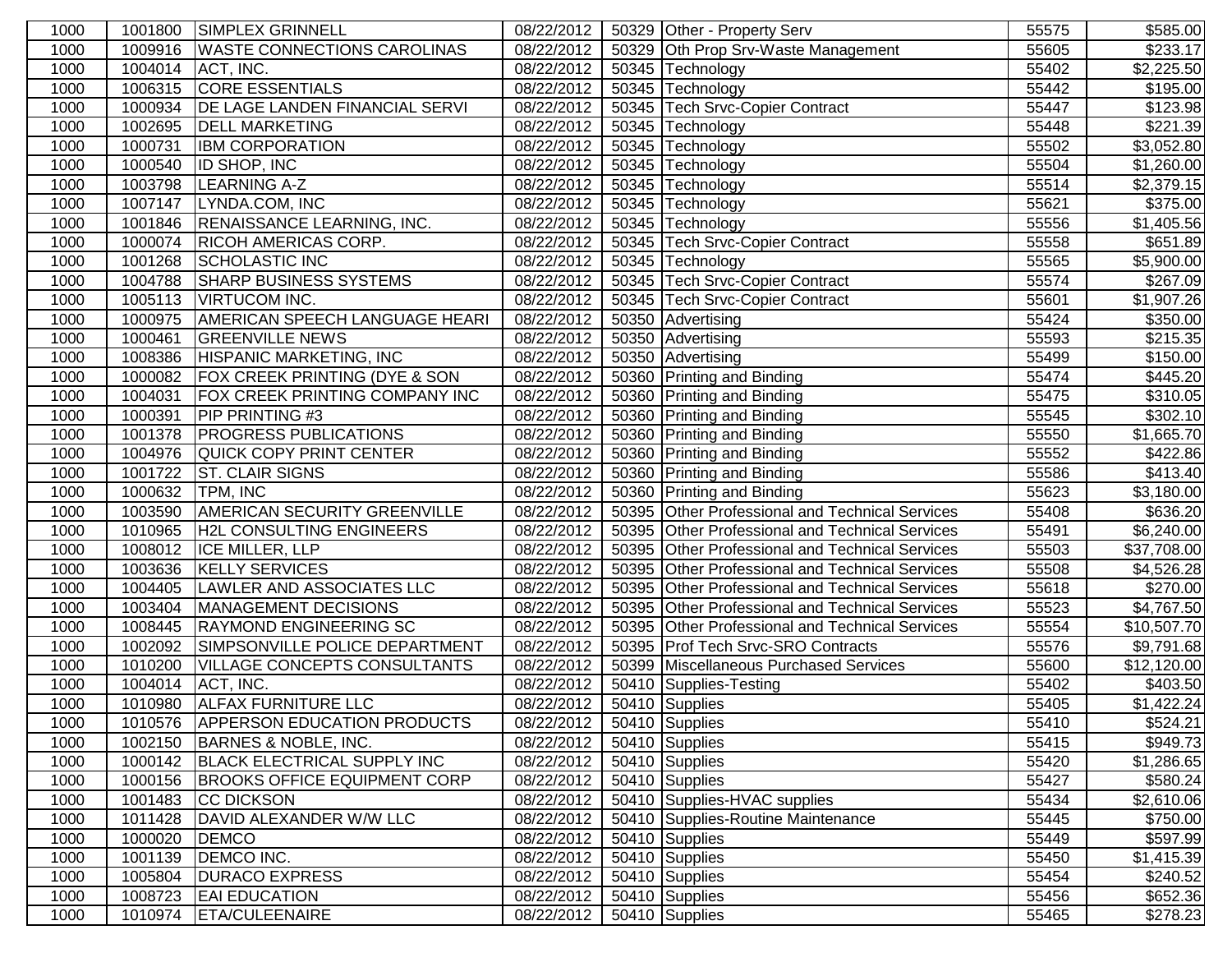| | | | | | | | |
|---|---|---|---|---|---|---|---|
| 1000 | 1001800 | SIMPLEX GRINNELL | 08/22/2012 | 50329 | Other - Property Serv | 55575 | $585.00 |
| 1000 | 1009916 | WASTE CONNECTIONS CAROLINAS | 08/22/2012 | 50329 | Oth Prop Srv-Waste Management | 55605 | $233.17 |
| 1000 | 1004014 | ACT, INC. | 08/22/2012 | 50345 | Technology | 55402 | $2,225.50 |
| 1000 | 1006315 | CORE ESSENTIALS | 08/22/2012 | 50345 | Technology | 55442 | $195.00 |
| 1000 | 1000934 | DE LAGE LANDEN FINANCIAL SERVI | 08/22/2012 | 50345 | Tech Srvc-Copier Contract | 55447 | $123.98 |
| 1000 | 1002695 | DELL MARKETING | 08/22/2012 | 50345 | Technology | 55448 | $221.39 |
| 1000 | 1000731 | IBM CORPORATION | 08/22/2012 | 50345 | Technology | 55502 | $3,052.80 |
| 1000 | 1000540 | ID SHOP, INC | 08/22/2012 | 50345 | Technology | 55504 | $1,260.00 |
| 1000 | 1003798 | LEARNING A-Z | 08/22/2012 | 50345 | Technology | 55514 | $2,379.15 |
| 1000 | 1007147 | LYNDA.COM, INC | 08/22/2012 | 50345 | Technology | 55621 | $375.00 |
| 1000 | 1001846 | RENAISSANCE LEARNING, INC. | 08/22/2012 | 50345 | Technology | 55556 | $1,405.56 |
| 1000 | 1000074 | RICOH AMERICAS CORP. | 08/22/2012 | 50345 | Tech Srvc-Copier Contract | 55558 | $651.89 |
| 1000 | 1001268 | SCHOLASTIC INC | 08/22/2012 | 50345 | Technology | 55565 | $5,900.00 |
| 1000 | 1004788 | SHARP BUSINESS SYSTEMS | 08/22/2012 | 50345 | Tech Srvc-Copier Contract | 55574 | $267.09 |
| 1000 | 1005113 | VIRTUCOM INC. | 08/22/2012 | 50345 | Tech Srvc-Copier Contract | 55601 | $1,907.26 |
| 1000 | 1000975 | AMERICAN SPEECH LANGUAGE HEARI | 08/22/2012 | 50350 | Advertising | 55424 | $350.00 |
| 1000 | 1000461 | GREENVILLE NEWS | 08/22/2012 | 50350 | Advertising | 55593 | $215.35 |
| 1000 | 1008386 | HISPANIC MARKETING, INC | 08/22/2012 | 50350 | Advertising | 55499 | $150.00 |
| 1000 | 1000082 | FOX CREEK PRINTING (DYE & SON | 08/22/2012 | 50360 | Printing and Binding | 55474 | $445.20 |
| 1000 | 1004031 | FOX CREEK PRINTING COMPANY INC | 08/22/2012 | 50360 | Printing and Binding | 55475 | $310.05 |
| 1000 | 1000391 | PIP PRINTING #3 | 08/22/2012 | 50360 | Printing and Binding | 55545 | $302.10 |
| 1000 | 1001378 | PROGRESS PUBLICATIONS | 08/22/2012 | 50360 | Printing and Binding | 55550 | $1,665.70 |
| 1000 | 1004976 | QUICK COPY PRINT CENTER | 08/22/2012 | 50360 | Printing and Binding | 55552 | $422.86 |
| 1000 | 1001722 | ST. CLAIR SIGNS | 08/22/2012 | 50360 | Printing and Binding | 55586 | $413.40 |
| 1000 | 1000632 | TPM, INC | 08/22/2012 | 50360 | Printing and Binding | 55623 | $3,180.00 |
| 1000 | 1003590 | AMERICAN SECURITY GREENVILLE | 08/22/2012 | 50395 | Other Professional and Technical Services | 55408 | $636.20 |
| 1000 | 1010965 | H2L CONSULTING ENGINEERS | 08/22/2012 | 50395 | Other Professional and Technical Services | 55491 | $6,240.00 |
| 1000 | 1008012 | ICE MILLER, LLP | 08/22/2012 | 50395 | Other Professional and Technical Services | 55503 | $37,708.00 |
| 1000 | 1003636 | KELLY SERVICES | 08/22/2012 | 50395 | Other Professional and Technical Services | 55508 | $4,526.28 |
| 1000 | 1004405 | LAWLER AND ASSOCIATES LLC | 08/22/2012 | 50395 | Other Professional and Technical Services | 55618 | $270.00 |
| 1000 | 1003404 | MANAGEMENT DECISIONS | 08/22/2012 | 50395 | Other Professional and Technical Services | 55523 | $4,767.50 |
| 1000 | 1008445 | RAYMOND ENGINEERING SC | 08/22/2012 | 50395 | Other Professional and Technical Services | 55554 | $10,507.70 |
| 1000 | 1002092 | SIMPSONVILLE POLICE DEPARTMENT | 08/22/2012 | 50395 | Prof Tech Srvc-SRO Contracts | 55576 | $9,791.68 |
| 1000 | 1010200 | VILLAGE CONCEPTS CONSULTANTS | 08/22/2012 | 50399 | Miscellaneous Purchased Services | 55600 | $12,120.00 |
| 1000 | 1004014 | ACT, INC. | 08/22/2012 | 50410 | Supplies-Testing | 55402 | $403.50 |
| 1000 | 1010980 | ALFAX FURNITURE LLC | 08/22/2012 | 50410 | Supplies | 55405 | $1,422.24 |
| 1000 | 1010576 | APPERSON EDUCATION PRODUCTS | 08/22/2012 | 50410 | Supplies | 55410 | $524.21 |
| 1000 | 1002150 | BARNES & NOBLE, INC. | 08/22/2012 | 50410 | Supplies | 55415 | $949.73 |
| 1000 | 1000142 | BLACK ELECTRICAL SUPPLY INC | 08/22/2012 | 50410 | Supplies | 55420 | $1,286.65 |
| 1000 | 1000156 | BROOKS OFFICE EQUIPMENT CORP | 08/22/2012 | 50410 | Supplies | 55427 | $580.24 |
| 1000 | 1001483 | CC DICKSON | 08/22/2012 | 50410 | Supplies-HVAC supplies | 55434 | $2,610.06 |
| 1000 | 1011428 | DAVID ALEXANDER W/W LLC | 08/22/2012 | 50410 | Supplies-Routine Maintenance | 55445 | $750.00 |
| 1000 | 1000020 | DEMCO | 08/22/2012 | 50410 | Supplies | 55449 | $597.99 |
| 1000 | 1001139 | DEMCO INC. | 08/22/2012 | 50410 | Supplies | 55450 | $1,415.39 |
| 1000 | 1005804 | DURACO EXPRESS | 08/22/2012 | 50410 | Supplies | 55454 | $240.52 |
| 1000 | 1008723 | EAI EDUCATION | 08/22/2012 | 50410 | Supplies | 55456 | $652.36 |
| 1000 | 1010974 | ETA/CULEENAIRE | 08/22/2012 | 50410 | Supplies | 55465 | $278.23 |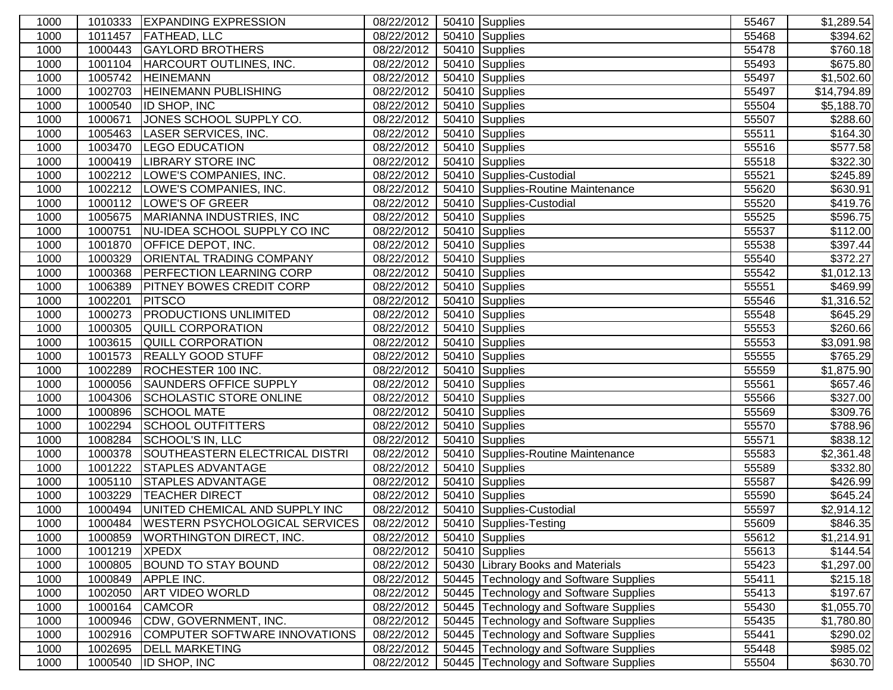| | | | | | | | |
|---|---|---|---|---|---|---|---|
| 1000 | 1010333 | EXPANDING EXPRESSION | 08/22/2012 | 50410 | Supplies | 55467 | $1,289.54 |
| 1000 | 1011457 | FATHEAD, LLC | 08/22/2012 | 50410 | Supplies | 55468 | $394.62 |
| 1000 | 1000443 | GAYLORD BROTHERS | 08/22/2012 | 50410 | Supplies | 55478 | $760.18 |
| 1000 | 1001104 | HARCOURT OUTLINES, INC. | 08/22/2012 | 50410 | Supplies | 55493 | $675.80 |
| 1000 | 1005742 | HEINEMANN | 08/22/2012 | 50410 | Supplies | 55497 | $1,502.60 |
| 1000 | 1002703 | HEINEMANN PUBLISHING | 08/22/2012 | 50410 | Supplies | 55497 | $14,794.89 |
| 1000 | 1000540 | ID SHOP, INC | 08/22/2012 | 50410 | Supplies | 55504 | $5,188.70 |
| 1000 | 1000671 | JONES SCHOOL SUPPLY CO. | 08/22/2012 | 50410 | Supplies | 55507 | $288.60 |
| 1000 | 1005463 | LASER SERVICES, INC. | 08/22/2012 | 50410 | Supplies | 55511 | $164.30 |
| 1000 | 1003470 | LEGO EDUCATION | 08/22/2012 | 50410 | Supplies | 55516 | $577.58 |
| 1000 | 1000419 | LIBRARY STORE INC | 08/22/2012 | 50410 | Supplies | 55518 | $322.30 |
| 1000 | 1002212 | LOWE'S COMPANIES, INC. | 08/22/2012 | 50410 | Supplies-Custodial | 55521 | $245.89 |
| 1000 | 1002212 | LOWE'S COMPANIES, INC. | 08/22/2012 | 50410 | Supplies-Routine Maintenance | 55620 | $630.91 |
| 1000 | 1000112 | LOWE'S OF GREER | 08/22/2012 | 50410 | Supplies-Custodial | 55520 | $419.76 |
| 1000 | 1005675 | MARIANNA INDUSTRIES, INC | 08/22/2012 | 50410 | Supplies | 55525 | $596.75 |
| 1000 | 1000751 | NU-IDEA SCHOOL SUPPLY CO INC | 08/22/2012 | 50410 | Supplies | 55537 | $112.00 |
| 1000 | 1001870 | OFFICE DEPOT, INC. | 08/22/2012 | 50410 | Supplies | 55538 | $397.44 |
| 1000 | 1000329 | ORIENTAL TRADING COMPANY | 08/22/2012 | 50410 | Supplies | 55540 | $372.27 |
| 1000 | 1000368 | PERFECTION LEARNING CORP | 08/22/2012 | 50410 | Supplies | 55542 | $1,012.13 |
| 1000 | 1006389 | PITNEY BOWES CREDIT CORP | 08/22/2012 | 50410 | Supplies | 55551 | $469.99 |
| 1000 | 1002201 | PITSCO | 08/22/2012 | 50410 | Supplies | 55546 | $1,316.52 |
| 1000 | 1000273 | PRODUCTIONS UNLIMITED | 08/22/2012 | 50410 | Supplies | 55548 | $645.29 |
| 1000 | 1000305 | QUILL CORPORATION | 08/22/2012 | 50410 | Supplies | 55553 | $260.66 |
| 1000 | 1003615 | QUILL CORPORATION | 08/22/2012 | 50410 | Supplies | 55553 | $3,091.98 |
| 1000 | 1001573 | REALLY GOOD STUFF | 08/22/2012 | 50410 | Supplies | 55555 | $765.29 |
| 1000 | 1002289 | ROCHESTER 100 INC. | 08/22/2012 | 50410 | Supplies | 55559 | $1,875.90 |
| 1000 | 1000056 | SAUNDERS OFFICE SUPPLY | 08/22/2012 | 50410 | Supplies | 55561 | $657.46 |
| 1000 | 1004306 | SCHOLASTIC STORE ONLINE | 08/22/2012 | 50410 | Supplies | 55566 | $327.00 |
| 1000 | 1000896 | SCHOOL MATE | 08/22/2012 | 50410 | Supplies | 55569 | $309.76 |
| 1000 | 1002294 | SCHOOL OUTFITTERS | 08/22/2012 | 50410 | Supplies | 55570 | $788.96 |
| 1000 | 1008284 | SCHOOL'S IN, LLC | 08/22/2012 | 50410 | Supplies | 55571 | $838.12 |
| 1000 | 1000378 | SOUTHEASTERN ELECTRICAL DISTRI | 08/22/2012 | 50410 | Supplies-Routine Maintenance | 55583 | $2,361.48 |
| 1000 | 1001222 | STAPLES ADVANTAGE | 08/22/2012 | 50410 | Supplies | 55589 | $332.80 |
| 1000 | 1005110 | STAPLES ADVANTAGE | 08/22/2012 | 50410 | Supplies | 55587 | $426.99 |
| 1000 | 1003229 | TEACHER DIRECT | 08/22/2012 | 50410 | Supplies | 55590 | $645.24 |
| 1000 | 1000494 | UNITED CHEMICAL AND SUPPLY INC | 08/22/2012 | 50410 | Supplies-Custodial | 55597 | $2,914.12 |
| 1000 | 1000484 | WESTERN PSYCHOLOGICAL SERVICES | 08/22/2012 | 50410 | Supplies-Testing | 55609 | $846.35 |
| 1000 | 1000859 | WORTHINGTON DIRECT, INC. | 08/22/2012 | 50410 | Supplies | 55612 | $1,214.91 |
| 1000 | 1001219 | XPEDX | 08/22/2012 | 50410 | Supplies | 55613 | $144.54 |
| 1000 | 1000805 | BOUND TO STAY BOUND | 08/22/2012 | 50430 | Library Books and Materials | 55423 | $1,297.00 |
| 1000 | 1000849 | APPLE INC. | 08/22/2012 | 50445 | Technology and Software Supplies | 55411 | $215.18 |
| 1000 | 1002050 | ART VIDEO WORLD | 08/22/2012 | 50445 | Technology and Software Supplies | 55413 | $197.67 |
| 1000 | 1000164 | CAMCOR | 08/22/2012 | 50445 | Technology and Software Supplies | 55430 | $1,055.70 |
| 1000 | 1000946 | CDW, GOVERNMENT, INC. | 08/22/2012 | 50445 | Technology and Software Supplies | 55435 | $1,780.80 |
| 1000 | 1002916 | COMPUTER SOFTWARE INNOVATIONS | 08/22/2012 | 50445 | Technology and Software Supplies | 55441 | $290.02 |
| 1000 | 1002695 | DELL MARKETING | 08/22/2012 | 50445 | Technology and Software Supplies | 55448 | $985.02 |
| 1000 | 1000540 | ID SHOP, INC | 08/22/2012 | 50445 | Technology and Software Supplies | 55504 | $630.70 |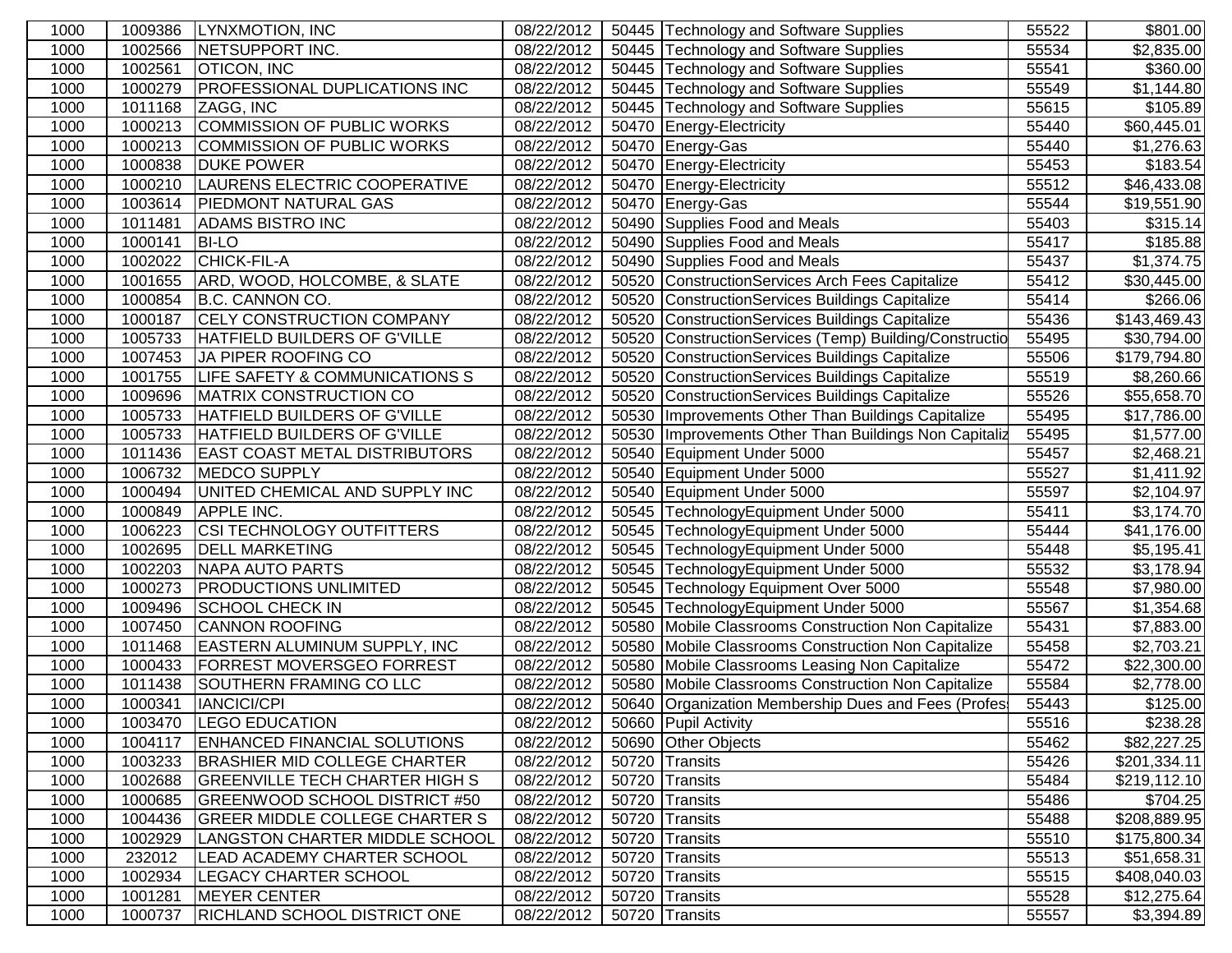| | | | | | | | |
|---|---|---|---|---|---|---|---|
| 1000 | 1009386 | LYNXMOTION, INC | 08/22/2012 | 50445 | Technology and Software Supplies | 55522 | $801.00 |
| 1000 | 1002566 | NETSUPPORT INC. | 08/22/2012 | 50445 | Technology and Software Supplies | 55534 | $2,835.00 |
| 1000 | 1002561 | OTICON, INC | 08/22/2012 | 50445 | Technology and Software Supplies | 55541 | $360.00 |
| 1000 | 1000279 | PROFESSIONAL DUPLICATIONS INC | 08/22/2012 | 50445 | Technology and Software Supplies | 55549 | $1,144.80 |
| 1000 | 1011168 | ZAGG, INC | 08/22/2012 | 50445 | Technology and Software Supplies | 55615 | $105.89 |
| 1000 | 1000213 | COMMISSION OF PUBLIC WORKS | 08/22/2012 | 50470 | Energy-Electricity | 55440 | $60,445.01 |
| 1000 | 1000213 | COMMISSION OF PUBLIC WORKS | 08/22/2012 | 50470 | Energy-Gas | 55440 | $1,276.63 |
| 1000 | 1000838 | DUKE POWER | 08/22/2012 | 50470 | Energy-Electricity | 55453 | $183.54 |
| 1000 | 1000210 | LAURENS ELECTRIC COOPERATIVE | 08/22/2012 | 50470 | Energy-Electricity | 55512 | $46,433.08 |
| 1000 | 1003614 | PIEDMONT NATURAL GAS | 08/22/2012 | 50470 | Energy-Gas | 55544 | $19,551.90 |
| 1000 | 1011481 | ADAMS BISTRO INC | 08/22/2012 | 50490 | Supplies Food and Meals | 55403 | $315.14 |
| 1000 | 1000141 | BI-LO | 08/22/2012 | 50490 | Supplies Food and Meals | 55417 | $185.88 |
| 1000 | 1002022 | CHICK-FIL-A | 08/22/2012 | 50490 | Supplies Food and Meals | 55437 | $1,374.75 |
| 1000 | 1001655 | ARD, WOOD, HOLCOMBE, & SLATE | 08/22/2012 | 50520 | ConstructionServices Arch Fees Capitalize | 55412 | $30,445.00 |
| 1000 | 1000854 | B.C. CANNON CO. | 08/22/2012 | 50520 | ConstructionServices Buildings Capitalize | 55414 | $266.06 |
| 1000 | 1000187 | CELY CONSTRUCTION COMPANY | 08/22/2012 | 50520 | ConstructionServices Buildings Capitalize | 55436 | $143,469.43 |
| 1000 | 1005733 | HATFIELD BUILDERS OF G'VILLE | 08/22/2012 | 50520 | ConstructionServices (Temp) Building/Constructio | 55495 | $30,794.00 |
| 1000 | 1007453 | JA PIPER ROOFING CO | 08/22/2012 | 50520 | ConstructionServices Buildings Capitalize | 55506 | $179,794.80 |
| 1000 | 1001755 | LIFE SAFETY & COMMUNICATIONS S | 08/22/2012 | 50520 | ConstructionServices Buildings Capitalize | 55519 | $8,260.66 |
| 1000 | 1009696 | MATRIX CONSTRUCTION CO | 08/22/2012 | 50520 | ConstructionServices Buildings Capitalize | 55526 | $55,658.70 |
| 1000 | 1005733 | HATFIELD BUILDERS OF G'VILLE | 08/22/2012 | 50530 | Improvements Other Than Buildings Capitalize | 55495 | $17,786.00 |
| 1000 | 1005733 | HATFIELD BUILDERS OF G'VILLE | 08/22/2012 | 50530 | Improvements Other Than Buildings Non Capitaliz | 55495 | $1,577.00 |
| 1000 | 1011436 | EAST COAST METAL DISTRIBUTORS | 08/22/2012 | 50540 | Equipment Under 5000 | 55457 | $2,468.21 |
| 1000 | 1006732 | MEDCO SUPPLY | 08/22/2012 | 50540 | Equipment Under 5000 | 55527 | $1,411.92 |
| 1000 | 1000494 | UNITED CHEMICAL AND SUPPLY INC | 08/22/2012 | 50540 | Equipment Under 5000 | 55597 | $2,104.97 |
| 1000 | 1000849 | APPLE INC. | 08/22/2012 | 50545 | TechnologyEquipment Under 5000 | 55411 | $3,174.70 |
| 1000 | 1006223 | CSI TECHNOLOGY OUTFITTERS | 08/22/2012 | 50545 | TechnologyEquipment Under 5000 | 55444 | $41,176.00 |
| 1000 | 1002695 | DELL MARKETING | 08/22/2012 | 50545 | TechnologyEquipment Under 5000 | 55448 | $5,195.41 |
| 1000 | 1002203 | NAPA AUTO PARTS | 08/22/2012 | 50545 | TechnologyEquipment Under 5000 | 55532 | $3,178.94 |
| 1000 | 1000273 | PRODUCTIONS UNLIMITED | 08/22/2012 | 50545 | Technology Equipment Over 5000 | 55548 | $7,980.00 |
| 1000 | 1009496 | SCHOOL CHECK IN | 08/22/2012 | 50545 | TechnologyEquipment Under 5000 | 55567 | $1,354.68 |
| 1000 | 1007450 | CANNON ROOFING | 08/22/2012 | 50580 | Mobile Classrooms Construction Non Capitalize | 55431 | $7,883.00 |
| 1000 | 1011468 | EASTERN ALUMINUM SUPPLY, INC | 08/22/2012 | 50580 | Mobile Classrooms Construction Non Capitalize | 55458 | $2,703.21 |
| 1000 | 1000433 | FORREST MOVERSGEO FORREST | 08/22/2012 | 50580 | Mobile Classrooms Leasing Non Capitalize | 55472 | $22,300.00 |
| 1000 | 1011438 | SOUTHERN FRAMING CO LLC | 08/22/2012 | 50580 | Mobile Classrooms Construction Non Capitalize | 55584 | $2,778.00 |
| 1000 | 1000341 | IANCICI/CPI | 08/22/2012 | 50640 | Organization Membership Dues and Fees (Profes | 55443 | $125.00 |
| 1000 | 1003470 | LEGO EDUCATION | 08/22/2012 | 50660 | Pupil Activity | 55516 | $238.28 |
| 1000 | 1004117 | ENHANCED FINANCIAL SOLUTIONS | 08/22/2012 | 50690 | Other Objects | 55462 | $82,227.25 |
| 1000 | 1003233 | BRASHIER MID COLLEGE CHARTER | 08/22/2012 | 50720 | Transits | 55426 | $201,334.11 |
| 1000 | 1002688 | GREENVILLE TECH CHARTER HIGH S | 08/22/2012 | 50720 | Transits | 55484 | $219,112.10 |
| 1000 | 1000685 | GREENWOOD SCHOOL DISTRICT #50 | 08/22/2012 | 50720 | Transits | 55486 | $704.25 |
| 1000 | 1004436 | GREER MIDDLE COLLEGE CHARTER S | 08/22/2012 | 50720 | Transits | 55488 | $208,889.95 |
| 1000 | 1002929 | LANGSTON CHARTER MIDDLE SCHOOL | 08/22/2012 | 50720 | Transits | 55510 | $175,800.34 |
| 1000 | 232012 | LEAD ACADEMY CHARTER SCHOOL | 08/22/2012 | 50720 | Transits | 55513 | $51,658.31 |
| 1000 | 1002934 | LEGACY CHARTER SCHOOL | 08/22/2012 | 50720 | Transits | 55515 | $408,040.03 |
| 1000 | 1001281 | MEYER CENTER | 08/22/2012 | 50720 | Transits | 55528 | $12,275.64 |
| 1000 | 1000737 | RICHLAND SCHOOL DISTRICT ONE | 08/22/2012 | 50720 | Transits | 55557 | $3,394.89 |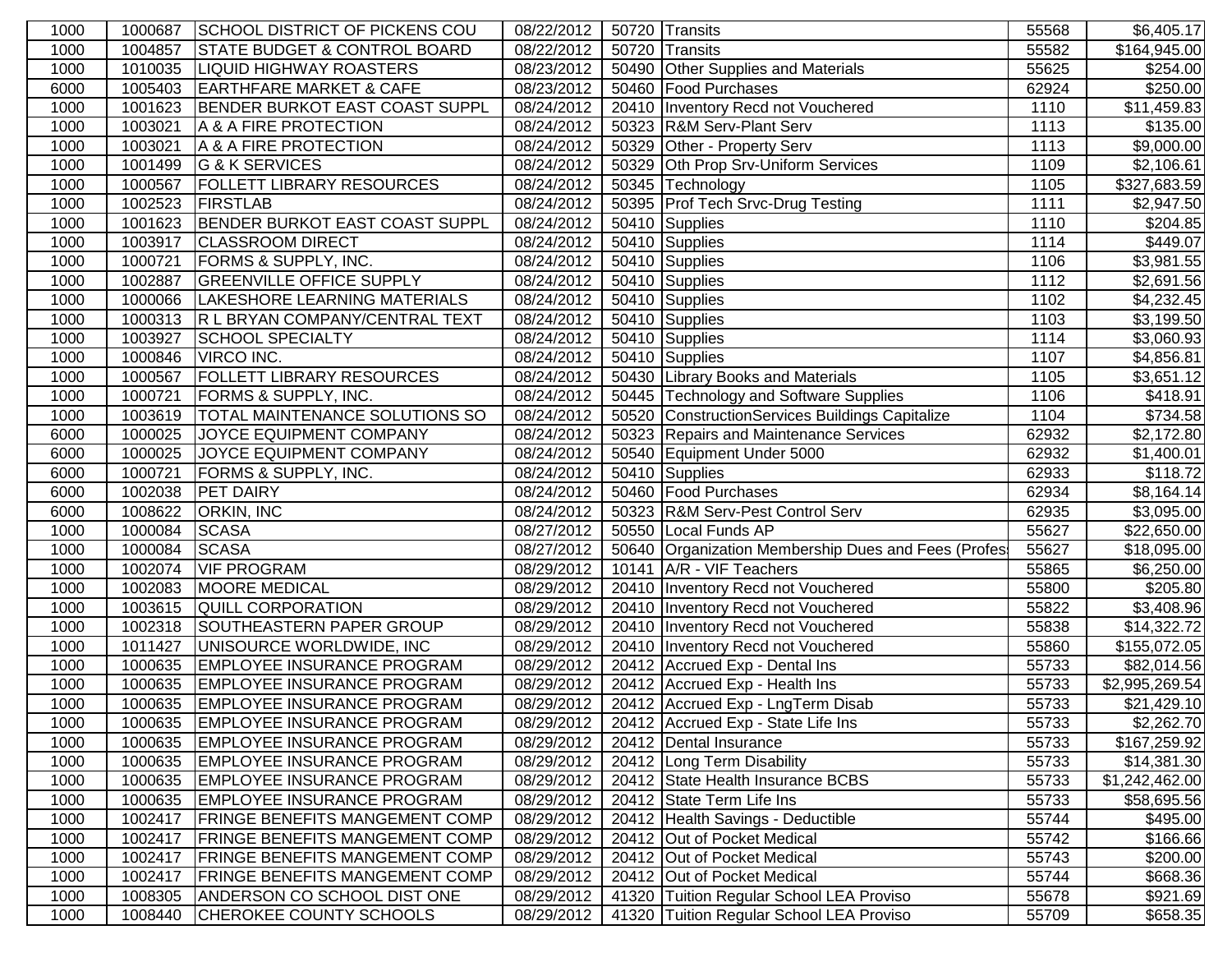| | | | | | | | |
|---|---|---|---|---|---|---|---|
| 1000 | 1000687 | SCHOOL DISTRICT OF PICKENS COU | 08/22/2012 | 50720 | Transits | 55568 | $6,405.17 |
| 1000 | 1004857 | STATE BUDGET & CONTROL BOARD | 08/22/2012 | 50720 | Transits | 55582 | $164,945.00 |
| 1000 | 1010035 | LIQUID HIGHWAY ROASTERS | 08/23/2012 | 50490 | Other Supplies and Materials | 55625 | $254.00 |
| 6000 | 1005403 | EARTHFARE MARKET & CAFE | 08/23/2012 | 50460 | Food Purchases | 62924 | $250.00 |
| 1000 | 1001623 | BENDER BURKOT EAST COAST SUPPL | 08/24/2012 | 20410 | Inventory Recd not Vouchered | 1110 | $11,459.83 |
| 1000 | 1003021 | A & A FIRE PROTECTION | 08/24/2012 | 50323 | R&M Serv-Plant Serv | 1113 | $135.00 |
| 1000 | 1003021 | A & A FIRE PROTECTION | 08/24/2012 | 50329 | Other - Property Serv | 1113 | $9,000.00 |
| 1000 | 1001499 | G & K SERVICES | 08/24/2012 | 50329 | Oth Prop Srv-Uniform Services | 1109 | $2,106.61 |
| 1000 | 1000567 | FOLLETT LIBRARY RESOURCES | 08/24/2012 | 50345 | Technology | 1105 | $327,683.59 |
| 1000 | 1002523 | FIRSTLAB | 08/24/2012 | 50395 | Prof Tech Srvc-Drug Testing | 1111 | $2,947.50 |
| 1000 | 1001623 | BENDER BURKOT EAST COAST SUPPL | 08/24/2012 | 50410 | Supplies | 1110 | $204.85 |
| 1000 | 1003917 | CLASSROOM DIRECT | 08/24/2012 | 50410 | Supplies | 1114 | $449.07 |
| 1000 | 1000721 | FORMS & SUPPLY, INC. | 08/24/2012 | 50410 | Supplies | 1106 | $3,981.55 |
| 1000 | 1002887 | GREENVILLE OFFICE SUPPLY | 08/24/2012 | 50410 | Supplies | 1112 | $2,691.56 |
| 1000 | 1000066 | LAKESHORE LEARNING MATERIALS | 08/24/2012 | 50410 | Supplies | 1102 | $4,232.45 |
| 1000 | 1000313 | R L BRYAN COMPANY/CENTRAL TEXT | 08/24/2012 | 50410 | Supplies | 1103 | $3,199.50 |
| 1000 | 1003927 | SCHOOL SPECIALTY | 08/24/2012 | 50410 | Supplies | 1114 | $3,060.93 |
| 1000 | 1000846 | VIRCO INC. | 08/24/2012 | 50410 | Supplies | 1107 | $4,856.81 |
| 1000 | 1000567 | FOLLETT LIBRARY RESOURCES | 08/24/2012 | 50430 | Library Books and Materials | 1105 | $3,651.12 |
| 1000 | 1000721 | FORMS & SUPPLY, INC. | 08/24/2012 | 50445 | Technology and Software Supplies | 1106 | $418.91 |
| 1000 | 1003619 | TOTAL MAINTENANCE SOLUTIONS SO | 08/24/2012 | 50520 | ConstructionServices Buildings Capitalize | 1104 | $734.58 |
| 6000 | 1000025 | JOYCE EQUIPMENT COMPANY | 08/24/2012 | 50323 | Repairs and Maintenance Services | 62932 | $2,172.80 |
| 6000 | 1000025 | JOYCE EQUIPMENT COMPANY | 08/24/2012 | 50540 | Equipment Under 5000 | 62932 | $1,400.01 |
| 6000 | 1000721 | FORMS & SUPPLY, INC. | 08/24/2012 | 50410 | Supplies | 62933 | $118.72 |
| 6000 | 1002038 | PET DAIRY | 08/24/2012 | 50460 | Food Purchases | 62934 | $8,164.14 |
| 6000 | 1008622 | ORKIN, INC | 08/24/2012 | 50323 | R&M Serv-Pest Control Serv | 62935 | $3,095.00 |
| 1000 | 1000084 | SCASA | 08/27/2012 | 50550 | Local Funds AP | 55627 | $22,650.00 |
| 1000 | 1000084 | SCASA | 08/27/2012 | 50640 | Organization Membership Dues and Fees (Profes | 55627 | $18,095.00 |
| 1000 | 1002074 | VIF PROGRAM | 08/29/2012 | 10141 | A/R - VIF Teachers | 55865 | $6,250.00 |
| 1000 | 1002083 | MOORE MEDICAL | 08/29/2012 | 20410 | Inventory Recd not Vouchered | 55800 | $205.80 |
| 1000 | 1003615 | QUILL CORPORATION | 08/29/2012 | 20410 | Inventory Recd not Vouchered | 55822 | $3,408.96 |
| 1000 | 1002318 | SOUTHEASTERN PAPER GROUP | 08/29/2012 | 20410 | Inventory Recd not Vouchered | 55838 | $14,322.72 |
| 1000 | 1011427 | UNISOURCE WORLDWIDE, INC | 08/29/2012 | 20410 | Inventory Recd not Vouchered | 55860 | $155,072.05 |
| 1000 | 1000635 | EMPLOYEE INSURANCE PROGRAM | 08/29/2012 | 20412 | Accrued Exp - Dental Ins | 55733 | $82,014.56 |
| 1000 | 1000635 | EMPLOYEE INSURANCE PROGRAM | 08/29/2012 | 20412 | Accrued Exp - Health Ins | 55733 | $2,995,269.54 |
| 1000 | 1000635 | EMPLOYEE INSURANCE PROGRAM | 08/29/2012 | 20412 | Accrued Exp - LngTerm Disab | 55733 | $21,429.10 |
| 1000 | 1000635 | EMPLOYEE INSURANCE PROGRAM | 08/29/2012 | 20412 | Accrued Exp - State Life Ins | 55733 | $2,262.70 |
| 1000 | 1000635 | EMPLOYEE INSURANCE PROGRAM | 08/29/2012 | 20412 | Dental Insurance | 55733 | $167,259.92 |
| 1000 | 1000635 | EMPLOYEE INSURANCE PROGRAM | 08/29/2012 | 20412 | Long Term Disability | 55733 | $14,381.30 |
| 1000 | 1000635 | EMPLOYEE INSURANCE PROGRAM | 08/29/2012 | 20412 | State Health Insurance BCBS | 55733 | $1,242,462.00 |
| 1000 | 1000635 | EMPLOYEE INSURANCE PROGRAM | 08/29/2012 | 20412 | State Term Life Ins | 55733 | $58,695.56 |
| 1000 | 1002417 | FRINGE BENEFITS MANGEMENT COMP | 08/29/2012 | 20412 | Health Savings - Deductible | 55744 | $495.00 |
| 1000 | 1002417 | FRINGE BENEFITS MANGEMENT COMP | 08/29/2012 | 20412 | Out of Pocket Medical | 55742 | $166.66 |
| 1000 | 1002417 | FRINGE BENEFITS MANGEMENT COMP | 08/29/2012 | 20412 | Out of Pocket Medical | 55743 | $200.00 |
| 1000 | 1002417 | FRINGE BENEFITS MANGEMENT COMP | 08/29/2012 | 20412 | Out of Pocket Medical | 55744 | $668.36 |
| 1000 | 1008305 | ANDERSON CO SCHOOL DIST ONE | 08/29/2012 | 41320 | Tuition Regular School LEA Proviso | 55678 | $921.69 |
| 1000 | 1008440 | CHEROKEE COUNTY SCHOOLS | 08/29/2012 | 41320 | Tuition Regular School LEA Proviso | 55709 | $658.35 |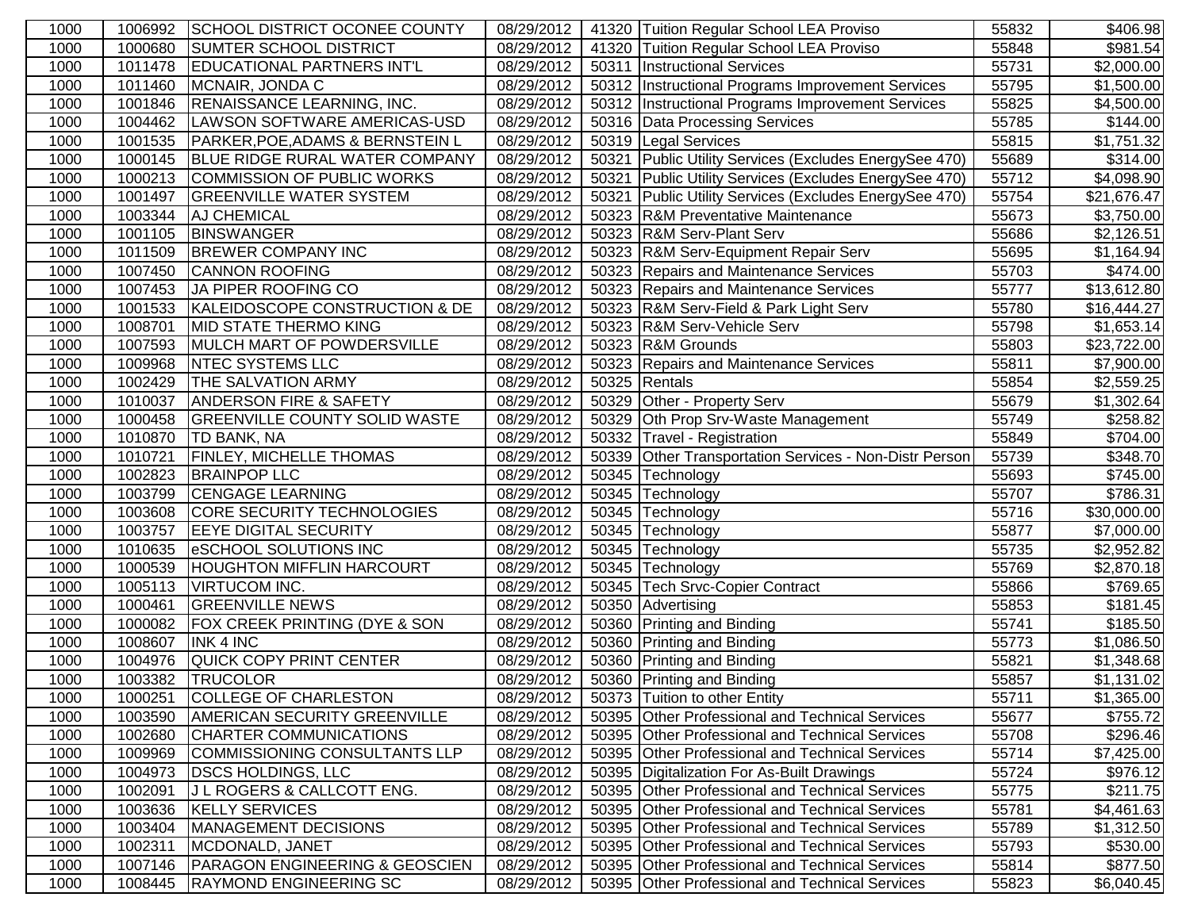| | | | | | | | |
|---|---|---|---|---|---|---|---|
| 1000 | 1006992 | SCHOOL DISTRICT OCONEE COUNTY | 08/29/2012 | 41320 | Tuition Regular School LEA Proviso | 55832 | $406.98 |
| 1000 | 1000680 | SUMTER SCHOOL DISTRICT | 08/29/2012 | 41320 | Tuition Regular School LEA Proviso | 55848 | $981.54 |
| 1000 | 1011478 | EDUCATIONAL PARTNERS INT'L | 08/29/2012 | 50311 | Instructional Services | 55731 | $2,000.00 |
| 1000 | 1011460 | MCNAIR, JONDA C | 08/29/2012 | 50312 | Instructional Programs Improvement Services | 55795 | $1,500.00 |
| 1000 | 1001846 | RENAISSANCE LEARNING, INC. | 08/29/2012 | 50312 | Instructional Programs Improvement Services | 55825 | $4,500.00 |
| 1000 | 1004462 | LAWSON SOFTWARE AMERICAS-USD | 08/29/2012 | 50316 | Data Processing Services | 55785 | $144.00 |
| 1000 | 1001535 | PARKER,POE,ADAMS & BERNSTEIN L | 08/29/2012 | 50319 | Legal Services | 55815 | $1,751.32 |
| 1000 | 1000145 | BLUE RIDGE RURAL WATER COMPANY | 08/29/2012 | 50321 | Public Utility Services (Excludes EnergySee 470) | 55689 | $314.00 |
| 1000 | 1000213 | COMMISSION OF PUBLIC WORKS | 08/29/2012 | 50321 | Public Utility Services (Excludes EnergySee 470) | 55712 | $4,098.90 |
| 1000 | 1001497 | GREENVILLE WATER SYSTEM | 08/29/2012 | 50321 | Public Utility Services (Excludes EnergySee 470) | 55754 | $21,676.47 |
| 1000 | 1003344 | AJ CHEMICAL | 08/29/2012 | 50323 | R&M Preventative Maintenance | 55673 | $3,750.00 |
| 1000 | 1001105 | BINSWANGER | 08/29/2012 | 50323 | R&M Serv-Plant Serv | 55686 | $2,126.51 |
| 1000 | 1011509 | BREWER COMPANY INC | 08/29/2012 | 50323 | R&M Serv-Equipment Repair Serv | 55695 | $1,164.94 |
| 1000 | 1007450 | CANNON ROOFING | 08/29/2012 | 50323 | Repairs and Maintenance Services | 55703 | $474.00 |
| 1000 | 1007453 | JA PIPER ROOFING CO | 08/29/2012 | 50323 | Repairs and Maintenance Services | 55777 | $13,612.80 |
| 1000 | 1001533 | KALEIDOSCOPE CONSTRUCTION & DE | 08/29/2012 | 50323 | R&M Serv-Field & Park Light Serv | 55780 | $16,444.27 |
| 1000 | 1008701 | MID STATE THERMO KING | 08/29/2012 | 50323 | R&M Serv-Vehicle Serv | 55798 | $1,653.14 |
| 1000 | 1007593 | MULCH MART OF POWDERSVILLE | 08/29/2012 | 50323 | R&M Grounds | 55803 | $23,722.00 |
| 1000 | 1009968 | NTEC SYSTEMS LLC | 08/29/2012 | 50323 | Repairs and Maintenance Services | 55811 | $7,900.00 |
| 1000 | 1002429 | THE SALVATION ARMY | 08/29/2012 | 50325 | Rentals | 55854 | $2,559.25 |
| 1000 | 1010037 | ANDERSON FIRE & SAFETY | 08/29/2012 | 50329 | Other - Property Serv | 55679 | $1,302.64 |
| 1000 | 1000458 | GREENVILLE COUNTY SOLID WASTE | 08/29/2012 | 50329 | Oth Prop Srv-Waste Management | 55749 | $258.82 |
| 1000 | 1010870 | TD BANK, NA | 08/29/2012 | 50332 | Travel - Registration | 55849 | $704.00 |
| 1000 | 1010721 | FINLEY, MICHELLE THOMAS | 08/29/2012 | 50339 | Other Transportation Services - Non-Distr Person | 55739 | $348.70 |
| 1000 | 1002823 | BRAINPOP LLC | 08/29/2012 | 50345 | Technology | 55693 | $745.00 |
| 1000 | 1003799 | CENGAGE LEARNING | 08/29/2012 | 50345 | Technology | 55707 | $786.31 |
| 1000 | 1003608 | CORE SECURITY TECHNOLOGIES | 08/29/2012 | 50345 | Technology | 55716 | $30,000.00 |
| 1000 | 1003757 | EEYE DIGITAL SECURITY | 08/29/2012 | 50345 | Technology | 55877 | $7,000.00 |
| 1000 | 1010635 | eSCHOOL SOLUTIONS INC | 08/29/2012 | 50345 | Technology | 55735 | $2,952.82 |
| 1000 | 1000539 | HOUGHTON MIFFLIN HARCOURT | 08/29/2012 | 50345 | Technology | 55769 | $2,870.18 |
| 1000 | 1005113 | VIRTUCOM INC. | 08/29/2012 | 50345 | Tech Srvc-Copier Contract | 55866 | $769.65 |
| 1000 | 1000461 | GREENVILLE NEWS | 08/29/2012 | 50350 | Advertising | 55853 | $181.45 |
| 1000 | 1000082 | FOX CREEK PRINTING (DYE & SON | 08/29/2012 | 50360 | Printing and Binding | 55741 | $185.50 |
| 1000 | 1008607 | INK 4 INC | 08/29/2012 | 50360 | Printing and Binding | 55773 | $1,086.50 |
| 1000 | 1004976 | QUICK COPY PRINT CENTER | 08/29/2012 | 50360 | Printing and Binding | 55821 | $1,348.68 |
| 1000 | 1003382 | TRUCOLOR | 08/29/2012 | 50360 | Printing and Binding | 55857 | $1,131.02 |
| 1000 | 1000251 | COLLEGE OF CHARLESTON | 08/29/2012 | 50373 | Tuition to other Entity | 55711 | $1,365.00 |
| 1000 | 1003590 | AMERICAN SECURITY GREENVILLE | 08/29/2012 | 50395 | Other Professional and Technical Services | 55677 | $755.72 |
| 1000 | 1002680 | CHARTER COMMUNICATIONS | 08/29/2012 | 50395 | Other Professional and Technical Services | 55708 | $296.46 |
| 1000 | 1009969 | COMMISSIONING CONSULTANTS LLP | 08/29/2012 | 50395 | Other Professional and Technical Services | 55714 | $7,425.00 |
| 1000 | 1004973 | DSCS HOLDINGS, LLC | 08/29/2012 | 50395 | Digitalization For As-Built Drawings | 55724 | $976.12 |
| 1000 | 1002091 | J L ROGERS & CALLCOTT ENG. | 08/29/2012 | 50395 | Other Professional and Technical Services | 55775 | $211.75 |
| 1000 | 1003636 | KELLY SERVICES | 08/29/2012 | 50395 | Other Professional and Technical Services | 55781 | $4,461.63 |
| 1000 | 1003404 | MANAGEMENT DECISIONS | 08/29/2012 | 50395 | Other Professional and Technical Services | 55789 | $1,312.50 |
| 1000 | 1002311 | MCDONALD, JANET | 08/29/2012 | 50395 | Other Professional and Technical Services | 55793 | $530.00 |
| 1000 | 1007146 | PARAGON ENGINEERING & GEOSCIEN | 08/29/2012 | 50395 | Other Professional and Technical Services | 55814 | $877.50 |
| 1000 | 1008445 | RAYMOND ENGINEERING SC | 08/29/2012 | 50395 | Other Professional and Technical Services | 55823 | $6,040.45 |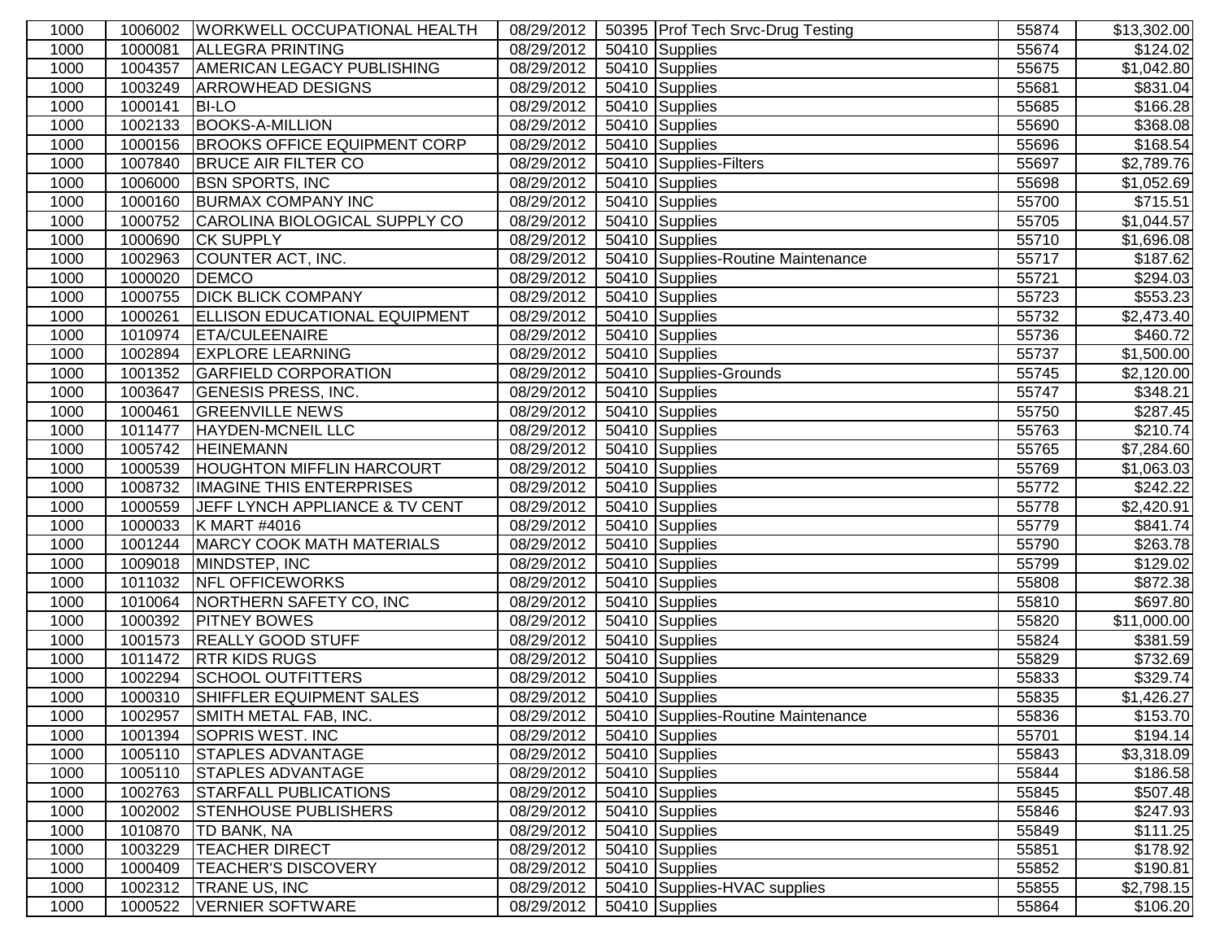| | | | | | | | |
|---|---|---|---|---|---|---|---|
| 1000 | 1006002 | WORKWELL OCCUPATIONAL HEALTH | 08/29/2012 | 50395 | Prof Tech Srvc-Drug Testing | 55874 | $13,302.00 |
| 1000 | 1000081 | ALLEGRA PRINTING | 08/29/2012 | 50410 | Supplies | 55674 | $124.02 |
| 1000 | 1004357 | AMERICAN LEGACY PUBLISHING | 08/29/2012 | 50410 | Supplies | 55675 | $1,042.80 |
| 1000 | 1003249 | ARROWHEAD DESIGNS | 08/29/2012 | 50410 | Supplies | 55681 | $831.04 |
| 1000 | 1000141 | BI-LO | 08/29/2012 | 50410 | Supplies | 55685 | $166.28 |
| 1000 | 1002133 | BOOKS-A-MILLION | 08/29/2012 | 50410 | Supplies | 55690 | $368.08 |
| 1000 | 1000156 | BROOKS OFFICE EQUIPMENT CORP | 08/29/2012 | 50410 | Supplies | 55696 | $168.54 |
| 1000 | 1007840 | BRUCE AIR FILTER CO | 08/29/2012 | 50410 | Supplies-Filters | 55697 | $2,789.76 |
| 1000 | 1006000 | BSN SPORTS, INC | 08/29/2012 | 50410 | Supplies | 55698 | $1,052.69 |
| 1000 | 1000160 | BURMAX COMPANY INC | 08/29/2012 | 50410 | Supplies | 55700 | $715.51 |
| 1000 | 1000752 | CAROLINA BIOLOGICAL SUPPLY CO | 08/29/2012 | 50410 | Supplies | 55705 | $1,044.57 |
| 1000 | 1000690 | CK SUPPLY | 08/29/2012 | 50410 | Supplies | 55710 | $1,696.08 |
| 1000 | 1002963 | COUNTER ACT, INC. | 08/29/2012 | 50410 | Supplies-Routine Maintenance | 55717 | $187.62 |
| 1000 | 1000020 | DEMCO | 08/29/2012 | 50410 | Supplies | 55721 | $294.03 |
| 1000 | 1000755 | DICK BLICK COMPANY | 08/29/2012 | 50410 | Supplies | 55723 | $553.23 |
| 1000 | 1000261 | ELLISON EDUCATIONAL EQUIPMENT | 08/29/2012 | 50410 | Supplies | 55732 | $2,473.40 |
| 1000 | 1010974 | ETA/CULEENAIRE | 08/29/2012 | 50410 | Supplies | 55736 | $460.72 |
| 1000 | 1002894 | EXPLORE LEARNING | 08/29/2012 | 50410 | Supplies | 55737 | $1,500.00 |
| 1000 | 1001352 | GARFIELD CORPORATION | 08/29/2012 | 50410 | Supplies-Grounds | 55745 | $2,120.00 |
| 1000 | 1003647 | GENESIS PRESS, INC. | 08/29/2012 | 50410 | Supplies | 55747 | $348.21 |
| 1000 | 1000461 | GREENVILLE NEWS | 08/29/2012 | 50410 | Supplies | 55750 | $287.45 |
| 1000 | 1011477 | HAYDEN-MCNEIL LLC | 08/29/2012 | 50410 | Supplies | 55763 | $210.74 |
| 1000 | 1005742 | HEINEMANN | 08/29/2012 | 50410 | Supplies | 55765 | $7,284.60 |
| 1000 | 1000539 | HOUGHTON MIFFLIN HARCOURT | 08/29/2012 | 50410 | Supplies | 55769 | $1,063.03 |
| 1000 | 1008732 | IMAGINE THIS ENTERPRISES | 08/29/2012 | 50410 | Supplies | 55772 | $242.22 |
| 1000 | 1000559 | JEFF LYNCH APPLIANCE & TV CENT | 08/29/2012 | 50410 | Supplies | 55778 | $2,420.91 |
| 1000 | 1000033 | K MART #4016 | 08/29/2012 | 50410 | Supplies | 55779 | $841.74 |
| 1000 | 1001244 | MARCY COOK MATH MATERIALS | 08/29/2012 | 50410 | Supplies | 55790 | $263.78 |
| 1000 | 1009018 | MINDSTEP, INC | 08/29/2012 | 50410 | Supplies | 55799 | $129.02 |
| 1000 | 1011032 | NFL OFFICEWORKS | 08/29/2012 | 50410 | Supplies | 55808 | $872.38 |
| 1000 | 1010064 | NORTHERN SAFETY CO, INC | 08/29/2012 | 50410 | Supplies | 55810 | $697.80 |
| 1000 | 1000392 | PITNEY BOWES | 08/29/2012 | 50410 | Supplies | 55820 | $11,000.00 |
| 1000 | 1001573 | REALLY GOOD STUFF | 08/29/2012 | 50410 | Supplies | 55824 | $381.59 |
| 1000 | 1011472 | RTR KIDS RUGS | 08/29/2012 | 50410 | Supplies | 55829 | $732.69 |
| 1000 | 1002294 | SCHOOL OUTFITTERS | 08/29/2012 | 50410 | Supplies | 55833 | $329.74 |
| 1000 | 1000310 | SHIFFLER EQUIPMENT SALES | 08/29/2012 | 50410 | Supplies | 55835 | $1,426.27 |
| 1000 | 1002957 | SMITH METAL FAB, INC. | 08/29/2012 | 50410 | Supplies-Routine Maintenance | 55836 | $153.70 |
| 1000 | 1001394 | SOPRIS WEST. INC | 08/29/2012 | 50410 | Supplies | 55701 | $194.14 |
| 1000 | 1005110 | STAPLES ADVANTAGE | 08/29/2012 | 50410 | Supplies | 55843 | $3,318.09 |
| 1000 | 1005110 | STAPLES ADVANTAGE | 08/29/2012 | 50410 | Supplies | 55844 | $186.58 |
| 1000 | 1002763 | STARFALL PUBLICATIONS | 08/29/2012 | 50410 | Supplies | 55845 | $507.48 |
| 1000 | 1002002 | STENHOUSE PUBLISHERS | 08/29/2012 | 50410 | Supplies | 55846 | $247.93 |
| 1000 | 1010870 | TD BANK, NA | 08/29/2012 | 50410 | Supplies | 55849 | $111.25 |
| 1000 | 1003229 | TEACHER DIRECT | 08/29/2012 | 50410 | Supplies | 55851 | $178.92 |
| 1000 | 1000409 | TEACHER'S DISCOVERY | 08/29/2012 | 50410 | Supplies | 55852 | $190.81 |
| 1000 | 1002312 | TRANE US, INC | 08/29/2012 | 50410 | Supplies-HVAC supplies | 55855 | $2,798.15 |
| 1000 | 1000522 | VERNIER SOFTWARE | 08/29/2012 | 50410 | Supplies | 55864 | $106.20 |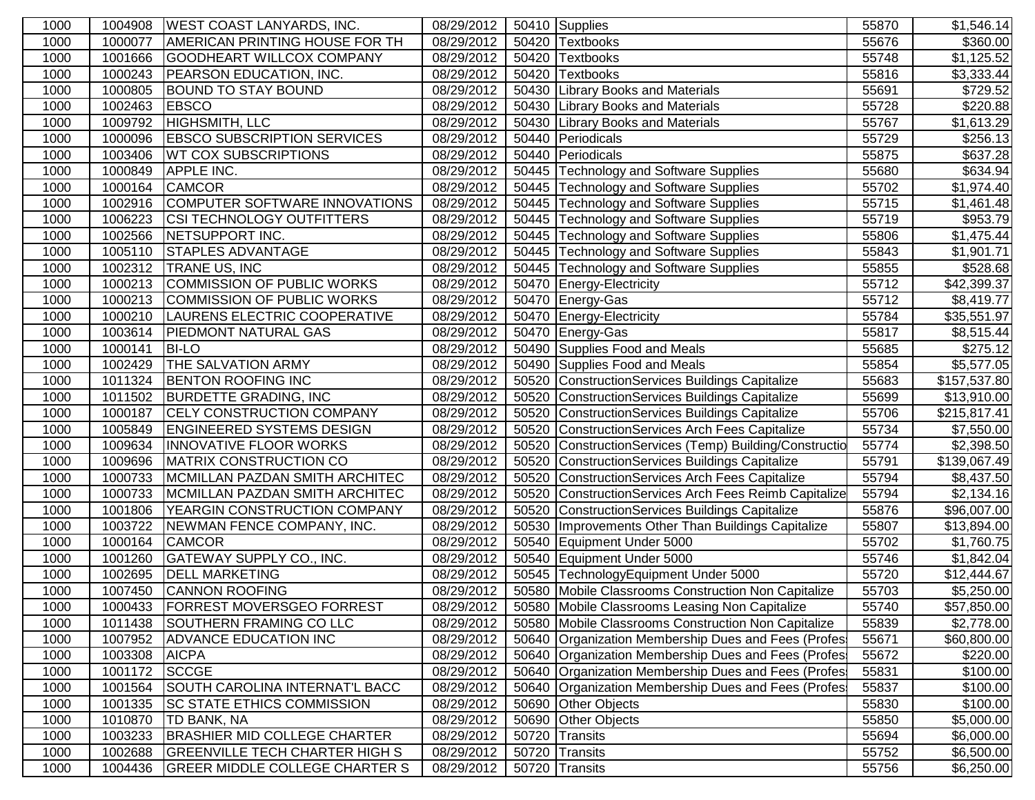| | | | | | | | |
|---|---|---|---|---|---|---|---|
| 1000 | 1004908 | WEST COAST LANYARDS, INC. | 08/29/2012 | 50410 | Supplies | 55870 | $1,546.14 |
| 1000 | 1000077 | AMERICAN PRINTING HOUSE FOR TH | 08/29/2012 | 50420 | Textbooks | 55676 | $360.00 |
| 1000 | 1001666 | GOODHEART WILLCOX COMPANY | 08/29/2012 | 50420 | Textbooks | 55748 | $1,125.52 |
| 1000 | 1000243 | PEARSON EDUCATION, INC. | 08/29/2012 | 50420 | Textbooks | 55816 | $3,333.44 |
| 1000 | 1000805 | BOUND TO STAY BOUND | 08/29/2012 | 50430 | Library Books and Materials | 55691 | $729.52 |
| 1000 | 1002463 | EBSCO | 08/29/2012 | 50430 | Library Books and Materials | 55728 | $220.88 |
| 1000 | 1009792 | HIGHSMITH, LLC | 08/29/2012 | 50430 | Library Books and Materials | 55767 | $1,613.29 |
| 1000 | 1000096 | EBSCO SUBSCRIPTION SERVICES | 08/29/2012 | 50440 | Periodicals | 55729 | $256.13 |
| 1000 | 1003406 | WT COX SUBSCRIPTIONS | 08/29/2012 | 50440 | Periodicals | 55875 | $637.28 |
| 1000 | 1000849 | APPLE INC. | 08/29/2012 | 50445 | Technology and Software Supplies | 55680 | $634.94 |
| 1000 | 1000164 | CAMCOR | 08/29/2012 | 50445 | Technology and Software Supplies | 55702 | $1,974.40 |
| 1000 | 1002916 | COMPUTER SOFTWARE INNOVATIONS | 08/29/2012 | 50445 | Technology and Software Supplies | 55715 | $1,461.48 |
| 1000 | 1006223 | CSI TECHNOLOGY OUTFITTERS | 08/29/2012 | 50445 | Technology and Software Supplies | 55719 | $953.79 |
| 1000 | 1002566 | NETSUPPORT INC. | 08/29/2012 | 50445 | Technology and Software Supplies | 55806 | $1,475.44 |
| 1000 | 1005110 | STAPLES ADVANTAGE | 08/29/2012 | 50445 | Technology and Software Supplies | 55843 | $1,901.71 |
| 1000 | 1002312 | TRANE US, INC | 08/29/2012 | 50445 | Technology and Software Supplies | 55855 | $528.68 |
| 1000 | 1000213 | COMMISSION OF PUBLIC WORKS | 08/29/2012 | 50470 | Energy-Electricity | 55712 | $42,399.37 |
| 1000 | 1000213 | COMMISSION OF PUBLIC WORKS | 08/29/2012 | 50470 | Energy-Gas | 55712 | $8,419.77 |
| 1000 | 1000210 | LAURENS ELECTRIC COOPERATIVE | 08/29/2012 | 50470 | Energy-Electricity | 55784 | $35,551.97 |
| 1000 | 1003614 | PIEDMONT NATURAL GAS | 08/29/2012 | 50470 | Energy-Gas | 55817 | $8,515.44 |
| 1000 | 1000141 | BI-LO | 08/29/2012 | 50490 | Supplies Food and Meals | 55685 | $275.12 |
| 1000 | 1002429 | THE SALVATION ARMY | 08/29/2012 | 50490 | Supplies Food and Meals | 55854 | $5,577.05 |
| 1000 | 1011324 | BENTON ROOFING INC | 08/29/2012 | 50520 | ConstructionServices Buildings Capitalize | 55683 | $157,537.80 |
| 1000 | 1011502 | BURDETTE GRADING, INC | 08/29/2012 | 50520 | ConstructionServices Buildings Capitalize | 55699 | $13,910.00 |
| 1000 | 1000187 | CELY CONSTRUCTION COMPANY | 08/29/2012 | 50520 | ConstructionServices Buildings Capitalize | 55706 | $215,817.41 |
| 1000 | 1005849 | ENGINEERED SYSTEMS DESIGN | 08/29/2012 | 50520 | ConstructionServices Arch Fees Capitalize | 55734 | $7,550.00 |
| 1000 | 1009634 | INNOVATIVE FLOOR WORKS | 08/29/2012 | 50520 | ConstructionServices (Temp) Building/Constructio | 55774 | $2,398.50 |
| 1000 | 1009696 | MATRIX CONSTRUCTION CO | 08/29/2012 | 50520 | ConstructionServices Buildings Capitalize | 55791 | $139,067.49 |
| 1000 | 1000733 | MCMILLAN PAZDAN SMITH ARCHITEC | 08/29/2012 | 50520 | ConstructionServices Arch Fees Capitalize | 55794 | $8,437.50 |
| 1000 | 1000733 | MCMILLAN PAZDAN SMITH ARCHITEC | 08/29/2012 | 50520 | ConstructionServices Arch Fees Reimb Capitalize | 55794 | $2,134.16 |
| 1000 | 1001806 | YEARGIN CONSTRUCTION COMPANY | 08/29/2012 | 50520 | ConstructionServices Buildings Capitalize | 55876 | $96,007.00 |
| 1000 | 1003722 | NEWMAN FENCE COMPANY, INC. | 08/29/2012 | 50530 | Improvements Other Than Buildings Capitalize | 55807 | $13,894.00 |
| 1000 | 1000164 | CAMCOR | 08/29/2012 | 50540 | Equipment Under 5000 | 55702 | $1,760.75 |
| 1000 | 1001260 | GATEWAY SUPPLY CO., INC. | 08/29/2012 | 50540 | Equipment Under 5000 | 55746 | $1,842.04 |
| 1000 | 1002695 | DELL MARKETING | 08/29/2012 | 50545 | TechnologyEquipment Under 5000 | 55720 | $12,444.67 |
| 1000 | 1007450 | CANNON ROOFING | 08/29/2012 | 50580 | Mobile Classrooms Construction Non Capitalize | 55703 | $5,250.00 |
| 1000 | 1000433 | FORREST MOVERSGEO FORREST | 08/29/2012 | 50580 | Mobile Classrooms Leasing Non Capitalize | 55740 | $57,850.00 |
| 1000 | 1011438 | SOUTHERN FRAMING CO LLC | 08/29/2012 | 50580 | Mobile Classrooms Construction Non Capitalize | 55839 | $2,778.00 |
| 1000 | 1007952 | ADVANCE EDUCATION INC | 08/29/2012 | 50640 | Organization Membership Dues and Fees (Profes | 55671 | $60,800.00 |
| 1000 | 1003308 | AICPA | 08/29/2012 | 50640 | Organization Membership Dues and Fees (Profes | 55672 | $220.00 |
| 1000 | 1001172 | SCCGE | 08/29/2012 | 50640 | Organization Membership Dues and Fees (Profes | 55831 | $100.00 |
| 1000 | 1001564 | SOUTH CAROLINA INTERNAT'L BACC | 08/29/2012 | 50640 | Organization Membership Dues and Fees (Profes | 55837 | $100.00 |
| 1000 | 1001335 | SC STATE ETHICS COMMISSION | 08/29/2012 | 50690 | Other Objects | 55830 | $100.00 |
| 1000 | 1010870 | TD BANK, NA | 08/29/2012 | 50690 | Other Objects | 55850 | $5,000.00 |
| 1000 | 1003233 | BRASHIER MID COLLEGE CHARTER | 08/29/2012 | 50720 | Transits | 55694 | $6,000.00 |
| 1000 | 1002688 | GREENVILLE TECH CHARTER HIGH S | 08/29/2012 | 50720 | Transits | 55752 | $6,500.00 |
| 1000 | 1004436 | GREER MIDDLE COLLEGE CHARTER S | 08/29/2012 | 50720 | Transits | 55756 | $6,250.00 |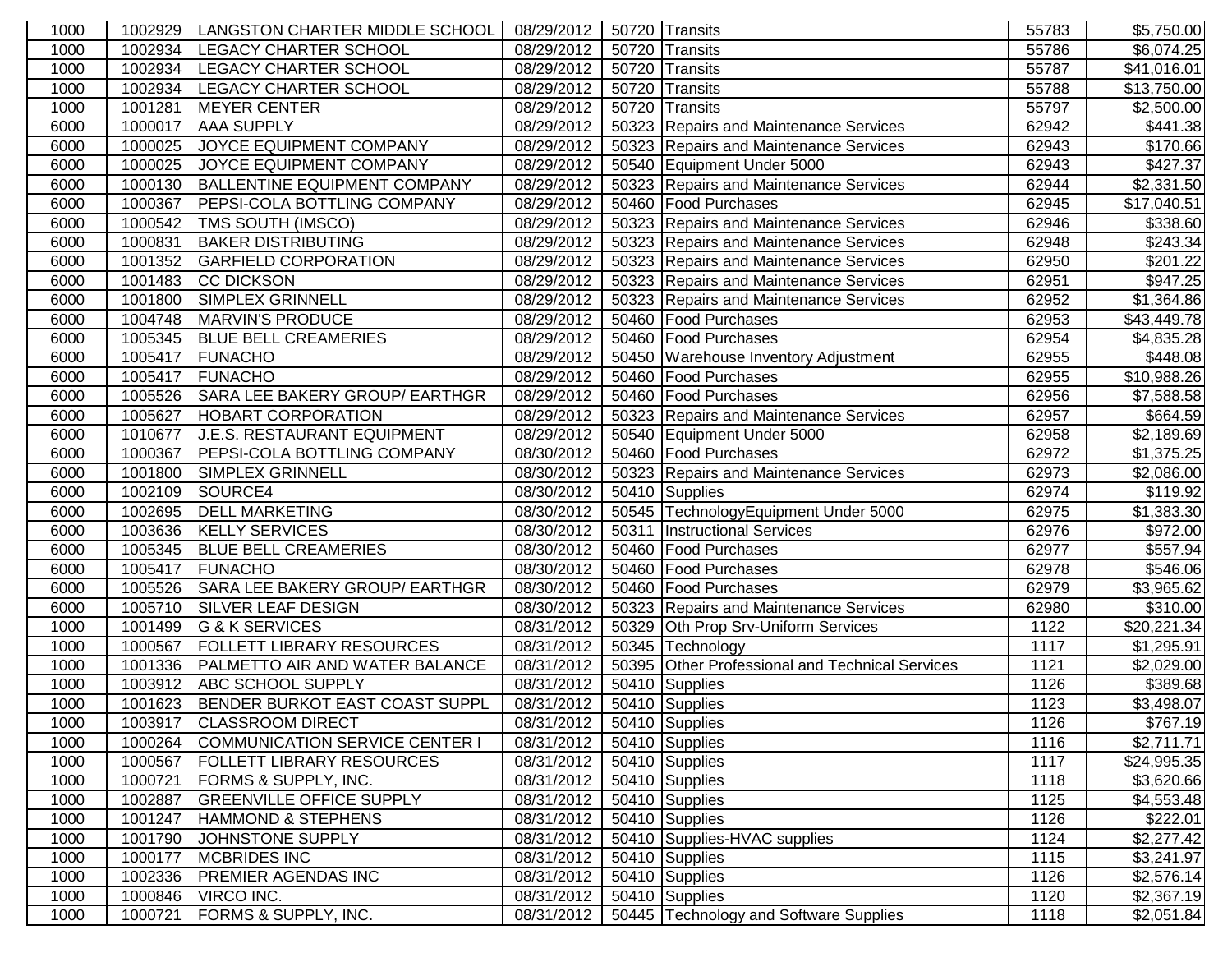| | | | | | | | |
|---|---|---|---|---|---|---|---|
| 1000 | 1002929 | LANGSTON CHARTER MIDDLE SCHOOL | 08/29/2012 | 50720 | Transits | 55783 | $5,750.00 |
| 1000 | 1002934 | LEGACY CHARTER SCHOOL | 08/29/2012 | 50720 | Transits | 55786 | $6,074.25 |
| 1000 | 1002934 | LEGACY CHARTER SCHOOL | 08/29/2012 | 50720 | Transits | 55787 | $41,016.01 |
| 1000 | 1002934 | LEGACY CHARTER SCHOOL | 08/29/2012 | 50720 | Transits | 55788 | $13,750.00 |
| 1000 | 1001281 | MEYER CENTER | 08/29/2012 | 50720 | Transits | 55797 | $2,500.00 |
| 6000 | 1000017 | AAA SUPPLY | 08/29/2012 | 50323 | Repairs and Maintenance Services | 62942 | $441.38 |
| 6000 | 1000025 | JOYCE EQUIPMENT COMPANY | 08/29/2012 | 50323 | Repairs and Maintenance Services | 62943 | $170.66 |
| 6000 | 1000025 | JOYCE EQUIPMENT COMPANY | 08/29/2012 | 50540 | Equipment Under 5000 | 62943 | $427.37 |
| 6000 | 1000130 | BALLENTINE EQUIPMENT COMPANY | 08/29/2012 | 50323 | Repairs and Maintenance Services | 62944 | $2,331.50 |
| 6000 | 1000367 | PEPSI-COLA BOTTLING COMPANY | 08/29/2012 | 50460 | Food Purchases | 62945 | $17,040.51 |
| 6000 | 1000542 | TMS SOUTH (IMSCO) | 08/29/2012 | 50323 | Repairs and Maintenance Services | 62946 | $338.60 |
| 6000 | 1000831 | BAKER DISTRIBUTING | 08/29/2012 | 50323 | Repairs and Maintenance Services | 62948 | $243.34 |
| 6000 | 1001352 | GARFIELD CORPORATION | 08/29/2012 | 50323 | Repairs and Maintenance Services | 62950 | $201.22 |
| 6000 | 1001483 | CC DICKSON | 08/29/2012 | 50323 | Repairs and Maintenance Services | 62951 | $947.25 |
| 6000 | 1001800 | SIMPLEX GRINNELL | 08/29/2012 | 50323 | Repairs and Maintenance Services | 62952 | $1,364.86 |
| 6000 | 1004748 | MARVIN'S PRODUCE | 08/29/2012 | 50460 | Food Purchases | 62953 | $43,449.78 |
| 6000 | 1005345 | BLUE BELL CREAMERIES | 08/29/2012 | 50460 | Food Purchases | 62954 | $4,835.28 |
| 6000 | 1005417 | FUNACHO | 08/29/2012 | 50450 | Warehouse Inventory Adjustment | 62955 | $448.08 |
| 6000 | 1005417 | FUNACHO | 08/29/2012 | 50460 | Food Purchases | 62955 | $10,988.26 |
| 6000 | 1005526 | SARA LEE BAKERY GROUP/ EARTHGR | 08/29/2012 | 50460 | Food Purchases | 62956 | $7,588.58 |
| 6000 | 1005627 | HOBART CORPORATION | 08/29/2012 | 50323 | Repairs and Maintenance Services | 62957 | $664.59 |
| 6000 | 1010677 | J.E.S. RESTAURANT EQUIPMENT | 08/29/2012 | 50540 | Equipment Under 5000 | 62958 | $2,189.69 |
| 6000 | 1000367 | PEPSI-COLA BOTTLING COMPANY | 08/30/2012 | 50460 | Food Purchases | 62972 | $1,375.25 |
| 6000 | 1001800 | SIMPLEX GRINNELL | 08/30/2012 | 50323 | Repairs and Maintenance Services | 62973 | $2,086.00 |
| 6000 | 1002109 | SOURCE4 | 08/30/2012 | 50410 | Supplies | 62974 | $119.92 |
| 6000 | 1002695 | DELL MARKETING | 08/30/2012 | 50545 | TechnologyEquipment Under 5000 | 62975 | $1,383.30 |
| 6000 | 1003636 | KELLY SERVICES | 08/30/2012 | 50311 | Instructional Services | 62976 | $972.00 |
| 6000 | 1005345 | BLUE BELL CREAMERIES | 08/30/2012 | 50460 | Food Purchases | 62977 | $557.94 |
| 6000 | 1005417 | FUNACHO | 08/30/2012 | 50460 | Food Purchases | 62978 | $546.06 |
| 6000 | 1005526 | SARA LEE BAKERY GROUP/ EARTHGR | 08/30/2012 | 50460 | Food Purchases | 62979 | $3,965.62 |
| 6000 | 1005710 | SILVER LEAF DESIGN | 08/30/2012 | 50323 | Repairs and Maintenance Services | 62980 | $310.00 |
| 1000 | 1001499 | G & K SERVICES | 08/31/2012 | 50329 | Oth Prop Srv-Uniform Services | 1122 | $20,221.34 |
| 1000 | 1000567 | FOLLETT LIBRARY RESOURCES | 08/31/2012 | 50345 | Technology | 1117 | $1,295.91 |
| 1000 | 1001336 | PALMETTO AIR AND WATER BALANCE | 08/31/2012 | 50395 | Other Professional and Technical Services | 1121 | $2,029.00 |
| 1000 | 1003912 | ABC SCHOOL SUPPLY | 08/31/2012 | 50410 | Supplies | 1126 | $389.68 |
| 1000 | 1001623 | BENDER BURKOT EAST COAST SUPPL | 08/31/2012 | 50410 | Supplies | 1123 | $3,498.07 |
| 1000 | 1003917 | CLASSROOM DIRECT | 08/31/2012 | 50410 | Supplies | 1126 | $767.19 |
| 1000 | 1000264 | COMMUNICATION SERVICE CENTER I | 08/31/2012 | 50410 | Supplies | 1116 | $2,711.71 |
| 1000 | 1000567 | FOLLETT LIBRARY RESOURCES | 08/31/2012 | 50410 | Supplies | 1117 | $24,995.35 |
| 1000 | 1000721 | FORMS & SUPPLY, INC. | 08/31/2012 | 50410 | Supplies | 1118 | $3,620.66 |
| 1000 | 1002887 | GREENVILLE OFFICE SUPPLY | 08/31/2012 | 50410 | Supplies | 1125 | $4,553.48 |
| 1000 | 1001247 | HAMMOND & STEPHENS | 08/31/2012 | 50410 | Supplies | 1126 | $222.01 |
| 1000 | 1001790 | JOHNSTONE SUPPLY | 08/31/2012 | 50410 | Supplies-HVAC supplies | 1124 | $2,277.42 |
| 1000 | 1000177 | MCBRIDES INC | 08/31/2012 | 50410 | Supplies | 1115 | $3,241.97 |
| 1000 | 1002336 | PREMIER AGENDAS INC | 08/31/2012 | 50410 | Supplies | 1126 | $2,576.14 |
| 1000 | 1000846 | VIRCO INC. | 08/31/2012 | 50410 | Supplies | 1120 | $2,367.19 |
| 1000 | 1000721 | FORMS & SUPPLY, INC. | 08/31/2012 | 50445 | Technology and Software Supplies | 1118 | $2,051.84 |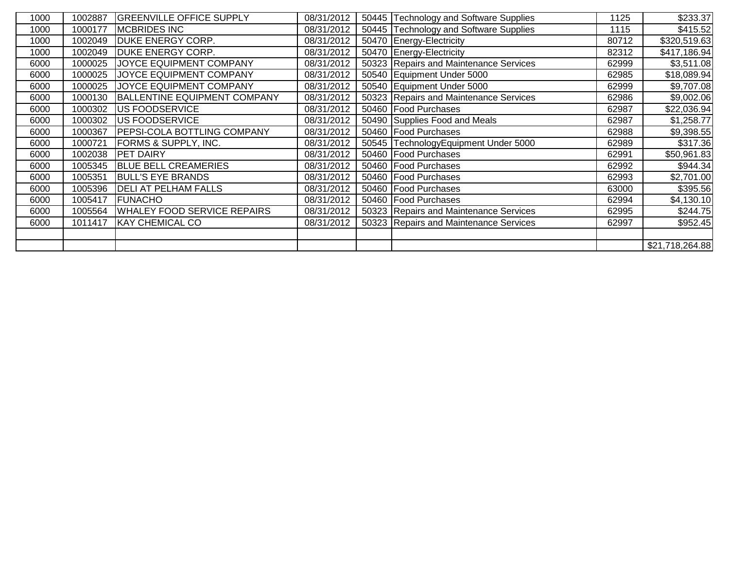| | | | | | | | |
|---|---|---|---|---|---|---|---|
| 1000 | 1002887 | GREENVILLE OFFICE SUPPLY | 08/31/2012 | 50445 | Technology and Software Supplies | 1125 | $233.37 |
| 1000 | 1000177 | MCBRIDES INC | 08/31/2012 | 50445 | Technology and Software Supplies | 1115 | $415.52 |
| 1000 | 1002049 | DUKE ENERGY CORP. | 08/31/2012 | 50470 | Energy-Electricity | 80712 | $320,519.63 |
| 1000 | 1002049 | DUKE ENERGY CORP. | 08/31/2012 | 50470 | Energy-Electricity | 82312 | $417,186.94 |
| 6000 | 1000025 | JOYCE EQUIPMENT COMPANY | 08/31/2012 | 50323 | Repairs and Maintenance Services | 62999 | $3,511.08 |
| 6000 | 1000025 | JOYCE EQUIPMENT COMPANY | 08/31/2012 | 50540 | Equipment Under 5000 | 62985 | $18,089.94 |
| 6000 | 1000025 | JOYCE EQUIPMENT COMPANY | 08/31/2012 | 50540 | Equipment Under 5000 | 62999 | $9,707.08 |
| 6000 | 1000130 | BALLENTINE EQUIPMENT COMPANY | 08/31/2012 | 50323 | Repairs and Maintenance Services | 62986 | $9,002.06 |
| 6000 | 1000302 | US FOODSERVICE | 08/31/2012 | 50460 | Food Purchases | 62987 | $22,036.94 |
| 6000 | 1000302 | US FOODSERVICE | 08/31/2012 | 50490 | Supplies Food and Meals | 62987 | $1,258.77 |
| 6000 | 1000367 | PEPSI-COLA BOTTLING COMPANY | 08/31/2012 | 50460 | Food Purchases | 62988 | $9,398.55 |
| 6000 | 1000721 | FORMS & SUPPLY, INC. | 08/31/2012 | 50545 | TechnologyEquipment Under 5000 | 62989 | $317.36 |
| 6000 | 1002038 | PET DAIRY | 08/31/2012 | 50460 | Food Purchases | 62991 | $50,961.83 |
| 6000 | 1005345 | BLUE BELL CREAMERIES | 08/31/2012 | 50460 | Food Purchases | 62992 | $944.34 |
| 6000 | 1005351 | BULL'S EYE BRANDS | 08/31/2012 | 50460 | Food Purchases | 62993 | $2,701.00 |
| 6000 | 1005396 | DELI AT PELHAM FALLS | 08/31/2012 | 50460 | Food Purchases | 63000 | $395.56 |
| 6000 | 1005417 | FUNACHO | 08/31/2012 | 50460 | Food Purchases | 62994 | $4,130.10 |
| 6000 | 1005564 | WHALEY FOOD SERVICE REPAIRS | 08/31/2012 | 50323 | Repairs and Maintenance Services | 62995 | $244.75 |
| 6000 | 1011417 | KAY CHEMICAL CO | 08/31/2012 | 50323 | Repairs and Maintenance Services | 62997 | $952.45 |
| | | | | | | | |
| | | | | | | | $21,718,264.88 |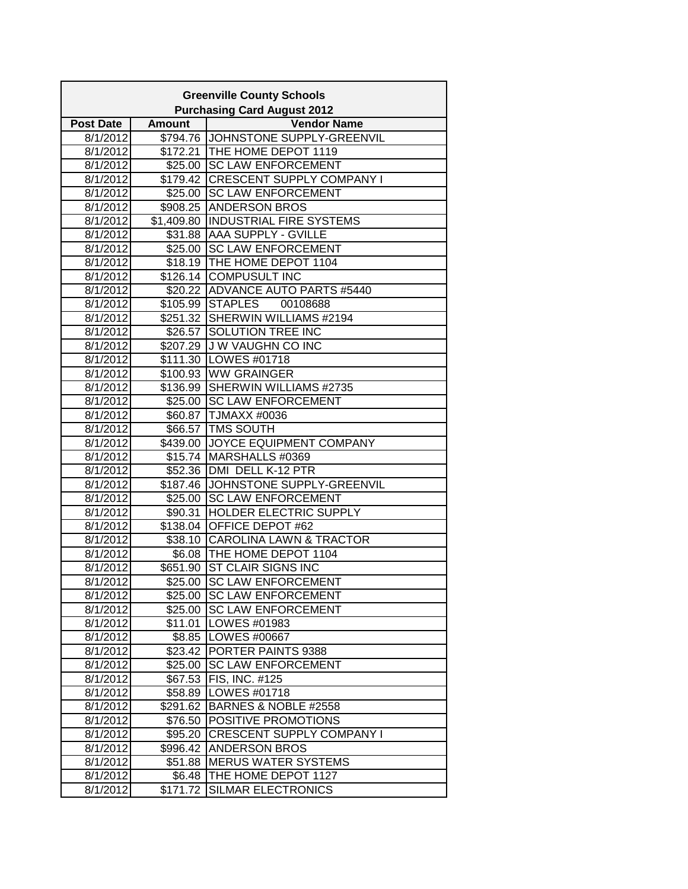| Greenville County Schools Purchasing Card August 2012 | | |
|---|---|---|
| **Post Date** | **Amount** | **Vendor Name** |
| 8/1/2012 | $794.76 | JOHNSTONE SUPPLY-GREENVIL |
| 8/1/2012 | $172.21 | THE HOME DEPOT 1119 |
| 8/1/2012 | $25.00 | SC LAW ENFORCEMENT |
| 8/1/2012 | $179.42 | CRESCENT SUPPLY COMPANY I |
| 8/1/2012 | $25.00 | SC LAW ENFORCEMENT |
| 8/1/2012 | $908.25 | ANDERSON BROS |
| 8/1/2012 | $1,409.80 | INDUSTRIAL FIRE SYSTEMS |
| 8/1/2012 | $31.88 | AAA SUPPLY - GVILLE |
| 8/1/2012 | $25.00 | SC LAW ENFORCEMENT |
| 8/1/2012 | $18.19 | THE HOME DEPOT 1104 |
| 8/1/2012 | $126.14 | COMPUSULT INC |
| 8/1/2012 | $20.22 | ADVANCE AUTO PARTS #5440 |
| 8/1/2012 | $105.99 | STAPLES 00108688 |
| 8/1/2012 | $251.32 | SHERWIN WILLIAMS #2194 |
| 8/1/2012 | $26.57 | SOLUTION TREE INC |
| 8/1/2012 | $207.29 | J W VAUGHN CO INC |
| 8/1/2012 | $111.30 | LOWES #01718 |
| 8/1/2012 | $100.93 | WW GRAINGER |
| 8/1/2012 | $136.99 | SHERWIN WILLIAMS #2735 |
| 8/1/2012 | $25.00 | SC LAW ENFORCEMENT |
| 8/1/2012 | $60.87 | TJMAXX #0036 |
| 8/1/2012 | $66.57 | TMS SOUTH |
| 8/1/2012 | $439.00 | JOYCE EQUIPMENT COMPANY |
| 8/1/2012 | $15.74 | MARSHALLS #0369 |
| 8/1/2012 | $52.36 | DMI DELL K-12 PTR |
| 8/1/2012 | $187.46 | JOHNSTONE SUPPLY-GREENVIL |
| 8/1/2012 | $25.00 | SC LAW ENFORCEMENT |
| 8/1/2012 | $90.31 | HOLDER ELECTRIC SUPPLY |
| 8/1/2012 | $138.04 | OFFICE DEPOT #62 |
| 8/1/2012 | $38.10 | CAROLINA LAWN & TRACTOR |
| 8/1/2012 | $6.08 | THE HOME DEPOT 1104 |
| 8/1/2012 | $651.90 | ST CLAIR SIGNS INC |
| 8/1/2012 | $25.00 | SC LAW ENFORCEMENT |
| 8/1/2012 | $25.00 | SC LAW ENFORCEMENT |
| 8/1/2012 | $25.00 | SC LAW ENFORCEMENT |
| 8/1/2012 | $11.01 | LOWES #01983 |
| 8/1/2012 | $8.85 | LOWES #00667 |
| 8/1/2012 | $23.42 | PORTER PAINTS 9388 |
| 8/1/2012 | $25.00 | SC LAW ENFORCEMENT |
| 8/1/2012 | $67.53 | FIS, INC. #125 |
| 8/1/2012 | $58.89 | LOWES #01718 |
| 8/1/2012 | $291.62 | BARNES & NOBLE #2558 |
| 8/1/2012 | $76.50 | POSITIVE PROMOTIONS |
| 8/1/2012 | $95.20 | CRESCENT SUPPLY COMPANY I |
| 8/1/2012 | $996.42 | ANDERSON BROS |
| 8/1/2012 | $51.88 | MERUS WATER SYSTEMS |
| 8/1/2012 | $6.48 | THE HOME DEPOT 1127 |
| 8/1/2012 | $171.72 | SILMAR ELECTRONICS |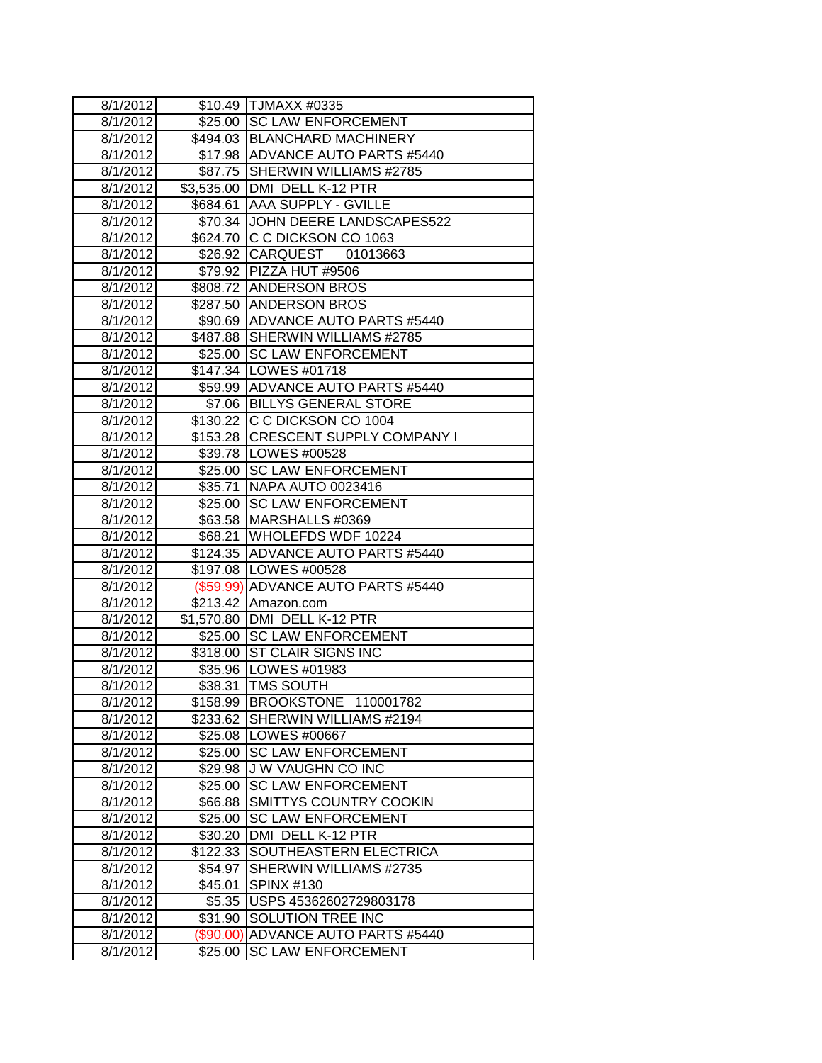| | | |
|---|---|---|
| 8/1/2012 | $10.49 | TJMAXX #0335 |
| 8/1/2012 | $25.00 | SC LAW ENFORCEMENT |
| 8/1/2012 | $494.03 | BLANCHARD MACHINERY |
| 8/1/2012 | $17.98 | ADVANCE AUTO PARTS #5440 |
| 8/1/2012 | $87.75 | SHERWIN WILLIAMS #2785 |
| 8/1/2012 | $3,535.00 | DMI DELL K-12 PTR |
| 8/1/2012 | $684.61 | AAA SUPPLY - GVILLE |
| 8/1/2012 | $70.34 | JOHN DEERE LANDSCAPES522 |
| 8/1/2012 | $624.70 | C C DICKSON CO 1063 |
| 8/1/2012 | $26.92 | CARQUEST 01013663 |
| 8/1/2012 | $79.92 | PIZZA HUT #9506 |
| 8/1/2012 | $808.72 | ANDERSON BROS |
| 8/1/2012 | $287.50 | ANDERSON BROS |
| 8/1/2012 | $90.69 | ADVANCE AUTO PARTS #5440 |
| 8/1/2012 | $487.88 | SHERWIN WILLIAMS #2785 |
| 8/1/2012 | $25.00 | SC LAW ENFORCEMENT |
| 8/1/2012 | $147.34 | LOWES #01718 |
| 8/1/2012 | $59.99 | ADVANCE AUTO PARTS #5440 |
| 8/1/2012 | $7.06 | BILLYS GENERAL STORE |
| 8/1/2012 | $130.22 | C C DICKSON CO 1004 |
| 8/1/2012 | $153.28 | CRESCENT SUPPLY COMPANY I |
| 8/1/2012 | $39.78 | LOWES #00528 |
| 8/1/2012 | $25.00 | SC LAW ENFORCEMENT |
| 8/1/2012 | $35.71 | NAPA AUTO 0023416 |
| 8/1/2012 | $25.00 | SC LAW ENFORCEMENT |
| 8/1/2012 | $63.58 | MARSHALLS #0369 |
| 8/1/2012 | $68.21 | WHOLEFDS WDF 10224 |
| 8/1/2012 | $124.35 | ADVANCE AUTO PARTS #5440 |
| 8/1/2012 | $197.08 | LOWES #00528 |
| 8/1/2012 | ($59.99) | ADVANCE AUTO PARTS #5440 |
| 8/1/2012 | $213.42 | Amazon.com |
| 8/1/2012 | $1,570.80 | DMI DELL K-12 PTR |
| 8/1/2012 | $25.00 | SC LAW ENFORCEMENT |
| 8/1/2012 | $318.00 | ST CLAIR SIGNS INC |
| 8/1/2012 | $35.96 | LOWES #01983 |
| 8/1/2012 | $38.31 | TMS SOUTH |
| 8/1/2012 | $158.99 | BROOKSTONE 110001782 |
| 8/1/2012 | $233.62 | SHERWIN WILLIAMS #2194 |
| 8/1/2012 | $25.08 | LOWES #00667 |
| 8/1/2012 | $25.00 | SC LAW ENFORCEMENT |
| 8/1/2012 | $29.98 | J W VAUGHN CO INC |
| 8/1/2012 | $25.00 | SC LAW ENFORCEMENT |
| 8/1/2012 | $66.88 | SMITTYS COUNTRY COOKIN |
| 8/1/2012 | $25.00 | SC LAW ENFORCEMENT |
| 8/1/2012 | $30.20 | DMI DELL K-12 PTR |
| 8/1/2012 | $122.33 | SOUTHEASTERN ELECTRICA |
| 8/1/2012 | $54.97 | SHERWIN WILLIAMS #2735 |
| 8/1/2012 | $45.01 | SPINX #130 |
| 8/1/2012 | $5.35 | USPS 45362602729803178 |
| 8/1/2012 | $31.90 | SOLUTION TREE INC |
| 8/1/2012 | ($90.00) | ADVANCE AUTO PARTS #5440 |
| 8/1/2012 | $25.00 | SC LAW ENFORCEMENT |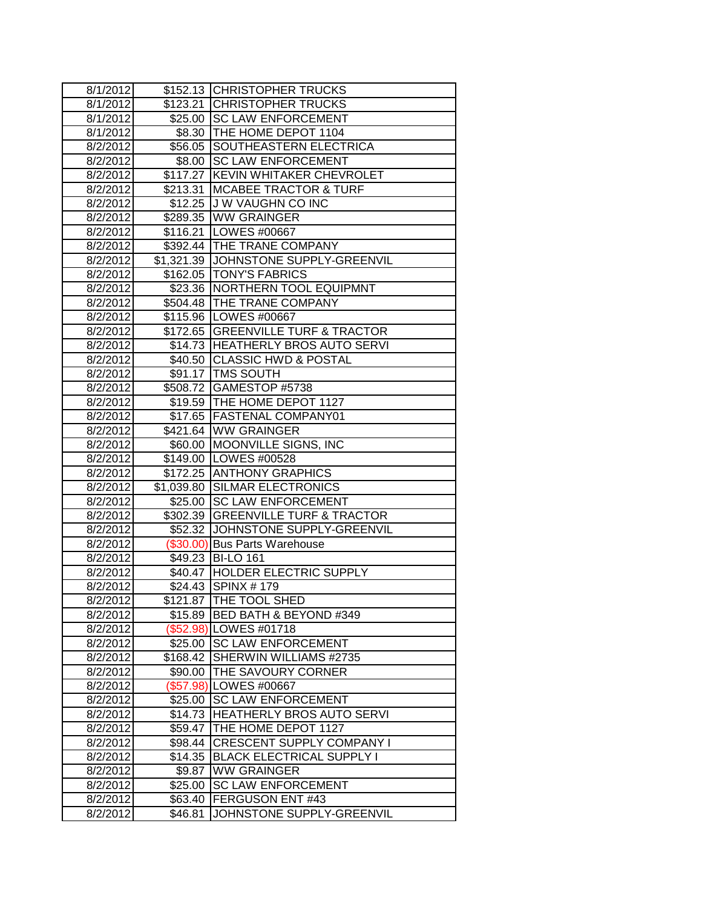| | | |
|---|---|---|
| 8/1/2012 | $152.13 | CHRISTOPHER TRUCKS |
| 8/1/2012 | $123.21 | CHRISTOPHER TRUCKS |
| 8/1/2012 | $25.00 | SC LAW ENFORCEMENT |
| 8/1/2012 | $8.30 | THE HOME DEPOT 1104 |
| 8/2/2012 | $56.05 | SOUTHEASTERN ELECTRICA |
| 8/2/2012 | $8.00 | SC LAW ENFORCEMENT |
| 8/2/2012 | $117.27 | KEVIN WHITAKER CHEVROLET |
| 8/2/2012 | $213.31 | MCABEE TRACTOR & TURF |
| 8/2/2012 | $12.25 | J W VAUGHN CO INC |
| 8/2/2012 | $289.35 | WW GRAINGER |
| 8/2/2012 | $116.21 | LOWES #00667 |
| 8/2/2012 | $392.44 | THE TRANE COMPANY |
| 8/2/2012 | $1,321.39 | JOHNSTONE SUPPLY-GREENVIL |
| 8/2/2012 | $162.05 | TONY'S FABRICS |
| 8/2/2012 | $23.36 | NORTHERN TOOL EQUIPMNT |
| 8/2/2012 | $504.48 | THE TRANE COMPANY |
| 8/2/2012 | $115.96 | LOWES #00667 |
| 8/2/2012 | $172.65 | GREENVILLE TURF & TRACTOR |
| 8/2/2012 | $14.73 | HEATHERLY BROS AUTO SERVI |
| 8/2/2012 | $40.50 | CLASSIC HWD & POSTAL |
| 8/2/2012 | $91.17 | TMS SOUTH |
| 8/2/2012 | $508.72 | GAMESTOP #5738 |
| 8/2/2012 | $19.59 | THE HOME DEPOT 1127 |
| 8/2/2012 | $17.65 | FASTENAL COMPANY01 |
| 8/2/2012 | $421.64 | WW GRAINGER |
| 8/2/2012 | $60.00 | MOONVILLE SIGNS, INC |
| 8/2/2012 | $149.00 | LOWES #00528 |
| 8/2/2012 | $172.25 | ANTHONY GRAPHICS |
| 8/2/2012 | $1,039.80 | SILMAR ELECTRONICS |
| 8/2/2012 | $25.00 | SC LAW ENFORCEMENT |
| 8/2/2012 | $302.39 | GREENVILLE TURF & TRACTOR |
| 8/2/2012 | $52.32 | JOHNSTONE SUPPLY-GREENVIL |
| 8/2/2012 | ($30.00) | Bus Parts Warehouse |
| 8/2/2012 | $49.23 | BI-LO 161 |
| 8/2/2012 | $40.47 | HOLDER ELECTRIC SUPPLY |
| 8/2/2012 | $24.43 | SPINX # 179 |
| 8/2/2012 | $121.87 | THE TOOL SHED |
| 8/2/2012 | $15.89 | BED BATH & BEYOND #349 |
| 8/2/2012 | ($52.98) | LOWES #01718 |
| 8/2/2012 | $25.00 | SC LAW ENFORCEMENT |
| 8/2/2012 | $168.42 | SHERWIN WILLIAMS #2735 |
| 8/2/2012 | $90.00 | THE SAVOURY CORNER |
| 8/2/2012 | ($57.98) | LOWES #00667 |
| 8/2/2012 | $25.00 | SC LAW ENFORCEMENT |
| 8/2/2012 | $14.73 | HEATHERLY BROS AUTO SERVI |
| 8/2/2012 | $59.47 | THE HOME DEPOT 1127 |
| 8/2/2012 | $98.44 | CRESCENT SUPPLY COMPANY I |
| 8/2/2012 | $14.35 | BLACK ELECTRICAL SUPPLY I |
| 8/2/2012 | $9.87 | WW GRAINGER |
| 8/2/2012 | $25.00 | SC LAW ENFORCEMENT |
| 8/2/2012 | $63.40 | FERGUSON ENT #43 |
| 8/2/2012 | $46.81 | JOHNSTONE SUPPLY-GREENVIL |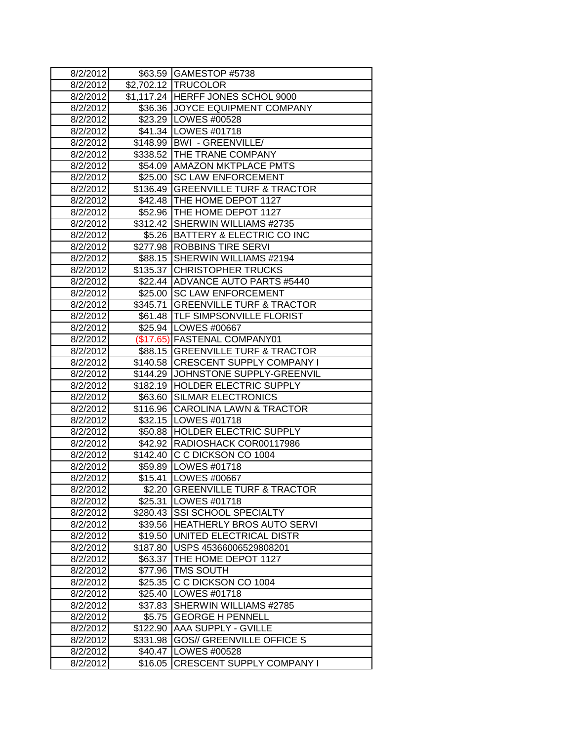| | | |
|---|---|---|
| 8/2/2012 | $63.59 | GAMESTOP #5738 |
| 8/2/2012 | $2,702.12 | TRUCOLOR |
| 8/2/2012 | $1,117.24 | HERFF JONES SCHOL 9000 |
| 8/2/2012 | $36.36 | JOYCE EQUIPMENT COMPANY |
| 8/2/2012 | $23.29 | LOWES #00528 |
| 8/2/2012 | $41.34 | LOWES #01718 |
| 8/2/2012 | $148.99 | BWI - GREENVILLE/ |
| 8/2/2012 | $338.52 | THE TRANE COMPANY |
| 8/2/2012 | $54.09 | AMAZON MKTPLACE PMTS |
| 8/2/2012 | $25.00 | SC LAW ENFORCEMENT |
| 8/2/2012 | $136.49 | GREENVILLE TURF & TRACTOR |
| 8/2/2012 | $42.48 | THE HOME DEPOT 1127 |
| 8/2/2012 | $52.96 | THE HOME DEPOT 1127 |
| 8/2/2012 | $312.42 | SHERWIN WILLIAMS #2735 |
| 8/2/2012 | $5.26 | BATTERY & ELECTRIC CO INC |
| 8/2/2012 | $277.98 | ROBBINS TIRE SERVI |
| 8/2/2012 | $88.15 | SHERWIN WILLIAMS #2194 |
| 8/2/2012 | $135.37 | CHRISTOPHER TRUCKS |
| 8/2/2012 | $22.44 | ADVANCE AUTO PARTS #5440 |
| 8/2/2012 | $25.00 | SC LAW ENFORCEMENT |
| 8/2/2012 | $345.71 | GREENVILLE TURF & TRACTOR |
| 8/2/2012 | $61.48 | TLF SIMPSONVILLE FLORIST |
| 8/2/2012 | $25.94 | LOWES #00667 |
| 8/2/2012 | ($17.65) | FASTENAL COMPANY01 |
| 8/2/2012 | $88.15 | GREENVILLE TURF & TRACTOR |
| 8/2/2012 | $140.58 | CRESCENT SUPPLY COMPANY I |
| 8/2/2012 | $144.29 | JOHNSTONE SUPPLY-GREENVIL |
| 8/2/2012 | $182.19 | HOLDER ELECTRIC SUPPLY |
| 8/2/2012 | $63.60 | SILMAR ELECTRONICS |
| 8/2/2012 | $116.96 | CAROLINA LAWN & TRACTOR |
| 8/2/2012 | $32.15 | LOWES #01718 |
| 8/2/2012 | $50.88 | HOLDER ELECTRIC SUPPLY |
| 8/2/2012 | $42.92 | RADIOSHACK COR00117986 |
| 8/2/2012 | $142.40 | C C DICKSON CO 1004 |
| 8/2/2012 | $59.89 | LOWES #01718 |
| 8/2/2012 | $15.41 | LOWES #00667 |
| 8/2/2012 | $2.20 | GREENVILLE TURF & TRACTOR |
| 8/2/2012 | $25.31 | LOWES #01718 |
| 8/2/2012 | $280.43 | SSI SCHOOL SPECIALTY |
| 8/2/2012 | $39.56 | HEATHERLY BROS AUTO SERVI |
| 8/2/2012 | $19.50 | UNITED ELECTRICAL DISTR |
| 8/2/2012 | $187.80 | USPS 45366006529808201 |
| 8/2/2012 | $63.37 | THE HOME DEPOT 1127 |
| 8/2/2012 | $77.96 | TMS SOUTH |
| 8/2/2012 | $25.35 | C C DICKSON CO 1004 |
| 8/2/2012 | $25.40 | LOWES #01718 |
| 8/2/2012 | $37.83 | SHERWIN WILLIAMS #2785 |
| 8/2/2012 | $5.75 | GEORGE H PENNELL |
| 8/2/2012 | $122.90 | AAA SUPPLY - GVILLE |
| 8/2/2012 | $331.98 | GOS// GREENVILLE OFFICE S |
| 8/2/2012 | $40.47 | LOWES #00528 |
| 8/2/2012 | $16.05 | CRESCENT SUPPLY COMPANY I |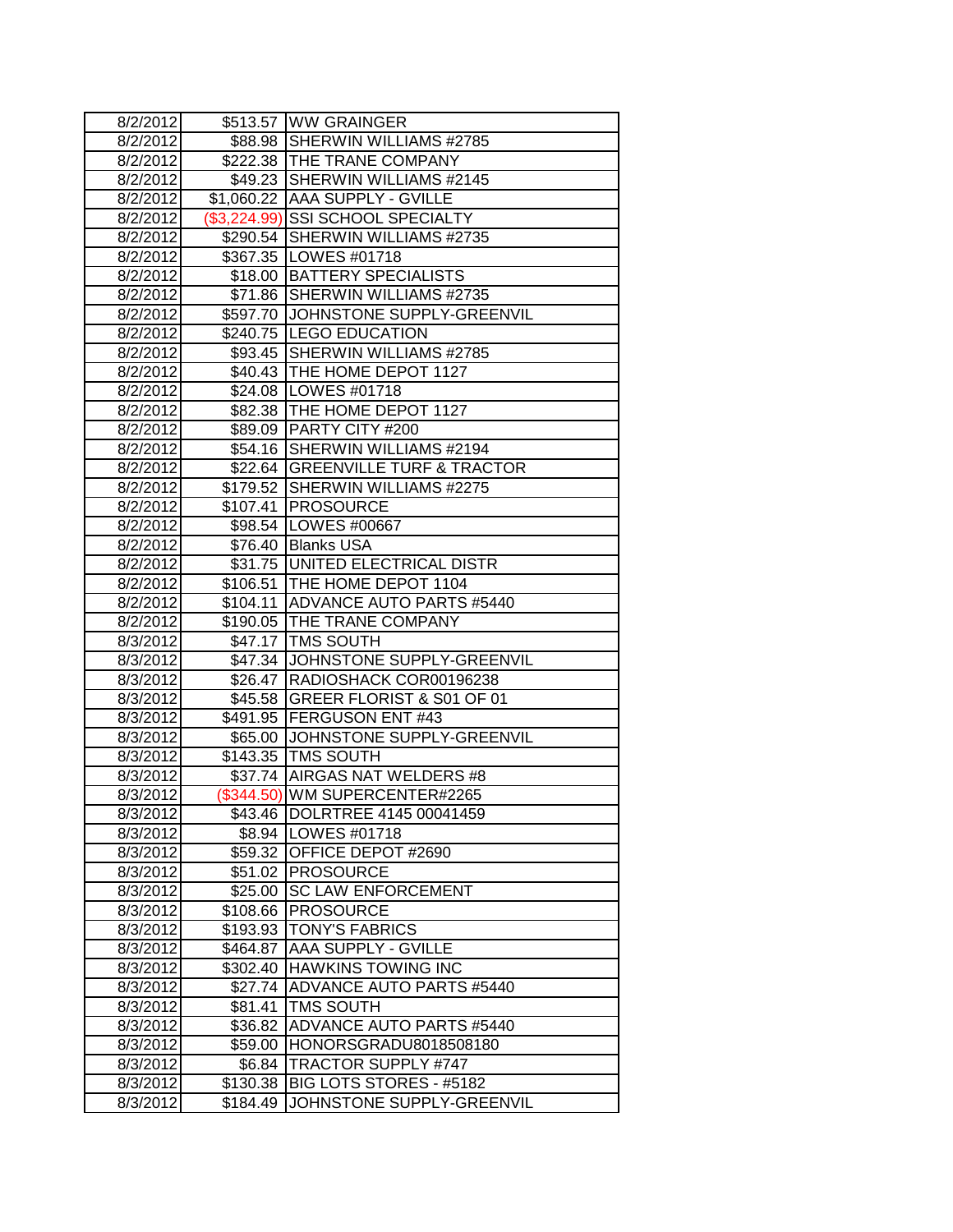| | | |
|---|---|---|
| 8/2/2012 | $513.57 | WW GRAINGER |
| 8/2/2012 | $88.98 | SHERWIN WILLIAMS #2785 |
| 8/2/2012 | $222.38 | THE TRANE COMPANY |
| 8/2/2012 | $49.23 | SHERWIN WILLIAMS #2145 |
| 8/2/2012 | $1,060.22 | AAA SUPPLY - GVILLE |
| 8/2/2012 | ($3,224.99) | SSI SCHOOL SPECIALTY |
| 8/2/2012 | $290.54 | SHERWIN WILLIAMS #2735 |
| 8/2/2012 | $367.35 | LOWES #01718 |
| 8/2/2012 | $18.00 | BATTERY SPECIALISTS |
| 8/2/2012 | $71.86 | SHERWIN WILLIAMS #2735 |
| 8/2/2012 | $597.70 | JOHNSTONE SUPPLY-GREENVIL |
| 8/2/2012 | $240.75 | LEGO EDUCATION |
| 8/2/2012 | $93.45 | SHERWIN WILLIAMS #2785 |
| 8/2/2012 | $40.43 | THE HOME DEPOT 1127 |
| 8/2/2012 | $24.08 | LOWES #01718 |
| 8/2/2012 | $82.38 | THE HOME DEPOT 1127 |
| 8/2/2012 | $89.09 | PARTY CITY #200 |
| 8/2/2012 | $54.16 | SHERWIN WILLIAMS #2194 |
| 8/2/2012 | $22.64 | GREENVILLE TURF & TRACTOR |
| 8/2/2012 | $179.52 | SHERWIN WILLIAMS #2275 |
| 8/2/2012 | $107.41 | PROSOURCE |
| 8/2/2012 | $98.54 | LOWES #00667 |
| 8/2/2012 | $76.40 | Blanks USA |
| 8/2/2012 | $31.75 | UNITED ELECTRICAL DISTR |
| 8/2/2012 | $106.51 | THE HOME DEPOT 1104 |
| 8/2/2012 | $104.11 | ADVANCE AUTO PARTS #5440 |
| 8/2/2012 | $190.05 | THE TRANE COMPANY |
| 8/3/2012 | $47.17 | TMS SOUTH |
| 8/3/2012 | $47.34 | JOHNSTONE SUPPLY-GREENVIL |
| 8/3/2012 | $26.47 | RADIOSHACK COR00196238 |
| 8/3/2012 | $45.58 | GREER FLORIST & S01 OF 01 |
| 8/3/2012 | $491.95 | FERGUSON ENT #43 |
| 8/3/2012 | $65.00 | JOHNSTONE SUPPLY-GREENVIL |
| 8/3/2012 | $143.35 | TMS SOUTH |
| 8/3/2012 | $37.74 | AIRGAS NAT WELDERS #8 |
| 8/3/2012 | ($344.50) | WM SUPERCENTER#2265 |
| 8/3/2012 | $43.46 | DOLRTREE 4145 00041459 |
| 8/3/2012 | $8.94 | LOWES #01718 |
| 8/3/2012 | $59.32 | OFFICE DEPOT #2690 |
| 8/3/2012 | $51.02 | PROSOURCE |
| 8/3/2012 | $25.00 | SC LAW ENFORCEMENT |
| 8/3/2012 | $108.66 | PROSOURCE |
| 8/3/2012 | $193.93 | TONY'S FABRICS |
| 8/3/2012 | $464.87 | AAA SUPPLY - GVILLE |
| 8/3/2012 | $302.40 | HAWKINS TOWING INC |
| 8/3/2012 | $27.74 | ADVANCE AUTO PARTS #5440 |
| 8/3/2012 | $81.41 | TMS SOUTH |
| 8/3/2012 | $36.82 | ADVANCE AUTO PARTS #5440 |
| 8/3/2012 | $59.00 | HONORSGRADU8018508180 |
| 8/3/2012 | $6.84 | TRACTOR SUPPLY #747 |
| 8/3/2012 | $130.38 | BIG LOTS STORES - #5182 |
| 8/3/2012 | $184.49 | JOHNSTONE SUPPLY-GREENVIL |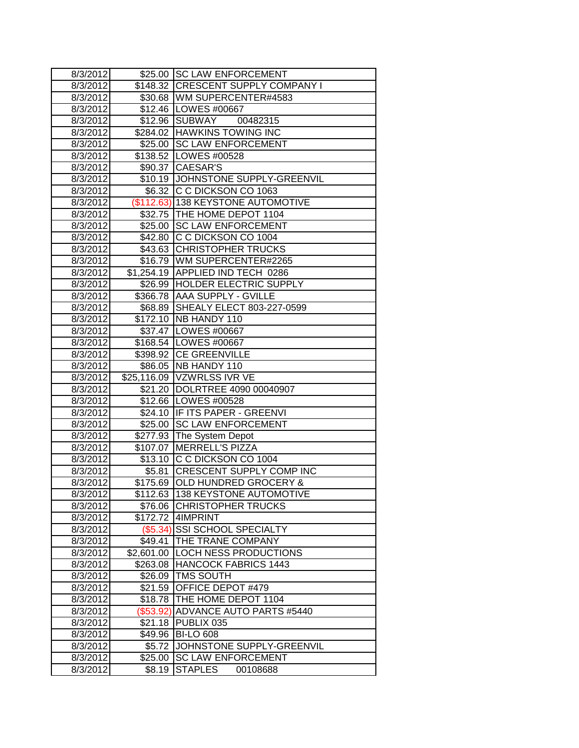| 8/3/2012 | $25.00 | SC LAW ENFORCEMENT |
|---|---|---|
| 8/3/2012 | $148.32 | CRESCENT SUPPLY COMPANY I |
| 8/3/2012 | $30.68 | WM SUPERCENTER#4583 |
| 8/3/2012 | $12.46 | LOWES #00667 |
| 8/3/2012 | $12.96 | SUBWAY 00482315 |
| 8/3/2012 | $284.02 | HAWKINS TOWING INC |
| 8/3/2012 | $25.00 | SC LAW ENFORCEMENT |
| 8/3/2012 | $138.52 | LOWES #00528 |
| 8/3/2012 | $90.37 | CAESAR'S |
| 8/3/2012 | $10.19 | JOHNSTONE SUPPLY-GREENVIL |
| 8/3/2012 | $6.32 | C C DICKSON CO 1063 |
| 8/3/2012 | ($112.63) | 138 KEYSTONE AUTOMOTIVE |
| 8/3/2012 | $32.75 | THE HOME DEPOT 1104 |
| 8/3/2012 | $25.00 | SC LAW ENFORCEMENT |
| 8/3/2012 | $42.80 | C C DICKSON CO 1004 |
| 8/3/2012 | $43.63 | CHRISTOPHER TRUCKS |
| 8/3/2012 | $16.79 | WM SUPERCENTER#2265 |
| 8/3/2012 | $1,254.19 | APPLIED IND TECH 0286 |
| 8/3/2012 | $26.99 | HOLDER ELECTRIC SUPPLY |
| 8/3/2012 | $366.78 | AAA SUPPLY - GVILLE |
| 8/3/2012 | $68.89 | SHEALY ELECT 803-227-0599 |
| 8/3/2012 | $172.10 | NB HANDY 110 |
| 8/3/2012 | $37.47 | LOWES #00667 |
| 8/3/2012 | $168.54 | LOWES #00667 |
| 8/3/2012 | $398.92 | CE GREENVILLE |
| 8/3/2012 | $86.05 | NB HANDY 110 |
| 8/3/2012 | $25,116.09 | VZWRLSS IVR VE |
| 8/3/2012 | $21.20 | DOLRTREE 4090 00040907 |
| 8/3/2012 | $12.66 | LOWES #00528 |
| 8/3/2012 | $24.10 | IF ITS PAPER - GREENVI |
| 8/3/2012 | $25.00 | SC LAW ENFORCEMENT |
| 8/3/2012 | $277.93 | The System Depot |
| 8/3/2012 | $107.07 | MERRELL'S PIZZA |
| 8/3/2012 | $13.10 | C C DICKSON CO 1004 |
| 8/3/2012 | $5.81 | CRESCENT SUPPLY COMP INC |
| 8/3/2012 | $175.69 | OLD HUNDRED GROCERY & |
| 8/3/2012 | $112.63 | 138 KEYSTONE AUTOMOTIVE |
| 8/3/2012 | $76.06 | CHRISTOPHER TRUCKS |
| 8/3/2012 | $172.72 | 4IMPRINT |
| 8/3/2012 | ($5.34) | SSI SCHOOL SPECIALTY |
| 8/3/2012 | $49.41 | THE TRANE COMPANY |
| 8/3/2012 | $2,601.00 | LOCH NESS PRODUCTIONS |
| 8/3/2012 | $263.08 | HANCOCK FABRICS 1443 |
| 8/3/2012 | $26.09 | TMS SOUTH |
| 8/3/2012 | $21.59 | OFFICE DEPOT #479 |
| 8/3/2012 | $18.78 | THE HOME DEPOT 1104 |
| 8/3/2012 | ($53.92) | ADVANCE AUTO PARTS #5440 |
| 8/3/2012 | $21.18 | PUBLIX 035 |
| 8/3/2012 | $49.96 | BI-LO 608 |
| 8/3/2012 | $5.72 | JOHNSTONE SUPPLY-GREENVIL |
| 8/3/2012 | $25.00 | SC LAW ENFORCEMENT |
| 8/3/2012 | $8.19 | STAPLES 00108688 |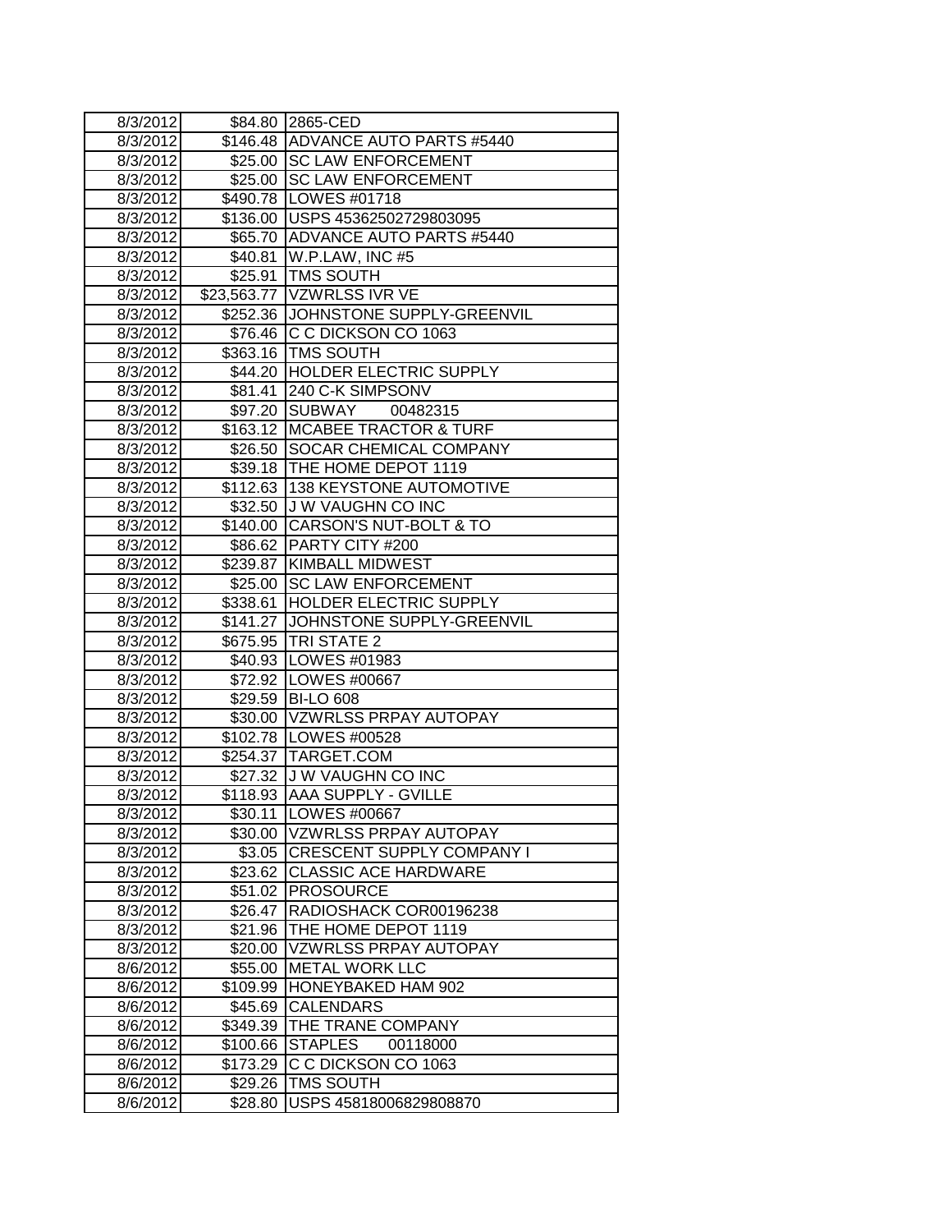| 8/3/2012 | $84.80 | 2865-CED |
|---|---|---|
| 8/3/2012 | $146.48 | ADVANCE AUTO PARTS #5440 |
| 8/3/2012 | $25.00 | SC LAW ENFORCEMENT |
| 8/3/2012 | $25.00 | SC LAW ENFORCEMENT |
| 8/3/2012 | $490.78 | LOWES #01718 |
| 8/3/2012 | $136.00 | USPS 45362502729803095 |
| 8/3/2012 | $65.70 | ADVANCE AUTO PARTS #5440 |
| 8/3/2012 | $40.81 | W.P.LAW, INC #5 |
| 8/3/2012 | $25.91 | TMS SOUTH |
| 8/3/2012 | $23,563.77 | VZWRLSS IVR VE |
| 8/3/2012 | $252.36 | JOHNSTONE SUPPLY-GREENVIL |
| 8/3/2012 | $76.46 | C C DICKSON CO 1063 |
| 8/3/2012 | $363.16 | TMS SOUTH |
| 8/3/2012 | $44.20 | HOLDER ELECTRIC SUPPLY |
| 8/3/2012 | $81.41 | 240 C-K SIMPSONV |
| 8/3/2012 | $97.20 | SUBWAY 00482315 |
| 8/3/2012 | $163.12 | MCABEE TRACTOR & TURF |
| 8/3/2012 | $26.50 | SOCAR CHEMICAL COMPANY |
| 8/3/2012 | $39.18 | THE HOME DEPOT 1119 |
| 8/3/2012 | $112.63 | 138 KEYSTONE AUTOMOTIVE |
| 8/3/2012 | $32.50 | J W VAUGHN CO INC |
| 8/3/2012 | $140.00 | CARSON'S NUT-BOLT & TO |
| 8/3/2012 | $86.62 | PARTY CITY #200 |
| 8/3/2012 | $239.87 | KIMBALL MIDWEST |
| 8/3/2012 | $25.00 | SC LAW ENFORCEMENT |
| 8/3/2012 | $338.61 | HOLDER ELECTRIC SUPPLY |
| 8/3/2012 | $141.27 | JOHNSTONE SUPPLY-GREENVIL |
| 8/3/2012 | $675.95 | TRI STATE 2 |
| 8/3/2012 | $40.93 | LOWES #01983 |
| 8/3/2012 | $72.92 | LOWES #00667 |
| 8/3/2012 | $29.59 | BI-LO 608 |
| 8/3/2012 | $30.00 | VZWRLSS PRPAY AUTOPAY |
| 8/3/2012 | $102.78 | LOWES #00528 |
| 8/3/2012 | $254.37 | TARGET.COM |
| 8/3/2012 | $27.32 | J W VAUGHN CO INC |
| 8/3/2012 | $118.93 | AAA SUPPLY - GVILLE |
| 8/3/2012 | $30.11 | LOWES #00667 |
| 8/3/2012 | $30.00 | VZWRLSS PRPAY AUTOPAY |
| 8/3/2012 | $3.05 | CRESCENT SUPPLY COMPANY I |
| 8/3/2012 | $23.62 | CLASSIC ACE HARDWARE |
| 8/3/2012 | $51.02 | PROSOURCE |
| 8/3/2012 | $26.47 | RADIOSHACK COR00196238 |
| 8/3/2012 | $21.96 | THE HOME DEPOT 1119 |
| 8/3/2012 | $20.00 | VZWRLSS PRPAY AUTOPAY |
| 8/6/2012 | $55.00 | METAL WORK LLC |
| 8/6/2012 | $109.99 | HONEYBAKED HAM 902 |
| 8/6/2012 | $45.69 | CALENDARS |
| 8/6/2012 | $349.39 | THE TRANE COMPANY |
| 8/6/2012 | $100.66 | STAPLES 00118000 |
| 8/6/2012 | $173.29 | C C DICKSON CO 1063 |
| 8/6/2012 | $29.26 | TMS SOUTH |
| 8/6/2012 | $28.80 | USPS 45818006829808870 |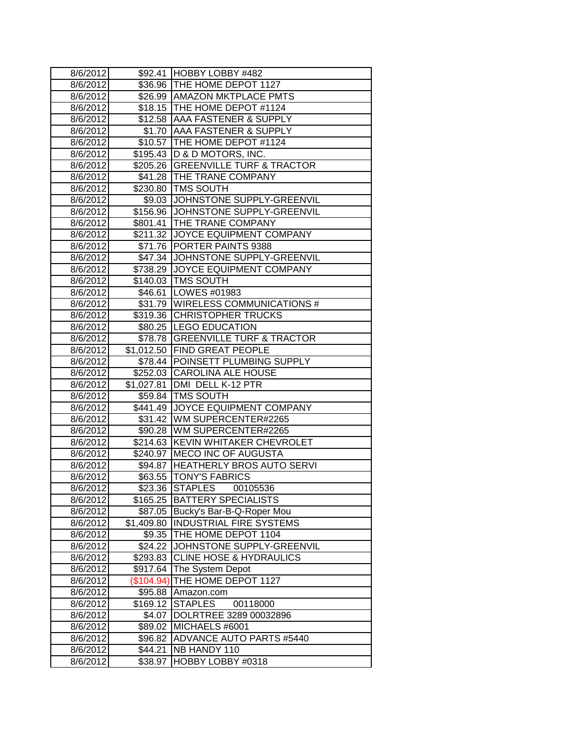| | | |
|---|---|---|
| 8/6/2012 | $92.41 | HOBBY LOBBY #482 |
| 8/6/2012 | $36.96 | THE HOME DEPOT 1127 |
| 8/6/2012 | $26.99 | AMAZON MKTPLACE PMTS |
| 8/6/2012 | $18.15 | THE HOME DEPOT #1124 |
| 8/6/2012 | $12.58 | AAA FASTENER & SUPPLY |
| 8/6/2012 | $1.70 | AAA FASTENER & SUPPLY |
| 8/6/2012 | $10.57 | THE HOME DEPOT #1124 |
| 8/6/2012 | $195.43 | D & D MOTORS, INC. |
| 8/6/2012 | $205.26 | GREENVILLE TURF & TRACTOR |
| 8/6/2012 | $41.28 | THE TRANE COMPANY |
| 8/6/2012 | $230.80 | TMS SOUTH |
| 8/6/2012 | $9.03 | JOHNSTONE SUPPLY-GREENVIL |
| 8/6/2012 | $156.96 | JOHNSTONE SUPPLY-GREENVIL |
| 8/6/2012 | $801.41 | THE TRANE COMPANY |
| 8/6/2012 | $211.32 | JOYCE EQUIPMENT COMPANY |
| 8/6/2012 | $71.76 | PORTER PAINTS 9388 |
| 8/6/2012 | $47.34 | JOHNSTONE SUPPLY-GREENVIL |
| 8/6/2012 | $738.29 | JOYCE EQUIPMENT COMPANY |
| 8/6/2012 | $140.03 | TMS SOUTH |
| 8/6/2012 | $46.61 | LOWES #01983 |
| 8/6/2012 | $31.79 | WIRELESS COMMUNICATIONS # |
| 8/6/2012 | $319.36 | CHRISTOPHER TRUCKS |
| 8/6/2012 | $80.25 | LEGO EDUCATION |
| 8/6/2012 | $78.78 | GREENVILLE TURF & TRACTOR |
| 8/6/2012 | $1,012.50 | FIND GREAT PEOPLE |
| 8/6/2012 | $78.44 | POINSETT PLUMBING SUPPLY |
| 8/6/2012 | $252.03 | CAROLINA ALE HOUSE |
| 8/6/2012 | $1,027.81 | DMI DELL K-12 PTR |
| 8/6/2012 | $59.84 | TMS SOUTH |
| 8/6/2012 | $441.49 | JOYCE EQUIPMENT COMPANY |
| 8/6/2012 | $31.42 | WM SUPERCENTER#2265 |
| 8/6/2012 | $90.28 | WM SUPERCENTER#2265 |
| 8/6/2012 | $214.63 | KEVIN WHITAKER CHEVROLET |
| 8/6/2012 | $240.97 | MECO INC OF AUGUSTA |
| 8/6/2012 | $94.87 | HEATHERLY BROS AUTO SERVI |
| 8/6/2012 | $63.55 | TONY'S FABRICS |
| 8/6/2012 | $23.36 | STAPLES 00105536 |
| 8/6/2012 | $165.25 | BATTERY SPECIALISTS |
| 8/6/2012 | $87.05 | Bucky's Bar-B-Q-Roper Mou |
| 8/6/2012 | $1,409.80 | INDUSTRIAL FIRE SYSTEMS |
| 8/6/2012 | $9.35 | THE HOME DEPOT 1104 |
| 8/6/2012 | $24.22 | JOHNSTONE SUPPLY-GREENVIL |
| 8/6/2012 | $293.83 | CLINE HOSE & HYDRAULICS |
| 8/6/2012 | $917.64 | The System Depot |
| 8/6/2012 | ($104.94) | THE HOME DEPOT 1127 |
| 8/6/2012 | $95.88 | Amazon.com |
| 8/6/2012 | $169.12 | STAPLES 00118000 |
| 8/6/2012 | $4.07 | DOLRTREE 3289 00032896 |
| 8/6/2012 | $89.02 | MICHAELS #6001 |
| 8/6/2012 | $96.82 | ADVANCE AUTO PARTS #5440 |
| 8/6/2012 | $44.21 | NB HANDY 110 |
| 8/6/2012 | $38.97 | HOBBY LOBBY #0318 |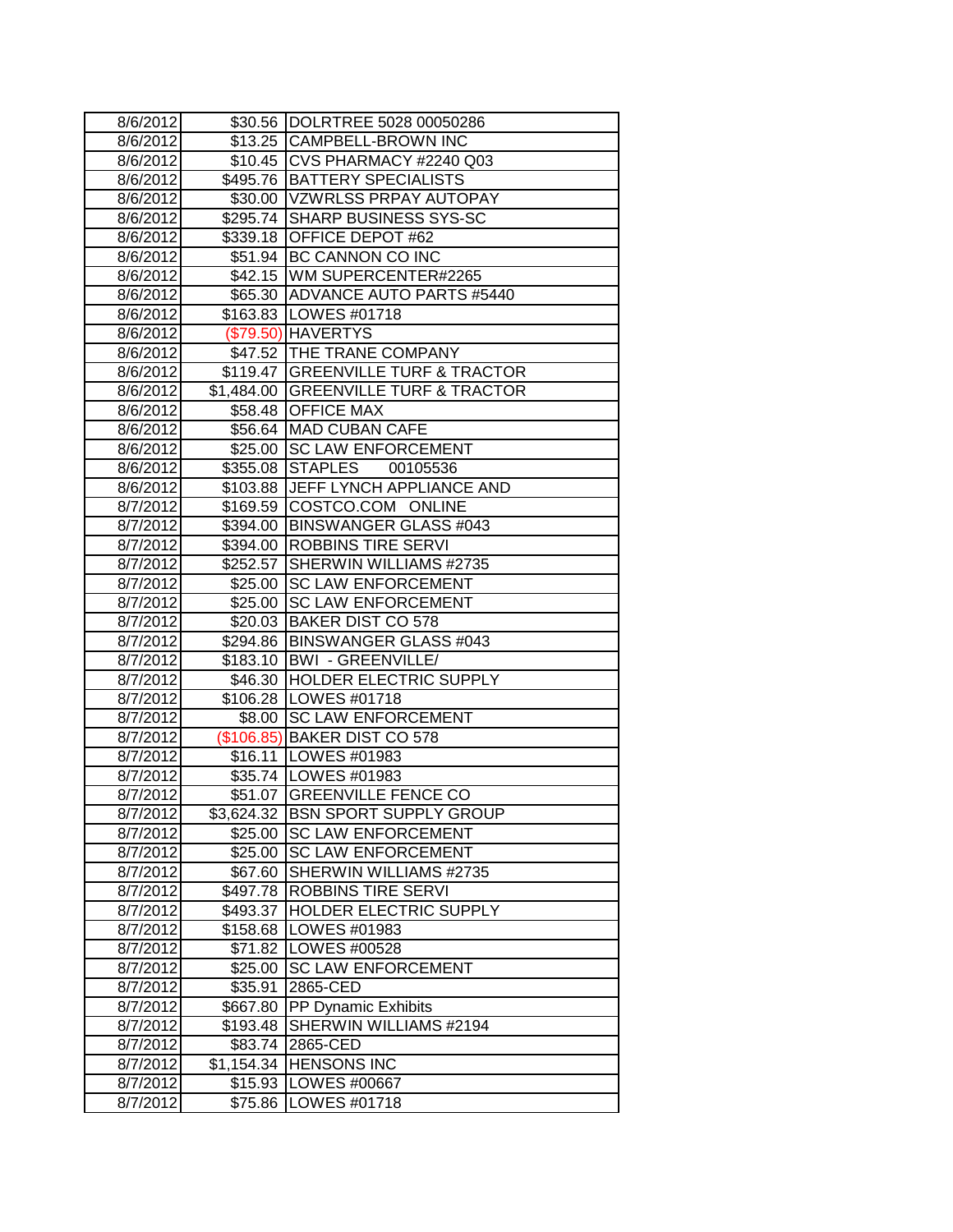| | | |
|---|---|---|
| 8/6/2012 | $30.56 | DOLRTREE 5028 00050286 |
| 8/6/2012 | $13.25 | CAMPBELL-BROWN INC |
| 8/6/2012 | $10.45 | CVS PHARMACY #2240 Q03 |
| 8/6/2012 | $495.76 | BATTERY SPECIALISTS |
| 8/6/2012 | $30.00 | VZWRLSS PRPAY AUTOPAY |
| 8/6/2012 | $295.74 | SHARP BUSINESS SYS-SC |
| 8/6/2012 | $339.18 | OFFICE DEPOT #62 |
| 8/6/2012 | $51.94 | BC CANNON CO INC |
| 8/6/2012 | $42.15 | WM SUPERCENTER#2265 |
| 8/6/2012 | $65.30 | ADVANCE AUTO PARTS #5440 |
| 8/6/2012 | $163.83 | LOWES #01718 |
| 8/6/2012 | ($79.50) | HAVERTYS |
| 8/6/2012 | $47.52 | THE TRANE COMPANY |
| 8/6/2012 | $119.47 | GREENVILLE TURF & TRACTOR |
| 8/6/2012 | $1,484.00 | GREENVILLE TURF & TRACTOR |
| 8/6/2012 | $58.48 | OFFICE MAX |
| 8/6/2012 | $56.64 | MAD CUBAN CAFE |
| 8/6/2012 | $25.00 | SC LAW ENFORCEMENT |
| 8/6/2012 | $355.08 | STAPLES 00105536 |
| 8/6/2012 | $103.88 | JEFF LYNCH APPLIANCE AND |
| 8/7/2012 | $169.59 | COSTCO.COM ONLINE |
| 8/7/2012 | $394.00 | BINSWANGER GLASS #043 |
| 8/7/2012 | $394.00 | ROBBINS TIRE SERVI |
| 8/7/2012 | $252.57 | SHERWIN WILLIAMS #2735 |
| 8/7/2012 | $25.00 | SC LAW ENFORCEMENT |
| 8/7/2012 | $25.00 | SC LAW ENFORCEMENT |
| 8/7/2012 | $20.03 | BAKER DIST CO 578 |
| 8/7/2012 | $294.86 | BINSWANGER GLASS #043 |
| 8/7/2012 | $183.10 | BWI - GREENVILLE/ |
| 8/7/2012 | $46.30 | HOLDER ELECTRIC SUPPLY |
| 8/7/2012 | $106.28 | LOWES #01718 |
| 8/7/2012 | $8.00 | SC LAW ENFORCEMENT |
| 8/7/2012 | ($106.85) | BAKER DIST CO 578 |
| 8/7/2012 | $16.11 | LOWES #01983 |
| 8/7/2012 | $35.74 | LOWES #01983 |
| 8/7/2012 | $51.07 | GREENVILLE FENCE CO |
| 8/7/2012 | $3,624.32 | BSN SPORT SUPPLY GROUP |
| 8/7/2012 | $25.00 | SC LAW ENFORCEMENT |
| 8/7/2012 | $25.00 | SC LAW ENFORCEMENT |
| 8/7/2012 | $67.60 | SHERWIN WILLIAMS #2735 |
| 8/7/2012 | $497.78 | ROBBINS TIRE SERVI |
| 8/7/2012 | $493.37 | HOLDER ELECTRIC SUPPLY |
| 8/7/2012 | $158.68 | LOWES #01983 |
| 8/7/2012 | $71.82 | LOWES #00528 |
| 8/7/2012 | $25.00 | SC LAW ENFORCEMENT |
| 8/7/2012 | $35.91 | 2865-CED |
| 8/7/2012 | $667.80 | PP Dynamic Exhibits |
| 8/7/2012 | $193.48 | SHERWIN WILLIAMS #2194 |
| 8/7/2012 | $83.74 | 2865-CED |
| 8/7/2012 | $1,154.34 | HENSONS INC |
| 8/7/2012 | $15.93 | LOWES #00667 |
| 8/7/2012 | $75.86 | LOWES #01718 |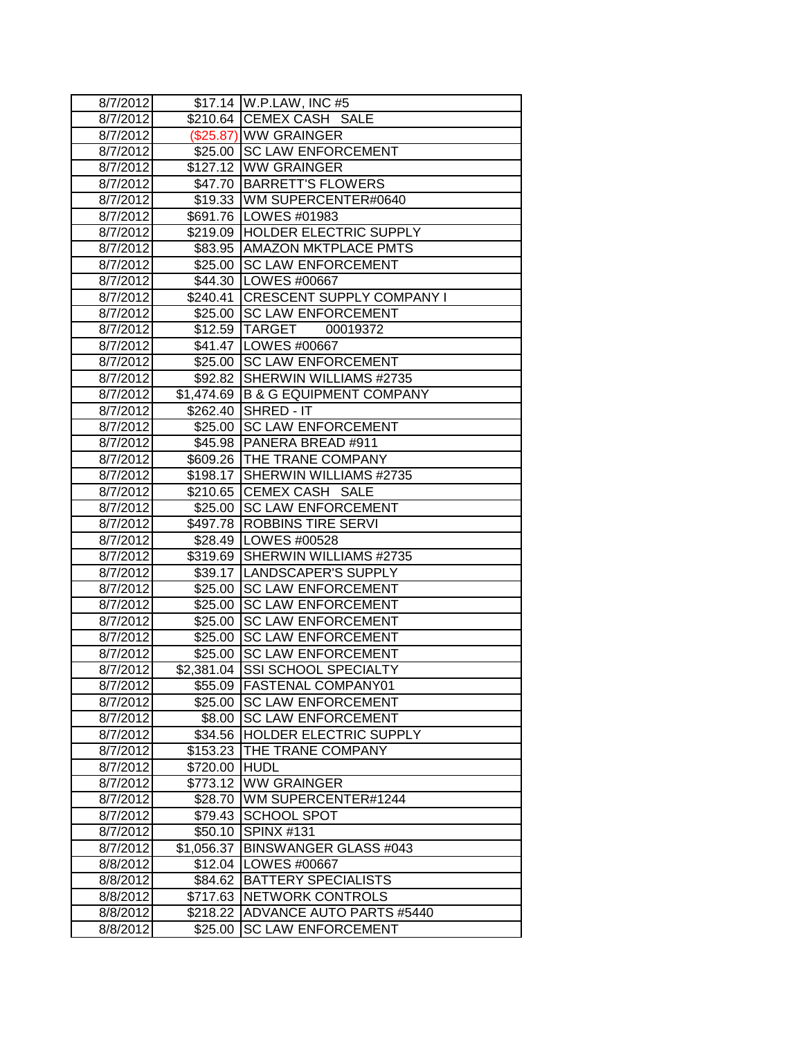| 8/7/2012 | $17.14 | W.P.LAW, INC #5 |
|---|---|---|
| 8/7/2012 | $210.64 | CEMEX CASH SALE |
| 8/7/2012 | ($25.87) | WW GRAINGER |
| 8/7/2012 | $25.00 | SC LAW ENFORCEMENT |
| 8/7/2012 | $127.12 | WW GRAINGER |
| 8/7/2012 | $47.70 | BARRETT'S FLOWERS |
| 8/7/2012 | $19.33 | WM SUPERCENTER#0640 |
| 8/7/2012 | $691.76 | LOWES #01983 |
| 8/7/2012 | $219.09 | HOLDER ELECTRIC SUPPLY |
| 8/7/2012 | $83.95 | AMAZON MKTPLACE PMTS |
| 8/7/2012 | $25.00 | SC LAW ENFORCEMENT |
| 8/7/2012 | $44.30 | LOWES #00667 |
| 8/7/2012 | $240.41 | CRESCENT SUPPLY COMPANY I |
| 8/7/2012 | $25.00 | SC LAW ENFORCEMENT |
| 8/7/2012 | $12.59 | TARGET 00019372 |
| 8/7/2012 | $41.47 | LOWES #00667 |
| 8/7/2012 | $25.00 | SC LAW ENFORCEMENT |
| 8/7/2012 | $92.82 | SHERWIN WILLIAMS #2735 |
| 8/7/2012 | $1,474.69 | B & G EQUIPMENT COMPANY |
| 8/7/2012 | $262.40 | SHRED - IT |
| 8/7/2012 | $25.00 | SC LAW ENFORCEMENT |
| 8/7/2012 | $45.98 | PANERA BREAD #911 |
| 8/7/2012 | $609.26 | THE TRANE COMPANY |
| 8/7/2012 | $198.17 | SHERWIN WILLIAMS #2735 |
| 8/7/2012 | $210.65 | CEMEX CASH SALE |
| 8/7/2012 | $25.00 | SC LAW ENFORCEMENT |
| 8/7/2012 | $497.78 | ROBBINS TIRE SERVI |
| 8/7/2012 | $28.49 | LOWES #00528 |
| 8/7/2012 | $319.69 | SHERWIN WILLIAMS #2735 |
| 8/7/2012 | $39.17 | LANDSCAPER'S SUPPLY |
| 8/7/2012 | $25.00 | SC LAW ENFORCEMENT |
| 8/7/2012 | $25.00 | SC LAW ENFORCEMENT |
| 8/7/2012 | $25.00 | SC LAW ENFORCEMENT |
| 8/7/2012 | $25.00 | SC LAW ENFORCEMENT |
| 8/7/2012 | $25.00 | SC LAW ENFORCEMENT |
| 8/7/2012 | $2,381.04 | SSI SCHOOL SPECIALTY |
| 8/7/2012 | $55.09 | FASTENAL COMPANY01 |
| 8/7/2012 | $25.00 | SC LAW ENFORCEMENT |
| 8/7/2012 | $8.00 | SC LAW ENFORCEMENT |
| 8/7/2012 | $34.56 | HOLDER ELECTRIC SUPPLY |
| 8/7/2012 | $153.23 | THE TRANE COMPANY |
| 8/7/2012 | $720.00 | HUDL |
| 8/7/2012 | $773.12 | WW GRAINGER |
| 8/7/2012 | $28.70 | WM SUPERCENTER#1244 |
| 8/7/2012 | $79.43 | SCHOOL SPOT |
| 8/7/2012 | $50.10 | SPINX #131 |
| 8/7/2012 | $1,056.37 | BINSWANGER GLASS #043 |
| 8/8/2012 | $12.04 | LOWES #00667 |
| 8/8/2012 | $84.62 | BATTERY SPECIALISTS |
| 8/8/2012 | $717.63 | NETWORK CONTROLS |
| 8/8/2012 | $218.22 | ADVANCE AUTO PARTS #5440 |
| 8/8/2012 | $25.00 | SC LAW ENFORCEMENT |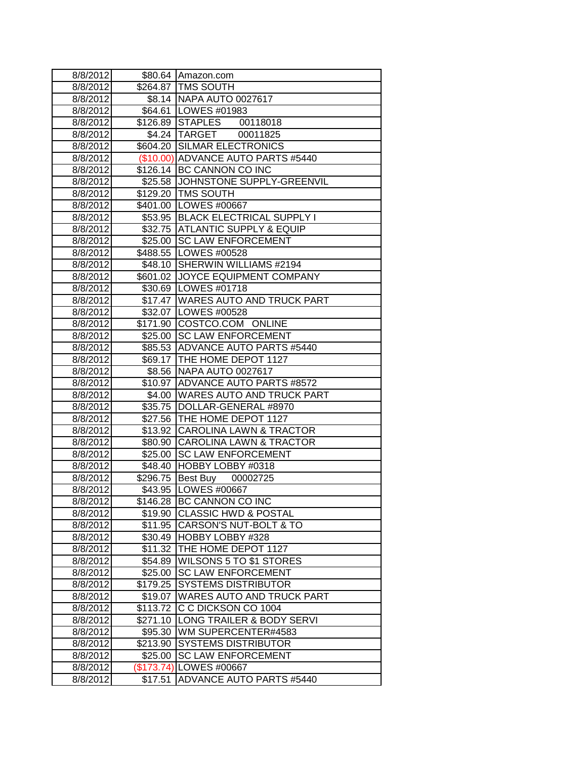| | | |
|---|---|---|
| 8/8/2012 | $80.64 | Amazon.com |
| 8/8/2012 | $264.87 | TMS SOUTH |
| 8/8/2012 | $8.14 | NAPA AUTO 0027617 |
| 8/8/2012 | $64.61 | LOWES #01983 |
| 8/8/2012 | $126.89 | STAPLES 00118018 |
| 8/8/2012 | $4.24 | TARGET 00011825 |
| 8/8/2012 | $604.20 | SILMAR ELECTRONICS |
| 8/8/2012 | ($10.00) | ADVANCE AUTO PARTS #5440 |
| 8/8/2012 | $126.14 | BC CANNON CO INC |
| 8/8/2012 | $25.58 | JOHNSTONE SUPPLY-GREENVIL |
| 8/8/2012 | $129.20 | TMS SOUTH |
| 8/8/2012 | $401.00 | LOWES #00667 |
| 8/8/2012 | $53.95 | BLACK ELECTRICAL SUPPLY I |
| 8/8/2012 | $32.75 | ATLANTIC SUPPLY & EQUIP |
| 8/8/2012 | $25.00 | SC LAW ENFORCEMENT |
| 8/8/2012 | $488.55 | LOWES #00528 |
| 8/8/2012 | $48.10 | SHERWIN WILLIAMS #2194 |
| 8/8/2012 | $601.02 | JOYCE EQUIPMENT COMPANY |
| 8/8/2012 | $30.69 | LOWES #01718 |
| 8/8/2012 | $17.47 | WARES AUTO AND TRUCK PART |
| 8/8/2012 | $32.07 | LOWES #00528 |
| 8/8/2012 | $171.90 | COSTCO.COM ONLINE |
| 8/8/2012 | $25.00 | SC LAW ENFORCEMENT |
| 8/8/2012 | $85.53 | ADVANCE AUTO PARTS #5440 |
| 8/8/2012 | $69.17 | THE HOME DEPOT 1127 |
| 8/8/2012 | $8.56 | NAPA AUTO 0027617 |
| 8/8/2012 | $10.97 | ADVANCE AUTO PARTS #8572 |
| 8/8/2012 | $4.00 | WARES AUTO AND TRUCK PART |
| 8/8/2012 | $35.75 | DOLLAR-GENERAL #8970 |
| 8/8/2012 | $27.56 | THE HOME DEPOT 1127 |
| 8/8/2012 | $13.92 | CAROLINA LAWN & TRACTOR |
| 8/8/2012 | $80.90 | CAROLINA LAWN & TRACTOR |
| 8/8/2012 | $25.00 | SC LAW ENFORCEMENT |
| 8/8/2012 | $48.40 | HOBBY LOBBY #0318 |
| 8/8/2012 | $296.75 | Best Buy 00002725 |
| 8/8/2012 | $43.95 | LOWES #00667 |
| 8/8/2012 | $146.28 | BC CANNON CO INC |
| 8/8/2012 | $19.90 | CLASSIC HWD & POSTAL |
| 8/8/2012 | $11.95 | CARSON'S NUT-BOLT & TO |
| 8/8/2012 | $30.49 | HOBBY LOBBY #328 |
| 8/8/2012 | $11.32 | THE HOME DEPOT 1127 |
| 8/8/2012 | $54.89 | WILSONS 5 TO $1 STORES |
| 8/8/2012 | $25.00 | SC LAW ENFORCEMENT |
| 8/8/2012 | $179.25 | SYSTEMS DISTRIBUTOR |
| 8/8/2012 | $19.07 | WARES AUTO AND TRUCK PART |
| 8/8/2012 | $113.72 | C C DICKSON CO 1004 |
| 8/8/2012 | $271.10 | LONG TRAILER & BODY SERVI |
| 8/8/2012 | $95.30 | WM SUPERCENTER#4583 |
| 8/8/2012 | $213.90 | SYSTEMS DISTRIBUTOR |
| 8/8/2012 | $25.00 | SC LAW ENFORCEMENT |
| 8/8/2012 | ($173.74) | LOWES #00667 |
| 8/8/2012 | $17.51 | ADVANCE AUTO PARTS #5440 |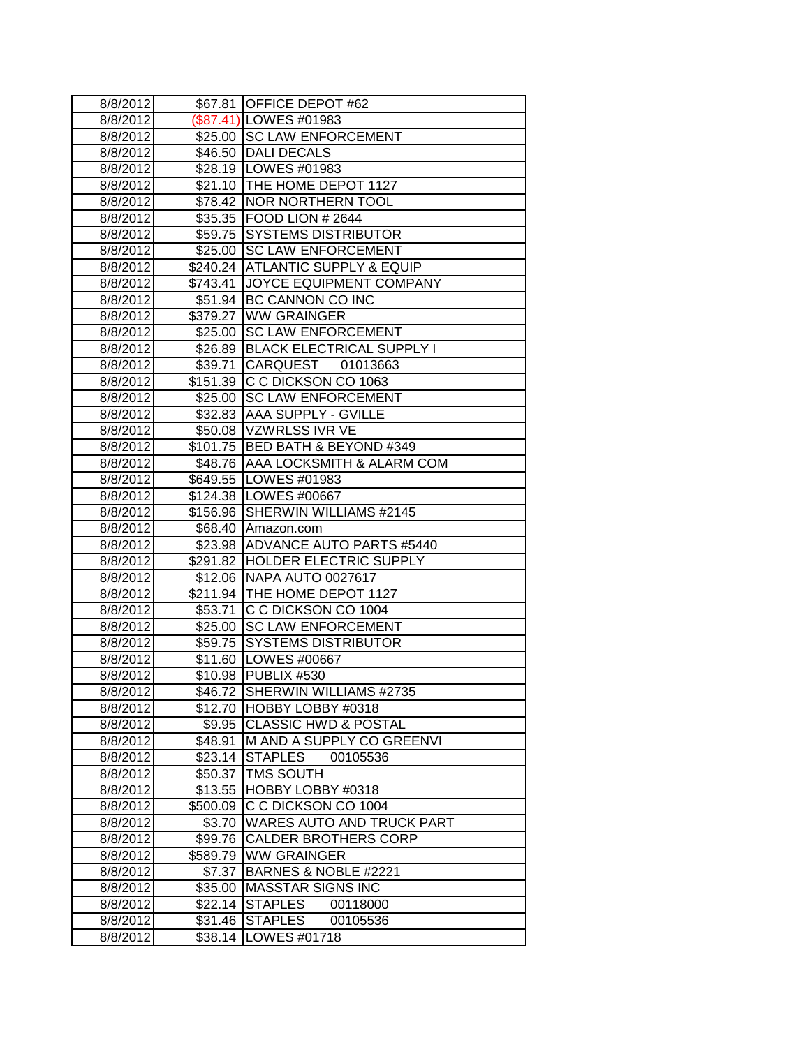| 8/8/2012 | $67.81 | OFFICE DEPOT #62 |
|---|---|---|
| 8/8/2012 | ($87.41) | LOWES #01983 |
| 8/8/2012 | $25.00 | SC LAW ENFORCEMENT |
| 8/8/2012 | $46.50 | DALI DECALS |
| 8/8/2012 | $28.19 | LOWES #01983 |
| 8/8/2012 | $21.10 | THE HOME DEPOT 1127 |
| 8/8/2012 | $78.42 | NOR NORTHERN TOOL |
| 8/8/2012 | $35.35 | FOOD LION # 2644 |
| 8/8/2012 | $59.75 | SYSTEMS DISTRIBUTOR |
| 8/8/2012 | $25.00 | SC LAW ENFORCEMENT |
| 8/8/2012 | $240.24 | ATLANTIC SUPPLY & EQUIP |
| 8/8/2012 | $743.41 | JOYCE EQUIPMENT COMPANY |
| 8/8/2012 | $51.94 | BC CANNON CO INC |
| 8/8/2012 | $379.27 | WW GRAINGER |
| 8/8/2012 | $25.00 | SC LAW ENFORCEMENT |
| 8/8/2012 | $26.89 | BLACK ELECTRICAL SUPPLY I |
| 8/8/2012 | $39.71 | CARQUEST 01013663 |
| 8/8/2012 | $151.39 | C C DICKSON CO 1063 |
| 8/8/2012 | $25.00 | SC LAW ENFORCEMENT |
| 8/8/2012 | $32.83 | AAA SUPPLY - GVILLE |
| 8/8/2012 | $50.08 | VZWRLSS IVR VE |
| 8/8/2012 | $101.75 | BED BATH & BEYOND #349 |
| 8/8/2012 | $48.76 | AAA LOCKSMITH & ALARM COM |
| 8/8/2012 | $649.55 | LOWES #01983 |
| 8/8/2012 | $124.38 | LOWES #00667 |
| 8/8/2012 | $156.96 | SHERWIN WILLIAMS #2145 |
| 8/8/2012 | $68.40 | Amazon.com |
| 8/8/2012 | $23.98 | ADVANCE AUTO PARTS #5440 |
| 8/8/2012 | $291.82 | HOLDER ELECTRIC SUPPLY |
| 8/8/2012 | $12.06 | NAPA AUTO 0027617 |
| 8/8/2012 | $211.94 | THE HOME DEPOT 1127 |
| 8/8/2012 | $53.71 | C C DICKSON CO 1004 |
| 8/8/2012 | $25.00 | SC LAW ENFORCEMENT |
| 8/8/2012 | $59.75 | SYSTEMS DISTRIBUTOR |
| 8/8/2012 | $11.60 | LOWES #00667 |
| 8/8/2012 | $10.98 | PUBLIX #530 |
| 8/8/2012 | $46.72 | SHERWIN WILLIAMS #2735 |
| 8/8/2012 | $12.70 | HOBBY LOBBY #0318 |
| 8/8/2012 | $9.95 | CLASSIC HWD & POSTAL |
| 8/8/2012 | $48.91 | M AND A SUPPLY CO GREENVI |
| 8/8/2012 | $23.14 | STAPLES 00105536 |
| 8/8/2012 | $50.37 | TMS SOUTH |
| 8/8/2012 | $13.55 | HOBBY LOBBY #0318 |
| 8/8/2012 | $500.09 | C C DICKSON CO 1004 |
| 8/8/2012 | $3.70 | WARES AUTO AND TRUCK PART |
| 8/8/2012 | $99.76 | CALDER BROTHERS CORP |
| 8/8/2012 | $589.79 | WW GRAINGER |
| 8/8/2012 | $7.37 | BARNES & NOBLE #2221 |
| 8/8/2012 | $35.00 | MASSTAR SIGNS INC |
| 8/8/2012 | $22.14 | STAPLES 00118000 |
| 8/8/2012 | $31.46 | STAPLES 00105536 |
| 8/8/2012 | $38.14 | LOWES #01718 |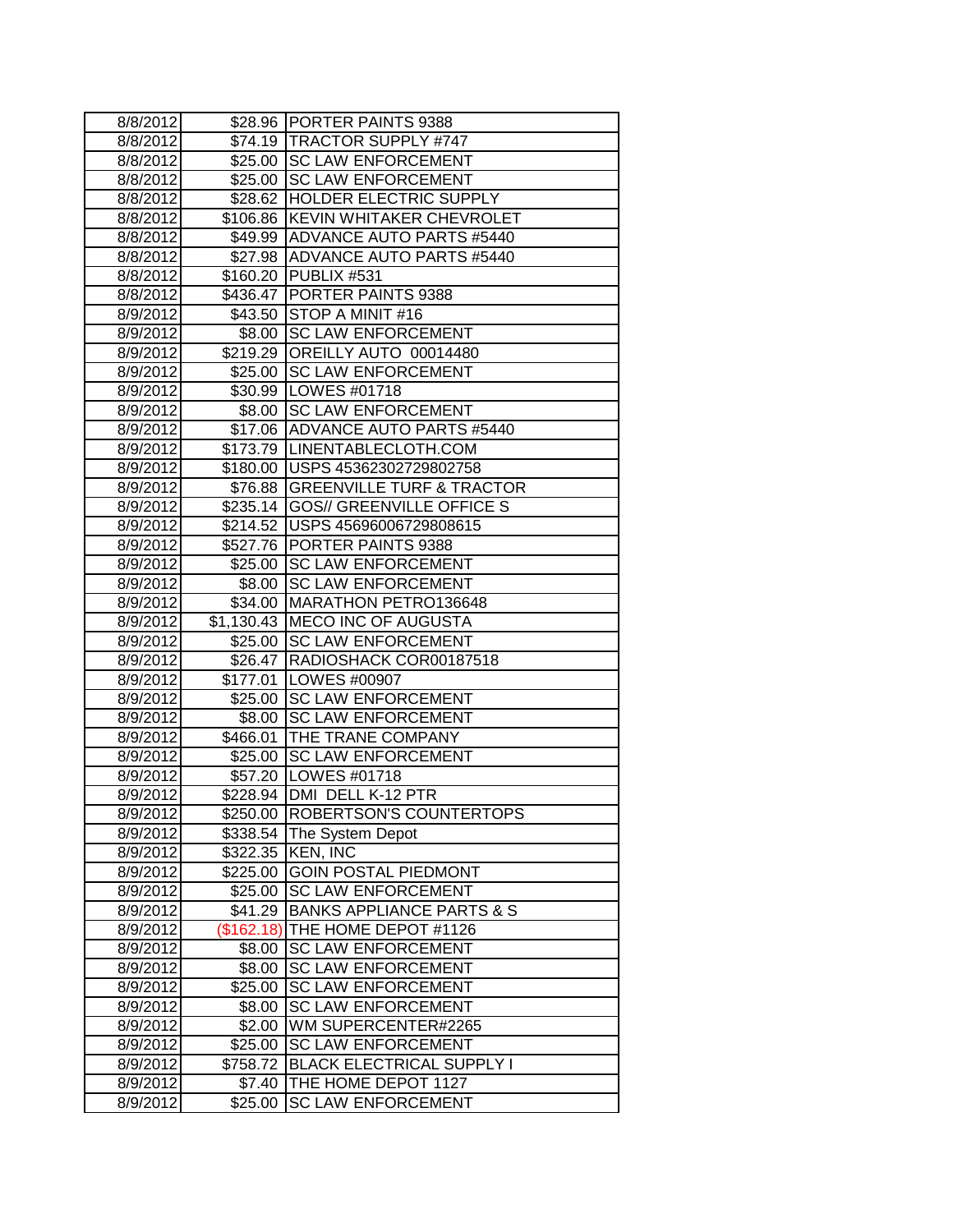| | | |
|---|---|---|
| 8/8/2012 | $28.96 | PORTER PAINTS 9388 |
| 8/8/2012 | $74.19 | TRACTOR SUPPLY #747 |
| 8/8/2012 | $25.00 | SC LAW ENFORCEMENT |
| 8/8/2012 | $25.00 | SC LAW ENFORCEMENT |
| 8/8/2012 | $28.62 | HOLDER ELECTRIC SUPPLY |
| 8/8/2012 | $106.86 | KEVIN WHITAKER CHEVROLET |
| 8/8/2012 | $49.99 | ADVANCE AUTO PARTS #5440 |
| 8/8/2012 | $27.98 | ADVANCE AUTO PARTS #5440 |
| 8/8/2012 | $160.20 | PUBLIX #531 |
| 8/8/2012 | $436.47 | PORTER PAINTS 9388 |
| 8/9/2012 | $43.50 | STOP A MINIT #16 |
| 8/9/2012 | $8.00 | SC LAW ENFORCEMENT |
| 8/9/2012 | $219.29 | OREILLY AUTO 00014480 |
| 8/9/2012 | $25.00 | SC LAW ENFORCEMENT |
| 8/9/2012 | $30.99 | LOWES #01718 |
| 8/9/2012 | $8.00 | SC LAW ENFORCEMENT |
| 8/9/2012 | $17.06 | ADVANCE AUTO PARTS #5440 |
| 8/9/2012 | $173.79 | LINENTABLECLOTH.COM |
| 8/9/2012 | $180.00 | USPS 45362302729802758 |
| 8/9/2012 | $76.88 | GREENVILLE TURF & TRACTOR |
| 8/9/2012 | $235.14 | GOS// GREENVILLE OFFICE S |
| 8/9/2012 | $214.52 | USPS 45696006729808615 |
| 8/9/2012 | $527.76 | PORTER PAINTS 9388 |
| 8/9/2012 | $25.00 | SC LAW ENFORCEMENT |
| 8/9/2012 | $8.00 | SC LAW ENFORCEMENT |
| 8/9/2012 | $34.00 | MARATHON PETRO136648 |
| 8/9/2012 | $1,130.43 | MECO INC OF AUGUSTA |
| 8/9/2012 | $25.00 | SC LAW ENFORCEMENT |
| 8/9/2012 | $26.47 | RADIOSHACK COR00187518 |
| 8/9/2012 | $177.01 | LOWES #00907 |
| 8/9/2012 | $25.00 | SC LAW ENFORCEMENT |
| 8/9/2012 | $8.00 | SC LAW ENFORCEMENT |
| 8/9/2012 | $466.01 | THE TRANE COMPANY |
| 8/9/2012 | $25.00 | SC LAW ENFORCEMENT |
| 8/9/2012 | $57.20 | LOWES #01718 |
| 8/9/2012 | $228.94 | DMI DELL K-12 PTR |
| 8/9/2012 | $250.00 | ROBERTSON'S COUNTERTOPS |
| 8/9/2012 | $338.54 | The System Depot |
| 8/9/2012 | $322.35 | KEN, INC |
| 8/9/2012 | $225.00 | GOIN POSTAL PIEDMONT |
| 8/9/2012 | $25.00 | SC LAW ENFORCEMENT |
| 8/9/2012 | $41.29 | BANKS APPLIANCE PARTS & S |
| 8/9/2012 | ($162.18) | THE HOME DEPOT #1126 |
| 8/9/2012 | $8.00 | SC LAW ENFORCEMENT |
| 8/9/2012 | $8.00 | SC LAW ENFORCEMENT |
| 8/9/2012 | $25.00 | SC LAW ENFORCEMENT |
| 8/9/2012 | $8.00 | SC LAW ENFORCEMENT |
| 8/9/2012 | $2.00 | WM SUPERCENTER#2265 |
| 8/9/2012 | $25.00 | SC LAW ENFORCEMENT |
| 8/9/2012 | $758.72 | BLACK ELECTRICAL SUPPLY I |
| 8/9/2012 | $7.40 | THE HOME DEPOT 1127 |
| 8/9/2012 | $25.00 | SC LAW ENFORCEMENT |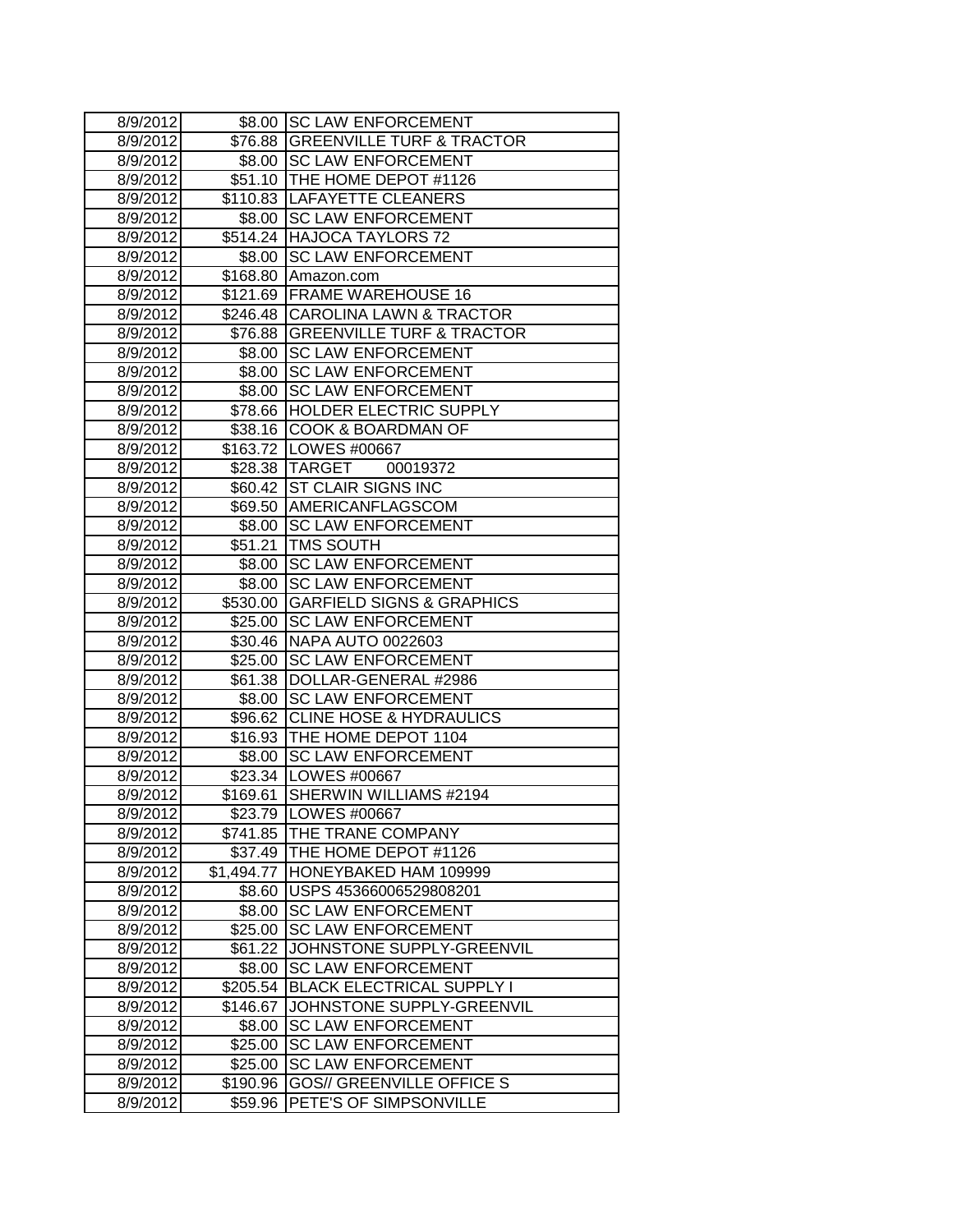| 8/9/2012 | $8.00 | SC LAW ENFORCEMENT |
|---|---|---|
| 8/9/2012 | $76.88 | GREENVILLE TURF & TRACTOR |
| 8/9/2012 | $8.00 | SC LAW ENFORCEMENT |
| 8/9/2012 | $51.10 | THE HOME DEPOT #1126 |
| 8/9/2012 | $110.83 | LAFAYETTE CLEANERS |
| 8/9/2012 | $8.00 | SC LAW ENFORCEMENT |
| 8/9/2012 | $514.24 | HAJOCA TAYLORS 72 |
| 8/9/2012 | $8.00 | SC LAW ENFORCEMENT |
| 8/9/2012 | $168.80 | Amazon.com |
| 8/9/2012 | $121.69 | FRAME WAREHOUSE 16 |
| 8/9/2012 | $246.48 | CAROLINA LAWN & TRACTOR |
| 8/9/2012 | $76.88 | GREENVILLE TURF & TRACTOR |
| 8/9/2012 | $8.00 | SC LAW ENFORCEMENT |
| 8/9/2012 | $8.00 | SC LAW ENFORCEMENT |
| 8/9/2012 | $8.00 | SC LAW ENFORCEMENT |
| 8/9/2012 | $78.66 | HOLDER ELECTRIC SUPPLY |
| 8/9/2012 | $38.16 | COOK & BOARDMAN OF |
| 8/9/2012 | $163.72 | LOWES #00667 |
| 8/9/2012 | $28.38 | TARGET 00019372 |
| 8/9/2012 | $60.42 | ST CLAIR SIGNS INC |
| 8/9/2012 | $69.50 | AMERICANFLAGSCOM |
| 8/9/2012 | $8.00 | SC LAW ENFORCEMENT |
| 8/9/2012 | $51.21 | TMS SOUTH |
| 8/9/2012 | $8.00 | SC LAW ENFORCEMENT |
| 8/9/2012 | $8.00 | SC LAW ENFORCEMENT |
| 8/9/2012 | $530.00 | GARFIELD SIGNS & GRAPHICS |
| 8/9/2012 | $25.00 | SC LAW ENFORCEMENT |
| 8/9/2012 | $30.46 | NAPA AUTO 0022603 |
| 8/9/2012 | $25.00 | SC LAW ENFORCEMENT |
| 8/9/2012 | $61.38 | DOLLAR-GENERAL #2986 |
| 8/9/2012 | $8.00 | SC LAW ENFORCEMENT |
| 8/9/2012 | $96.62 | CLINE HOSE & HYDRAULICS |
| 8/9/2012 | $16.93 | THE HOME DEPOT 1104 |
| 8/9/2012 | $8.00 | SC LAW ENFORCEMENT |
| 8/9/2012 | $23.34 | LOWES #00667 |
| 8/9/2012 | $169.61 | SHERWIN WILLIAMS #2194 |
| 8/9/2012 | $23.79 | LOWES #00667 |
| 8/9/2012 | $741.85 | THE TRANE COMPANY |
| 8/9/2012 | $37.49 | THE HOME DEPOT #1126 |
| 8/9/2012 | $1,494.77 | HONEYBAKED HAM 109999 |
| 8/9/2012 | $8.60 | USPS 45366006529808201 |
| 8/9/2012 | $8.00 | SC LAW ENFORCEMENT |
| 8/9/2012 | $25.00 | SC LAW ENFORCEMENT |
| 8/9/2012 | $61.22 | JOHNSTONE SUPPLY-GREENVIL |
| 8/9/2012 | $8.00 | SC LAW ENFORCEMENT |
| 8/9/2012 | $205.54 | BLACK ELECTRICAL SUPPLY I |
| 8/9/2012 | $146.67 | JOHNSTONE SUPPLY-GREENVIL |
| 8/9/2012 | $8.00 | SC LAW ENFORCEMENT |
| 8/9/2012 | $25.00 | SC LAW ENFORCEMENT |
| 8/9/2012 | $25.00 | SC LAW ENFORCEMENT |
| 8/9/2012 | $190.96 | GOS// GREENVILLE OFFICE S |
| 8/9/2012 | $59.96 | PETE'S OF SIMPSONVILLE |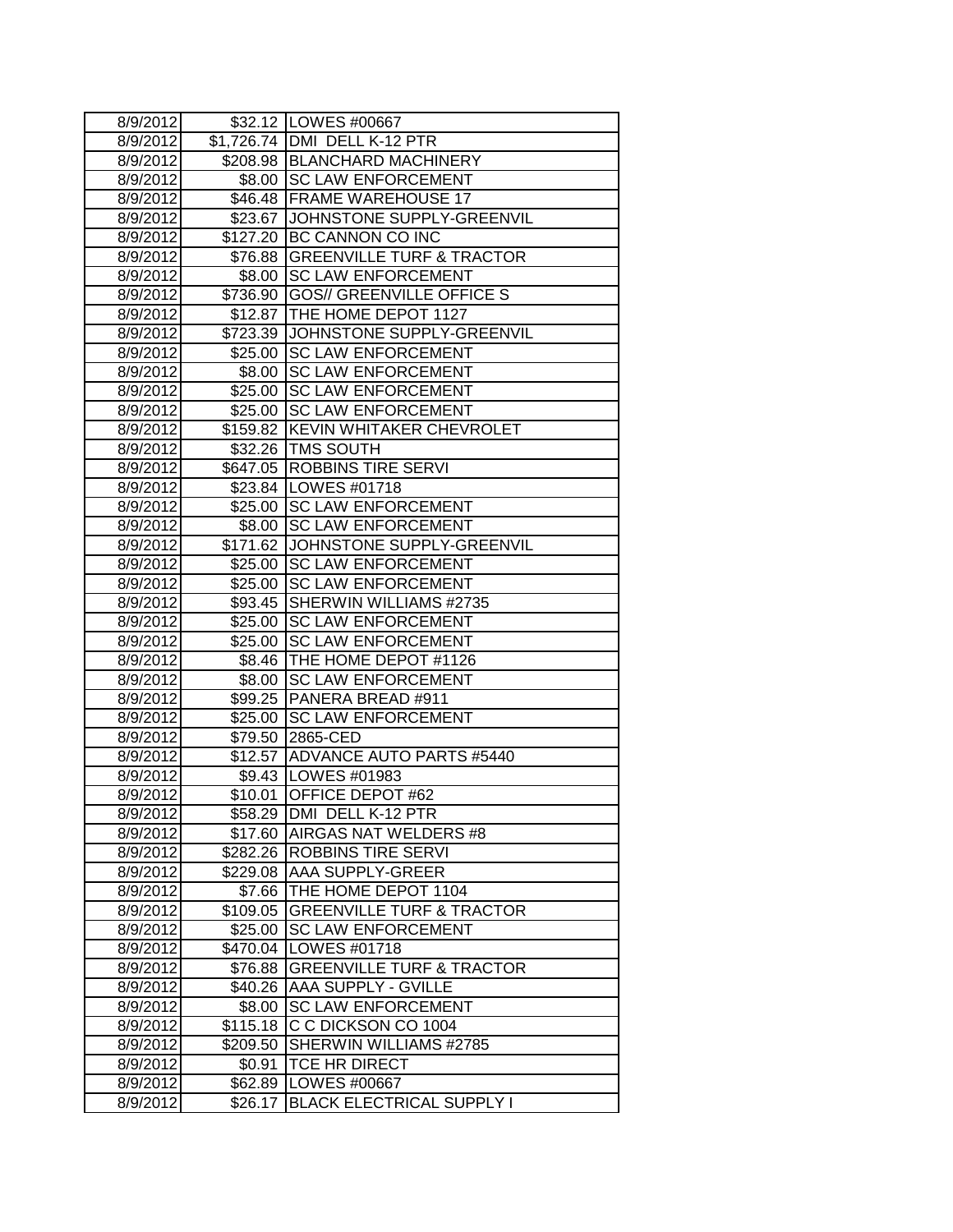| 8/9/2012 | $32.12 | LOWES #00667 |
|---|---|---|
| 8/9/2012 | $1,726.74 | DMI DELL K-12 PTR |
| 8/9/2012 | $208.98 | BLANCHARD MACHINERY |
| 8/9/2012 | $8.00 | SC LAW ENFORCEMENT |
| 8/9/2012 | $46.48 | FRAME WAREHOUSE 17 |
| 8/9/2012 | $23.67 | JOHNSTONE SUPPLY-GREENVIL |
| 8/9/2012 | $127.20 | BC CANNON CO INC |
| 8/9/2012 | $76.88 | GREENVILLE TURF & TRACTOR |
| 8/9/2012 | $8.00 | SC LAW ENFORCEMENT |
| 8/9/2012 | $736.90 | GOS// GREENVILLE OFFICE S |
| 8/9/2012 | $12.87 | THE HOME DEPOT 1127 |
| 8/9/2012 | $723.39 | JOHNSTONE SUPPLY-GREENVIL |
| 8/9/2012 | $25.00 | SC LAW ENFORCEMENT |
| 8/9/2012 | $8.00 | SC LAW ENFORCEMENT |
| 8/9/2012 | $25.00 | SC LAW ENFORCEMENT |
| 8/9/2012 | $25.00 | SC LAW ENFORCEMENT |
| 8/9/2012 | $159.82 | KEVIN WHITAKER CHEVROLET |
| 8/9/2012 | $32.26 | TMS SOUTH |
| 8/9/2012 | $647.05 | ROBBINS TIRE SERVI |
| 8/9/2012 | $23.84 | LOWES #01718 |
| 8/9/2012 | $25.00 | SC LAW ENFORCEMENT |
| 8/9/2012 | $8.00 | SC LAW ENFORCEMENT |
| 8/9/2012 | $171.62 | JOHNSTONE SUPPLY-GREENVIL |
| 8/9/2012 | $25.00 | SC LAW ENFORCEMENT |
| 8/9/2012 | $25.00 | SC LAW ENFORCEMENT |
| 8/9/2012 | $93.45 | SHERWIN WILLIAMS #2735 |
| 8/9/2012 | $25.00 | SC LAW ENFORCEMENT |
| 8/9/2012 | $25.00 | SC LAW ENFORCEMENT |
| 8/9/2012 | $8.46 | THE HOME DEPOT #1126 |
| 8/9/2012 | $8.00 | SC LAW ENFORCEMENT |
| 8/9/2012 | $99.25 | PANERA BREAD #911 |
| 8/9/2012 | $25.00 | SC LAW ENFORCEMENT |
| 8/9/2012 | $79.50 | 2865-CED |
| 8/9/2012 | $12.57 | ADVANCE AUTO PARTS #5440 |
| 8/9/2012 | $9.43 | LOWES #01983 |
| 8/9/2012 | $10.01 | OFFICE DEPOT #62 |
| 8/9/2012 | $58.29 | DMI DELL K-12 PTR |
| 8/9/2012 | $17.60 | AIRGAS NAT WELDERS #8 |
| 8/9/2012 | $282.26 | ROBBINS TIRE SERVI |
| 8/9/2012 | $229.08 | AAA SUPPLY-GREER |
| 8/9/2012 | $7.66 | THE HOME DEPOT 1104 |
| 8/9/2012 | $109.05 | GREENVILLE TURF & TRACTOR |
| 8/9/2012 | $25.00 | SC LAW ENFORCEMENT |
| 8/9/2012 | $470.04 | LOWES #01718 |
| 8/9/2012 | $76.88 | GREENVILLE TURF & TRACTOR |
| 8/9/2012 | $40.26 | AAA SUPPLY - GVILLE |
| 8/9/2012 | $8.00 | SC LAW ENFORCEMENT |
| 8/9/2012 | $115.18 | C C DICKSON CO 1004 |
| 8/9/2012 | $209.50 | SHERWIN WILLIAMS #2785 |
| 8/9/2012 | $0.91 | TCE HR DIRECT |
| 8/9/2012 | $62.89 | LOWES #00667 |
| 8/9/2012 | $26.17 | BLACK ELECTRICAL SUPPLY I |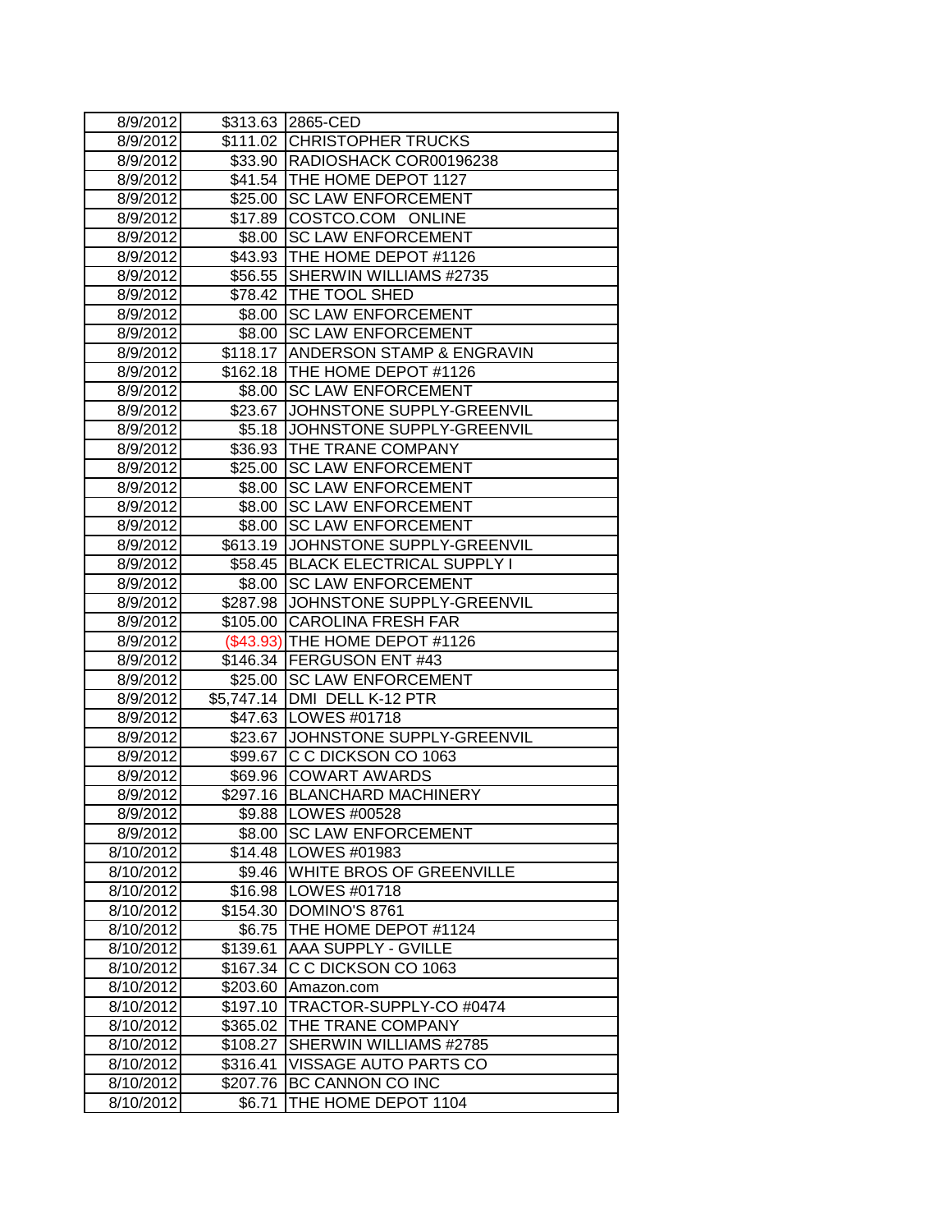| | | |
|---|---|---|
| 8/9/2012 | $313.63 | 2865-CED |
| 8/9/2012 | $111.02 | CHRISTOPHER TRUCKS |
| 8/9/2012 | $33.90 | RADIOSHACK COR00196238 |
| 8/9/2012 | $41.54 | THE HOME DEPOT 1127 |
| 8/9/2012 | $25.00 | SC LAW ENFORCEMENT |
| 8/9/2012 | $17.89 | COSTCO.COM   ONLINE |
| 8/9/2012 | $8.00 | SC LAW ENFORCEMENT |
| 8/9/2012 | $43.93 | THE HOME DEPOT #1126 |
| 8/9/2012 | $56.55 | SHERWIN WILLIAMS #2735 |
| 8/9/2012 | $78.42 | THE TOOL SHED |
| 8/9/2012 | $8.00 | SC LAW ENFORCEMENT |
| 8/9/2012 | $8.00 | SC LAW ENFORCEMENT |
| 8/9/2012 | $118.17 | ANDERSON STAMP & ENGRAVIN |
| 8/9/2012 | $162.18 | THE HOME DEPOT #1126 |
| 8/9/2012 | $8.00 | SC LAW ENFORCEMENT |
| 8/9/2012 | $23.67 | JOHNSTONE SUPPLY-GREENVIL |
| 8/9/2012 | $5.18 | JOHNSTONE SUPPLY-GREENVIL |
| 8/9/2012 | $36.93 | THE TRANE COMPANY |
| 8/9/2012 | $25.00 | SC LAW ENFORCEMENT |
| 8/9/2012 | $8.00 | SC LAW ENFORCEMENT |
| 8/9/2012 | $8.00 | SC LAW ENFORCEMENT |
| 8/9/2012 | $8.00 | SC LAW ENFORCEMENT |
| 8/9/2012 | $613.19 | JOHNSTONE SUPPLY-GREENVIL |
| 8/9/2012 | $58.45 | BLACK ELECTRICAL SUPPLY I |
| 8/9/2012 | $8.00 | SC LAW ENFORCEMENT |
| 8/9/2012 | $287.98 | JOHNSTONE SUPPLY-GREENVIL |
| 8/9/2012 | $105.00 | CAROLINA FRESH FAR |
| 8/9/2012 | ($43.93) | THE HOME DEPOT #1126 |
| 8/9/2012 | $146.34 | FERGUSON ENT #43 |
| 8/9/2012 | $25.00 | SC LAW ENFORCEMENT |
| 8/9/2012 | $5,747.14 | DMI  DELL K-12 PTR |
| 8/9/2012 | $47.63 | LOWES #01718 |
| 8/9/2012 | $23.67 | JOHNSTONE SUPPLY-GREENVIL |
| 8/9/2012 | $99.67 | C C DICKSON CO 1063 |
| 8/9/2012 | $69.96 | COWART AWARDS |
| 8/9/2012 | $297.16 | BLANCHARD MACHINERY |
| 8/9/2012 | $9.88 | LOWES #00528 |
| 8/9/2012 | $8.00 | SC LAW ENFORCEMENT |
| 8/10/2012 | $14.48 | LOWES #01983 |
| 8/10/2012 | $9.46 | WHITE BROS OF GREENVILLE |
| 8/10/2012 | $16.98 | LOWES #01718 |
| 8/10/2012 | $154.30 | DOMINO'S 8761 |
| 8/10/2012 | $6.75 | THE HOME DEPOT #1124 |
| 8/10/2012 | $139.61 | AAA SUPPLY - GVILLE |
| 8/10/2012 | $167.34 | C C DICKSON CO 1063 |
| 8/10/2012 | $203.60 | Amazon.com |
| 8/10/2012 | $197.10 | TRACTOR-SUPPLY-CO #0474 |
| 8/10/2012 | $365.02 | THE TRANE COMPANY |
| 8/10/2012 | $108.27 | SHERWIN WILLIAMS #2785 |
| 8/10/2012 | $316.41 | VISSAGE AUTO PARTS CO |
| 8/10/2012 | $207.76 | BC CANNON CO INC |
| 8/10/2012 | $6.71 | THE HOME DEPOT 1104 |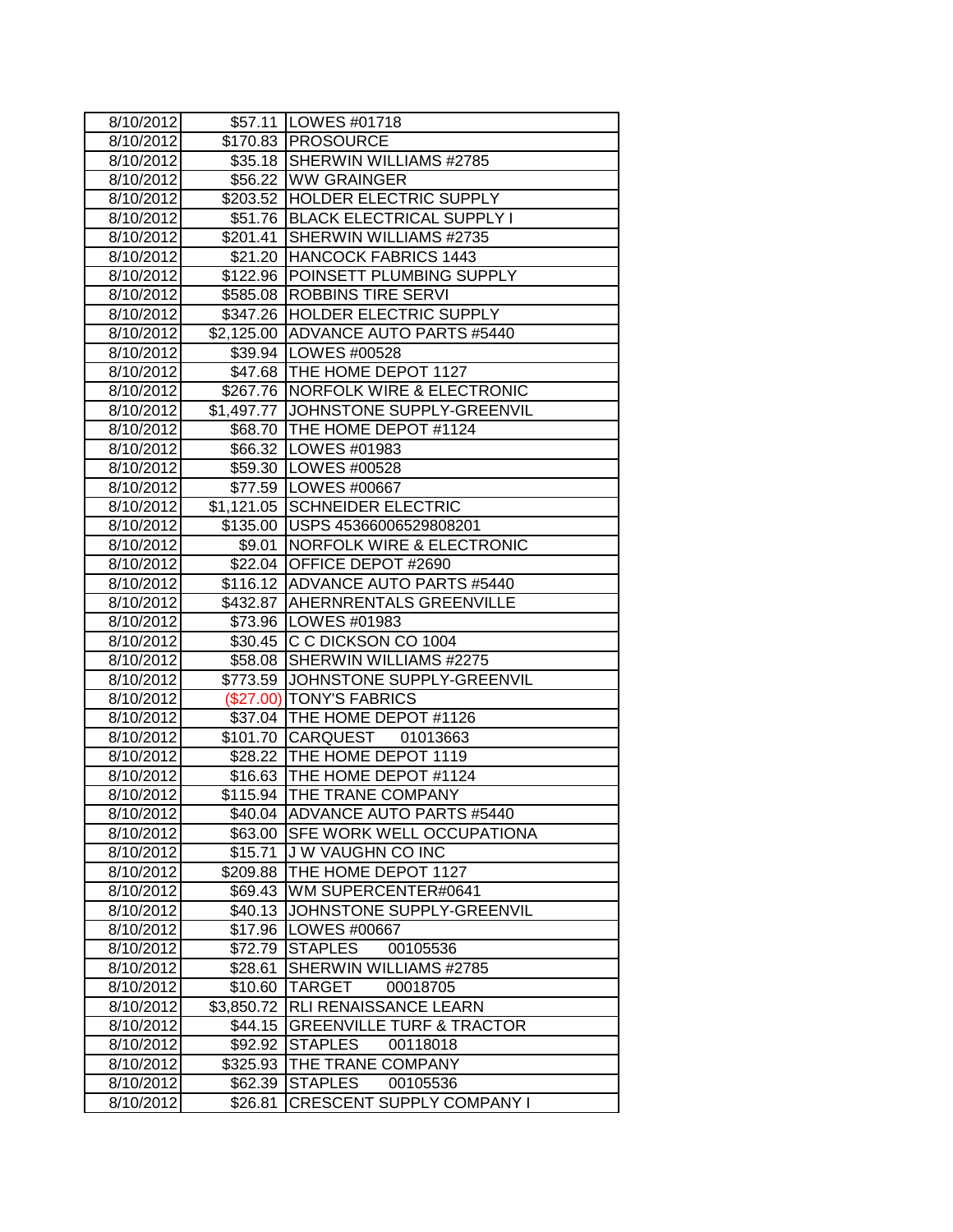| | | |
|---|---|---|
| 8/10/2012 | $57.11 | LOWES #01718 |
| 8/10/2012 | $170.83 | PROSOURCE |
| 8/10/2012 | $35.18 | SHERWIN WILLIAMS #2785 |
| 8/10/2012 | $56.22 | WW GRAINGER |
| 8/10/2012 | $203.52 | HOLDER ELECTRIC SUPPLY |
| 8/10/2012 | $51.76 | BLACK ELECTRICAL SUPPLY I |
| 8/10/2012 | $201.41 | SHERWIN WILLIAMS #2735 |
| 8/10/2012 | $21.20 | HANCOCK FABRICS 1443 |
| 8/10/2012 | $122.96 | POINSETT PLUMBING SUPPLY |
| 8/10/2012 | $585.08 | ROBBINS TIRE SERVI |
| 8/10/2012 | $347.26 | HOLDER ELECTRIC SUPPLY |
| 8/10/2012 | $2,125.00 | ADVANCE AUTO PARTS #5440 |
| 8/10/2012 | $39.94 | LOWES #00528 |
| 8/10/2012 | $47.68 | THE HOME DEPOT 1127 |
| 8/10/2012 | $267.76 | NORFOLK WIRE & ELECTRONIC |
| 8/10/2012 | $1,497.77 | JOHNSTONE SUPPLY-GREENVIL |
| 8/10/2012 | $68.70 | THE HOME DEPOT #1124 |
| 8/10/2012 | $66.32 | LOWES #01983 |
| 8/10/2012 | $59.30 | LOWES #00528 |
| 8/10/2012 | $77.59 | LOWES #00667 |
| 8/10/2012 | $1,121.05 | SCHNEIDER ELECTRIC |
| 8/10/2012 | $135.00 | USPS 45366006529808201 |
| 8/10/2012 | $9.01 | NORFOLK WIRE & ELECTRONIC |
| 8/10/2012 | $22.04 | OFFICE DEPOT #2690 |
| 8/10/2012 | $116.12 | ADVANCE AUTO PARTS #5440 |
| 8/10/2012 | $432.87 | AHERNRENTALS GREENVILLE |
| 8/10/2012 | $73.96 | LOWES #01983 |
| 8/10/2012 | $30.45 | C C DICKSON CO 1004 |
| 8/10/2012 | $58.08 | SHERWIN WILLIAMS #2275 |
| 8/10/2012 | $773.59 | JOHNSTONE SUPPLY-GREENVIL |
| 8/10/2012 | ($27.00) | TONY'S FABRICS |
| 8/10/2012 | $37.04 | THE HOME DEPOT #1126 |
| 8/10/2012 | $101.70 | CARQUEST 01013663 |
| 8/10/2012 | $28.22 | THE HOME DEPOT 1119 |
| 8/10/2012 | $16.63 | THE HOME DEPOT #1124 |
| 8/10/2012 | $115.94 | THE TRANE COMPANY |
| 8/10/2012 | $40.04 | ADVANCE AUTO PARTS #5440 |
| 8/10/2012 | $63.00 | SFE WORK WELL OCCUPATIONA |
| 8/10/2012 | $15.71 | J W VAUGHN CO INC |
| 8/10/2012 | $209.88 | THE HOME DEPOT 1127 |
| 8/10/2012 | $69.43 | WM SUPERCENTER#0641 |
| 8/10/2012 | $40.13 | JOHNSTONE SUPPLY-GREENVIL |
| 8/10/2012 | $17.96 | LOWES #00667 |
| 8/10/2012 | $72.79 | STAPLES 00105536 |
| 8/10/2012 | $28.61 | SHERWIN WILLIAMS #2785 |
| 8/10/2012 | $10.60 | TARGET 00018705 |
| 8/10/2012 | $3,850.72 | RLI RENAISSANCE LEARN |
| 8/10/2012 | $44.15 | GREENVILLE TURF & TRACTOR |
| 8/10/2012 | $92.92 | STAPLES 00118018 |
| 8/10/2012 | $325.93 | THE TRANE COMPANY |
| 8/10/2012 | $62.39 | STAPLES 00105536 |
| 8/10/2012 | $26.81 | CRESCENT SUPPLY COMPANY I |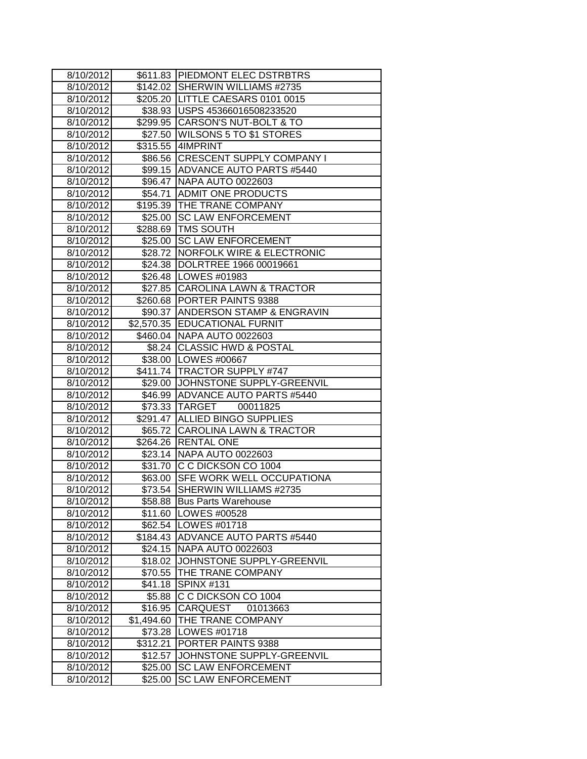| 8/10/2012 | $611.83 | PIEDMONT ELEC DSTRBTRS |
|---|---|---|
| 8/10/2012 | $142.02 | SHERWIN WILLIAMS #2735 |
| 8/10/2012 | $205.20 | LITTLE CAESARS 0101 0015 |
| 8/10/2012 | $38.93 | USPS 45366016508233520 |
| 8/10/2012 | $299.95 | CARSON'S NUT-BOLT & TO |
| 8/10/2012 | $27.50 | WILSONS 5 TO $1 STORES |
| 8/10/2012 | $315.55 | 4IMPRINT |
| 8/10/2012 | $86.56 | CRESCENT SUPPLY COMPANY I |
| 8/10/2012 | $99.15 | ADVANCE AUTO PARTS #5440 |
| 8/10/2012 | $96.47 | NAPA AUTO 0022603 |
| 8/10/2012 | $54.71 | ADMIT ONE PRODUCTS |
| 8/10/2012 | $195.39 | THE TRANE COMPANY |
| 8/10/2012 | $25.00 | SC LAW ENFORCEMENT |
| 8/10/2012 | $288.69 | TMS SOUTH |
| 8/10/2012 | $25.00 | SC LAW ENFORCEMENT |
| 8/10/2012 | $28.72 | NORFOLK WIRE & ELECTRONIC |
| 8/10/2012 | $24.38 | DOLRTREE 1966 00019661 |
| 8/10/2012 | $26.48 | LOWES #01983 |
| 8/10/2012 | $27.85 | CAROLINA LAWN & TRACTOR |
| 8/10/2012 | $260.68 | PORTER PAINTS 9388 |
| 8/10/2012 | $90.37 | ANDERSON STAMP & ENGRAVIN |
| 8/10/2012 | $2,570.35 | EDUCATIONAL FURNIT |
| 8/10/2012 | $460.04 | NAPA AUTO 0022603 |
| 8/10/2012 | $8.24 | CLASSIC HWD & POSTAL |
| 8/10/2012 | $38.00 | LOWES #00667 |
| 8/10/2012 | $411.74 | TRACTOR SUPPLY #747 |
| 8/10/2012 | $29.00 | JOHNSTONE SUPPLY-GREENVIL |
| 8/10/2012 | $46.99 | ADVANCE AUTO PARTS #5440 |
| 8/10/2012 | $73.33 | TARGET 00011825 |
| 8/10/2012 | $291.47 | ALLIED BINGO SUPPLIES |
| 8/10/2012 | $65.72 | CAROLINA LAWN & TRACTOR |
| 8/10/2012 | $264.26 | RENTAL ONE |
| 8/10/2012 | $23.14 | NAPA AUTO 0022603 |
| 8/10/2012 | $31.70 | C C DICKSON CO 1004 |
| 8/10/2012 | $63.00 | SFE WORK WELL OCCUPATIONA |
| 8/10/2012 | $73.54 | SHERWIN WILLIAMS #2735 |
| 8/10/2012 | $58.88 | Bus Parts Warehouse |
| 8/10/2012 | $11.60 | LOWES #00528 |
| 8/10/2012 | $62.54 | LOWES #01718 |
| 8/10/2012 | $184.43 | ADVANCE AUTO PARTS #5440 |
| 8/10/2012 | $24.15 | NAPA AUTO 0022603 |
| 8/10/2012 | $18.02 | JOHNSTONE SUPPLY-GREENVIL |
| 8/10/2012 | $70.55 | THE TRANE COMPANY |
| 8/10/2012 | $41.18 | SPINX #131 |
| 8/10/2012 | $5.88 | C C DICKSON CO 1004 |
| 8/10/2012 | $16.95 | CARQUEST 01013663 |
| 8/10/2012 | $1,494.60 | THE TRANE COMPANY |
| 8/10/2012 | $73.28 | LOWES #01718 |
| 8/10/2012 | $312.21 | PORTER PAINTS 9388 |
| 8/10/2012 | $12.57 | JOHNSTONE SUPPLY-GREENVIL |
| 8/10/2012 | $25.00 | SC LAW ENFORCEMENT |
| 8/10/2012 | $25.00 | SC LAW ENFORCEMENT |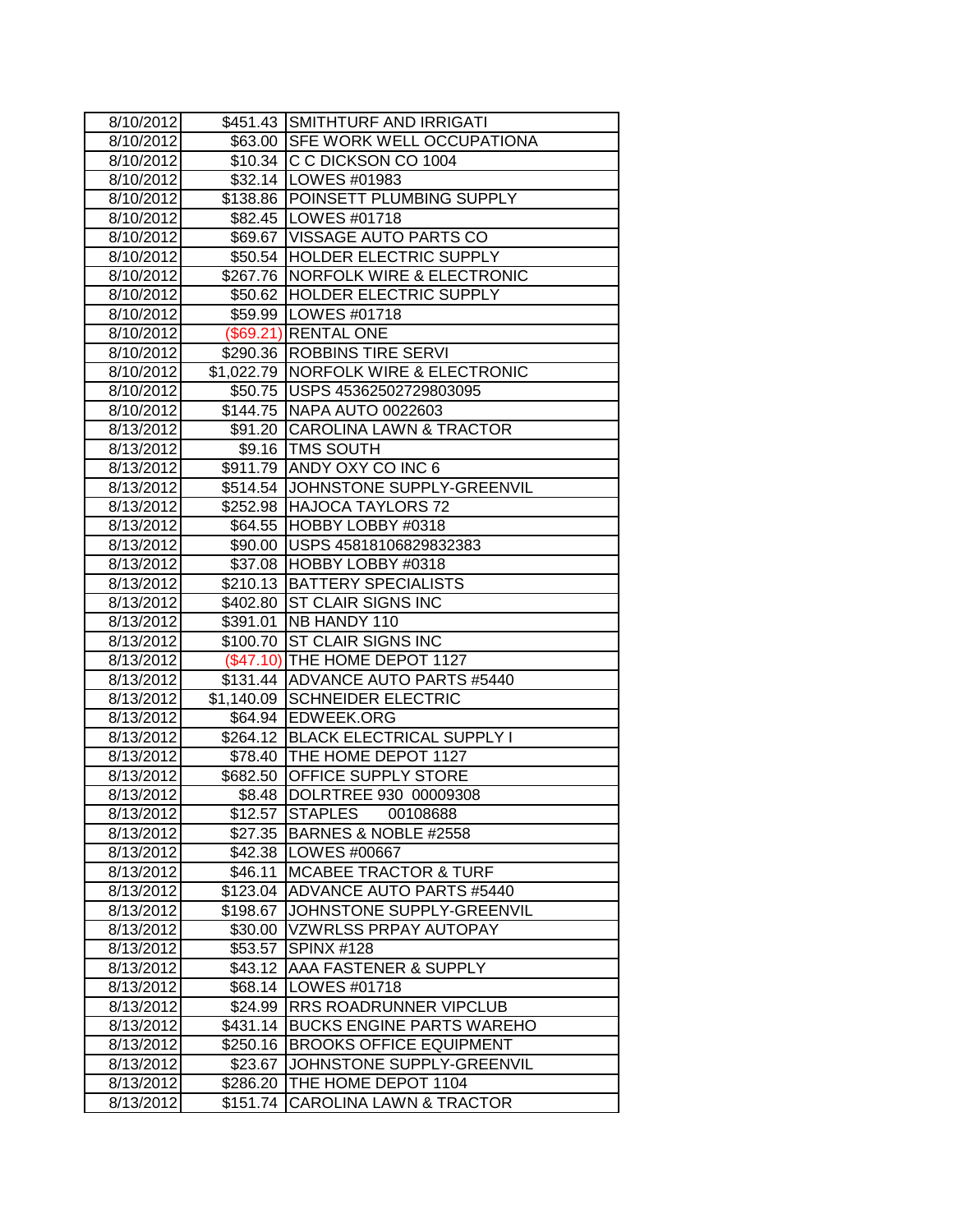| | | |
|---|---|---|
| 8/10/2012 | $451.43 | SMITHTURF AND IRRIGATI |
| 8/10/2012 | $63.00 | SFE WORK WELL OCCUPATIONA |
| 8/10/2012 | $10.34 | C C DICKSON CO 1004 |
| 8/10/2012 | $32.14 | LOWES #01983 |
| 8/10/2012 | $138.86 | POINSETT PLUMBING SUPPLY |
| 8/10/2012 | $82.45 | LOWES #01718 |
| 8/10/2012 | $69.67 | VISSAGE AUTO PARTS CO |
| 8/10/2012 | $50.54 | HOLDER ELECTRIC SUPPLY |
| 8/10/2012 | $267.76 | NORFOLK WIRE & ELECTRONIC |
| 8/10/2012 | $50.62 | HOLDER ELECTRIC SUPPLY |
| 8/10/2012 | $59.99 | LOWES #01718 |
| 8/10/2012 | ($69.21) | RENTAL ONE |
| 8/10/2012 | $290.36 | ROBBINS TIRE SERVI |
| 8/10/2012 | $1,022.79 | NORFOLK WIRE & ELECTRONIC |
| 8/10/2012 | $50.75 | USPS 45362502729803095 |
| 8/10/2012 | $144.75 | NAPA AUTO 0022603 |
| 8/13/2012 | $91.20 | CAROLINA LAWN & TRACTOR |
| 8/13/2012 | $9.16 | TMS SOUTH |
| 8/13/2012 | $911.79 | ANDY OXY CO INC 6 |
| 8/13/2012 | $514.54 | JOHNSTONE SUPPLY-GREENVIL |
| 8/13/2012 | $252.98 | HAJOCA TAYLORS 72 |
| 8/13/2012 | $64.55 | HOBBY LOBBY #0318 |
| 8/13/2012 | $90.00 | USPS 45818106829832383 |
| 8/13/2012 | $37.08 | HOBBY LOBBY #0318 |
| 8/13/2012 | $210.13 | BATTERY SPECIALISTS |
| 8/13/2012 | $402.80 | ST CLAIR SIGNS INC |
| 8/13/2012 | $391.01 | NB HANDY 110 |
| 8/13/2012 | $100.70 | ST CLAIR SIGNS INC |
| 8/13/2012 | ($47.10) | THE HOME DEPOT 1127 |
| 8/13/2012 | $131.44 | ADVANCE AUTO PARTS #5440 |
| 8/13/2012 | $1,140.09 | SCHNEIDER ELECTRIC |
| 8/13/2012 | $64.94 | EDWEEK.ORG |
| 8/13/2012 | $264.12 | BLACK ELECTRICAL SUPPLY I |
| 8/13/2012 | $78.40 | THE HOME DEPOT 1127 |
| 8/13/2012 | $682.50 | OFFICE SUPPLY STORE |
| 8/13/2012 | $8.48 | DOLRTREE 930 00009308 |
| 8/13/2012 | $12.57 | STAPLES 00108688 |
| 8/13/2012 | $27.35 | BARNES & NOBLE #2558 |
| 8/13/2012 | $42.38 | LOWES #00667 |
| 8/13/2012 | $46.11 | MCABEE TRACTOR & TURF |
| 8/13/2012 | $123.04 | ADVANCE AUTO PARTS #5440 |
| 8/13/2012 | $198.67 | JOHNSTONE SUPPLY-GREENVIL |
| 8/13/2012 | $30.00 | VZWRLSS PRPAY AUTOPAY |
| 8/13/2012 | $53.57 | SPINX #128 |
| 8/13/2012 | $43.12 | AAA FASTENER & SUPPLY |
| 8/13/2012 | $68.14 | LOWES #01718 |
| 8/13/2012 | $24.99 | RRS ROADRUNNER VIPCLUB |
| 8/13/2012 | $431.14 | BUCKS ENGINE PARTS WAREHO |
| 8/13/2012 | $250.16 | BROOKS OFFICE EQUIPMENT |
| 8/13/2012 | $23.67 | JOHNSTONE SUPPLY-GREENVIL |
| 8/13/2012 | $286.20 | THE HOME DEPOT 1104 |
| 8/13/2012 | $151.74 | CAROLINA LAWN & TRACTOR |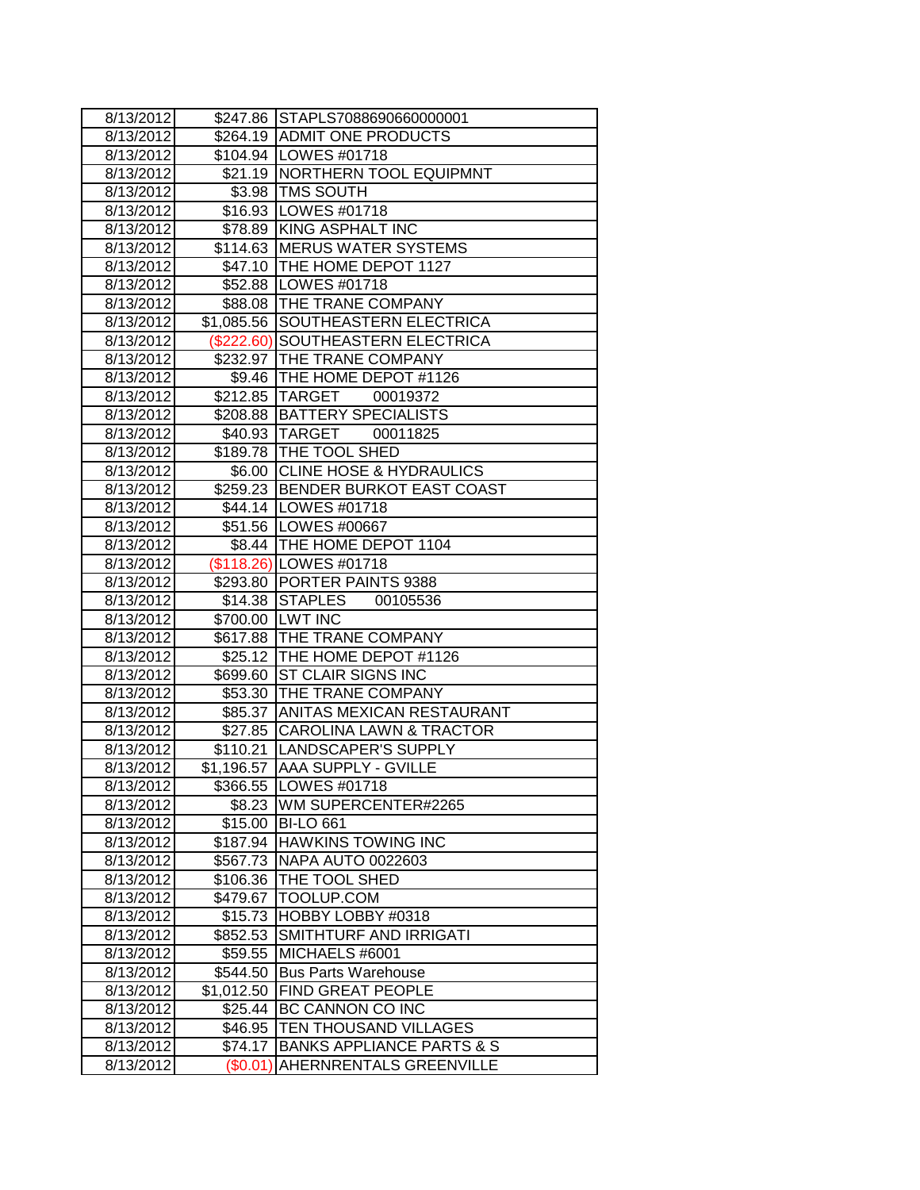| | | |
|---|---|---|
| 8/13/2012 | $247.86 | STAPLS7088690660000001 |
| 8/13/2012 | $264.19 | ADMIT ONE PRODUCTS |
| 8/13/2012 | $104.94 | LOWES #01718 |
| 8/13/2012 | $21.19 | NORTHERN TOOL EQUIPMNT |
| 8/13/2012 | $3.98 | TMS SOUTH |
| 8/13/2012 | $16.93 | LOWES #01718 |
| 8/13/2012 | $78.89 | KING ASPHALT INC |
| 8/13/2012 | $114.63 | MERUS WATER SYSTEMS |
| 8/13/2012 | $47.10 | THE HOME DEPOT 1127 |
| 8/13/2012 | $52.88 | LOWES #01718 |
| 8/13/2012 | $88.08 | THE TRANE COMPANY |
| 8/13/2012 | $1,085.56 | SOUTHEASTERN ELECTRICA |
| 8/13/2012 | ($222.60) | SOUTHEASTERN ELECTRICA |
| 8/13/2012 | $232.97 | THE TRANE COMPANY |
| 8/13/2012 | $9.46 | THE HOME DEPOT #1126 |
| 8/13/2012 | $212.85 | TARGET 00019372 |
| 8/13/2012 | $208.88 | BATTERY SPECIALISTS |
| 8/13/2012 | $40.93 | TARGET 00011825 |
| 8/13/2012 | $189.78 | THE TOOL SHED |
| 8/13/2012 | $6.00 | CLINE HOSE & HYDRAULICS |
| 8/13/2012 | $259.23 | BENDER BURKOT EAST COAST |
| 8/13/2012 | $44.14 | LOWES #01718 |
| 8/13/2012 | $51.56 | LOWES #00667 |
| 8/13/2012 | $8.44 | THE HOME DEPOT 1104 |
| 8/13/2012 | ($118.26) | LOWES #01718 |
| 8/13/2012 | $293.80 | PORTER PAINTS 9388 |
| 8/13/2012 | $14.38 | STAPLES 00105536 |
| 8/13/2012 | $700.00 | LWT INC |
| 8/13/2012 | $617.88 | THE TRANE COMPANY |
| 8/13/2012 | $25.12 | THE HOME DEPOT #1126 |
| 8/13/2012 | $699.60 | ST CLAIR SIGNS INC |
| 8/13/2012 | $53.30 | THE TRANE COMPANY |
| 8/13/2012 | $85.37 | ANITAS MEXICAN RESTAURANT |
| 8/13/2012 | $27.85 | CAROLINA LAWN & TRACTOR |
| 8/13/2012 | $110.21 | LANDSCAPER'S SUPPLY |
| 8/13/2012 | $1,196.57 | AAA SUPPLY - GVILLE |
| 8/13/2012 | $366.55 | LOWES #01718 |
| 8/13/2012 | $8.23 | WM SUPERCENTER#2265 |
| 8/13/2012 | $15.00 | BI-LO 661 |
| 8/13/2012 | $187.94 | HAWKINS TOWING INC |
| 8/13/2012 | $567.73 | NAPA AUTO 0022603 |
| 8/13/2012 | $106.36 | THE TOOL SHED |
| 8/13/2012 | $479.67 | TOOLUP.COM |
| 8/13/2012 | $15.73 | HOBBY LOBBY #0318 |
| 8/13/2012 | $852.53 | SMITHTURF AND IRRIGATI |
| 8/13/2012 | $59.55 | MICHAELS #6001 |
| 8/13/2012 | $544.50 | Bus Parts Warehouse |
| 8/13/2012 | $1,012.50 | FIND GREAT PEOPLE |
| 8/13/2012 | $25.44 | BC CANNON CO INC |
| 8/13/2012 | $46.95 | TEN THOUSAND VILLAGES |
| 8/13/2012 | $74.17 | BANKS APPLIANCE PARTS & S |
| 8/13/2012 | ($0.01) | AHERNRENTALS GREENVILLE |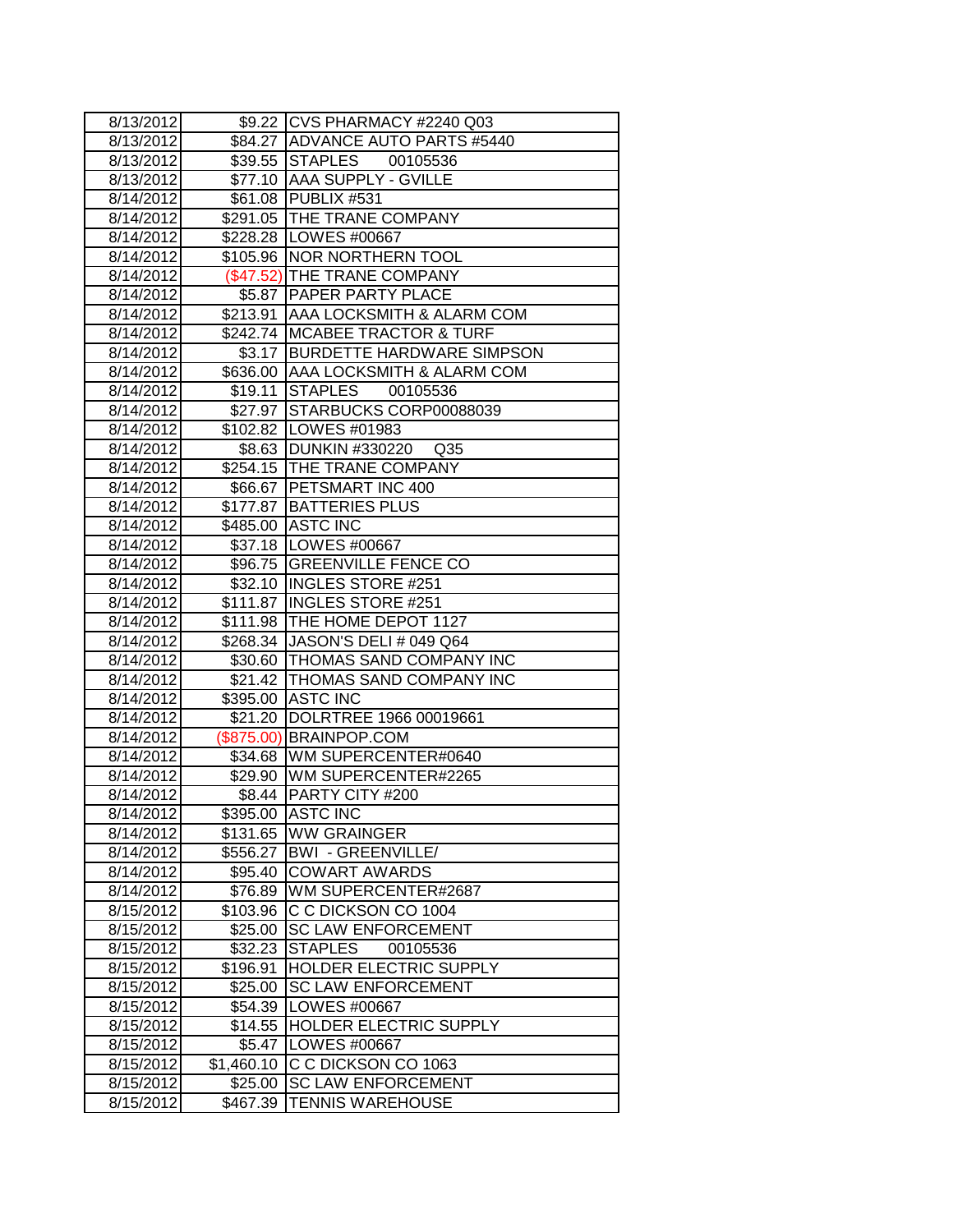| | | |
|---|---|---|
| 8/13/2012 | $9.22 | CVS PHARMACY #2240 Q03 |
| 8/13/2012 | $84.27 | ADVANCE AUTO PARTS #5440 |
| 8/13/2012 | $39.55 | STAPLES 00105536 |
| 8/13/2012 | $77.10 | AAA SUPPLY - GVILLE |
| 8/14/2012 | $61.08 | PUBLIX #531 |
| 8/14/2012 | $291.05 | THE TRANE COMPANY |
| 8/14/2012 | $228.28 | LOWES #00667 |
| 8/14/2012 | $105.96 | NOR NORTHERN TOOL |
| 8/14/2012 | ($47.52) | THE TRANE COMPANY |
| 8/14/2012 | $5.87 | PAPER PARTY PLACE |
| 8/14/2012 | $213.91 | AAA LOCKSMITH & ALARM COM |
| 8/14/2012 | $242.74 | MCABEE TRACTOR & TURF |
| 8/14/2012 | $3.17 | BURDETTE HARDWARE SIMPSON |
| 8/14/2012 | $636.00 | AAA LOCKSMITH & ALARM COM |
| 8/14/2012 | $19.11 | STAPLES 00105536 |
| 8/14/2012 | $27.97 | STARBUCKS CORP00088039 |
| 8/14/2012 | $102.82 | LOWES #01983 |
| 8/14/2012 | $8.63 | DUNKIN #330220 Q35 |
| 8/14/2012 | $254.15 | THE TRANE COMPANY |
| 8/14/2012 | $66.67 | PETSMART INC 400 |
| 8/14/2012 | $177.87 | BATTERIES PLUS |
| 8/14/2012 | $485.00 | ASTC INC |
| 8/14/2012 | $37.18 | LOWES #00667 |
| 8/14/2012 | $96.75 | GREENVILLE FENCE CO |
| 8/14/2012 | $32.10 | INGLES STORE #251 |
| 8/14/2012 | $111.87 | INGLES STORE #251 |
| 8/14/2012 | $111.98 | THE HOME DEPOT 1127 |
| 8/14/2012 | $268.34 | JASON'S DELI # 049 Q64 |
| 8/14/2012 | $30.60 | THOMAS SAND COMPANY INC |
| 8/14/2012 | $21.42 | THOMAS SAND COMPANY INC |
| 8/14/2012 | $395.00 | ASTC INC |
| 8/14/2012 | $21.20 | DOLRTREE 1966 00019661 |
| 8/14/2012 | ($875.00) | BRAINPOP.COM |
| 8/14/2012 | $34.68 | WM SUPERCENTER#0640 |
| 8/14/2012 | $29.90 | WM SUPERCENTER#2265 |
| 8/14/2012 | $8.44 | PARTY CITY #200 |
| 8/14/2012 | $395.00 | ASTC INC |
| 8/14/2012 | $131.65 | WW GRAINGER |
| 8/14/2012 | $556.27 | BWI - GREENVILLE/ |
| 8/14/2012 | $95.40 | COWART AWARDS |
| 8/14/2012 | $76.89 | WM SUPERCENTER#2687 |
| 8/15/2012 | $103.96 | C C DICKSON CO 1004 |
| 8/15/2012 | $25.00 | SC LAW ENFORCEMENT |
| 8/15/2012 | $32.23 | STAPLES 00105536 |
| 8/15/2012 | $196.91 | HOLDER ELECTRIC SUPPLY |
| 8/15/2012 | $25.00 | SC LAW ENFORCEMENT |
| 8/15/2012 | $54.39 | LOWES #00667 |
| 8/15/2012 | $14.55 | HOLDER ELECTRIC SUPPLY |
| 8/15/2012 | $5.47 | LOWES #00667 |
| 8/15/2012 | $1,460.10 | C C DICKSON CO 1063 |
| 8/15/2012 | $25.00 | SC LAW ENFORCEMENT |
| 8/15/2012 | $467.39 | TENNIS WAREHOUSE |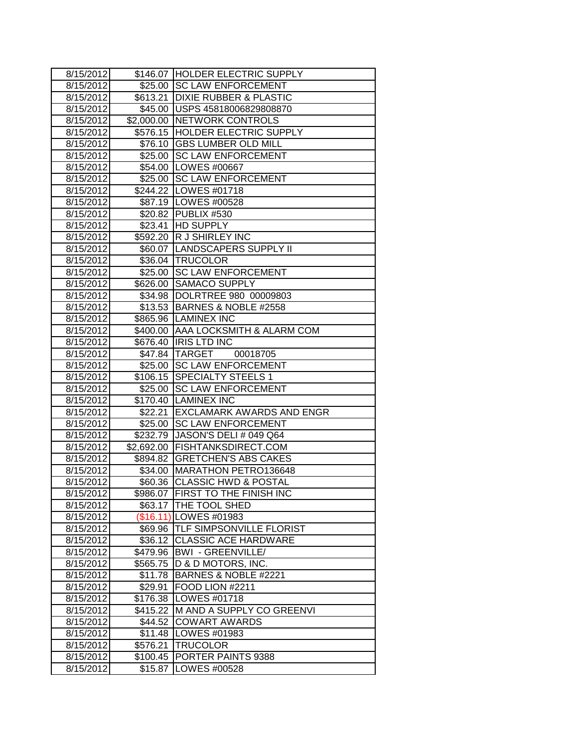| 8/15/2012 | $146.07 | HOLDER ELECTRIC SUPPLY |
|---|---|---|
| 8/15/2012 | $25.00 | SC LAW ENFORCEMENT |
| 8/15/2012 | $613.21 | DIXIE RUBBER & PLASTIC |
| 8/15/2012 | $45.00 | USPS 45818006829808870 |
| 8/15/2012 | $2,000.00 | NETWORK CONTROLS |
| 8/15/2012 | $576.15 | HOLDER ELECTRIC SUPPLY |
| 8/15/2012 | $76.10 | GBS LUMBER OLD MILL |
| 8/15/2012 | $25.00 | SC LAW ENFORCEMENT |
| 8/15/2012 | $54.00 | LOWES #00667 |
| 8/15/2012 | $25.00 | SC LAW ENFORCEMENT |
| 8/15/2012 | $244.22 | LOWES #01718 |
| 8/15/2012 | $87.19 | LOWES #00528 |
| 8/15/2012 | $20.82 | PUBLIX #530 |
| 8/15/2012 | $23.41 | HD SUPPLY |
| 8/15/2012 | $592.20 | R J SHIRLEY INC |
| 8/15/2012 | $60.07 | LANDSCAPERS SUPPLY II |
| 8/15/2012 | $36.04 | TRUCOLOR |
| 8/15/2012 | $25.00 | SC LAW ENFORCEMENT |
| 8/15/2012 | $626.00 | SAMACO SUPPLY |
| 8/15/2012 | $34.98 | DOLRTREE 980 00009803 |
| 8/15/2012 | $13.53 | BARNES & NOBLE #2558 |
| 8/15/2012 | $865.96 | LAMINEX INC |
| 8/15/2012 | $400.00 | AAA LOCKSMITH & ALARM COM |
| 8/15/2012 | $676.40 | IRIS LTD INC |
| 8/15/2012 | $47.84 | TARGET 00018705 |
| 8/15/2012 | $25.00 | SC LAW ENFORCEMENT |
| 8/15/2012 | $106.15 | SPECIALTY STEELS 1 |
| 8/15/2012 | $25.00 | SC LAW ENFORCEMENT |
| 8/15/2012 | $170.40 | LAMINEX INC |
| 8/15/2012 | $22.21 | EXCLAMARK AWARDS AND ENGR |
| 8/15/2012 | $25.00 | SC LAW ENFORCEMENT |
| 8/15/2012 | $232.79 | JASON'S DELI # 049 Q64 |
| 8/15/2012 | $2,692.00 | FISHTANKSDIRECT.COM |
| 8/15/2012 | $894.82 | GRETCHEN'S ABS CAKES |
| 8/15/2012 | $34.00 | MARATHON PETRO136648 |
| 8/15/2012 | $60.36 | CLASSIC HWD & POSTAL |
| 8/15/2012 | $986.07 | FIRST TO THE FINISH INC |
| 8/15/2012 | $63.17 | THE TOOL SHED |
| 8/15/2012 | ($16.11) | LOWES #01983 |
| 8/15/2012 | $69.96 | TLF SIMPSONVILLE FLORIST |
| 8/15/2012 | $36.12 | CLASSIC ACE HARDWARE |
| 8/15/2012 | $479.96 | BWI - GREENVILLE/ |
| 8/15/2012 | $565.75 | D & D MOTORS, INC. |
| 8/15/2012 | $11.78 | BARNES & NOBLE #2221 |
| 8/15/2012 | $29.91 | FOOD LION #2211 |
| 8/15/2012 | $176.38 | LOWES #01718 |
| 8/15/2012 | $415.22 | M AND A SUPPLY CO GREENVI |
| 8/15/2012 | $44.52 | COWART AWARDS |
| 8/15/2012 | $11.48 | LOWES #01983 |
| 8/15/2012 | $576.21 | TRUCOLOR |
| 8/15/2012 | $100.45 | PORTER PAINTS 9388 |
| 8/15/2012 | $15.87 | LOWES #00528 |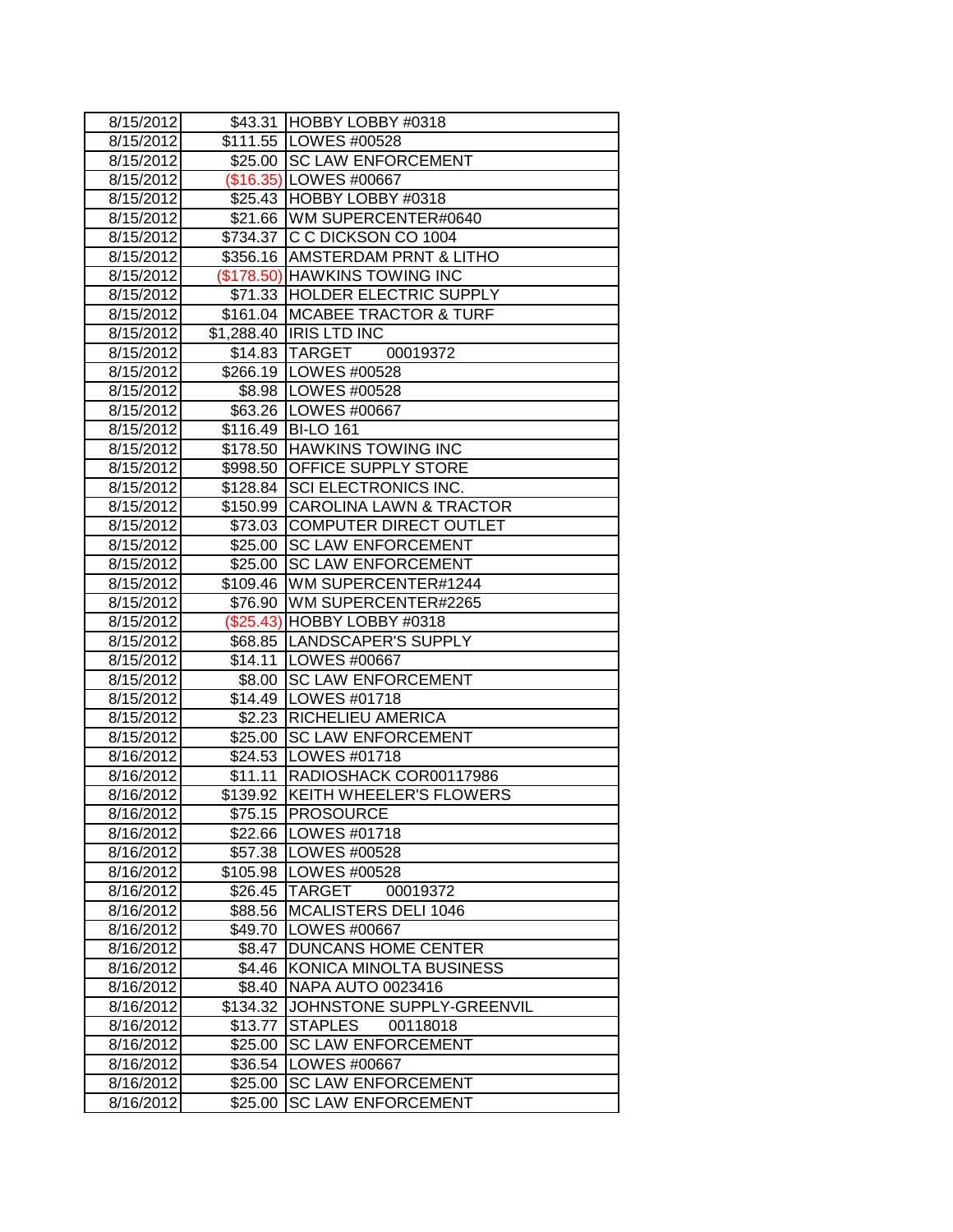| 8/15/2012 | $43.31 | HOBBY LOBBY #0318 |
|---|---|---|
| 8/15/2012 | $111.55 | LOWES #00528 |
| 8/15/2012 | $25.00 | SC LAW ENFORCEMENT |
| 8/15/2012 | ($16.35) | LOWES #00667 |
| 8/15/2012 | $25.43 | HOBBY LOBBY #0318 |
| 8/15/2012 | $21.66 | WM SUPERCENTER#0640 |
| 8/15/2012 | $734.37 | C C DICKSON CO 1004 |
| 8/15/2012 | $356.16 | AMSTERDAM PRNT & LITHO |
| 8/15/2012 | ($178.50) | HAWKINS TOWING INC |
| 8/15/2012 | $71.33 | HOLDER ELECTRIC SUPPLY |
| 8/15/2012 | $161.04 | MCABEE TRACTOR & TURF |
| 8/15/2012 | $1,288.40 | IRIS LTD INC |
| 8/15/2012 | $14.83 | TARGET 00019372 |
| 8/15/2012 | $266.19 | LOWES #00528 |
| 8/15/2012 | $8.98 | LOWES #00528 |
| 8/15/2012 | $63.26 | LOWES #00667 |
| 8/15/2012 | $116.49 | BI-LO 161 |
| 8/15/2012 | $178.50 | HAWKINS TOWING INC |
| 8/15/2012 | $998.50 | OFFICE SUPPLY STORE |
| 8/15/2012 | $128.84 | SCI ELECTRONICS INC. |
| 8/15/2012 | $150.99 | CAROLINA LAWN & TRACTOR |
| 8/15/2012 | $73.03 | COMPUTER DIRECT OUTLET |
| 8/15/2012 | $25.00 | SC LAW ENFORCEMENT |
| 8/15/2012 | $25.00 | SC LAW ENFORCEMENT |
| 8/15/2012 | $109.46 | WM SUPERCENTER#1244 |
| 8/15/2012 | $76.90 | WM SUPERCENTER#2265 |
| 8/15/2012 | ($25.43) | HOBBY LOBBY #0318 |
| 8/15/2012 | $68.85 | LANDSCAPER'S SUPPLY |
| 8/15/2012 | $14.11 | LOWES #00667 |
| 8/15/2012 | $8.00 | SC LAW ENFORCEMENT |
| 8/15/2012 | $14.49 | LOWES #01718 |
| 8/15/2012 | $2.23 | RICHELIEU AMERICA |
| 8/15/2012 | $25.00 | SC LAW ENFORCEMENT |
| 8/16/2012 | $24.53 | LOWES #01718 |
| 8/16/2012 | $11.11 | RADIOSHACK COR00117986 |
| 8/16/2012 | $139.92 | KEITH WHEELER'S FLOWERS |
| 8/16/2012 | $75.15 | PROSOURCE |
| 8/16/2012 | $22.66 | LOWES #01718 |
| 8/16/2012 | $57.38 | LOWES #00528 |
| 8/16/2012 | $105.98 | LOWES #00528 |
| 8/16/2012 | $26.45 | TARGET 00019372 |
| 8/16/2012 | $88.56 | MCALISTERS DELI 1046 |
| 8/16/2012 | $49.70 | LOWES #00667 |
| 8/16/2012 | $8.47 | DUNCANS HOME CENTER |
| 8/16/2012 | $4.46 | KONICA MINOLTA BUSINESS |
| 8/16/2012 | $8.40 | NAPA AUTO 0023416 |
| 8/16/2012 | $134.32 | JOHNSTONE SUPPLY-GREENVIL |
| 8/16/2012 | $13.77 | STAPLES 00118018 |
| 8/16/2012 | $25.00 | SC LAW ENFORCEMENT |
| 8/16/2012 | $36.54 | LOWES #00667 |
| 8/16/2012 | $25.00 | SC LAW ENFORCEMENT |
| 8/16/2012 | $25.00 | SC LAW ENFORCEMENT |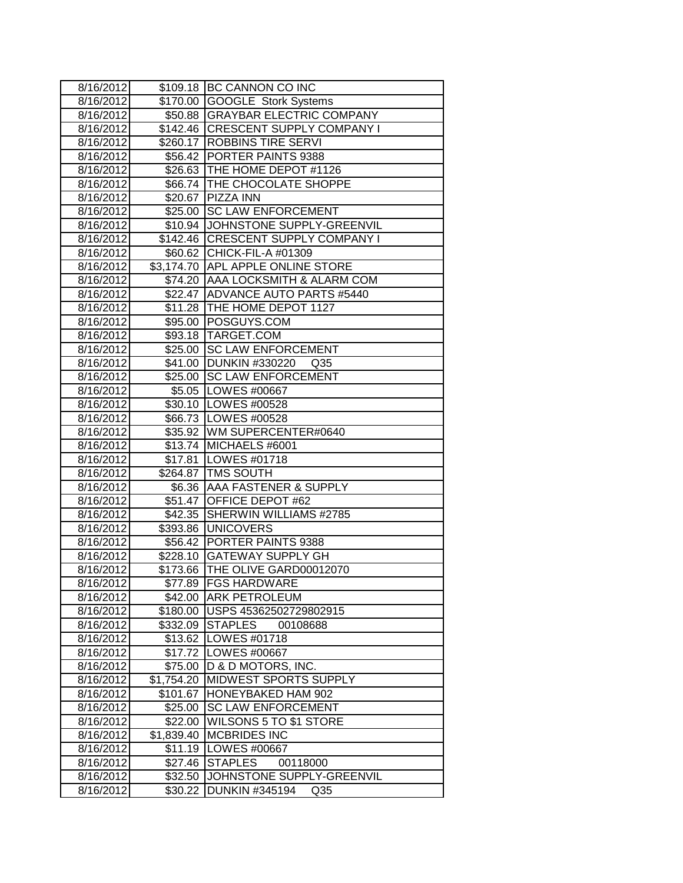| 8/16/2012 | $109.18 | BC CANNON CO INC |
|---|---|---|
| 8/16/2012 | $170.00 | GOOGLE Stork Systems |
| 8/16/2012 | $50.88 | GRAYBAR ELECTRIC COMPANY |
| 8/16/2012 | $142.46 | CRESCENT SUPPLY COMPANY I |
| 8/16/2012 | $260.17 | ROBBINS TIRE SERVI |
| 8/16/2012 | $56.42 | PORTER PAINTS 9388 |
| 8/16/2012 | $26.63 | THE HOME DEPOT #1126 |
| 8/16/2012 | $66.74 | THE CHOCOLATE SHOPPE |
| 8/16/2012 | $20.67 | PIZZA INN |
| 8/16/2012 | $25.00 | SC LAW ENFORCEMENT |
| 8/16/2012 | $10.94 | JOHNSTONE SUPPLY-GREENVIL |
| 8/16/2012 | $142.46 | CRESCENT SUPPLY COMPANY I |
| 8/16/2012 | $60.62 | CHICK-FIL-A #01309 |
| 8/16/2012 | $3,174.70 | APL APPLE ONLINE STORE |
| 8/16/2012 | $74.20 | AAA LOCKSMITH & ALARM COM |
| 8/16/2012 | $22.47 | ADVANCE AUTO PARTS #5440 |
| 8/16/2012 | $11.28 | THE HOME DEPOT 1127 |
| 8/16/2012 | $95.00 | POSGUYS.COM |
| 8/16/2012 | $93.18 | TARGET.COM |
| 8/16/2012 | $25.00 | SC LAW ENFORCEMENT |
| 8/16/2012 | $41.00 | DUNKIN #330220 Q35 |
| 8/16/2012 | $25.00 | SC LAW ENFORCEMENT |
| 8/16/2012 | $5.05 | LOWES #00667 |
| 8/16/2012 | $30.10 | LOWES #00528 |
| 8/16/2012 | $66.73 | LOWES #00528 |
| 8/16/2012 | $35.92 | WM SUPERCENTER#0640 |
| 8/16/2012 | $13.74 | MICHAELS #6001 |
| 8/16/2012 | $17.81 | LOWES #01718 |
| 8/16/2012 | $264.87 | TMS SOUTH |
| 8/16/2012 | $6.36 | AAA FASTENER & SUPPLY |
| 8/16/2012 | $51.47 | OFFICE DEPOT #62 |
| 8/16/2012 | $42.35 | SHERWIN WILLIAMS #2785 |
| 8/16/2012 | $393.86 | UNICOVERS |
| 8/16/2012 | $56.42 | PORTER PAINTS 9388 |
| 8/16/2012 | $228.10 | GATEWAY SUPPLY GH |
| 8/16/2012 | $173.66 | THE OLIVE GARD00012070 |
| 8/16/2012 | $77.89 | FGS HARDWARE |
| 8/16/2012 | $42.00 | ARK PETROLEUM |
| 8/16/2012 | $180.00 | USPS 45362502729802915 |
| 8/16/2012 | $332.09 | STAPLES 00108688 |
| 8/16/2012 | $13.62 | LOWES #01718 |
| 8/16/2012 | $17.72 | LOWES #00667 |
| 8/16/2012 | $75.00 | D & D MOTORS, INC. |
| 8/16/2012 | $1,754.20 | MIDWEST SPORTS SUPPLY |
| 8/16/2012 | $101.67 | HONEYBAKED HAM 902 |
| 8/16/2012 | $25.00 | SC LAW ENFORCEMENT |
| 8/16/2012 | $22.00 | WILSONS 5 TO $1 STORE |
| 8/16/2012 | $1,839.40 | MCBRIDES INC |
| 8/16/2012 | $11.19 | LOWES #00667 |
| 8/16/2012 | $27.46 | STAPLES 00118000 |
| 8/16/2012 | $32.50 | JOHNSTONE SUPPLY-GREENVIL |
| 8/16/2012 | $30.22 | DUNKIN #345194 Q35 |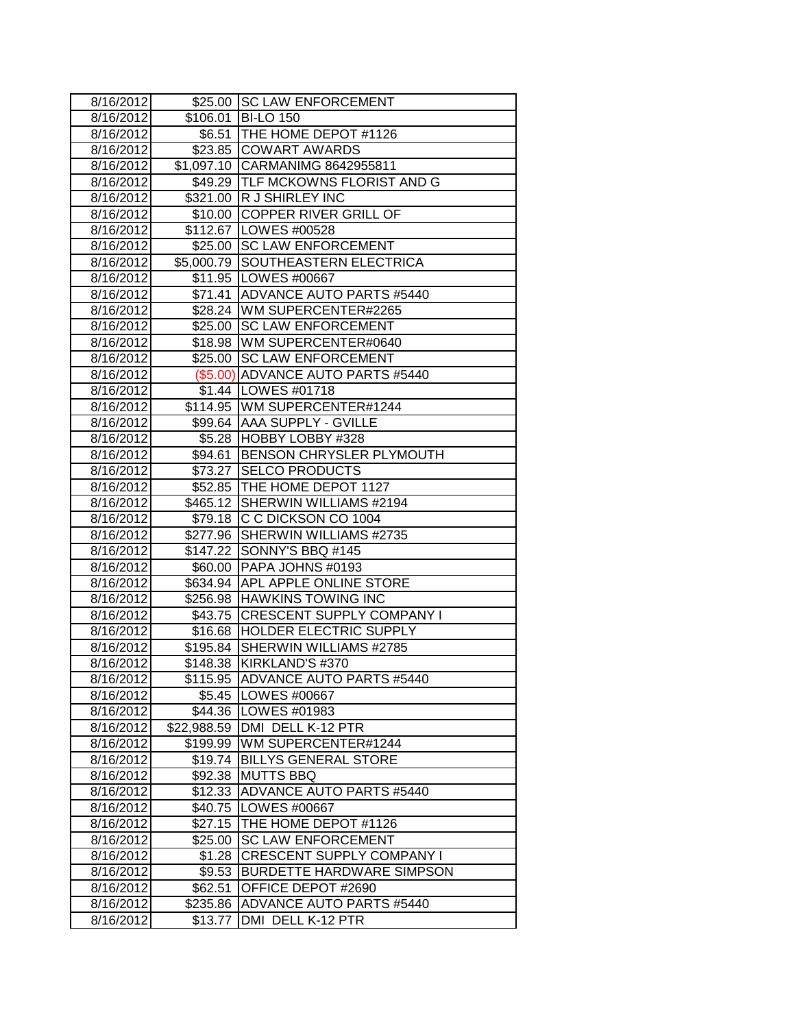| | | |
|---|---|---|
| 8/16/2012 | $25.00 | SC LAW ENFORCEMENT |
| 8/16/2012 | $106.01 | BI-LO 150 |
| 8/16/2012 | $6.51 | THE HOME DEPOT #1126 |
| 8/16/2012 | $23.85 | COWART AWARDS |
| 8/16/2012 | $1,097.10 | CARMANIMG 8642955811 |
| 8/16/2012 | $49.29 | TLF MCKOWNS FLORIST AND G |
| 8/16/2012 | $321.00 | R J SHIRLEY INC |
| 8/16/2012 | $10.00 | COPPER RIVER GRILL OF |
| 8/16/2012 | $112.67 | LOWES #00528 |
| 8/16/2012 | $25.00 | SC LAW ENFORCEMENT |
| 8/16/2012 | $5,000.79 | SOUTHEASTERN ELECTRICA |
| 8/16/2012 | $11.95 | LOWES #00667 |
| 8/16/2012 | $71.41 | ADVANCE AUTO PARTS #5440 |
| 8/16/2012 | $28.24 | WM SUPERCENTER#2265 |
| 8/16/2012 | $25.00 | SC LAW ENFORCEMENT |
| 8/16/2012 | $18.98 | WM SUPERCENTER#0640 |
| 8/16/2012 | $25.00 | SC LAW ENFORCEMENT |
| 8/16/2012 | ($5.00) | ADVANCE AUTO PARTS #5440 |
| 8/16/2012 | $1.44 | LOWES #01718 |
| 8/16/2012 | $114.95 | WM SUPERCENTER#1244 |
| 8/16/2012 | $99.64 | AAA SUPPLY - GVILLE |
| 8/16/2012 | $5.28 | HOBBY LOBBY #328 |
| 8/16/2012 | $94.61 | BENSON CHRYSLER PLYMOUTH |
| 8/16/2012 | $73.27 | SELCO PRODUCTS |
| 8/16/2012 | $52.85 | THE HOME DEPOT 1127 |
| 8/16/2012 | $465.12 | SHERWIN WILLIAMS #2194 |
| 8/16/2012 | $79.18 | C C DICKSON CO 1004 |
| 8/16/2012 | $277.96 | SHERWIN WILLIAMS #2735 |
| 8/16/2012 | $147.22 | SONNY'S BBQ #145 |
| 8/16/2012 | $60.00 | PAPA JOHNS #0193 |
| 8/16/2012 | $634.94 | APL APPLE ONLINE STORE |
| 8/16/2012 | $256.98 | HAWKINS TOWING INC |
| 8/16/2012 | $43.75 | CRESCENT SUPPLY COMPANY I |
| 8/16/2012 | $16.68 | HOLDER ELECTRIC SUPPLY |
| 8/16/2012 | $195.84 | SHERWIN WILLIAMS #2785 |
| 8/16/2012 | $148.38 | KIRKLAND'S #370 |
| 8/16/2012 | $115.95 | ADVANCE AUTO PARTS #5440 |
| 8/16/2012 | $5.45 | LOWES #00667 |
| 8/16/2012 | $44.36 | LOWES #01983 |
| 8/16/2012 | $22,988.59 | DMI DELL K-12 PTR |
| 8/16/2012 | $199.99 | WM SUPERCENTER#1244 |
| 8/16/2012 | $19.74 | BILLYS GENERAL STORE |
| 8/16/2012 | $92.38 | MUTTS BBQ |
| 8/16/2012 | $12.33 | ADVANCE AUTO PARTS #5440 |
| 8/16/2012 | $40.75 | LOWES #00667 |
| 8/16/2012 | $27.15 | THE HOME DEPOT #1126 |
| 8/16/2012 | $25.00 | SC LAW ENFORCEMENT |
| 8/16/2012 | $1.28 | CRESCENT SUPPLY COMPANY I |
| 8/16/2012 | $9.53 | BURDETTE HARDWARE SIMPSON |
| 8/16/2012 | $62.51 | OFFICE DEPOT #2690 |
| 8/16/2012 | $235.86 | ADVANCE AUTO PARTS #5440 |
| 8/16/2012 | $13.77 | DMI DELL K-12 PTR |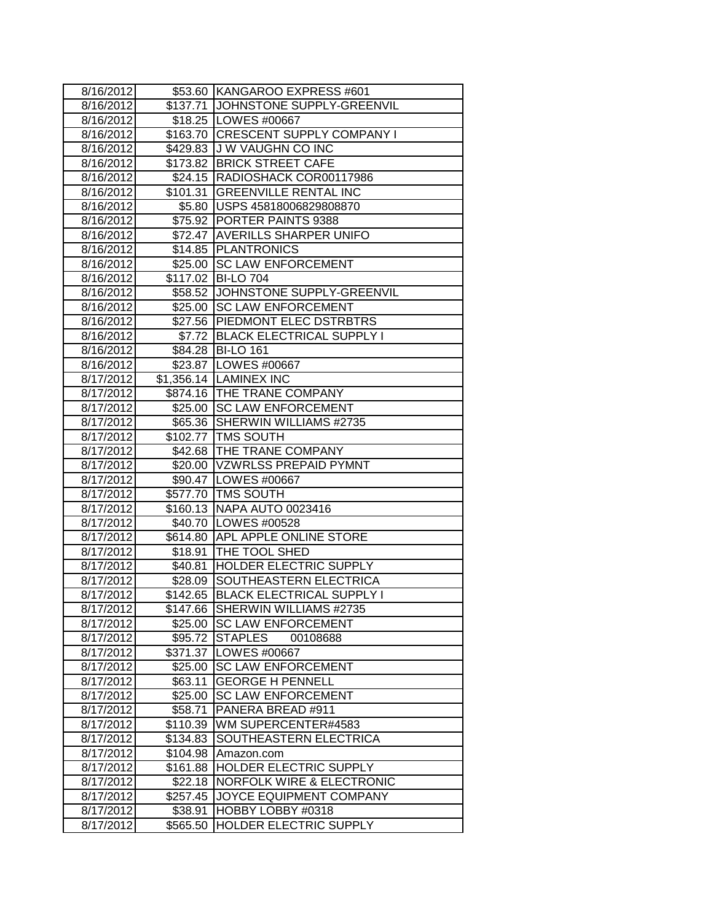| 8/16/2012 | $53.60 | KANGAROO EXPRESS #601 |
|---|---|---|
| 8/16/2012 | $137.71 | JOHNSTONE SUPPLY-GREENVIL |
| 8/16/2012 | $18.25 | LOWES #00667 |
| 8/16/2012 | $163.70 | CRESCENT SUPPLY COMPANY I |
| 8/16/2012 | $429.83 | J W VAUGHN CO INC |
| 8/16/2012 | $173.82 | BRICK STREET CAFE |
| 8/16/2012 | $24.15 | RADIOSHACK COR00117986 |
| 8/16/2012 | $101.31 | GREENVILLE RENTAL INC |
| 8/16/2012 | $5.80 | USPS 45818006829808870 |
| 8/16/2012 | $75.92 | PORTER PAINTS 9388 |
| 8/16/2012 | $72.47 | AVERILLS SHARPER UNIFO |
| 8/16/2012 | $14.85 | PLANTRONICS |
| 8/16/2012 | $25.00 | SC LAW ENFORCEMENT |
| 8/16/2012 | $117.02 | BI-LO 704 |
| 8/16/2012 | $58.52 | JOHNSTONE SUPPLY-GREENVIL |
| 8/16/2012 | $25.00 | SC LAW ENFORCEMENT |
| 8/16/2012 | $27.56 | PIEDMONT ELEC DSTRBTRS |
| 8/16/2012 | $7.72 | BLACK ELECTRICAL SUPPLY I |
| 8/16/2012 | $84.28 | BI-LO 161 |
| 8/16/2012 | $23.87 | LOWES #00667 |
| 8/17/2012 | $1,356.14 | LAMINEX INC |
| 8/17/2012 | $874.16 | THE TRANE COMPANY |
| 8/17/2012 | $25.00 | SC LAW ENFORCEMENT |
| 8/17/2012 | $65.36 | SHERWIN WILLIAMS #2735 |
| 8/17/2012 | $102.77 | TMS SOUTH |
| 8/17/2012 | $42.68 | THE TRANE COMPANY |
| 8/17/2012 | $20.00 | VZWRLSS PREPAID PYMNT |
| 8/17/2012 | $90.47 | LOWES #00667 |
| 8/17/2012 | $577.70 | TMS SOUTH |
| 8/17/2012 | $160.13 | NAPA AUTO 0023416 |
| 8/17/2012 | $40.70 | LOWES #00528 |
| 8/17/2012 | $614.80 | APL APPLE ONLINE STORE |
| 8/17/2012 | $18.91 | THE TOOL SHED |
| 8/17/2012 | $40.81 | HOLDER ELECTRIC SUPPLY |
| 8/17/2012 | $28.09 | SOUTHEASTERN ELECTRICA |
| 8/17/2012 | $142.65 | BLACK ELECTRICAL SUPPLY I |
| 8/17/2012 | $147.66 | SHERWIN WILLIAMS #2735 |
| 8/17/2012 | $25.00 | SC LAW ENFORCEMENT |
| 8/17/2012 | $95.72 | STAPLES 00108688 |
| 8/17/2012 | $371.37 | LOWES #00667 |
| 8/17/2012 | $25.00 | SC LAW ENFORCEMENT |
| 8/17/2012 | $63.11 | GEORGE H PENNELL |
| 8/17/2012 | $25.00 | SC LAW ENFORCEMENT |
| 8/17/2012 | $58.71 | PANERA BREAD #911 |
| 8/17/2012 | $110.39 | WM SUPERCENTER#4583 |
| 8/17/2012 | $134.83 | SOUTHEASTERN ELECTRICA |
| 8/17/2012 | $104.98 | Amazon.com |
| 8/17/2012 | $161.88 | HOLDER ELECTRIC SUPPLY |
| 8/17/2012 | $22.18 | NORFOLK WIRE & ELECTRONIC |
| 8/17/2012 | $257.45 | JOYCE EQUIPMENT COMPANY |
| 8/17/2012 | $38.91 | HOBBY LOBBY #0318 |
| 8/17/2012 | $565.50 | HOLDER ELECTRIC SUPPLY |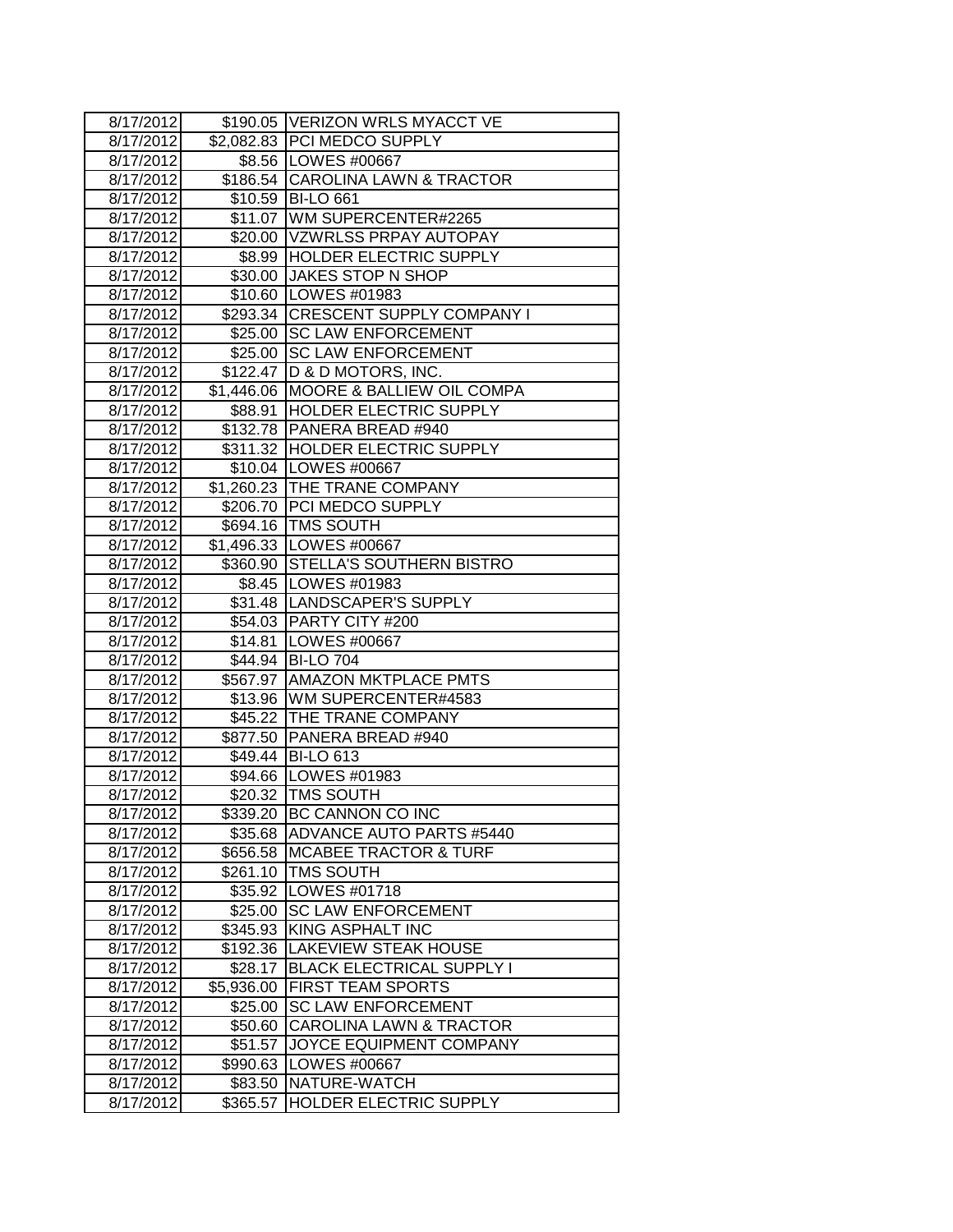| | | |
|---|---|---|
| 8/17/2012 | $190.05 | VERIZON WRLS MYACCT VE |
| 8/17/2012 | $2,082.83 | PCI MEDCO SUPPLY |
| 8/17/2012 | $8.56 | LOWES #00667 |
| 8/17/2012 | $186.54 | CAROLINA LAWN & TRACTOR |
| 8/17/2012 | $10.59 | BI-LO 661 |
| 8/17/2012 | $11.07 | WM SUPERCENTER#2265 |
| 8/17/2012 | $20.00 | VZWRLSS PRPAY AUTOPAY |
| 8/17/2012 | $8.99 | HOLDER ELECTRIC SUPPLY |
| 8/17/2012 | $30.00 | JAKES STOP N SHOP |
| 8/17/2012 | $10.60 | LOWES #01983 |
| 8/17/2012 | $293.34 | CRESCENT SUPPLY COMPANY I |
| 8/17/2012 | $25.00 | SC LAW ENFORCEMENT |
| 8/17/2012 | $25.00 | SC LAW ENFORCEMENT |
| 8/17/2012 | $122.47 | D & D MOTORS, INC. |
| 8/17/2012 | $1,446.06 | MOORE & BALLIEW OIL COMPA |
| 8/17/2012 | $88.91 | HOLDER ELECTRIC SUPPLY |
| 8/17/2012 | $132.78 | PANERA BREAD #940 |
| 8/17/2012 | $311.32 | HOLDER ELECTRIC SUPPLY |
| 8/17/2012 | $10.04 | LOWES #00667 |
| 8/17/2012 | $1,260.23 | THE TRANE COMPANY |
| 8/17/2012 | $206.70 | PCI MEDCO SUPPLY |
| 8/17/2012 | $694.16 | TMS SOUTH |
| 8/17/2012 | $1,496.33 | LOWES #00667 |
| 8/17/2012 | $360.90 | STELLA'S SOUTHERN BISTRO |
| 8/17/2012 | $8.45 | LOWES #01983 |
| 8/17/2012 | $31.48 | LANDSCAPER'S SUPPLY |
| 8/17/2012 | $54.03 | PARTY CITY #200 |
| 8/17/2012 | $14.81 | LOWES #00667 |
| 8/17/2012 | $44.94 | BI-LO 704 |
| 8/17/2012 | $567.97 | AMAZON MKTPLACE PMTS |
| 8/17/2012 | $13.96 | WM SUPERCENTER#4583 |
| 8/17/2012 | $45.22 | THE TRANE COMPANY |
| 8/17/2012 | $877.50 | PANERA BREAD #940 |
| 8/17/2012 | $49.44 | BI-LO 613 |
| 8/17/2012 | $94.66 | LOWES #01983 |
| 8/17/2012 | $20.32 | TMS SOUTH |
| 8/17/2012 | $339.20 | BC CANNON CO INC |
| 8/17/2012 | $35.68 | ADVANCE AUTO PARTS #5440 |
| 8/17/2012 | $656.58 | MCABEE TRACTOR & TURF |
| 8/17/2012 | $261.10 | TMS SOUTH |
| 8/17/2012 | $35.92 | LOWES #01718 |
| 8/17/2012 | $25.00 | SC LAW ENFORCEMENT |
| 8/17/2012 | $345.93 | KING ASPHALT INC |
| 8/17/2012 | $192.36 | LAKEVIEW STEAK HOUSE |
| 8/17/2012 | $28.17 | BLACK ELECTRICAL SUPPLY I |
| 8/17/2012 | $5,936.00 | FIRST TEAM SPORTS |
| 8/17/2012 | $25.00 | SC LAW ENFORCEMENT |
| 8/17/2012 | $50.60 | CAROLINA LAWN & TRACTOR |
| 8/17/2012 | $51.57 | JOYCE EQUIPMENT COMPANY |
| 8/17/2012 | $990.63 | LOWES #00667 |
| 8/17/2012 | $83.50 | NATURE-WATCH |
| 8/17/2012 | $365.57 | HOLDER ELECTRIC SUPPLY |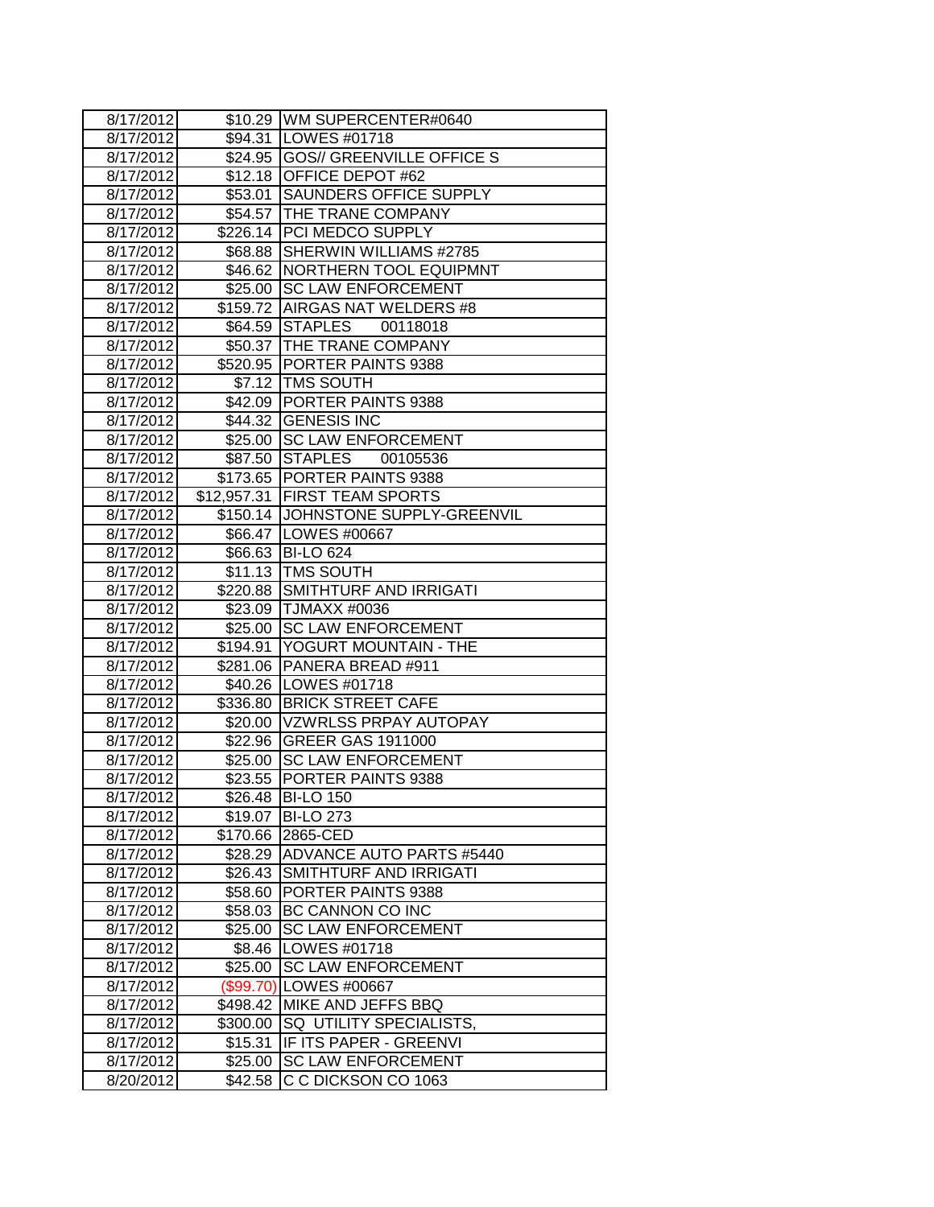| | | |
|---|---|---|
| 8/17/2012 | $10.29 | WM SUPERCENTER#0640 |
| 8/17/2012 | $94.31 | LOWES #01718 |
| 8/17/2012 | $24.95 | GOS// GREENVILLE OFFICE S |
| 8/17/2012 | $12.18 | OFFICE DEPOT #62 |
| 8/17/2012 | $53.01 | SAUNDERS OFFICE SUPPLY |
| 8/17/2012 | $54.57 | THE TRANE COMPANY |
| 8/17/2012 | $226.14 | PCI MEDCO SUPPLY |
| 8/17/2012 | $68.88 | SHERWIN WILLIAMS #2785 |
| 8/17/2012 | $46.62 | NORTHERN TOOL EQUIPMNT |
| 8/17/2012 | $25.00 | SC LAW ENFORCEMENT |
| 8/17/2012 | $159.72 | AIRGAS NAT WELDERS #8 |
| 8/17/2012 | $64.59 | STAPLES 00118018 |
| 8/17/2012 | $50.37 | THE TRANE COMPANY |
| 8/17/2012 | $520.95 | PORTER PAINTS 9388 |
| 8/17/2012 | $7.12 | TMS SOUTH |
| 8/17/2012 | $42.09 | PORTER PAINTS 9388 |
| 8/17/2012 | $44.32 | GENESIS INC |
| 8/17/2012 | $25.00 | SC LAW ENFORCEMENT |
| 8/17/2012 | $87.50 | STAPLES 00105536 |
| 8/17/2012 | $173.65 | PORTER PAINTS 9388 |
| 8/17/2012 | $12,957.31 | FIRST TEAM SPORTS |
| 8/17/2012 | $150.14 | JOHNSTONE SUPPLY-GREENVIL |
| 8/17/2012 | $66.47 | LOWES #00667 |
| 8/17/2012 | $66.63 | BI-LO 624 |
| 8/17/2012 | $11.13 | TMS SOUTH |
| 8/17/2012 | $220.88 | SMITHTURF AND IRRIGATI |
| 8/17/2012 | $23.09 | TJMAXX #0036 |
| 8/17/2012 | $25.00 | SC LAW ENFORCEMENT |
| 8/17/2012 | $194.91 | YOGURT MOUNTAIN - THE |
| 8/17/2012 | $281.06 | PANERA BREAD #911 |
| 8/17/2012 | $40.26 | LOWES #01718 |
| 8/17/2012 | $336.80 | BRICK STREET CAFE |
| 8/17/2012 | $20.00 | VZWRLSS PRPAY AUTOPAY |
| 8/17/2012 | $22.96 | GREER GAS 1911000 |
| 8/17/2012 | $25.00 | SC LAW ENFORCEMENT |
| 8/17/2012 | $23.55 | PORTER PAINTS 9388 |
| 8/17/2012 | $26.48 | BI-LO 150 |
| 8/17/2012 | $19.07 | BI-LO 273 |
| 8/17/2012 | $170.66 | 2865-CED |
| 8/17/2012 | $28.29 | ADVANCE AUTO PARTS #5440 |
| 8/17/2012 | $26.43 | SMITHTURF AND IRRIGATI |
| 8/17/2012 | $58.60 | PORTER PAINTS 9388 |
| 8/17/2012 | $58.03 | BC CANNON CO INC |
| 8/17/2012 | $25.00 | SC LAW ENFORCEMENT |
| 8/17/2012 | $8.46 | LOWES #01718 |
| 8/17/2012 | $25.00 | SC LAW ENFORCEMENT |
| 8/17/2012 | ($99.70) | LOWES #00667 |
| 8/17/2012 | $498.42 | MIKE AND JEFFS BBQ |
| 8/17/2012 | $300.00 | SQ UTILITY SPECIALISTS, |
| 8/17/2012 | $15.31 | IF ITS PAPER - GREENVI |
| 8/17/2012 | $25.00 | SC LAW ENFORCEMENT |
| 8/20/2012 | $42.58 | C C DICKSON CO 1063 |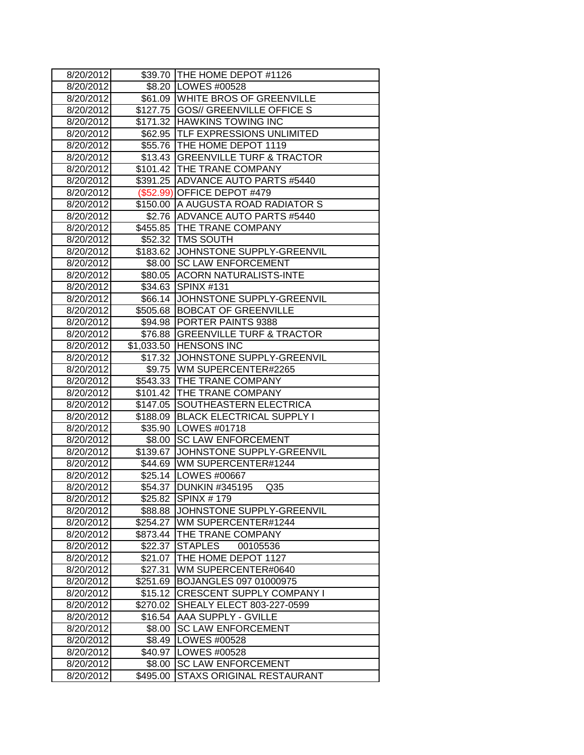| | | |
|---|---|---|
| 8/20/2012 | $39.70 | THE HOME DEPOT #1126 |
| 8/20/2012 | $8.20 | LOWES #00528 |
| 8/20/2012 | $61.09 | WHITE BROS OF GREENVILLE |
| 8/20/2012 | $127.75 | GOS// GREENVILLE OFFICE S |
| 8/20/2012 | $171.32 | HAWKINS TOWING INC |
| 8/20/2012 | $62.95 | TLF EXPRESSIONS UNLIMITED |
| 8/20/2012 | $55.76 | THE HOME DEPOT 1119 |
| 8/20/2012 | $13.43 | GREENVILLE TURF & TRACTOR |
| 8/20/2012 | $101.42 | THE TRANE COMPANY |
| 8/20/2012 | $391.25 | ADVANCE AUTO PARTS #5440 |
| 8/20/2012 | ($52.99) | OFFICE DEPOT #479 |
| 8/20/2012 | $150.00 | A AUGUSTA ROAD RADIATOR S |
| 8/20/2012 | $2.76 | ADVANCE AUTO PARTS #5440 |
| 8/20/2012 | $455.85 | THE TRANE COMPANY |
| 8/20/2012 | $52.32 | TMS SOUTH |
| 8/20/2012 | $183.62 | JOHNSTONE SUPPLY-GREENVIL |
| 8/20/2012 | $8.00 | SC LAW ENFORCEMENT |
| 8/20/2012 | $80.05 | ACORN NATURALISTS-INTE |
| 8/20/2012 | $34.63 | SPINX #131 |
| 8/20/2012 | $66.14 | JOHNSTONE SUPPLY-GREENVIL |
| 8/20/2012 | $505.68 | BOBCAT OF GREENVILLE |
| 8/20/2012 | $94.98 | PORTER PAINTS 9388 |
| 8/20/2012 | $76.88 | GREENVILLE TURF & TRACTOR |
| 8/20/2012 | $1,033.50 | HENSONS INC |
| 8/20/2012 | $17.32 | JOHNSTONE SUPPLY-GREENVIL |
| 8/20/2012 | $9.75 | WM SUPERCENTER#2265 |
| 8/20/2012 | $543.33 | THE TRANE COMPANY |
| 8/20/2012 | $101.42 | THE TRANE COMPANY |
| 8/20/2012 | $147.05 | SOUTHEASTERN ELECTRICA |
| 8/20/2012 | $188.09 | BLACK ELECTRICAL SUPPLY I |
| 8/20/2012 | $35.90 | LOWES #01718 |
| 8/20/2012 | $8.00 | SC LAW ENFORCEMENT |
| 8/20/2012 | $139.67 | JOHNSTONE SUPPLY-GREENVIL |
| 8/20/2012 | $44.69 | WM SUPERCENTER#1244 |
| 8/20/2012 | $25.14 | LOWES #00667 |
| 8/20/2012 | $54.37 | DUNKIN #345195 Q35 |
| 8/20/2012 | $25.82 | SPINX # 179 |
| 8/20/2012 | $88.88 | JOHNSTONE SUPPLY-GREENVIL |
| 8/20/2012 | $254.27 | WM SUPERCENTER#1244 |
| 8/20/2012 | $873.44 | THE TRANE COMPANY |
| 8/20/2012 | $22.37 | STAPLES 00105536 |
| 8/20/2012 | $21.07 | THE HOME DEPOT 1127 |
| 8/20/2012 | $27.31 | WM SUPERCENTER#0640 |
| 8/20/2012 | $251.69 | BOJANGLES 097 01000975 |
| 8/20/2012 | $15.12 | CRESCENT SUPPLY COMPANY I |
| 8/20/2012 | $270.02 | SHEALY ELECT 803-227-0599 |
| 8/20/2012 | $16.54 | AAA SUPPLY - GVILLE |
| 8/20/2012 | $8.00 | SC LAW ENFORCEMENT |
| 8/20/2012 | $8.49 | LOWES #00528 |
| 8/20/2012 | $40.97 | LOWES #00528 |
| 8/20/2012 | $8.00 | SC LAW ENFORCEMENT |
| 8/20/2012 | $495.00 | STAXS ORIGINAL RESTAURANT |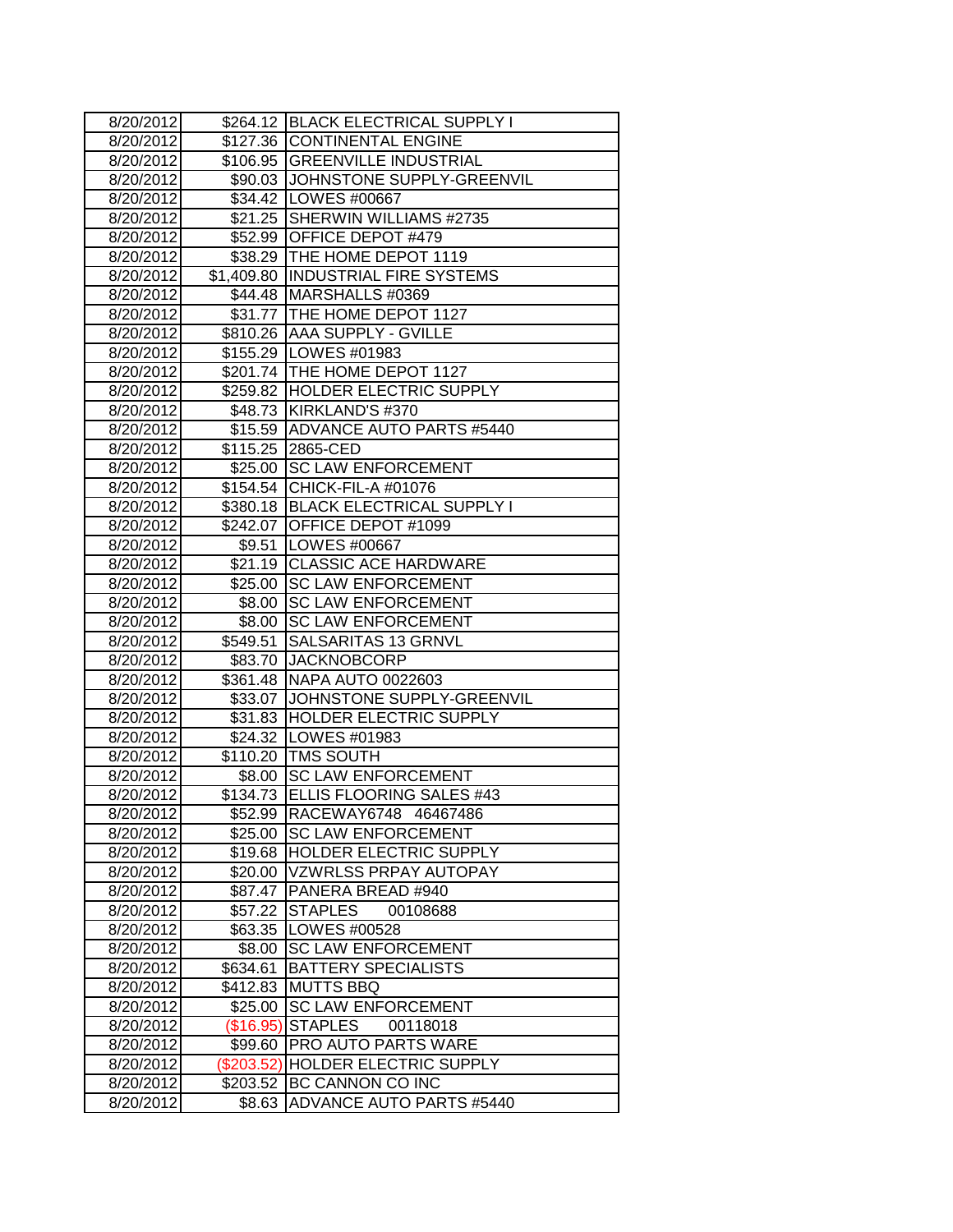| | | |
|---|---|---|
| 8/20/2012 | $264.12 | BLACK ELECTRICAL SUPPLY I |
| 8/20/2012 | $127.36 | CONTINENTAL ENGINE |
| 8/20/2012 | $106.95 | GREENVILLE INDUSTRIAL |
| 8/20/2012 | $90.03 | JOHNSTONE SUPPLY-GREENVIL |
| 8/20/2012 | $34.42 | LOWES #00667 |
| 8/20/2012 | $21.25 | SHERWIN WILLIAMS #2735 |
| 8/20/2012 | $52.99 | OFFICE DEPOT #479 |
| 8/20/2012 | $38.29 | THE HOME DEPOT 1119 |
| 8/20/2012 | $1,409.80 | INDUSTRIAL FIRE SYSTEMS |
| 8/20/2012 | $44.48 | MARSHALLS #0369 |
| 8/20/2012 | $31.77 | THE HOME DEPOT 1127 |
| 8/20/2012 | $810.26 | AAA SUPPLY - GVILLE |
| 8/20/2012 | $155.29 | LOWES #01983 |
| 8/20/2012 | $201.74 | THE HOME DEPOT 1127 |
| 8/20/2012 | $259.82 | HOLDER ELECTRIC SUPPLY |
| 8/20/2012 | $48.73 | KIRKLAND'S #370 |
| 8/20/2012 | $15.59 | ADVANCE AUTO PARTS #5440 |
| 8/20/2012 | $115.25 | 2865-CED |
| 8/20/2012 | $25.00 | SC LAW ENFORCEMENT |
| 8/20/2012 | $154.54 | CHICK-FIL-A #01076 |
| 8/20/2012 | $380.18 | BLACK ELECTRICAL SUPPLY I |
| 8/20/2012 | $242.07 | OFFICE DEPOT #1099 |
| 8/20/2012 | $9.51 | LOWES #00667 |
| 8/20/2012 | $21.19 | CLASSIC ACE HARDWARE |
| 8/20/2012 | $25.00 | SC LAW ENFORCEMENT |
| 8/20/2012 | $8.00 | SC LAW ENFORCEMENT |
| 8/20/2012 | $8.00 | SC LAW ENFORCEMENT |
| 8/20/2012 | $549.51 | SALSARITAS 13 GRNVL |
| 8/20/2012 | $83.70 | JACKNOBCORP |
| 8/20/2012 | $361.48 | NAPA AUTO 0022603 |
| 8/20/2012 | $33.07 | JOHNSTONE SUPPLY-GREENVIL |
| 8/20/2012 | $31.83 | HOLDER ELECTRIC SUPPLY |
| 8/20/2012 | $24.32 | LOWES #01983 |
| 8/20/2012 | $110.20 | TMS SOUTH |
| 8/20/2012 | $8.00 | SC LAW ENFORCEMENT |
| 8/20/2012 | $134.73 | ELLIS FLOORING SALES #43 |
| 8/20/2012 | $52.99 | RACEWAY6748 46467486 |
| 8/20/2012 | $25.00 | SC LAW ENFORCEMENT |
| 8/20/2012 | $19.68 | HOLDER ELECTRIC SUPPLY |
| 8/20/2012 | $20.00 | VZWRLSS PRPAY AUTOPAY |
| 8/20/2012 | $87.47 | PANERA BREAD #940 |
| 8/20/2012 | $57.22 | STAPLES 00108688 |
| 8/20/2012 | $63.35 | LOWES #00528 |
| 8/20/2012 | $8.00 | SC LAW ENFORCEMENT |
| 8/20/2012 | $634.61 | BATTERY SPECIALISTS |
| 8/20/2012 | $412.83 | MUTTS BBQ |
| 8/20/2012 | $25.00 | SC LAW ENFORCEMENT |
| 8/20/2012 | ($16.95) | STAPLES 00118018 |
| 8/20/2012 | $99.60 | PRO AUTO PARTS WARE |
| 8/20/2012 | ($203.52) | HOLDER ELECTRIC SUPPLY |
| 8/20/2012 | $203.52 | BC CANNON CO INC |
| 8/20/2012 | $8.63 | ADVANCE AUTO PARTS #5440 |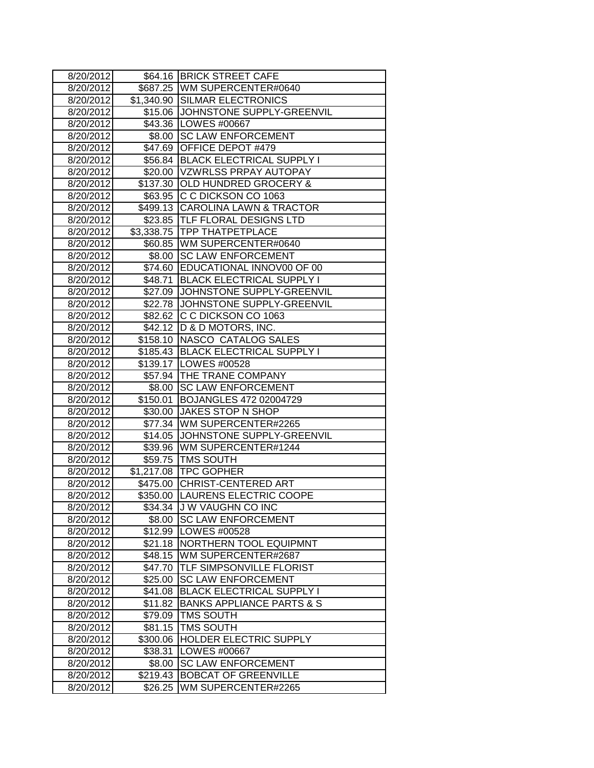| 8/20/2012 | $64.16 | BRICK STREET CAFE |
|---|---|---|
| 8/20/2012 | $687.25 | WM SUPERCENTER#0640 |
| 8/20/2012 | $1,340.90 | SILMAR ELECTRONICS |
| 8/20/2012 | $15.06 | JOHNSTONE SUPPLY-GREENVIL |
| 8/20/2012 | $43.36 | LOWES #00667 |
| 8/20/2012 | $8.00 | SC LAW ENFORCEMENT |
| 8/20/2012 | $47.69 | OFFICE DEPOT #479 |
| 8/20/2012 | $56.84 | BLACK ELECTRICAL SUPPLY I |
| 8/20/2012 | $20.00 | VZWRLSS PRPAY AUTOPAY |
| 8/20/2012 | $137.30 | OLD HUNDRED GROCERY & |
| 8/20/2012 | $63.95 | C C DICKSON CO 1063 |
| 8/20/2012 | $499.13 | CAROLINA LAWN & TRACTOR |
| 8/20/2012 | $23.85 | TLF FLORAL DESIGNS LTD |
| 8/20/2012 | $3,338.75 | TPP THATPETPLACE |
| 8/20/2012 | $60.85 | WM SUPERCENTER#0640 |
| 8/20/2012 | $8.00 | SC LAW ENFORCEMENT |
| 8/20/2012 | $74.60 | EDUCATIONAL INNOV00 OF 00 |
| 8/20/2012 | $48.71 | BLACK ELECTRICAL SUPPLY I |
| 8/20/2012 | $27.09 | JOHNSTONE SUPPLY-GREENVIL |
| 8/20/2012 | $22.78 | JOHNSTONE SUPPLY-GREENVIL |
| 8/20/2012 | $82.62 | C C DICKSON CO 1063 |
| 8/20/2012 | $42.12 | D & D MOTORS, INC. |
| 8/20/2012 | $158.10 | NASCO CATALOG SALES |
| 8/20/2012 | $185.43 | BLACK ELECTRICAL SUPPLY I |
| 8/20/2012 | $139.17 | LOWES #00528 |
| 8/20/2012 | $57.94 | THE TRANE COMPANY |
| 8/20/2012 | $8.00 | SC LAW ENFORCEMENT |
| 8/20/2012 | $150.01 | BOJANGLES 472 02004729 |
| 8/20/2012 | $30.00 | JAKES STOP N SHOP |
| 8/20/2012 | $77.34 | WM SUPERCENTER#2265 |
| 8/20/2012 | $14.05 | JOHNSTONE SUPPLY-GREENVIL |
| 8/20/2012 | $39.96 | WM SUPERCENTER#1244 |
| 8/20/2012 | $59.75 | TMS SOUTH |
| 8/20/2012 | $1,217.08 | TPC GOPHER |
| 8/20/2012 | $475.00 | CHRIST-CENTERED ART |
| 8/20/2012 | $350.00 | LAURENS ELECTRIC COOPE |
| 8/20/2012 | $34.34 | J W VAUGHN CO INC |
| 8/20/2012 | $8.00 | SC LAW ENFORCEMENT |
| 8/20/2012 | $12.99 | LOWES #00528 |
| 8/20/2012 | $21.18 | NORTHERN TOOL EQUIPMNT |
| 8/20/2012 | $48.15 | WM SUPERCENTER#2687 |
| 8/20/2012 | $47.70 | TLF SIMPSONVILLE FLORIST |
| 8/20/2012 | $25.00 | SC LAW ENFORCEMENT |
| 8/20/2012 | $41.08 | BLACK ELECTRICAL SUPPLY I |
| 8/20/2012 | $11.82 | BANKS APPLIANCE PARTS & S |
| 8/20/2012 | $79.09 | TMS SOUTH |
| 8/20/2012 | $81.15 | TMS SOUTH |
| 8/20/2012 | $300.06 | HOLDER ELECTRIC SUPPLY |
| 8/20/2012 | $38.31 | LOWES #00667 |
| 8/20/2012 | $8.00 | SC LAW ENFORCEMENT |
| 8/20/2012 | $219.43 | BOBCAT OF GREENVILLE |
| 8/20/2012 | $26.25 | WM SUPERCENTER#2265 |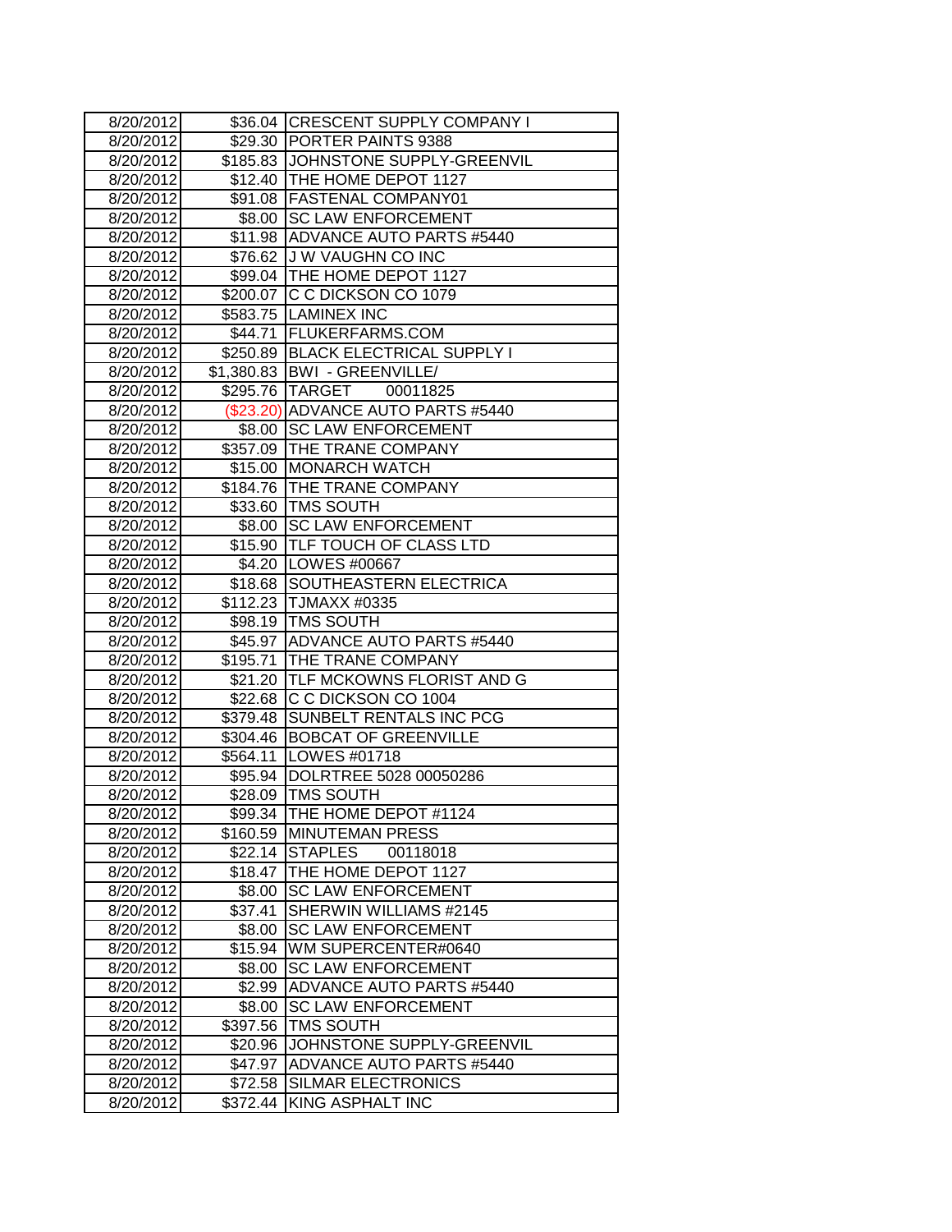| 8/20/2012 | $36.04 | CRESCENT SUPPLY COMPANY I |
|---|---|---|
| 8/20/2012 | $29.30 | PORTER PAINTS 9388 |
| 8/20/2012 | $185.83 | JOHNSTONE SUPPLY-GREENVIL |
| 8/20/2012 | $12.40 | THE HOME DEPOT 1127 |
| 8/20/2012 | $91.08 | FASTENAL COMPANY01 |
| 8/20/2012 | $8.00 | SC LAW ENFORCEMENT |
| 8/20/2012 | $11.98 | ADVANCE AUTO PARTS #5440 |
| 8/20/2012 | $76.62 | J W VAUGHN CO INC |
| 8/20/2012 | $99.04 | THE HOME DEPOT 1127 |
| 8/20/2012 | $200.07 | C C DICKSON CO 1079 |
| 8/20/2012 | $583.75 | LAMINEX INC |
| 8/20/2012 | $44.71 | FLUKERFARMS.COM |
| 8/20/2012 | $250.89 | BLACK ELECTRICAL SUPPLY I |
| 8/20/2012 | $1,380.83 | BWI - GREENVILLE/ |
| 8/20/2012 | $295.76 | TARGET 00011825 |
| 8/20/2012 | ($23.20) | ADVANCE AUTO PARTS #5440 |
| 8/20/2012 | $8.00 | SC LAW ENFORCEMENT |
| 8/20/2012 | $357.09 | THE TRANE COMPANY |
| 8/20/2012 | $15.00 | MONARCH WATCH |
| 8/20/2012 | $184.76 | THE TRANE COMPANY |
| 8/20/2012 | $33.60 | TMS SOUTH |
| 8/20/2012 | $8.00 | SC LAW ENFORCEMENT |
| 8/20/2012 | $15.90 | TLF TOUCH OF CLASS LTD |
| 8/20/2012 | $4.20 | LOWES #00667 |
| 8/20/2012 | $18.68 | SOUTHEASTERN ELECTRICA |
| 8/20/2012 | $112.23 | TJMAXX #0335 |
| 8/20/2012 | $98.19 | TMS SOUTH |
| 8/20/2012 | $45.97 | ADVANCE AUTO PARTS #5440 |
| 8/20/2012 | $195.71 | THE TRANE COMPANY |
| 8/20/2012 | $21.20 | TLF MCKOWNS FLORIST AND G |
| 8/20/2012 | $22.68 | C C DICKSON CO 1004 |
| 8/20/2012 | $379.48 | SUNBELT RENTALS INC PCG |
| 8/20/2012 | $304.46 | BOBCAT OF GREENVILLE |
| 8/20/2012 | $564.11 | LOWES #01718 |
| 8/20/2012 | $95.94 | DOLRTREE 5028 00050286 |
| 8/20/2012 | $28.09 | TMS SOUTH |
| 8/20/2012 | $99.34 | THE HOME DEPOT #1124 |
| 8/20/2012 | $160.59 | MINUTEMAN PRESS |
| 8/20/2012 | $22.14 | STAPLES 00118018 |
| 8/20/2012 | $18.47 | THE HOME DEPOT 1127 |
| 8/20/2012 | $8.00 | SC LAW ENFORCEMENT |
| 8/20/2012 | $37.41 | SHERWIN WILLIAMS #2145 |
| 8/20/2012 | $8.00 | SC LAW ENFORCEMENT |
| 8/20/2012 | $15.94 | WM SUPERCENTER#0640 |
| 8/20/2012 | $8.00 | SC LAW ENFORCEMENT |
| 8/20/2012 | $2.99 | ADVANCE AUTO PARTS #5440 |
| 8/20/2012 | $8.00 | SC LAW ENFORCEMENT |
| 8/20/2012 | $397.56 | TMS SOUTH |
| 8/20/2012 | $20.96 | JOHNSTONE SUPPLY-GREENVIL |
| 8/20/2012 | $47.97 | ADVANCE AUTO PARTS #5440 |
| 8/20/2012 | $72.58 | SILMAR ELECTRONICS |
| 8/20/2012 | $372.44 | KING ASPHALT INC |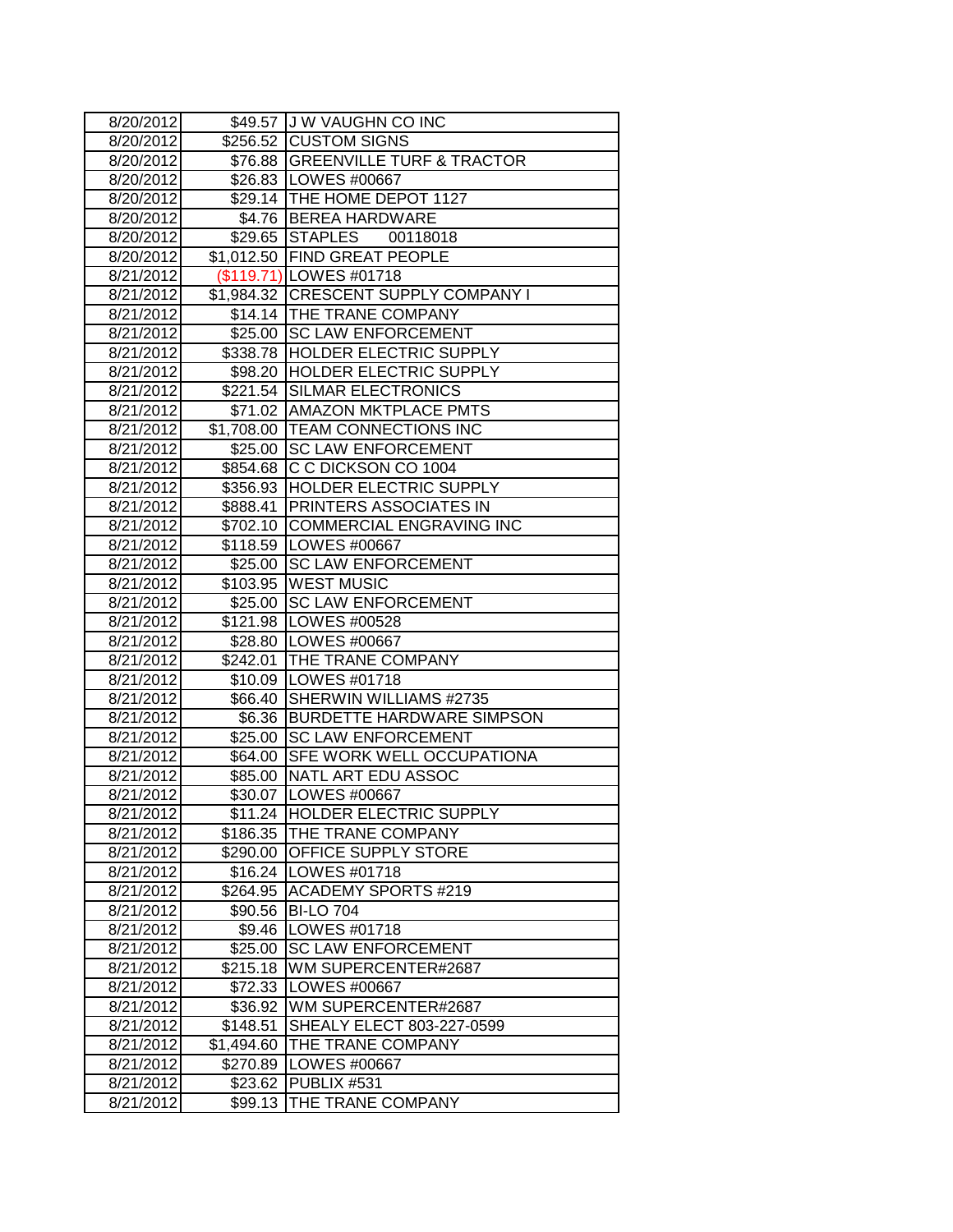| 8/20/2012 | $49.57 | J W VAUGHN CO INC |
|---|---|---|
| 8/20/2012 | $256.52 | CUSTOM SIGNS |
| 8/20/2012 | $76.88 | GREENVILLE TURF & TRACTOR |
| 8/20/2012 | $26.83 | LOWES #00667 |
| 8/20/2012 | $29.14 | THE HOME DEPOT 1127 |
| 8/20/2012 | $4.76 | BEREA HARDWARE |
| 8/20/2012 | $29.65 | STAPLES 00118018 |
| 8/20/2012 | $1,012.50 | FIND GREAT PEOPLE |
| 8/21/2012 | ($119.71) | LOWES #01718 |
| 8/21/2012 | $1,984.32 | CRESCENT SUPPLY COMPANY I |
| 8/21/2012 | $14.14 | THE TRANE COMPANY |
| 8/21/2012 | $25.00 | SC LAW ENFORCEMENT |
| 8/21/2012 | $338.78 | HOLDER ELECTRIC SUPPLY |
| 8/21/2012 | $98.20 | HOLDER ELECTRIC SUPPLY |
| 8/21/2012 | $221.54 | SILMAR ELECTRONICS |
| 8/21/2012 | $71.02 | AMAZON MKTPLACE PMTS |
| 8/21/2012 | $1,708.00 | TEAM CONNECTIONS INC |
| 8/21/2012 | $25.00 | SC LAW ENFORCEMENT |
| 8/21/2012 | $854.68 | C C DICKSON CO 1004 |
| 8/21/2012 | $356.93 | HOLDER ELECTRIC SUPPLY |
| 8/21/2012 | $888.41 | PRINTERS ASSOCIATES IN |
| 8/21/2012 | $702.10 | COMMERCIAL ENGRAVING INC |
| 8/21/2012 | $118.59 | LOWES #00667 |
| 8/21/2012 | $25.00 | SC LAW ENFORCEMENT |
| 8/21/2012 | $103.95 | WEST MUSIC |
| 8/21/2012 | $25.00 | SC LAW ENFORCEMENT |
| 8/21/2012 | $121.98 | LOWES #00528 |
| 8/21/2012 | $28.80 | LOWES #00667 |
| 8/21/2012 | $242.01 | THE TRANE COMPANY |
| 8/21/2012 | $10.09 | LOWES #01718 |
| 8/21/2012 | $66.40 | SHERWIN WILLIAMS #2735 |
| 8/21/2012 | $6.36 | BURDETTE HARDWARE SIMPSON |
| 8/21/2012 | $25.00 | SC LAW ENFORCEMENT |
| 8/21/2012 | $64.00 | SFE WORK WELL OCCUPATIONA |
| 8/21/2012 | $85.00 | NATL ART EDU ASSOC |
| 8/21/2012 | $30.07 | LOWES #00667 |
| 8/21/2012 | $11.24 | HOLDER ELECTRIC SUPPLY |
| 8/21/2012 | $186.35 | THE TRANE COMPANY |
| 8/21/2012 | $290.00 | OFFICE SUPPLY STORE |
| 8/21/2012 | $16.24 | LOWES #01718 |
| 8/21/2012 | $264.95 | ACADEMY SPORTS #219 |
| 8/21/2012 | $90.56 | BI-LO 704 |
| 8/21/2012 | $9.46 | LOWES #01718 |
| 8/21/2012 | $25.00 | SC LAW ENFORCEMENT |
| 8/21/2012 | $215.18 | WM SUPERCENTER#2687 |
| 8/21/2012 | $72.33 | LOWES #00667 |
| 8/21/2012 | $36.92 | WM SUPERCENTER#2687 |
| 8/21/2012 | $148.51 | SHEALY ELECT 803-227-0599 |
| 8/21/2012 | $1,494.60 | THE TRANE COMPANY |
| 8/21/2012 | $270.89 | LOWES #00667 |
| 8/21/2012 | $23.62 | PUBLIX #531 |
| 8/21/2012 | $99.13 | THE TRANE COMPANY |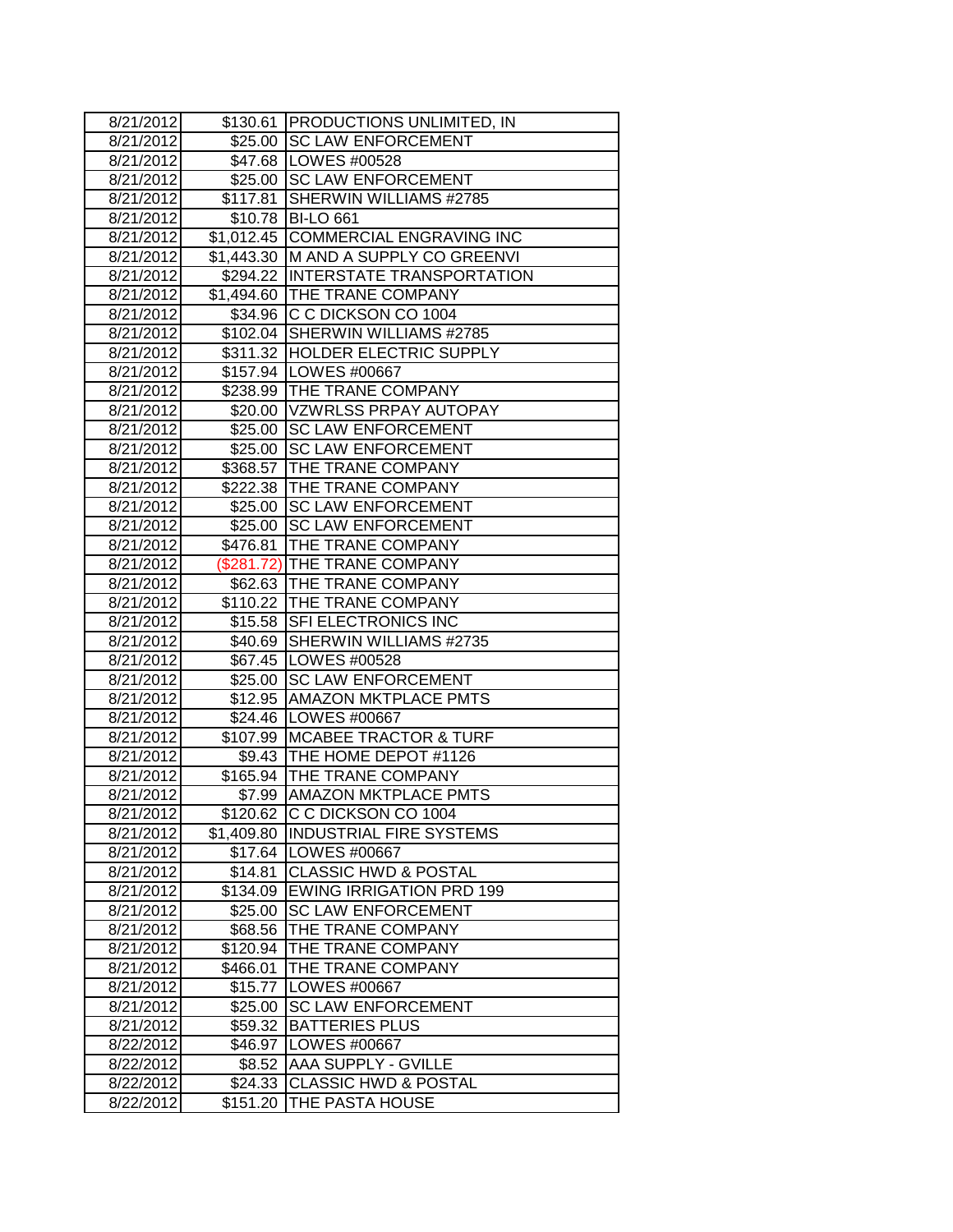| | | |
|---|---|---|
| 8/21/2012 | $130.61 | PRODUCTIONS UNLIMITED, IN |
| 8/21/2012 | $25.00 | SC LAW ENFORCEMENT |
| 8/21/2012 | $47.68 | LOWES #00528 |
| 8/21/2012 | $25.00 | SC LAW ENFORCEMENT |
| 8/21/2012 | $117.81 | SHERWIN WILLIAMS #2785 |
| 8/21/2012 | $10.78 | BI-LO 661 |
| 8/21/2012 | $1,012.45 | COMMERCIAL ENGRAVING INC |
| 8/21/2012 | $1,443.30 | M AND A SUPPLY CO GREENVI |
| 8/21/2012 | $294.22 | INTERSTATE TRANSPORTATION |
| 8/21/2012 | $1,494.60 | THE TRANE COMPANY |
| 8/21/2012 | $34.96 | C C DICKSON CO 1004 |
| 8/21/2012 | $102.04 | SHERWIN WILLIAMS #2785 |
| 8/21/2012 | $311.32 | HOLDER ELECTRIC SUPPLY |
| 8/21/2012 | $157.94 | LOWES #00667 |
| 8/21/2012 | $238.99 | THE TRANE COMPANY |
| 8/21/2012 | $20.00 | VZWRLSS PRPAY AUTOPAY |
| 8/21/2012 | $25.00 | SC LAW ENFORCEMENT |
| 8/21/2012 | $25.00 | SC LAW ENFORCEMENT |
| 8/21/2012 | $368.57 | THE TRANE COMPANY |
| 8/21/2012 | $222.38 | THE TRANE COMPANY |
| 8/21/2012 | $25.00 | SC LAW ENFORCEMENT |
| 8/21/2012 | $25.00 | SC LAW ENFORCEMENT |
| 8/21/2012 | $476.81 | THE TRANE COMPANY |
| 8/21/2012 | ($281.72) | THE TRANE COMPANY |
| 8/21/2012 | $62.63 | THE TRANE COMPANY |
| 8/21/2012 | $110.22 | THE TRANE COMPANY |
| 8/21/2012 | $15.58 | SFI ELECTRONICS INC |
| 8/21/2012 | $40.69 | SHERWIN WILLIAMS #2735 |
| 8/21/2012 | $67.45 | LOWES #00528 |
| 8/21/2012 | $25.00 | SC LAW ENFORCEMENT |
| 8/21/2012 | $12.95 | AMAZON MKTPLACE PMTS |
| 8/21/2012 | $24.46 | LOWES #00667 |
| 8/21/2012 | $107.99 | MCABEE TRACTOR & TURF |
| 8/21/2012 | $9.43 | THE HOME DEPOT #1126 |
| 8/21/2012 | $165.94 | THE TRANE COMPANY |
| 8/21/2012 | $7.99 | AMAZON MKTPLACE PMTS |
| 8/21/2012 | $120.62 | C C DICKSON CO 1004 |
| 8/21/2012 | $1,409.80 | INDUSTRIAL FIRE SYSTEMS |
| 8/21/2012 | $17.64 | LOWES #00667 |
| 8/21/2012 | $14.81 | CLASSIC HWD & POSTAL |
| 8/21/2012 | $134.09 | EWING IRRIGATION PRD 199 |
| 8/21/2012 | $25.00 | SC LAW ENFORCEMENT |
| 8/21/2012 | $68.56 | THE TRANE COMPANY |
| 8/21/2012 | $120.94 | THE TRANE COMPANY |
| 8/21/2012 | $466.01 | THE TRANE COMPANY |
| 8/21/2012 | $15.77 | LOWES #00667 |
| 8/21/2012 | $25.00 | SC LAW ENFORCEMENT |
| 8/21/2012 | $59.32 | BATTERIES PLUS |
| 8/22/2012 | $46.97 | LOWES #00667 |
| 8/22/2012 | $8.52 | AAA SUPPLY - GVILLE |
| 8/22/2012 | $24.33 | CLASSIC HWD & POSTAL |
| 8/22/2012 | $151.20 | THE PASTA HOUSE |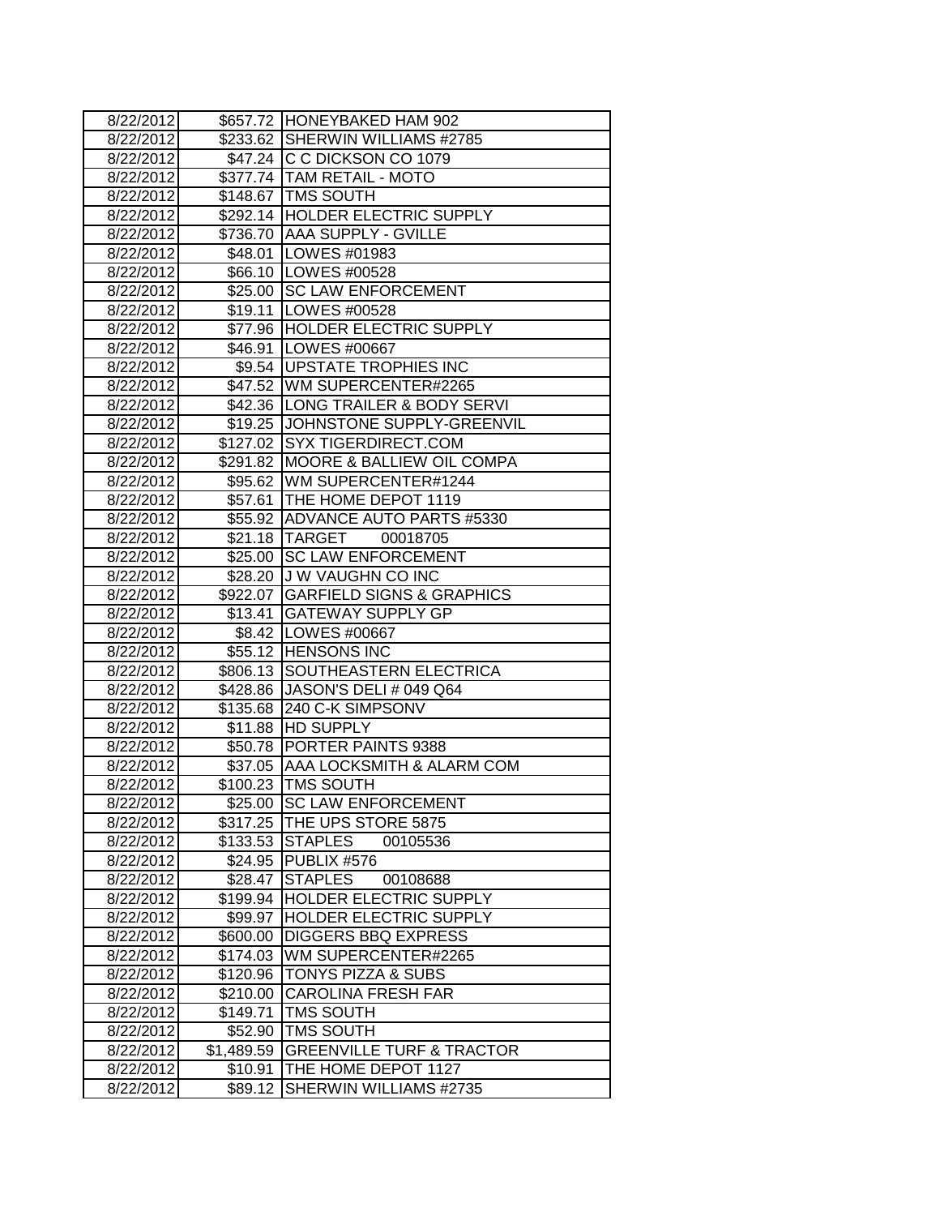| | | |
|---|---|---|
| 8/22/2012 | $657.72 | HONEYBAKED HAM 902 |
| 8/22/2012 | $233.62 | SHERWIN WILLIAMS #2785 |
| 8/22/2012 | $47.24 | C C DICKSON CO 1079 |
| 8/22/2012 | $377.74 | TAM RETAIL - MOTO |
| 8/22/2012 | $148.67 | TMS SOUTH |
| 8/22/2012 | $292.14 | HOLDER ELECTRIC SUPPLY |
| 8/22/2012 | $736.70 | AAA SUPPLY - GVILLE |
| 8/22/2012 | $48.01 | LOWES #01983 |
| 8/22/2012 | $66.10 | LOWES #00528 |
| 8/22/2012 | $25.00 | SC LAW ENFORCEMENT |
| 8/22/2012 | $19.11 | LOWES #00528 |
| 8/22/2012 | $77.96 | HOLDER ELECTRIC SUPPLY |
| 8/22/2012 | $46.91 | LOWES #00667 |
| 8/22/2012 | $9.54 | UPSTATE TROPHIES INC |
| 8/22/2012 | $47.52 | WM SUPERCENTER#2265 |
| 8/22/2012 | $42.36 | LONG TRAILER & BODY SERVI |
| 8/22/2012 | $19.25 | JOHNSTONE SUPPLY-GREENVIL |
| 8/22/2012 | $127.02 | SYX TIGERDIRECT.COM |
| 8/22/2012 | $291.82 | MOORE & BALLIEW OIL COMPA |
| 8/22/2012 | $95.62 | WM SUPERCENTER#1244 |
| 8/22/2012 | $57.61 | THE HOME DEPOT 1119 |
| 8/22/2012 | $55.92 | ADVANCE AUTO PARTS #5330 |
| 8/22/2012 | $21.18 | TARGET 00018705 |
| 8/22/2012 | $25.00 | SC LAW ENFORCEMENT |
| 8/22/2012 | $28.20 | J W VAUGHN CO INC |
| 8/22/2012 | $922.07 | GARFIELD SIGNS & GRAPHICS |
| 8/22/2012 | $13.41 | GATEWAY SUPPLY GP |
| 8/22/2012 | $8.42 | LOWES #00667 |
| 8/22/2012 | $55.12 | HENSONS INC |
| 8/22/2012 | $806.13 | SOUTHEASTERN ELECTRICA |
| 8/22/2012 | $428.86 | JASON'S DELI # 049 Q64 |
| 8/22/2012 | $135.68 | 240 C-K SIMPSONV |
| 8/22/2012 | $11.88 | HD SUPPLY |
| 8/22/2012 | $50.78 | PORTER PAINTS 9388 |
| 8/22/2012 | $37.05 | AAA LOCKSMITH & ALARM COM |
| 8/22/2012 | $100.23 | TMS SOUTH |
| 8/22/2012 | $25.00 | SC LAW ENFORCEMENT |
| 8/22/2012 | $317.25 | THE UPS STORE 5875 |
| 8/22/2012 | $133.53 | STAPLES 00105536 |
| 8/22/2012 | $24.95 | PUBLIX #576 |
| 8/22/2012 | $28.47 | STAPLES 00108688 |
| 8/22/2012 | $199.94 | HOLDER ELECTRIC SUPPLY |
| 8/22/2012 | $99.97 | HOLDER ELECTRIC SUPPLY |
| 8/22/2012 | $600.00 | DIGGERS BBQ EXPRESS |
| 8/22/2012 | $174.03 | WM SUPERCENTER#2265 |
| 8/22/2012 | $120.96 | TONYS PIZZA & SUBS |
| 8/22/2012 | $210.00 | CAROLINA FRESH FAR |
| 8/22/2012 | $149.71 | TMS SOUTH |
| 8/22/2012 | $52.90 | TMS SOUTH |
| 8/22/2012 | $1,489.59 | GREENVILLE TURF & TRACTOR |
| 8/22/2012 | $10.91 | THE HOME DEPOT 1127 |
| 8/22/2012 | $89.12 | SHERWIN WILLIAMS #2735 |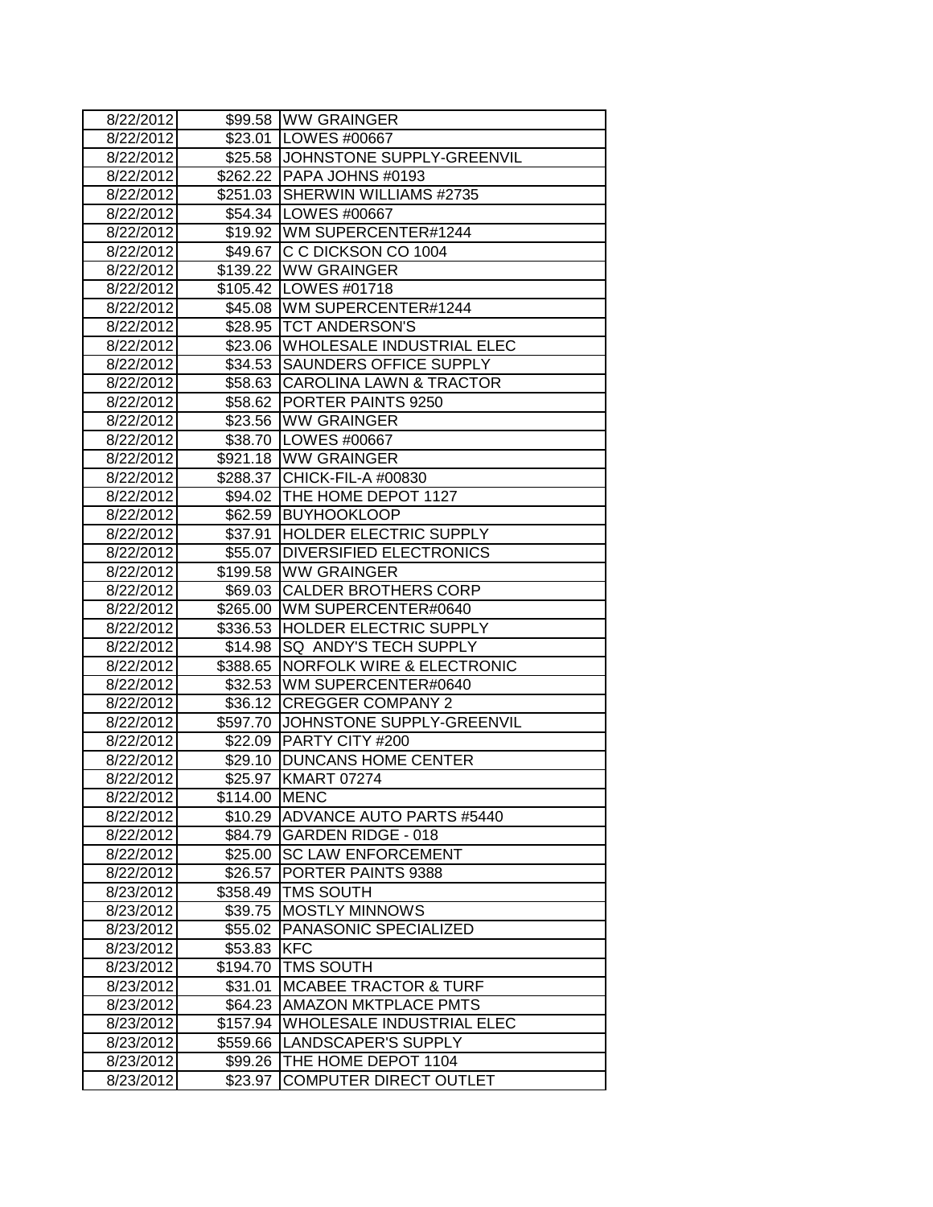| 8/22/2012 | $99.58 | WW GRAINGER |
|---|---|---|
| 8/22/2012 | $23.01 | LOWES #00667 |
| 8/22/2012 | $25.58 | JOHNSTONE SUPPLY-GREENVIL |
| 8/22/2012 | $262.22 | PAPA JOHNS #0193 |
| 8/22/2012 | $251.03 | SHERWIN WILLIAMS #2735 |
| 8/22/2012 | $54.34 | LOWES #00667 |
| 8/22/2012 | $19.92 | WM SUPERCENTER#1244 |
| 8/22/2012 | $49.67 | C C DICKSON CO 1004 |
| 8/22/2012 | $139.22 | WW GRAINGER |
| 8/22/2012 | $105.42 | LOWES #01718 |
| 8/22/2012 | $45.08 | WM SUPERCENTER#1244 |
| 8/22/2012 | $28.95 | TCT ANDERSON'S |
| 8/22/2012 | $23.06 | WHOLESALE INDUSTRIAL ELEC |
| 8/22/2012 | $34.53 | SAUNDERS OFFICE SUPPLY |
| 8/22/2012 | $58.63 | CAROLINA LAWN & TRACTOR |
| 8/22/2012 | $58.62 | PORTER PAINTS 9250 |
| 8/22/2012 | $23.56 | WW GRAINGER |
| 8/22/2012 | $38.70 | LOWES #00667 |
| 8/22/2012 | $921.18 | WW GRAINGER |
| 8/22/2012 | $288.37 | CHICK-FIL-A #00830 |
| 8/22/2012 | $94.02 | THE HOME DEPOT 1127 |
| 8/22/2012 | $62.59 | BUYHOOKLOOP |
| 8/22/2012 | $37.91 | HOLDER ELECTRIC SUPPLY |
| 8/22/2012 | $55.07 | DIVERSIFIED ELECTRONICS |
| 8/22/2012 | $199.58 | WW GRAINGER |
| 8/22/2012 | $69.03 | CALDER BROTHERS CORP |
| 8/22/2012 | $265.00 | WM SUPERCENTER#0640 |
| 8/22/2012 | $336.53 | HOLDER ELECTRIC SUPPLY |
| 8/22/2012 | $14.98 | SQ ANDY'S TECH SUPPLY |
| 8/22/2012 | $388.65 | NORFOLK WIRE & ELECTRONIC |
| 8/22/2012 | $32.53 | WM SUPERCENTER#0640 |
| 8/22/2012 | $36.12 | CREGGER COMPANY 2 |
| 8/22/2012 | $597.70 | JOHNSTONE SUPPLY-GREENVIL |
| 8/22/2012 | $22.09 | PARTY CITY #200 |
| 8/22/2012 | $29.10 | DUNCANS HOME CENTER |
| 8/22/2012 | $25.97 | KMART 07274 |
| 8/22/2012 | $114.00 | MENC |
| 8/22/2012 | $10.29 | ADVANCE AUTO PARTS #5440 |
| 8/22/2012 | $84.79 | GARDEN RIDGE - 018 |
| 8/22/2012 | $25.00 | SC LAW ENFORCEMENT |
| 8/22/2012 | $26.57 | PORTER PAINTS 9388 |
| 8/23/2012 | $358.49 | TMS SOUTH |
| 8/23/2012 | $39.75 | MOSTLY MINNOWS |
| 8/23/2012 | $55.02 | PANASONIC SPECIALIZED |
| 8/23/2012 | $53.83 | KFC |
| 8/23/2012 | $194.70 | TMS SOUTH |
| 8/23/2012 | $31.01 | MCABEE TRACTOR & TURF |
| 8/23/2012 | $64.23 | AMAZON MKTPLACE PMTS |
| 8/23/2012 | $157.94 | WHOLESALE INDUSTRIAL ELEC |
| 8/23/2012 | $559.66 | LANDSCAPER'S SUPPLY |
| 8/23/2012 | $99.26 | THE HOME DEPOT 1104 |
| 8/23/2012 | $23.97 | COMPUTER DIRECT OUTLET |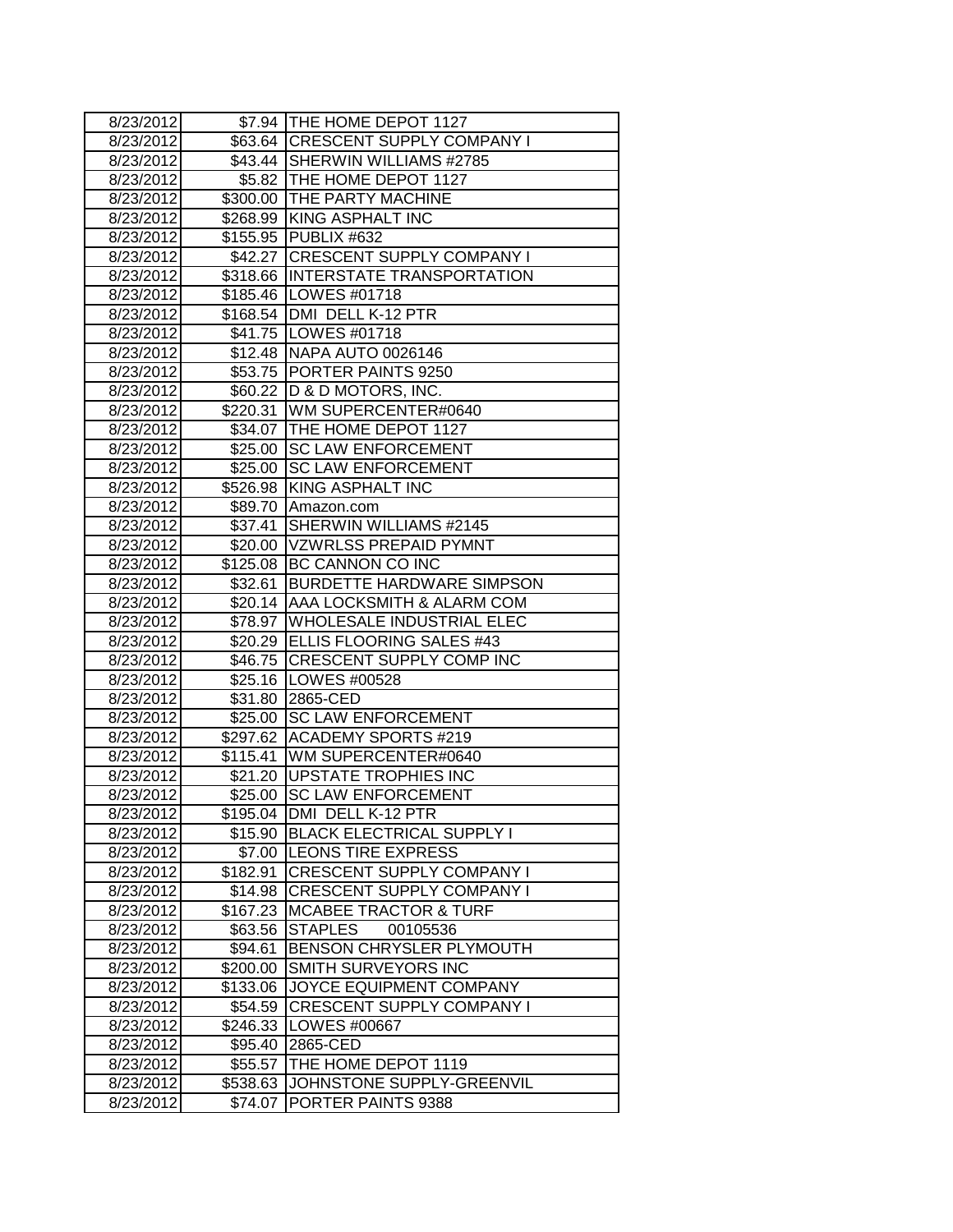| 8/23/2012 | $7.94 | THE HOME DEPOT 1127 |
|---|---|---|
| 8/23/2012 | $63.64 | CRESCENT SUPPLY COMPANY I |
| 8/23/2012 | $43.44 | SHERWIN WILLIAMS #2785 |
| 8/23/2012 | $5.82 | THE HOME DEPOT 1127 |
| 8/23/2012 | $300.00 | THE PARTY MACHINE |
| 8/23/2012 | $268.99 | KING ASPHALT INC |
| 8/23/2012 | $155.95 | PUBLIX #632 |
| 8/23/2012 | $42.27 | CRESCENT SUPPLY COMPANY I |
| 8/23/2012 | $318.66 | INTERSTATE TRANSPORTATION |
| 8/23/2012 | $185.46 | LOWES #01718 |
| 8/23/2012 | $168.54 | DMI DELL K-12 PTR |
| 8/23/2012 | $41.75 | LOWES #01718 |
| 8/23/2012 | $12.48 | NAPA AUTO 0026146 |
| 8/23/2012 | $53.75 | PORTER PAINTS 9250 |
| 8/23/2012 | $60.22 | D & D MOTORS, INC. |
| 8/23/2012 | $220.31 | WM SUPERCENTER#0640 |
| 8/23/2012 | $34.07 | THE HOME DEPOT 1127 |
| 8/23/2012 | $25.00 | SC LAW ENFORCEMENT |
| 8/23/2012 | $25.00 | SC LAW ENFORCEMENT |
| 8/23/2012 | $526.98 | KING ASPHALT INC |
| 8/23/2012 | $89.70 | Amazon.com |
| 8/23/2012 | $37.41 | SHERWIN WILLIAMS #2145 |
| 8/23/2012 | $20.00 | VZWRLSS PREPAID PYMNT |
| 8/23/2012 | $125.08 | BC CANNON CO INC |
| 8/23/2012 | $32.61 | BURDETTE HARDWARE SIMPSON |
| 8/23/2012 | $20.14 | AAA LOCKSMITH & ALARM COM |
| 8/23/2012 | $78.97 | WHOLESALE INDUSTRIAL ELEC |
| 8/23/2012 | $20.29 | ELLIS FLOORING SALES #43 |
| 8/23/2012 | $46.75 | CRESCENT SUPPLY COMP INC |
| 8/23/2012 | $25.16 | LOWES #00528 |
| 8/23/2012 | $31.80 | 2865-CED |
| 8/23/2012 | $25.00 | SC LAW ENFORCEMENT |
| 8/23/2012 | $297.62 | ACADEMY SPORTS #219 |
| 8/23/2012 | $115.41 | WM SUPERCENTER#0640 |
| 8/23/2012 | $21.20 | UPSTATE TROPHIES INC |
| 8/23/2012 | $25.00 | SC LAW ENFORCEMENT |
| 8/23/2012 | $195.04 | DMI DELL K-12 PTR |
| 8/23/2012 | $15.90 | BLACK ELECTRICAL SUPPLY I |
| 8/23/2012 | $7.00 | LEONS TIRE EXPRESS |
| 8/23/2012 | $182.91 | CRESCENT SUPPLY COMPANY I |
| 8/23/2012 | $14.98 | CRESCENT SUPPLY COMPANY I |
| 8/23/2012 | $167.23 | MCABEE TRACTOR & TURF |
| 8/23/2012 | $63.56 | STAPLES 00105536 |
| 8/23/2012 | $94.61 | BENSON CHRYSLER PLYMOUTH |
| 8/23/2012 | $200.00 | SMITH SURVEYORS INC |
| 8/23/2012 | $133.06 | JOYCE EQUIPMENT COMPANY |
| 8/23/2012 | $54.59 | CRESCENT SUPPLY COMPANY I |
| 8/23/2012 | $246.33 | LOWES #00667 |
| 8/23/2012 | $95.40 | 2865-CED |
| 8/23/2012 | $55.57 | THE HOME DEPOT 1119 |
| 8/23/2012 | $538.63 | JOHNSTONE SUPPLY-GREENVIL |
| 8/23/2012 | $74.07 | PORTER PAINTS 9388 |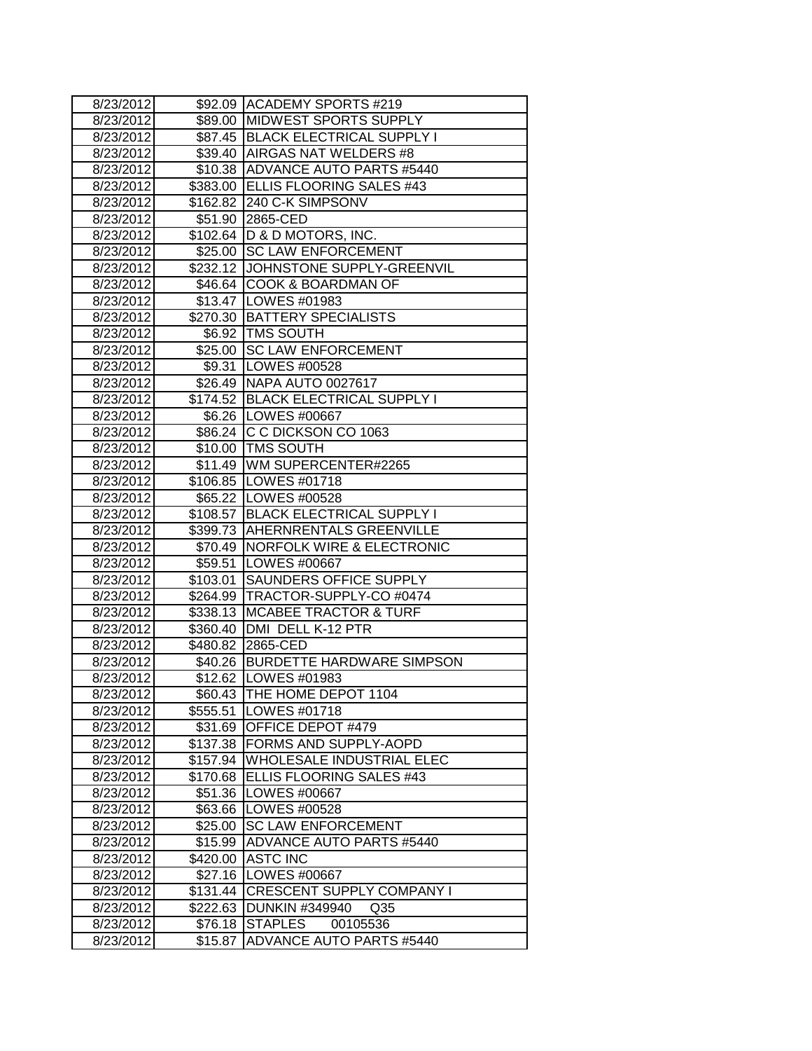| 8/23/2012 | $92.09 | ACADEMY SPORTS #219 |
|---|---|---|
| 8/23/2012 | $89.00 | MIDWEST SPORTS SUPPLY |
| 8/23/2012 | $87.45 | BLACK ELECTRICAL SUPPLY I |
| 8/23/2012 | $39.40 | AIRGAS NAT WELDERS #8 |
| 8/23/2012 | $10.38 | ADVANCE AUTO PARTS #5440 |
| 8/23/2012 | $383.00 | ELLIS FLOORING SALES #43 |
| 8/23/2012 | $162.82 | 240 C-K SIMPSONV |
| 8/23/2012 | $51.90 | 2865-CED |
| 8/23/2012 | $102.64 | D & D MOTORS, INC. |
| 8/23/2012 | $25.00 | SC LAW ENFORCEMENT |
| 8/23/2012 | $232.12 | JOHNSTONE SUPPLY-GREENVIL |
| 8/23/2012 | $46.64 | COOK & BOARDMAN OF |
| 8/23/2012 | $13.47 | LOWES #01983 |
| 8/23/2012 | $270.30 | BATTERY SPECIALISTS |
| 8/23/2012 | $6.92 | TMS SOUTH |
| 8/23/2012 | $25.00 | SC LAW ENFORCEMENT |
| 8/23/2012 | $9.31 | LOWES #00528 |
| 8/23/2012 | $26.49 | NAPA AUTO 0027617 |
| 8/23/2012 | $174.52 | BLACK ELECTRICAL SUPPLY I |
| 8/23/2012 | $6.26 | LOWES #00667 |
| 8/23/2012 | $86.24 | C C DICKSON CO 1063 |
| 8/23/2012 | $10.00 | TMS SOUTH |
| 8/23/2012 | $11.49 | WM SUPERCENTER#2265 |
| 8/23/2012 | $106.85 | LOWES #01718 |
| 8/23/2012 | $65.22 | LOWES #00528 |
| 8/23/2012 | $108.57 | BLACK ELECTRICAL SUPPLY I |
| 8/23/2012 | $399.73 | AHERNRENTALS GREENVILLE |
| 8/23/2012 | $70.49 | NORFOLK WIRE & ELECTRONIC |
| 8/23/2012 | $59.51 | LOWES #00667 |
| 8/23/2012 | $103.01 | SAUNDERS OFFICE SUPPLY |
| 8/23/2012 | $264.99 | TRACTOR-SUPPLY-CO #0474 |
| 8/23/2012 | $338.13 | MCABEE TRACTOR & TURF |
| 8/23/2012 | $360.40 | DMI DELL K-12 PTR |
| 8/23/2012 | $480.82 | 2865-CED |
| 8/23/2012 | $40.26 | BURDETTE HARDWARE SIMPSON |
| 8/23/2012 | $12.62 | LOWES #01983 |
| 8/23/2012 | $60.43 | THE HOME DEPOT 1104 |
| 8/23/2012 | $555.51 | LOWES #01718 |
| 8/23/2012 | $31.69 | OFFICE DEPOT #479 |
| 8/23/2012 | $137.38 | FORMS AND SUPPLY-AOPD |
| 8/23/2012 | $157.94 | WHOLESALE INDUSTRIAL ELEC |
| 8/23/2012 | $170.68 | ELLIS FLOORING SALES #43 |
| 8/23/2012 | $51.36 | LOWES #00667 |
| 8/23/2012 | $63.66 | LOWES #00528 |
| 8/23/2012 | $25.00 | SC LAW ENFORCEMENT |
| 8/23/2012 | $15.99 | ADVANCE AUTO PARTS #5440 |
| 8/23/2012 | $420.00 | ASTC INC |
| 8/23/2012 | $27.16 | LOWES #00667 |
| 8/23/2012 | $131.44 | CRESCENT SUPPLY COMPANY I |
| 8/23/2012 | $222.63 | DUNKIN #349940 Q35 |
| 8/23/2012 | $76.18 | STAPLES 00105536 |
| 8/23/2012 | $15.87 | ADVANCE AUTO PARTS #5440 |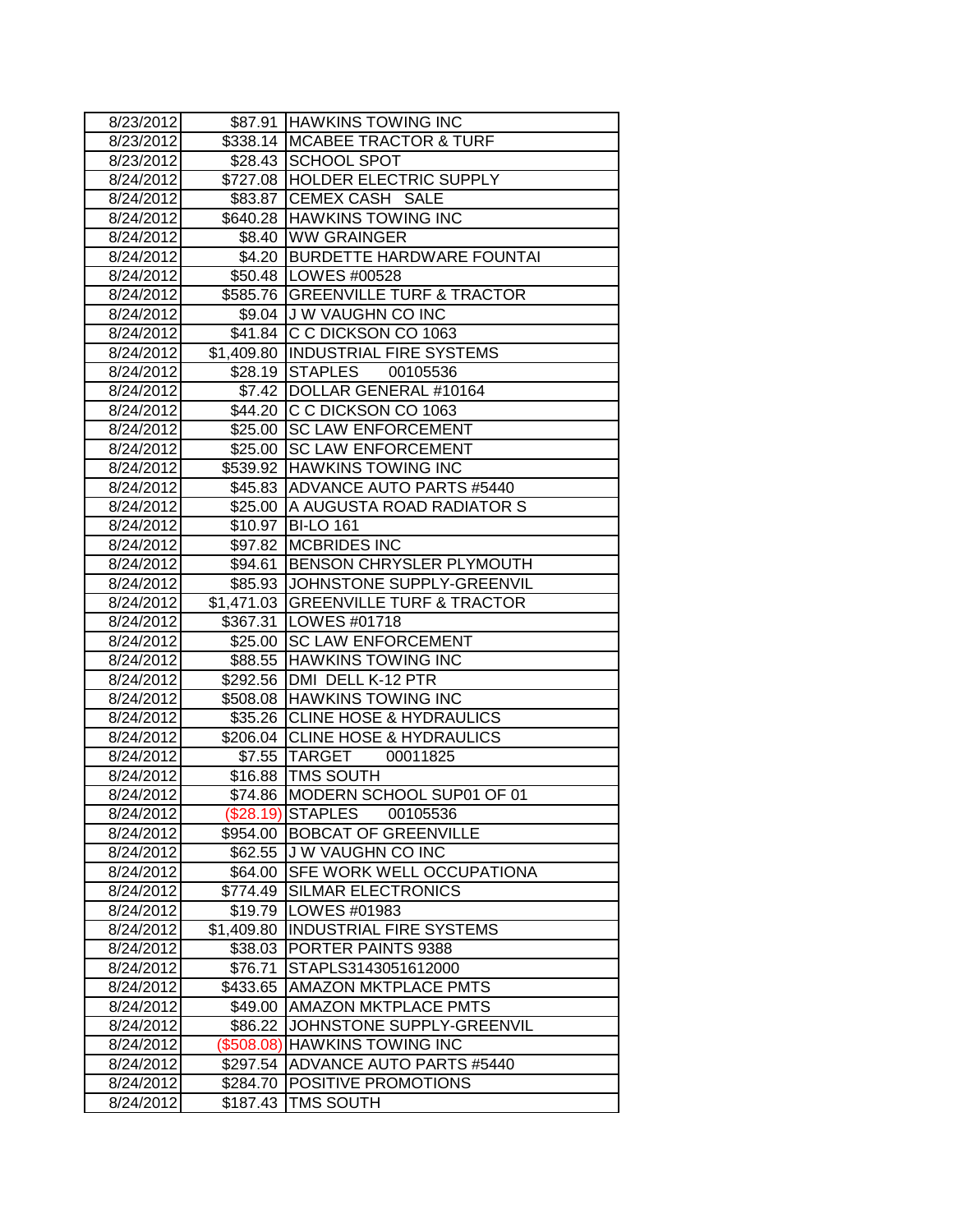| | | |
|---|---|---|
| 8/23/2012 | $87.91 | HAWKINS TOWING INC |
| 8/23/2012 | $338.14 | MCABEE TRACTOR & TURF |
| 8/23/2012 | $28.43 | SCHOOL SPOT |
| 8/24/2012 | $727.08 | HOLDER ELECTRIC SUPPLY |
| 8/24/2012 | $83.87 | CEMEX CASH SALE |
| 8/24/2012 | $640.28 | HAWKINS TOWING INC |
| 8/24/2012 | $8.40 | WW GRAINGER |
| 8/24/2012 | $4.20 | BURDETTE HARDWARE FOUNTAI |
| 8/24/2012 | $50.48 | LOWES #00528 |
| 8/24/2012 | $585.76 | GREENVILLE TURF & TRACTOR |
| 8/24/2012 | $9.04 | J W VAUGHN CO INC |
| 8/24/2012 | $41.84 | C C DICKSON CO 1063 |
| 8/24/2012 | $1,409.80 | INDUSTRIAL FIRE SYSTEMS |
| 8/24/2012 | $28.19 | STAPLES 00105536 |
| 8/24/2012 | $7.42 | DOLLAR GENERAL #10164 |
| 8/24/2012 | $44.20 | C C DICKSON CO 1063 |
| 8/24/2012 | $25.00 | SC LAW ENFORCEMENT |
| 8/24/2012 | $25.00 | SC LAW ENFORCEMENT |
| 8/24/2012 | $539.92 | HAWKINS TOWING INC |
| 8/24/2012 | $45.83 | ADVANCE AUTO PARTS #5440 |
| 8/24/2012 | $25.00 | A AUGUSTA ROAD RADIATOR S |
| 8/24/2012 | $10.97 | BI-LO 161 |
| 8/24/2012 | $97.82 | MCBRIDES INC |
| 8/24/2012 | $94.61 | BENSON CHRYSLER PLYMOUTH |
| 8/24/2012 | $85.93 | JOHNSTONE SUPPLY-GREENVIL |
| 8/24/2012 | $1,471.03 | GREENVILLE TURF & TRACTOR |
| 8/24/2012 | $367.31 | LOWES #01718 |
| 8/24/2012 | $25.00 | SC LAW ENFORCEMENT |
| 8/24/2012 | $88.55 | HAWKINS TOWING INC |
| 8/24/2012 | $292.56 | DMI DELL K-12 PTR |
| 8/24/2012 | $508.08 | HAWKINS TOWING INC |
| 8/24/2012 | $35.26 | CLINE HOSE & HYDRAULICS |
| 8/24/2012 | $206.04 | CLINE HOSE & HYDRAULICS |
| 8/24/2012 | $7.55 | TARGET 00011825 |
| 8/24/2012 | $16.88 | TMS SOUTH |
| 8/24/2012 | $74.86 | MODERN SCHOOL SUP01 OF 01 |
| 8/24/2012 | ($28.19) | STAPLES 00105536 |
| 8/24/2012 | $954.00 | BOBCAT OF GREENVILLE |
| 8/24/2012 | $62.55 | J W VAUGHN CO INC |
| 8/24/2012 | $64.00 | SFE WORK WELL OCCUPATIONA |
| 8/24/2012 | $774.49 | SILMAR ELECTRONICS |
| 8/24/2012 | $19.79 | LOWES #01983 |
| 8/24/2012 | $1,409.80 | INDUSTRIAL FIRE SYSTEMS |
| 8/24/2012 | $38.03 | PORTER PAINTS 9388 |
| 8/24/2012 | $76.71 | STAPLS3143051612000 |
| 8/24/2012 | $433.65 | AMAZON MKTPLACE PMTS |
| 8/24/2012 | $49.00 | AMAZON MKTPLACE PMTS |
| 8/24/2012 | $86.22 | JOHNSTONE SUPPLY-GREENVIL |
| 8/24/2012 | ($508.08) | HAWKINS TOWING INC |
| 8/24/2012 | $297.54 | ADVANCE AUTO PARTS #5440 |
| 8/24/2012 | $284.70 | POSITIVE PROMOTIONS |
| 8/24/2012 | $187.43 | TMS SOUTH |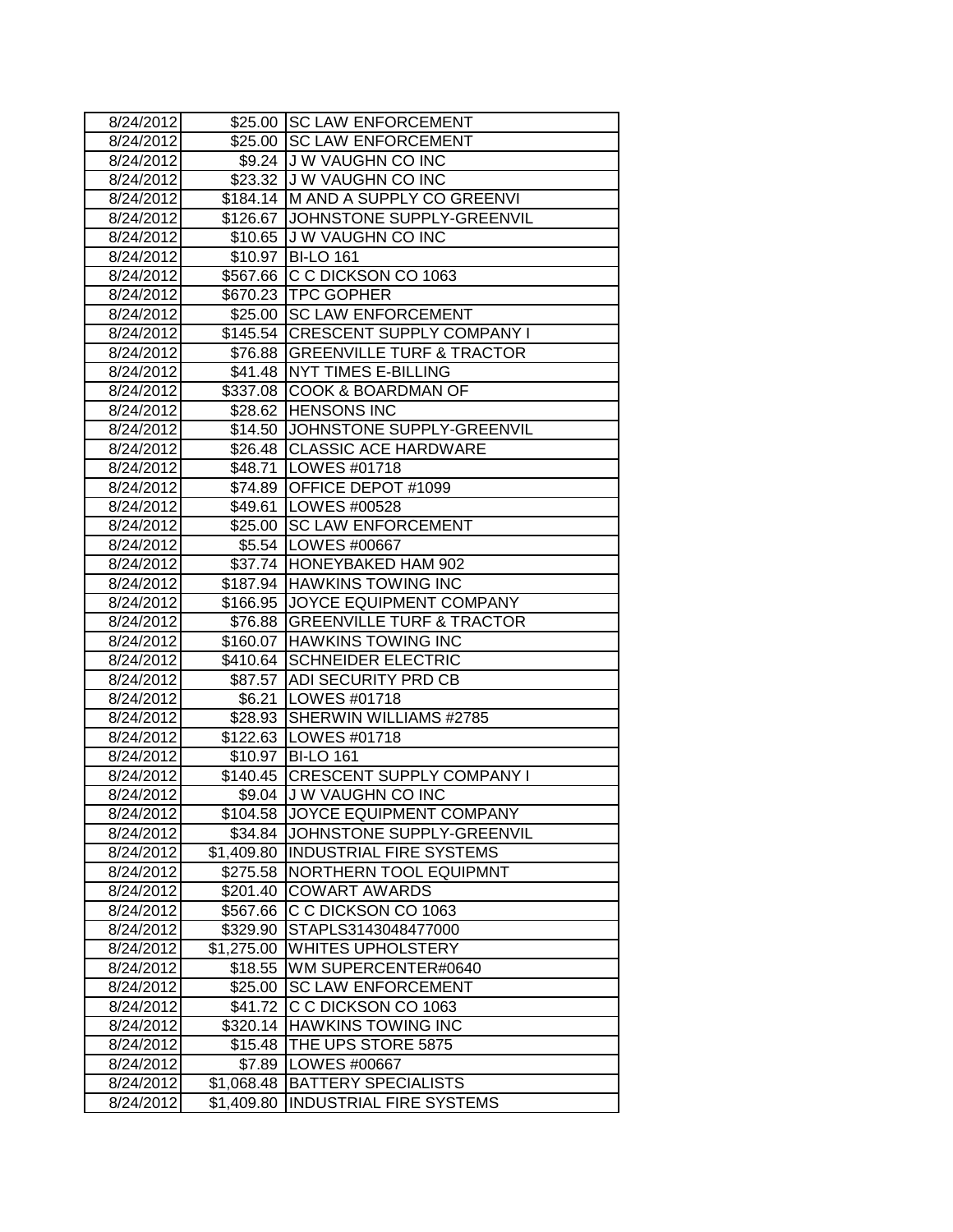| 8/24/2012 | $25.00 | SC LAW ENFORCEMENT |
|---|---|---|
| 8/24/2012 | $25.00 | SC LAW ENFORCEMENT |
| 8/24/2012 | $9.24 | J W VAUGHN CO INC |
| 8/24/2012 | $23.32 | J W VAUGHN CO INC |
| 8/24/2012 | $184.14 | M AND A SUPPLY CO GREENVI |
| 8/24/2012 | $126.67 | JOHNSTONE SUPPLY-GREENVIL |
| 8/24/2012 | $10.65 | J W VAUGHN CO INC |
| 8/24/2012 | $10.97 | BI-LO 161 |
| 8/24/2012 | $567.66 | C C DICKSON CO 1063 |
| 8/24/2012 | $670.23 | TPC GOPHER |
| 8/24/2012 | $25.00 | SC LAW ENFORCEMENT |
| 8/24/2012 | $145.54 | CRESCENT SUPPLY COMPANY I |
| 8/24/2012 | $76.88 | GREENVILLE TURF & TRACTOR |
| 8/24/2012 | $41.48 | NYT TIMES E-BILLING |
| 8/24/2012 | $337.08 | COOK & BOARDMAN OF |
| 8/24/2012 | $28.62 | HENSONS INC |
| 8/24/2012 | $14.50 | JOHNSTONE SUPPLY-GREENVIL |
| 8/24/2012 | $26.48 | CLASSIC ACE HARDWARE |
| 8/24/2012 | $48.71 | LOWES #01718 |
| 8/24/2012 | $74.89 | OFFICE DEPOT #1099 |
| 8/24/2012 | $49.61 | LOWES #00528 |
| 8/24/2012 | $25.00 | SC LAW ENFORCEMENT |
| 8/24/2012 | $5.54 | LOWES #00667 |
| 8/24/2012 | $37.74 | HONEYBAKED HAM 902 |
| 8/24/2012 | $187.94 | HAWKINS TOWING INC |
| 8/24/2012 | $166.95 | JOYCE EQUIPMENT COMPANY |
| 8/24/2012 | $76.88 | GREENVILLE TURF & TRACTOR |
| 8/24/2012 | $160.07 | HAWKINS TOWING INC |
| 8/24/2012 | $410.64 | SCHNEIDER ELECTRIC |
| 8/24/2012 | $87.57 | ADI SECURITY PRD CB |
| 8/24/2012 | $6.21 | LOWES #01718 |
| 8/24/2012 | $28.93 | SHERWIN WILLIAMS #2785 |
| 8/24/2012 | $122.63 | LOWES #01718 |
| 8/24/2012 | $10.97 | BI-LO 161 |
| 8/24/2012 | $140.45 | CRESCENT SUPPLY COMPANY I |
| 8/24/2012 | $9.04 | J W VAUGHN CO INC |
| 8/24/2012 | $104.58 | JOYCE EQUIPMENT COMPANY |
| 8/24/2012 | $34.84 | JOHNSTONE SUPPLY-GREENVIL |
| 8/24/2012 | $1,409.80 | INDUSTRIAL FIRE SYSTEMS |
| 8/24/2012 | $275.58 | NORTHERN TOOL EQUIPMNT |
| 8/24/2012 | $201.40 | COWART AWARDS |
| 8/24/2012 | $567.66 | C C DICKSON CO 1063 |
| 8/24/2012 | $329.90 | STAPLS3143048477000 |
| 8/24/2012 | $1,275.00 | WHITES UPHOLSTERY |
| 8/24/2012 | $18.55 | WM SUPERCENTER#0640 |
| 8/24/2012 | $25.00 | SC LAW ENFORCEMENT |
| 8/24/2012 | $41.72 | C C DICKSON CO 1063 |
| 8/24/2012 | $320.14 | HAWKINS TOWING INC |
| 8/24/2012 | $15.48 | THE UPS STORE 5875 |
| 8/24/2012 | $7.89 | LOWES #00667 |
| 8/24/2012 | $1,068.48 | BATTERY SPECIALISTS |
| 8/24/2012 | $1,409.80 | INDUSTRIAL FIRE SYSTEMS |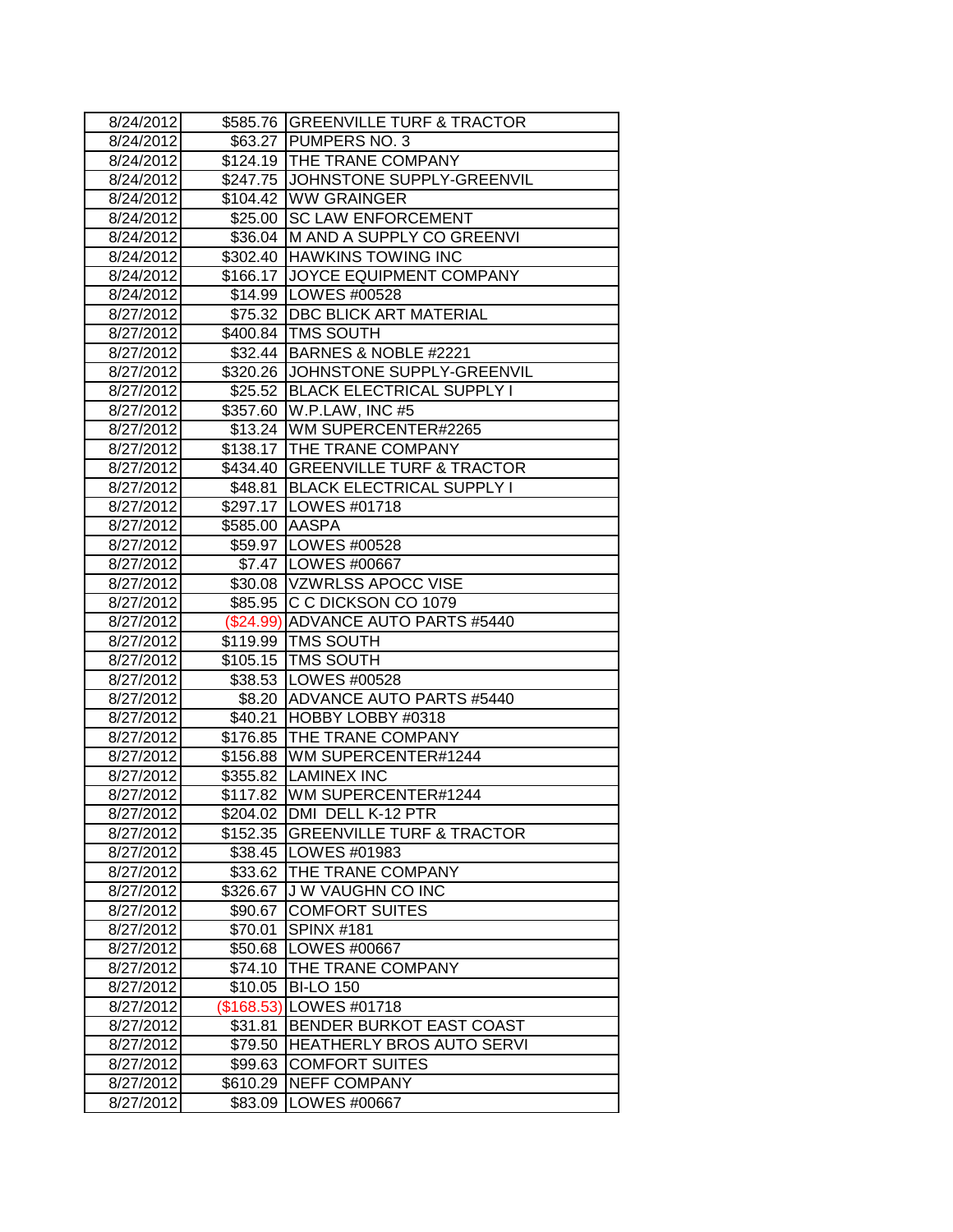| 8/24/2012 | $585.76 | GREENVILLE TURF & TRACTOR |
|---|---|---|
| 8/24/2012 | $63.27 | PUMPERS NO. 3 |
| 8/24/2012 | $124.19 | THE TRANE COMPANY |
| 8/24/2012 | $247.75 | JOHNSTONE SUPPLY-GREENVIL |
| 8/24/2012 | $104.42 | WW GRAINGER |
| 8/24/2012 | $25.00 | SC LAW ENFORCEMENT |
| 8/24/2012 | $36.04 | M AND A SUPPLY CO GREENVI |
| 8/24/2012 | $302.40 | HAWKINS TOWING INC |
| 8/24/2012 | $166.17 | JOYCE EQUIPMENT COMPANY |
| 8/24/2012 | $14.99 | LOWES #00528 |
| 8/27/2012 | $75.32 | DBC BLICK ART MATERIAL |
| 8/27/2012 | $400.84 | TMS SOUTH |
| 8/27/2012 | $32.44 | BARNES & NOBLE #2221 |
| 8/27/2012 | $320.26 | JOHNSTONE SUPPLY-GREENVIL |
| 8/27/2012 | $25.52 | BLACK ELECTRICAL SUPPLY I |
| 8/27/2012 | $357.60 | W.P.LAW, INC #5 |
| 8/27/2012 | $13.24 | WM SUPERCENTER#2265 |
| 8/27/2012 | $138.17 | THE TRANE COMPANY |
| 8/27/2012 | $434.40 | GREENVILLE TURF & TRACTOR |
| 8/27/2012 | $48.81 | BLACK ELECTRICAL SUPPLY I |
| 8/27/2012 | $297.17 | LOWES #01718 |
| 8/27/2012 | $585.00 | AASPA |
| 8/27/2012 | $59.97 | LOWES #00528 |
| 8/27/2012 | $7.47 | LOWES #00667 |
| 8/27/2012 | $30.08 | VZWRLSS APOCC VISE |
| 8/27/2012 | $85.95 | C C DICKSON CO 1079 |
| 8/27/2012 | ($24.99) | ADVANCE AUTO PARTS #5440 |
| 8/27/2012 | $119.99 | TMS SOUTH |
| 8/27/2012 | $105.15 | TMS SOUTH |
| 8/27/2012 | $38.53 | LOWES #00528 |
| 8/27/2012 | $8.20 | ADVANCE AUTO PARTS #5440 |
| 8/27/2012 | $40.21 | HOBBY LOBBY #0318 |
| 8/27/2012 | $176.85 | THE TRANE COMPANY |
| 8/27/2012 | $156.88 | WM SUPERCENTER#1244 |
| 8/27/2012 | $355.82 | LAMINEX INC |
| 8/27/2012 | $117.82 | WM SUPERCENTER#1244 |
| 8/27/2012 | $204.02 | DMI DELL K-12 PTR |
| 8/27/2012 | $152.35 | GREENVILLE TURF & TRACTOR |
| 8/27/2012 | $38.45 | LOWES #01983 |
| 8/27/2012 | $33.62 | THE TRANE COMPANY |
| 8/27/2012 | $326.67 | J W VAUGHN CO INC |
| 8/27/2012 | $90.67 | COMFORT SUITES |
| 8/27/2012 | $70.01 | SPINX #181 |
| 8/27/2012 | $50.68 | LOWES #00667 |
| 8/27/2012 | $74.10 | THE TRANE COMPANY |
| 8/27/2012 | $10.05 | BI-LO 150 |
| 8/27/2012 | ($168.53) | LOWES #01718 |
| 8/27/2012 | $31.81 | BENDER BURKOT EAST COAST |
| 8/27/2012 | $79.50 | HEATHERLY BROS AUTO SERVI |
| 8/27/2012 | $99.63 | COMFORT SUITES |
| 8/27/2012 | $610.29 | NEFF COMPANY |
| 8/27/2012 | $83.09 | LOWES #00667 |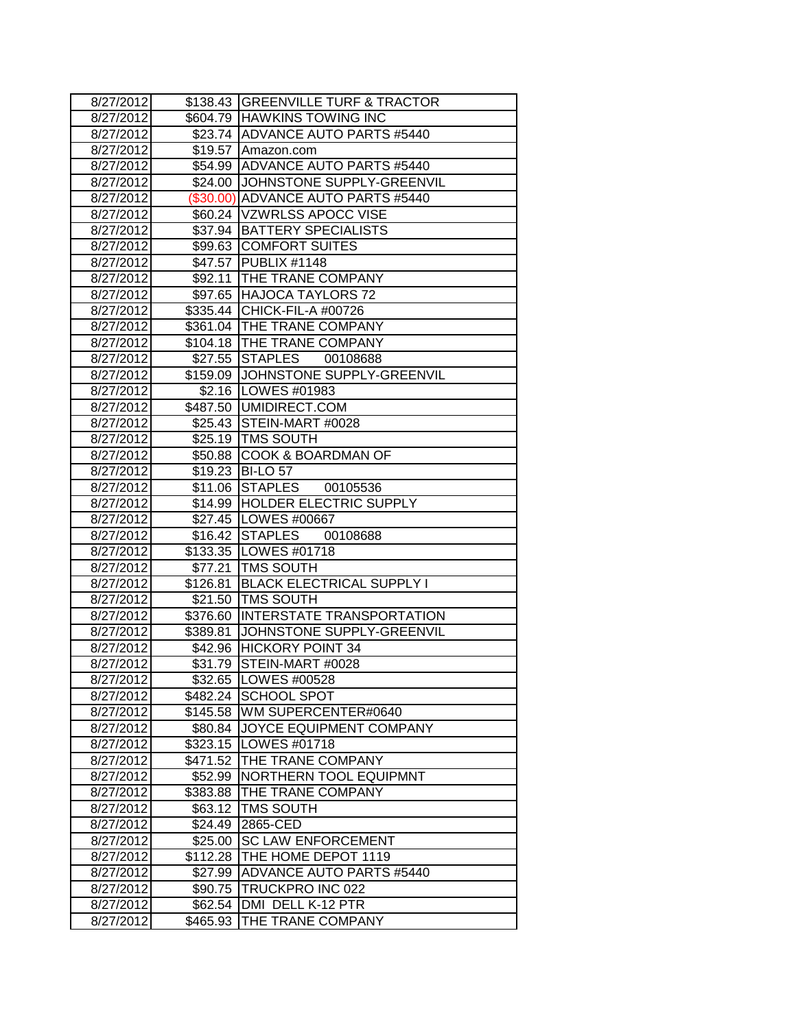| 8/27/2012 | $138.43 | GREENVILLE TURF & TRACTOR |
|---|---|---|
| 8/27/2012 | $604.79 | HAWKINS TOWING INC |
| 8/27/2012 | $23.74 | ADVANCE AUTO PARTS #5440 |
| 8/27/2012 | $19.57 | Amazon.com |
| 8/27/2012 | $54.99 | ADVANCE AUTO PARTS #5440 |
| 8/27/2012 | $24.00 | JOHNSTONE SUPPLY-GREENVIL |
| 8/27/2012 | ($30.00) | ADVANCE AUTO PARTS #5440 |
| 8/27/2012 | $60.24 | VZWRLSS APOCC VISE |
| 8/27/2012 | $37.94 | BATTERY SPECIALISTS |
| 8/27/2012 | $99.63 | COMFORT SUITES |
| 8/27/2012 | $47.57 | PUBLIX #1148 |
| 8/27/2012 | $92.11 | THE TRANE COMPANY |
| 8/27/2012 | $97.65 | HAJOCA TAYLORS 72 |
| 8/27/2012 | $335.44 | CHICK-FIL-A #00726 |
| 8/27/2012 | $361.04 | THE TRANE COMPANY |
| 8/27/2012 | $104.18 | THE TRANE COMPANY |
| 8/27/2012 | $27.55 | STAPLES 00108688 |
| 8/27/2012 | $159.09 | JOHNSTONE SUPPLY-GREENVIL |
| 8/27/2012 | $2.16 | LOWES #01983 |
| 8/27/2012 | $487.50 | UMIDIRECT.COM |
| 8/27/2012 | $25.43 | STEIN-MART #0028 |
| 8/27/2012 | $25.19 | TMS SOUTH |
| 8/27/2012 | $50.88 | COOK & BOARDMAN OF |
| 8/27/2012 | $19.23 | BI-LO 57 |
| 8/27/2012 | $11.06 | STAPLES 00105536 |
| 8/27/2012 | $14.99 | HOLDER ELECTRIC SUPPLY |
| 8/27/2012 | $27.45 | LOWES #00667 |
| 8/27/2012 | $16.42 | STAPLES 00108688 |
| 8/27/2012 | $133.35 | LOWES #01718 |
| 8/27/2012 | $77.21 | TMS SOUTH |
| 8/27/2012 | $126.81 | BLACK ELECTRICAL SUPPLY I |
| 8/27/2012 | $21.50 | TMS SOUTH |
| 8/27/2012 | $376.60 | INTERSTATE TRANSPORTATION |
| 8/27/2012 | $389.81 | JOHNSTONE SUPPLY-GREENVIL |
| 8/27/2012 | $42.96 | HICKORY POINT 34 |
| 8/27/2012 | $31.79 | STEIN-MART #0028 |
| 8/27/2012 | $32.65 | LOWES #00528 |
| 8/27/2012 | $482.24 | SCHOOL SPOT |
| 8/27/2012 | $145.58 | WM SUPERCENTER#0640 |
| 8/27/2012 | $80.84 | JOYCE EQUIPMENT COMPANY |
| 8/27/2012 | $323.15 | LOWES #01718 |
| 8/27/2012 | $471.52 | THE TRANE COMPANY |
| 8/27/2012 | $52.99 | NORTHERN TOOL EQUIPMNT |
| 8/27/2012 | $383.88 | THE TRANE COMPANY |
| 8/27/2012 | $63.12 | TMS SOUTH |
| 8/27/2012 | $24.49 | 2865-CED |
| 8/27/2012 | $25.00 | SC LAW ENFORCEMENT |
| 8/27/2012 | $112.28 | THE HOME DEPOT 1119 |
| 8/27/2012 | $27.99 | ADVANCE AUTO PARTS #5440 |
| 8/27/2012 | $90.75 | TRUCKPRO INC 022 |
| 8/27/2012 | $62.54 | DMI DELL K-12 PTR |
| 8/27/2012 | $465.93 | THE TRANE COMPANY |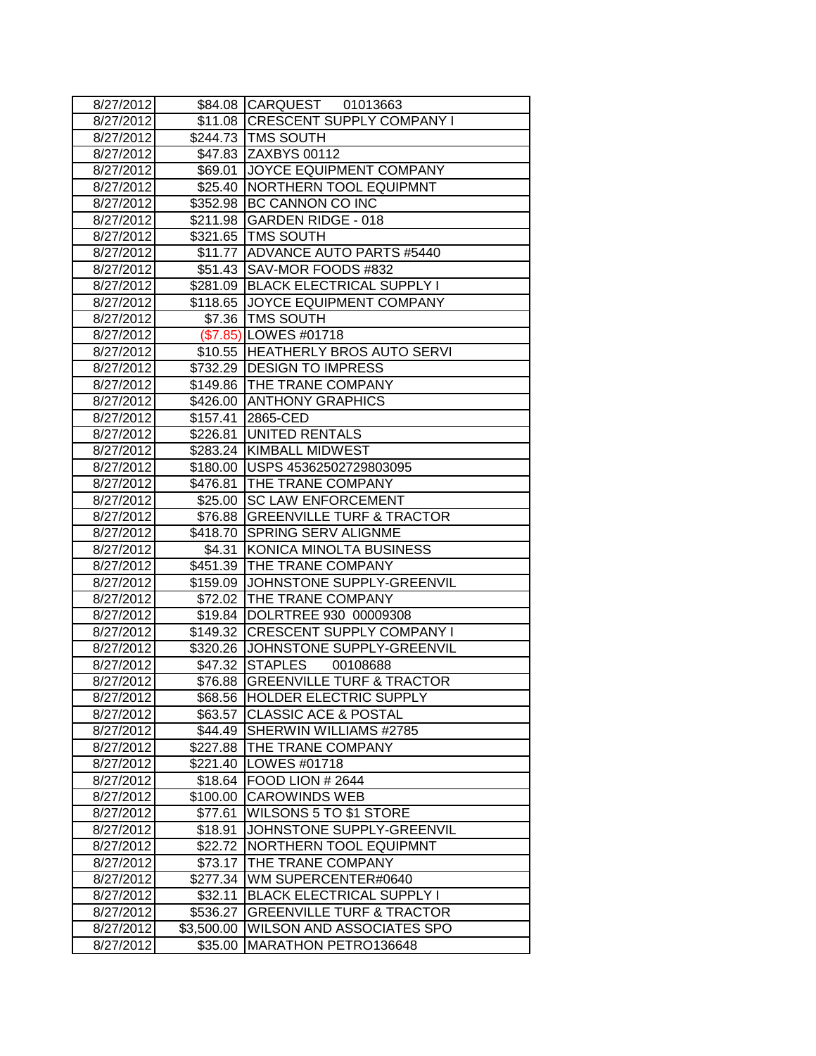| 8/27/2012 | $84.08 | CARQUEST 01013663 |
|---|---|---|
| 8/27/2012 | $11.08 | CRESCENT SUPPLY COMPANY I |
| 8/27/2012 | $244.73 | TMS SOUTH |
| 8/27/2012 | $47.83 | ZAXBYS 00112 |
| 8/27/2012 | $69.01 | JOYCE EQUIPMENT COMPANY |
| 8/27/2012 | $25.40 | NORTHERN TOOL EQUIPMNT |
| 8/27/2012 | $352.98 | BC CANNON CO INC |
| 8/27/2012 | $211.98 | GARDEN RIDGE - 018 |
| 8/27/2012 | $321.65 | TMS SOUTH |
| 8/27/2012 | $11.77 | ADVANCE AUTO PARTS #5440 |
| 8/27/2012 | $51.43 | SAV-MOR FOODS #832 |
| 8/27/2012 | $281.09 | BLACK ELECTRICAL SUPPLY I |
| 8/27/2012 | $118.65 | JOYCE EQUIPMENT COMPANY |
| 8/27/2012 | $7.36 | TMS SOUTH |
| 8/27/2012 | ($7.85) | LOWES #01718 |
| 8/27/2012 | $10.55 | HEATHERLY BROS AUTO SERVI |
| 8/27/2012 | $732.29 | DESIGN TO IMPRESS |
| 8/27/2012 | $149.86 | THE TRANE COMPANY |
| 8/27/2012 | $426.00 | ANTHONY GRAPHICS |
| 8/27/2012 | $157.41 | 2865-CED |
| 8/27/2012 | $226.81 | UNITED RENTALS |
| 8/27/2012 | $283.24 | KIMBALL MIDWEST |
| 8/27/2012 | $180.00 | USPS 45362502729803095 |
| 8/27/2012 | $476.81 | THE TRANE COMPANY |
| 8/27/2012 | $25.00 | SC LAW ENFORCEMENT |
| 8/27/2012 | $76.88 | GREENVILLE TURF & TRACTOR |
| 8/27/2012 | $418.70 | SPRING SERV ALIGNME |
| 8/27/2012 | $4.31 | KONICA MINOLTA BUSINESS |
| 8/27/2012 | $451.39 | THE TRANE COMPANY |
| 8/27/2012 | $159.09 | JOHNSTONE SUPPLY-GREENVIL |
| 8/27/2012 | $72.02 | THE TRANE COMPANY |
| 8/27/2012 | $19.84 | DOLRTREE 930 00009308 |
| 8/27/2012 | $149.32 | CRESCENT SUPPLY COMPANY I |
| 8/27/2012 | $320.26 | JOHNSTONE SUPPLY-GREENVIL |
| 8/27/2012 | $47.32 | STAPLES 00108688 |
| 8/27/2012 | $76.88 | GREENVILLE TURF & TRACTOR |
| 8/27/2012 | $68.56 | HOLDER ELECTRIC SUPPLY |
| 8/27/2012 | $63.57 | CLASSIC ACE & POSTAL |
| 8/27/2012 | $44.49 | SHERWIN WILLIAMS #2785 |
| 8/27/2012 | $227.88 | THE TRANE COMPANY |
| 8/27/2012 | $221.40 | LOWES #01718 |
| 8/27/2012 | $18.64 | FOOD LION # 2644 |
| 8/27/2012 | $100.00 | CAROWINDS WEB |
| 8/27/2012 | $77.61 | WILSONS 5 TO $1 STORE |
| 8/27/2012 | $18.91 | JOHNSTONE SUPPLY-GREENVIL |
| 8/27/2012 | $22.72 | NORTHERN TOOL EQUIPMNT |
| 8/27/2012 | $73.17 | THE TRANE COMPANY |
| 8/27/2012 | $277.34 | WM SUPERCENTER#0640 |
| 8/27/2012 | $32.11 | BLACK ELECTRICAL SUPPLY I |
| 8/27/2012 | $536.27 | GREENVILLE TURF & TRACTOR |
| 8/27/2012 | $3,500.00 | WILSON AND ASSOCIATES SPO |
| 8/27/2012 | $35.00 | MARATHON PETRO136648 |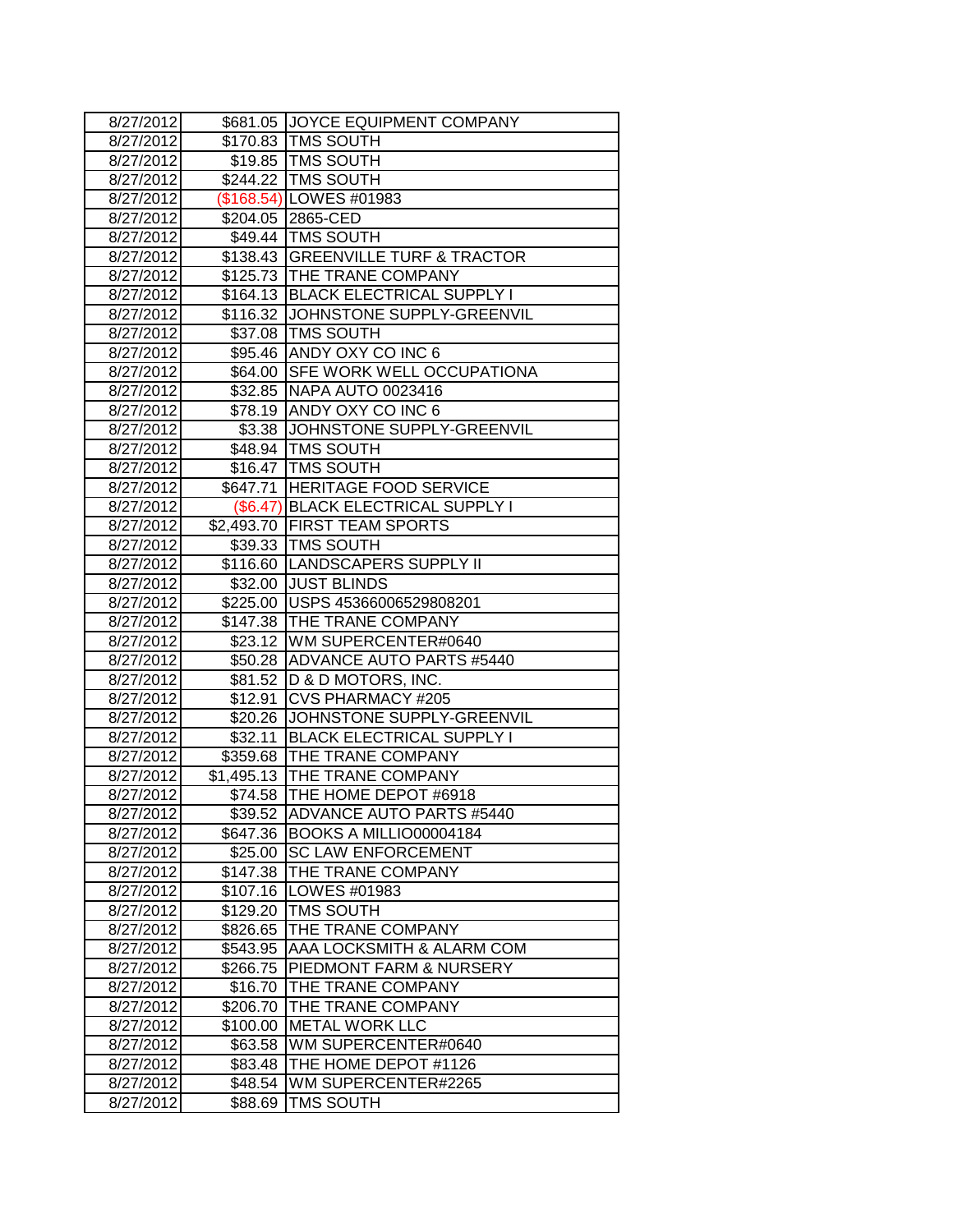| | | |
|---|---|---|
| 8/27/2012 | $681.05 | JOYCE EQUIPMENT COMPANY |
| 8/27/2012 | $170.83 | TMS SOUTH |
| 8/27/2012 | $19.85 | TMS SOUTH |
| 8/27/2012 | $244.22 | TMS SOUTH |
| 8/27/2012 | ($168.54) | LOWES #01983 |
| 8/27/2012 | $204.05 | 2865-CED |
| 8/27/2012 | $49.44 | TMS SOUTH |
| 8/27/2012 | $138.43 | GREENVILLE TURF & TRACTOR |
| 8/27/2012 | $125.73 | THE TRANE COMPANY |
| 8/27/2012 | $164.13 | BLACK ELECTRICAL SUPPLY I |
| 8/27/2012 | $116.32 | JOHNSTONE SUPPLY-GREENVIL |
| 8/27/2012 | $37.08 | TMS SOUTH |
| 8/27/2012 | $95.46 | ANDY OXY CO INC 6 |
| 8/27/2012 | $64.00 | SFE WORK WELL OCCUPATIONA |
| 8/27/2012 | $32.85 | NAPA AUTO 0023416 |
| 8/27/2012 | $78.19 | ANDY OXY CO INC 6 |
| 8/27/2012 | $3.38 | JOHNSTONE SUPPLY-GREENVIL |
| 8/27/2012 | $48.94 | TMS SOUTH |
| 8/27/2012 | $16.47 | TMS SOUTH |
| 8/27/2012 | $647.71 | HERITAGE FOOD SERVICE |
| 8/27/2012 | ($6.47) | BLACK ELECTRICAL SUPPLY I |
| 8/27/2012 | $2,493.70 | FIRST TEAM SPORTS |
| 8/27/2012 | $39.33 | TMS SOUTH |
| 8/27/2012 | $116.60 | LANDSCAPERS SUPPLY II |
| 8/27/2012 | $32.00 | JUST BLINDS |
| 8/27/2012 | $225.00 | USPS 45366006529808201 |
| 8/27/2012 | $147.38 | THE TRANE COMPANY |
| 8/27/2012 | $23.12 | WM SUPERCENTER#0640 |
| 8/27/2012 | $50.28 | ADVANCE AUTO PARTS #5440 |
| 8/27/2012 | $81.52 | D & D MOTORS, INC. |
| 8/27/2012 | $12.91 | CVS PHARMACY #205 |
| 8/27/2012 | $20.26 | JOHNSTONE SUPPLY-GREENVIL |
| 8/27/2012 | $32.11 | BLACK ELECTRICAL SUPPLY I |
| 8/27/2012 | $359.68 | THE TRANE COMPANY |
| 8/27/2012 | $1,495.13 | THE TRANE COMPANY |
| 8/27/2012 | $74.58 | THE HOME DEPOT #6918 |
| 8/27/2012 | $39.52 | ADVANCE AUTO PARTS #5440 |
| 8/27/2012 | $647.36 | BOOKS A MILLIO00004184 |
| 8/27/2012 | $25.00 | SC LAW ENFORCEMENT |
| 8/27/2012 | $147.38 | THE TRANE COMPANY |
| 8/27/2012 | $107.16 | LOWES #01983 |
| 8/27/2012 | $129.20 | TMS SOUTH |
| 8/27/2012 | $826.65 | THE TRANE COMPANY |
| 8/27/2012 | $543.95 | AAA LOCKSMITH & ALARM COM |
| 8/27/2012 | $266.75 | PIEDMONT FARM & NURSERY |
| 8/27/2012 | $16.70 | THE TRANE COMPANY |
| 8/27/2012 | $206.70 | THE TRANE COMPANY |
| 8/27/2012 | $100.00 | METAL WORK LLC |
| 8/27/2012 | $63.58 | WM SUPERCENTER#0640 |
| 8/27/2012 | $83.48 | THE HOME DEPOT #1126 |
| 8/27/2012 | $48.54 | WM SUPERCENTER#2265 |
| 8/27/2012 | $88.69 | TMS SOUTH |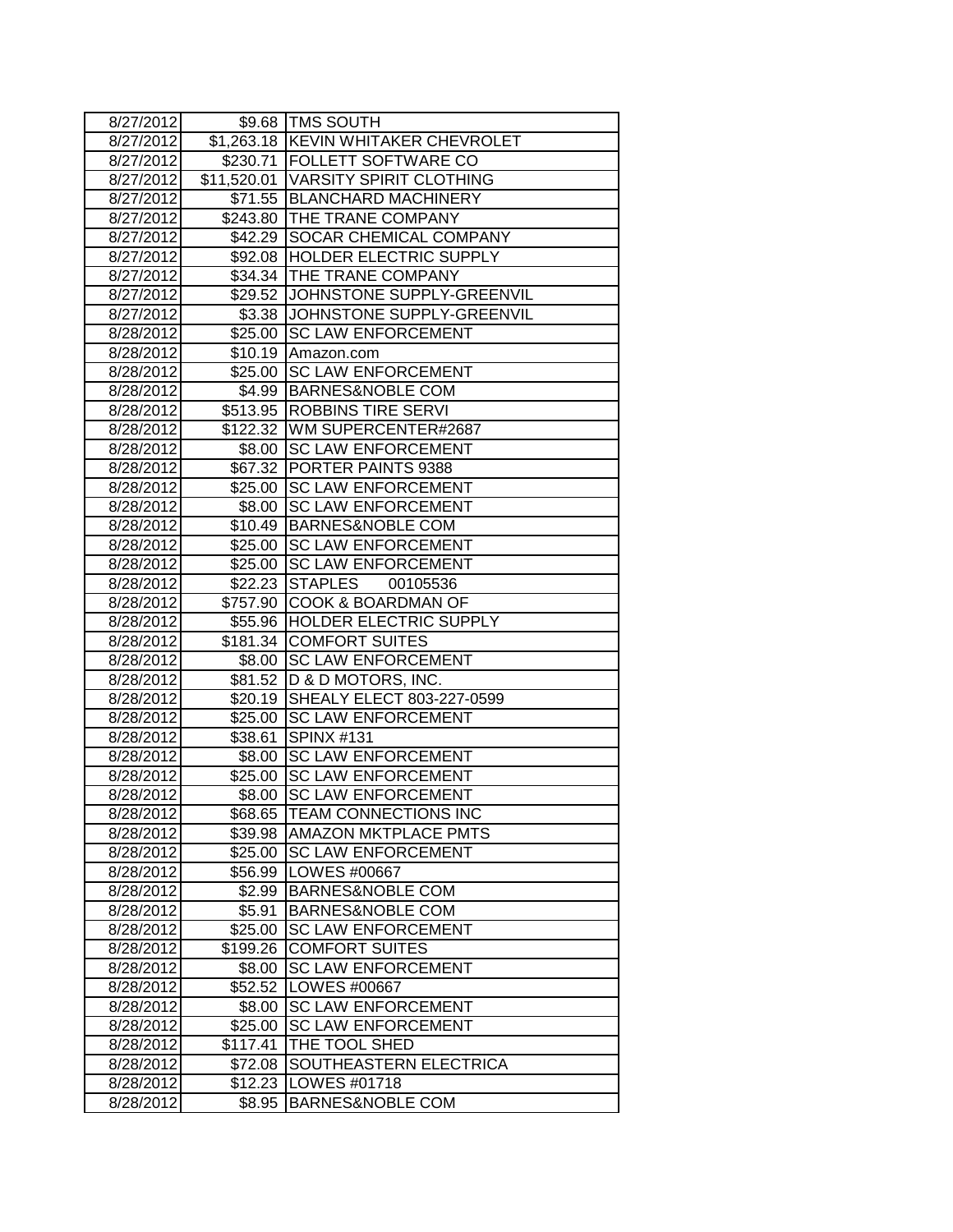| 8/27/2012 | $9.68 | TMS SOUTH |
|---|---|---|
| 8/27/2012 | $1,263.18 | KEVIN WHITAKER CHEVROLET |
| 8/27/2012 | $230.71 | FOLLETT SOFTWARE CO |
| 8/27/2012 | $11,520.01 | VARSITY SPIRIT CLOTHING |
| 8/27/2012 | $71.55 | BLANCHARD MACHINERY |
| 8/27/2012 | $243.80 | THE TRANE COMPANY |
| 8/27/2012 | $42.29 | SOCAR CHEMICAL COMPANY |
| 8/27/2012 | $92.08 | HOLDER ELECTRIC SUPPLY |
| 8/27/2012 | $34.34 | THE TRANE COMPANY |
| 8/27/2012 | $29.52 | JOHNSTONE SUPPLY-GREENVIL |
| 8/27/2012 | $3.38 | JOHNSTONE SUPPLY-GREENVIL |
| 8/28/2012 | $25.00 | SC LAW ENFORCEMENT |
| 8/28/2012 | $10.19 | Amazon.com |
| 8/28/2012 | $25.00 | SC LAW ENFORCEMENT |
| 8/28/2012 | $4.99 | BARNES&NOBLE COM |
| 8/28/2012 | $513.95 | ROBBINS TIRE SERVI |
| 8/28/2012 | $122.32 | WM SUPERCENTER#2687 |
| 8/28/2012 | $8.00 | SC LAW ENFORCEMENT |
| 8/28/2012 | $67.32 | PORTER PAINTS 9388 |
| 8/28/2012 | $25.00 | SC LAW ENFORCEMENT |
| 8/28/2012 | $8.00 | SC LAW ENFORCEMENT |
| 8/28/2012 | $10.49 | BARNES&NOBLE COM |
| 8/28/2012 | $25.00 | SC LAW ENFORCEMENT |
| 8/28/2012 | $25.00 | SC LAW ENFORCEMENT |
| 8/28/2012 | $22.23 | STAPLES 00105536 |
| 8/28/2012 | $757.90 | COOK & BOARDMAN OF |
| 8/28/2012 | $55.96 | HOLDER ELECTRIC SUPPLY |
| 8/28/2012 | $181.34 | COMFORT SUITES |
| 8/28/2012 | $8.00 | SC LAW ENFORCEMENT |
| 8/28/2012 | $81.52 | D & D MOTORS, INC. |
| 8/28/2012 | $20.19 | SHEALY ELECT 803-227-0599 |
| 8/28/2012 | $25.00 | SC LAW ENFORCEMENT |
| 8/28/2012 | $38.61 | SPINX #131 |
| 8/28/2012 | $8.00 | SC LAW ENFORCEMENT |
| 8/28/2012 | $25.00 | SC LAW ENFORCEMENT |
| 8/28/2012 | $8.00 | SC LAW ENFORCEMENT |
| 8/28/2012 | $68.65 | TEAM CONNECTIONS INC |
| 8/28/2012 | $39.98 | AMAZON MKTPLACE PMTS |
| 8/28/2012 | $25.00 | SC LAW ENFORCEMENT |
| 8/28/2012 | $56.99 | LOWES #00667 |
| 8/28/2012 | $2.99 | BARNES&NOBLE COM |
| 8/28/2012 | $5.91 | BARNES&NOBLE COM |
| 8/28/2012 | $25.00 | SC LAW ENFORCEMENT |
| 8/28/2012 | $199.26 | COMFORT SUITES |
| 8/28/2012 | $8.00 | SC LAW ENFORCEMENT |
| 8/28/2012 | $52.52 | LOWES #00667 |
| 8/28/2012 | $8.00 | SC LAW ENFORCEMENT |
| 8/28/2012 | $25.00 | SC LAW ENFORCEMENT |
| 8/28/2012 | $117.41 | THE TOOL SHED |
| 8/28/2012 | $72.08 | SOUTHEASTERN ELECTRICA |
| 8/28/2012 | $12.23 | LOWES #01718 |
| 8/28/2012 | $8.95 | BARNES&NOBLE COM |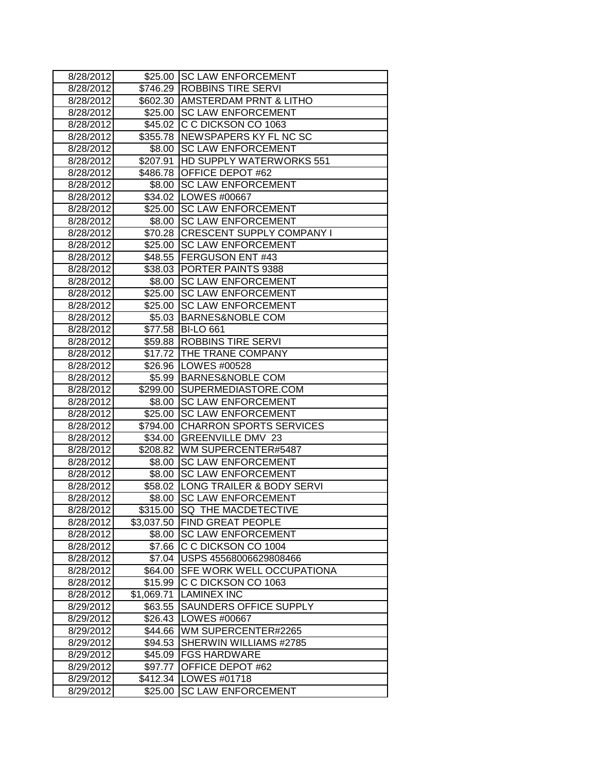| | | |
|---|---|---|
| 8/28/2012 | $25.00 | SC LAW ENFORCEMENT |
| 8/28/2012 | $746.29 | ROBBINS TIRE SERVI |
| 8/28/2012 | $602.30 | AMSTERDAM PRNT & LITHO |
| 8/28/2012 | $25.00 | SC LAW ENFORCEMENT |
| 8/28/2012 | $45.02 | C C DICKSON CO 1063 |
| 8/28/2012 | $355.78 | NEWSPAPERS KY FL NC SC |
| 8/28/2012 | $8.00 | SC LAW ENFORCEMENT |
| 8/28/2012 | $207.91 | HD SUPPLY WATERWORKS 551 |
| 8/28/2012 | $486.78 | OFFICE DEPOT #62 |
| 8/28/2012 | $8.00 | SC LAW ENFORCEMENT |
| 8/28/2012 | $34.02 | LOWES #00667 |
| 8/28/2012 | $25.00 | SC LAW ENFORCEMENT |
| 8/28/2012 | $8.00 | SC LAW ENFORCEMENT |
| 8/28/2012 | $70.28 | CRESCENT SUPPLY COMPANY I |
| 8/28/2012 | $25.00 | SC LAW ENFORCEMENT |
| 8/28/2012 | $48.55 | FERGUSON ENT #43 |
| 8/28/2012 | $38.03 | PORTER PAINTS 9388 |
| 8/28/2012 | $8.00 | SC LAW ENFORCEMENT |
| 8/28/2012 | $25.00 | SC LAW ENFORCEMENT |
| 8/28/2012 | $25.00 | SC LAW ENFORCEMENT |
| 8/28/2012 | $5.03 | BARNES&NOBLE COM |
| 8/28/2012 | $77.58 | BI-LO 661 |
| 8/28/2012 | $59.88 | ROBBINS TIRE SERVI |
| 8/28/2012 | $17.72 | THE TRANE COMPANY |
| 8/28/2012 | $26.96 | LOWES #00528 |
| 8/28/2012 | $5.99 | BARNES&NOBLE COM |
| 8/28/2012 | $299.00 | SUPERMEDIASTORE.COM |
| 8/28/2012 | $8.00 | SC LAW ENFORCEMENT |
| 8/28/2012 | $25.00 | SC LAW ENFORCEMENT |
| 8/28/2012 | $794.00 | CHARRON SPORTS SERVICES |
| 8/28/2012 | $34.00 | GREENVILLE DMV 23 |
| 8/28/2012 | $208.82 | WM SUPERCENTER#5487 |
| 8/28/2012 | $8.00 | SC LAW ENFORCEMENT |
| 8/28/2012 | $8.00 | SC LAW ENFORCEMENT |
| 8/28/2012 | $58.02 | LONG TRAILER & BODY SERVI |
| 8/28/2012 | $8.00 | SC LAW ENFORCEMENT |
| 8/28/2012 | $315.00 | SQ THE MACDETECTIVE |
| 8/28/2012 | $3,037.50 | FIND GREAT PEOPLE |
| 8/28/2012 | $8.00 | SC LAW ENFORCEMENT |
| 8/28/2012 | $7.66 | C C DICKSON CO 1004 |
| 8/28/2012 | $7.04 | USPS 45568006629808466 |
| 8/28/2012 | $64.00 | SFE WORK WELL OCCUPATIONA |
| 8/28/2012 | $15.99 | C C DICKSON CO 1063 |
| 8/28/2012 | $1,069.71 | LAMINEX INC |
| 8/29/2012 | $63.55 | SAUNDERS OFFICE SUPPLY |
| 8/29/2012 | $26.43 | LOWES #00667 |
| 8/29/2012 | $44.66 | WM SUPERCENTER#2265 |
| 8/29/2012 | $94.53 | SHERWIN WILLIAMS #2785 |
| 8/29/2012 | $45.09 | FGS HARDWARE |
| 8/29/2012 | $97.77 | OFFICE DEPOT #62 |
| 8/29/2012 | $412.34 | LOWES #01718 |
| 8/29/2012 | $25.00 | SC LAW ENFORCEMENT |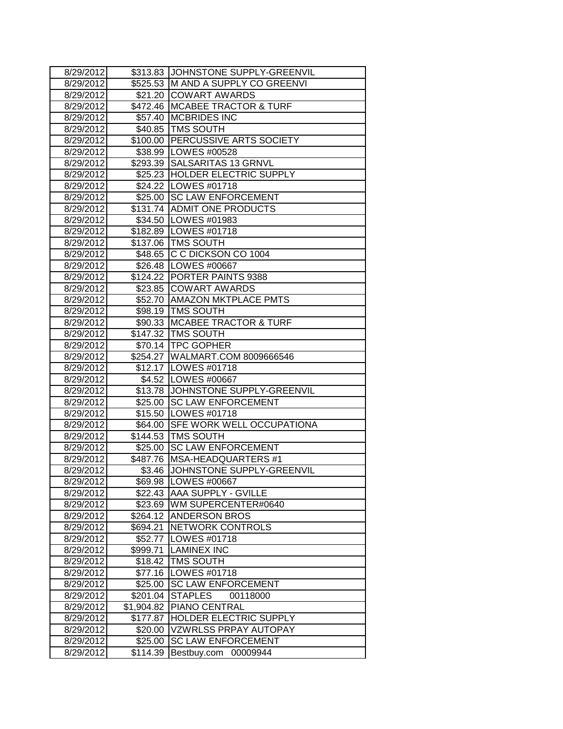| 8/29/2012 | $313.83 | JOHNSTONE SUPPLY-GREENVIL |
|---|---|---|
| 8/29/2012 | $525.53 | M AND A SUPPLY CO GREENVI |
| 8/29/2012 | $21.20 | COWART AWARDS |
| 8/29/2012 | $472.46 | MCABEE TRACTOR & TURF |
| 8/29/2012 | $57.40 | MCBRIDES INC |
| 8/29/2012 | $40.85 | TMS SOUTH |
| 8/29/2012 | $100.00 | PERCUSSIVE ARTS SOCIETY |
| 8/29/2012 | $38.99 | LOWES #00528 |
| 8/29/2012 | $293.39 | SALSARITAS 13 GRNVL |
| 8/29/2012 | $25.23 | HOLDER ELECTRIC SUPPLY |
| 8/29/2012 | $24.22 | LOWES #01718 |
| 8/29/2012 | $25.00 | SC LAW ENFORCEMENT |
| 8/29/2012 | $131.74 | ADMIT ONE PRODUCTS |
| 8/29/2012 | $34.50 | LOWES #01983 |
| 8/29/2012 | $182.89 | LOWES #01718 |
| 8/29/2012 | $137.06 | TMS SOUTH |
| 8/29/2012 | $48.65 | C C DICKSON CO 1004 |
| 8/29/2012 | $26.48 | LOWES #00667 |
| 8/29/2012 | $124.22 | PORTER PAINTS 9388 |
| 8/29/2012 | $23.85 | COWART AWARDS |
| 8/29/2012 | $52.70 | AMAZON MKTPLACE PMTS |
| 8/29/2012 | $98.19 | TMS SOUTH |
| 8/29/2012 | $90.33 | MCABEE TRACTOR & TURF |
| 8/29/2012 | $147.32 | TMS SOUTH |
| 8/29/2012 | $70.14 | TPC GOPHER |
| 8/29/2012 | $254.27 | WALMART.COM 8009666546 |
| 8/29/2012 | $12.17 | LOWES #01718 |
| 8/29/2012 | $4.52 | LOWES #00667 |
| 8/29/2012 | $13.78 | JOHNSTONE SUPPLY-GREENVIL |
| 8/29/2012 | $25.00 | SC LAW ENFORCEMENT |
| 8/29/2012 | $15.50 | LOWES #01718 |
| 8/29/2012 | $64.00 | SFE WORK WELL OCCUPATIONA |
| 8/29/2012 | $144.53 | TMS SOUTH |
| 8/29/2012 | $25.00 | SC LAW ENFORCEMENT |
| 8/29/2012 | $487.76 | MSA-HEADQUARTERS #1 |
| 8/29/2012 | $3.46 | JOHNSTONE SUPPLY-GREENVIL |
| 8/29/2012 | $69.98 | LOWES #00667 |
| 8/29/2012 | $22.43 | AAA SUPPLY - GVILLE |
| 8/29/2012 | $23.69 | WM SUPERCENTER#0640 |
| 8/29/2012 | $264.12 | ANDERSON BROS |
| 8/29/2012 | $694.21 | NETWORK CONTROLS |
| 8/29/2012 | $52.77 | LOWES #01718 |
| 8/29/2012 | $999.71 | LAMINEX INC |
| 8/29/2012 | $18.42 | TMS SOUTH |
| 8/29/2012 | $77.16 | LOWES #01718 |
| 8/29/2012 | $25.00 | SC LAW ENFORCEMENT |
| 8/29/2012 | $201.04 | STAPLES 00118000 |
| 8/29/2012 | $1,904.82 | PIANO CENTRAL |
| 8/29/2012 | $177.87 | HOLDER ELECTRIC SUPPLY |
| 8/29/2012 | $20.00 | VZWRLSS PRPAY AUTOPAY |
| 8/29/2012 | $25.00 | SC LAW ENFORCEMENT |
| 8/29/2012 | $114.39 | Bestbuy.com 00009944 |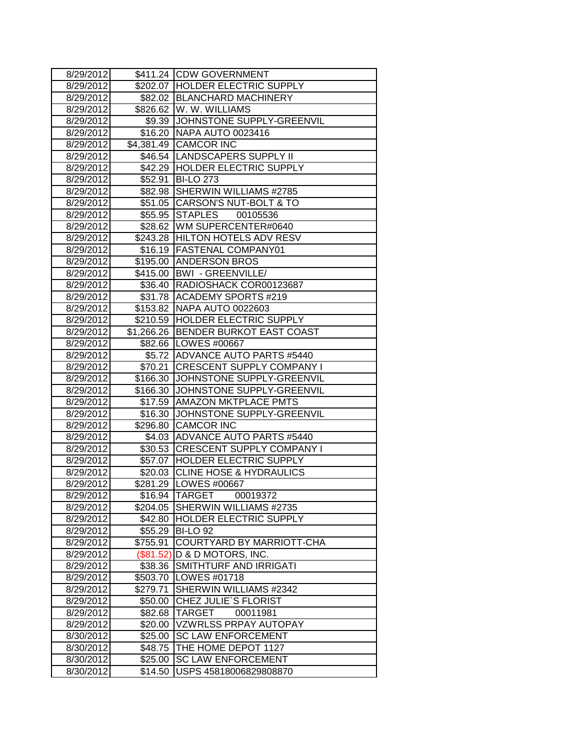| | | |
|---|---|---|
| 8/29/2012 | $411.24 | CDW GOVERNMENT |
| 8/29/2012 | $202.07 | HOLDER ELECTRIC SUPPLY |
| 8/29/2012 | $82.02 | BLANCHARD MACHINERY |
| 8/29/2012 | $826.62 | W. W. WILLIAMS |
| 8/29/2012 | $9.39 | JOHNSTONE SUPPLY-GREENVIL |
| 8/29/2012 | $16.20 | NAPA AUTO 0023416 |
| 8/29/2012 | $4,381.49 | CAMCOR INC |
| 8/29/2012 | $46.54 | LANDSCAPERS SUPPLY II |
| 8/29/2012 | $42.29 | HOLDER ELECTRIC SUPPLY |
| 8/29/2012 | $52.91 | BI-LO 273 |
| 8/29/2012 | $82.98 | SHERWIN WILLIAMS #2785 |
| 8/29/2012 | $51.05 | CARSON'S NUT-BOLT & TO |
| 8/29/2012 | $55.95 | STAPLES 00105536 |
| 8/29/2012 | $28.62 | WM SUPERCENTER#0640 |
| 8/29/2012 | $243.28 | HILTON HOTELS ADV RESV |
| 8/29/2012 | $16.19 | FASTENAL COMPANY01 |
| 8/29/2012 | $195.00 | ANDERSON BROS |
| 8/29/2012 | $415.00 | BWI - GREENVILLE/ |
| 8/29/2012 | $36.40 | RADIOSHACK COR00123687 |
| 8/29/2012 | $31.78 | ACADEMY SPORTS #219 |
| 8/29/2012 | $153.82 | NAPA AUTO 0022603 |
| 8/29/2012 | $210.59 | HOLDER ELECTRIC SUPPLY |
| 8/29/2012 | $1,266.26 | BENDER BURKOT EAST COAST |
| 8/29/2012 | $82.66 | LOWES #00667 |
| 8/29/2012 | $5.72 | ADVANCE AUTO PARTS #5440 |
| 8/29/2012 | $70.21 | CRESCENT SUPPLY COMPANY I |
| 8/29/2012 | $166.30 | JOHNSTONE SUPPLY-GREENVIL |
| 8/29/2012 | $166.30 | JOHNSTONE SUPPLY-GREENVIL |
| 8/29/2012 | $17.59 | AMAZON MKTPLACE PMTS |
| 8/29/2012 | $16.30 | JOHNSTONE SUPPLY-GREENVIL |
| 8/29/2012 | $296.80 | CAMCOR INC |
| 8/29/2012 | $4.03 | ADVANCE AUTO PARTS #5440 |
| 8/29/2012 | $30.53 | CRESCENT SUPPLY COMPANY I |
| 8/29/2012 | $57.07 | HOLDER ELECTRIC SUPPLY |
| 8/29/2012 | $20.03 | CLINE HOSE & HYDRAULICS |
| 8/29/2012 | $281.29 | LOWES #00667 |
| 8/29/2012 | $16.94 | TARGET 00019372 |
| 8/29/2012 | $204.05 | SHERWIN WILLIAMS #2735 |
| 8/29/2012 | $42.80 | HOLDER ELECTRIC SUPPLY |
| 8/29/2012 | $55.29 | BI-LO 92 |
| 8/29/2012 | $755.91 | COURTYARD BY MARRIOTT-CHA |
| 8/29/2012 | ($81.52) | D & D MOTORS, INC. |
| 8/29/2012 | $38.36 | SMITHTURF AND IRRIGATI |
| 8/29/2012 | $503.70 | LOWES #01718 |
| 8/29/2012 | $279.71 | SHERWIN WILLIAMS #2342 |
| 8/29/2012 | $50.00 | CHEZ JULIE`S FLORIST |
| 8/29/2012 | $82.68 | TARGET 00011981 |
| 8/29/2012 | $20.00 | VZWRLSS PRPAY AUTOPAY |
| 8/30/2012 | $25.00 | SC LAW ENFORCEMENT |
| 8/30/2012 | $48.75 | THE HOME DEPOT 1127 |
| 8/30/2012 | $25.00 | SC LAW ENFORCEMENT |
| 8/30/2012 | $14.50 | USPS 45818006829808870 |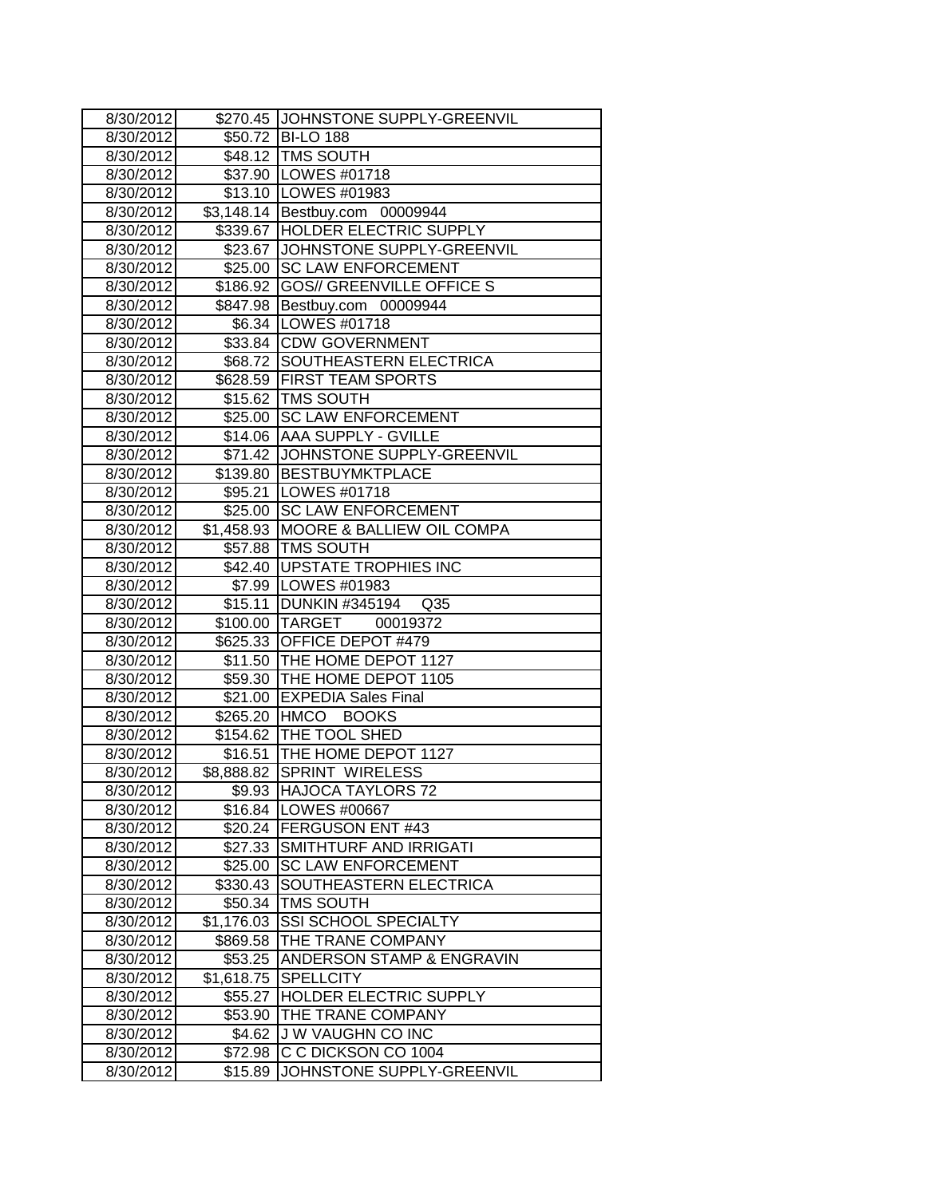| 8/30/2012 | $270.45 | JOHNSTONE SUPPLY-GREENVIL |
|---|---|---|
| 8/30/2012 | $50.72 | BI-LO 188 |
| 8/30/2012 | $48.12 | TMS SOUTH |
| 8/30/2012 | $37.90 | LOWES #01718 |
| 8/30/2012 | $13.10 | LOWES #01983 |
| 8/30/2012 | $3,148.14 | Bestbuy.com 00009944 |
| 8/30/2012 | $339.67 | HOLDER ELECTRIC SUPPLY |
| 8/30/2012 | $23.67 | JOHNSTONE SUPPLY-GREENVIL |
| 8/30/2012 | $25.00 | SC LAW ENFORCEMENT |
| 8/30/2012 | $186.92 | GOS// GREENVILLE OFFICE S |
| 8/30/2012 | $847.98 | Bestbuy.com 00009944 |
| 8/30/2012 | $6.34 | LOWES #01718 |
| 8/30/2012 | $33.84 | CDW GOVERNMENT |
| 8/30/2012 | $68.72 | SOUTHEASTERN ELECTRICA |
| 8/30/2012 | $628.59 | FIRST TEAM SPORTS |
| 8/30/2012 | $15.62 | TMS SOUTH |
| 8/30/2012 | $25.00 | SC LAW ENFORCEMENT |
| 8/30/2012 | $14.06 | AAA SUPPLY - GVILLE |
| 8/30/2012 | $71.42 | JOHNSTONE SUPPLY-GREENVIL |
| 8/30/2012 | $139.80 | BESTBUYMKTPLACE |
| 8/30/2012 | $95.21 | LOWES #01718 |
| 8/30/2012 | $25.00 | SC LAW ENFORCEMENT |
| 8/30/2012 | $1,458.93 | MOORE & BALLIEW OIL COMPA |
| 8/30/2012 | $57.88 | TMS SOUTH |
| 8/30/2012 | $42.40 | UPSTATE TROPHIES INC |
| 8/30/2012 | $7.99 | LOWES #01983 |
| 8/30/2012 | $15.11 | DUNKIN #345194 Q35 |
| 8/30/2012 | $100.00 | TARGET 00019372 |
| 8/30/2012 | $625.33 | OFFICE DEPOT #479 |
| 8/30/2012 | $11.50 | THE HOME DEPOT 1127 |
| 8/30/2012 | $59.30 | THE HOME DEPOT 1105 |
| 8/30/2012 | $21.00 | EXPEDIA Sales Final |
| 8/30/2012 | $265.20 | HMCO BOOKS |
| 8/30/2012 | $154.62 | THE TOOL SHED |
| 8/30/2012 | $16.51 | THE HOME DEPOT 1127 |
| 8/30/2012 | $8,888.82 | SPRINT WIRELESS |
| 8/30/2012 | $9.93 | HAJOCA TAYLORS 72 |
| 8/30/2012 | $16.84 | LOWES #00667 |
| 8/30/2012 | $20.24 | FERGUSON ENT #43 |
| 8/30/2012 | $27.33 | SMITHTURF AND IRRIGATI |
| 8/30/2012 | $25.00 | SC LAW ENFORCEMENT |
| 8/30/2012 | $330.43 | SOUTHEASTERN ELECTRICA |
| 8/30/2012 | $50.34 | TMS SOUTH |
| 8/30/2012 | $1,176.03 | SSI SCHOOL SPECIALTY |
| 8/30/2012 | $869.58 | THE TRANE COMPANY |
| 8/30/2012 | $53.25 | ANDERSON STAMP & ENGRAVIN |
| 8/30/2012 | $1,618.75 | SPELLCITY |
| 8/30/2012 | $55.27 | HOLDER ELECTRIC SUPPLY |
| 8/30/2012 | $53.90 | THE TRANE COMPANY |
| 8/30/2012 | $4.62 | J W VAUGHN CO INC |
| 8/30/2012 | $72.98 | C C DICKSON CO 1004 |
| 8/30/2012 | $15.89 | JOHNSTONE SUPPLY-GREENVIL |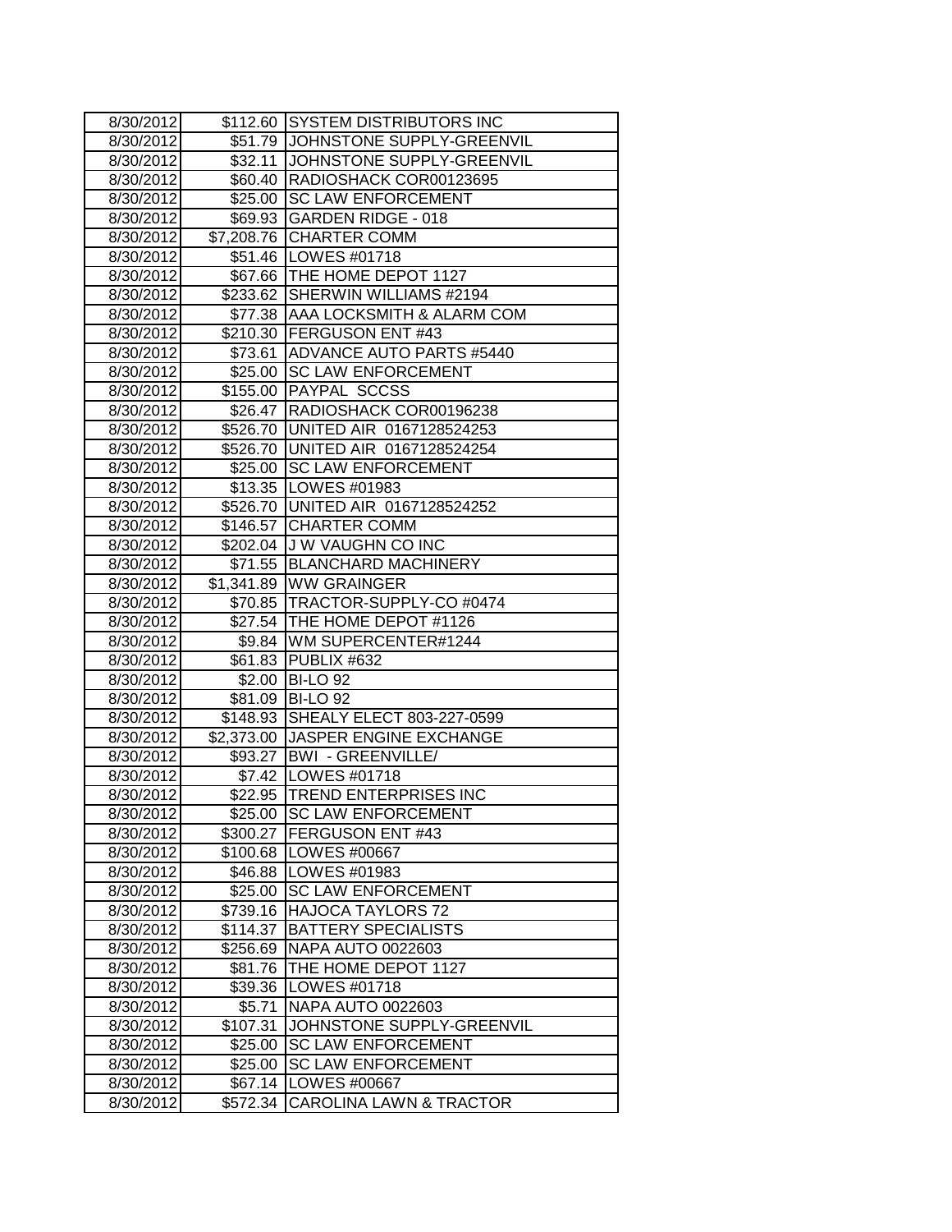| 8/30/2012 | $112.60 | SYSTEM DISTRIBUTORS INC |
|---|---|---|
| 8/30/2012 | $51.79 | JOHNSTONE SUPPLY-GREENVIL |
| 8/30/2012 | $32.11 | JOHNSTONE SUPPLY-GREENVIL |
| 8/30/2012 | $60.40 | RADIOSHACK COR00123695 |
| 8/30/2012 | $25.00 | SC LAW ENFORCEMENT |
| 8/30/2012 | $69.93 | GARDEN RIDGE - 018 |
| 8/30/2012 | $7,208.76 | CHARTER COMM |
| 8/30/2012 | $51.46 | LOWES #01718 |
| 8/30/2012 | $67.66 | THE HOME DEPOT 1127 |
| 8/30/2012 | $233.62 | SHERWIN WILLIAMS #2194 |
| 8/30/2012 | $77.38 | AAA LOCKSMITH & ALARM COM |
| 8/30/2012 | $210.30 | FERGUSON ENT #43 |
| 8/30/2012 | $73.61 | ADVANCE AUTO PARTS #5440 |
| 8/30/2012 | $25.00 | SC LAW ENFORCEMENT |
| 8/30/2012 | $155.00 | PAYPAL SCCSS |
| 8/30/2012 | $26.47 | RADIOSHACK COR00196238 |
| 8/30/2012 | $526.70 | UNITED AIR 0167128524253 |
| 8/30/2012 | $526.70 | UNITED AIR 0167128524254 |
| 8/30/2012 | $25.00 | SC LAW ENFORCEMENT |
| 8/30/2012 | $13.35 | LOWES #01983 |
| 8/30/2012 | $526.70 | UNITED AIR 0167128524252 |
| 8/30/2012 | $146.57 | CHARTER COMM |
| 8/30/2012 | $202.04 | J W VAUGHN CO INC |
| 8/30/2012 | $71.55 | BLANCHARD MACHINERY |
| 8/30/2012 | $1,341.89 | WW GRAINGER |
| 8/30/2012 | $70.85 | TRACTOR-SUPPLY-CO #0474 |
| 8/30/2012 | $27.54 | THE HOME DEPOT #1126 |
| 8/30/2012 | $9.84 | WM SUPERCENTER#1244 |
| 8/30/2012 | $61.83 | PUBLIX #632 |
| 8/30/2012 | $2.00 | BI-LO 92 |
| 8/30/2012 | $81.09 | BI-LO 92 |
| 8/30/2012 | $148.93 | SHEALY ELECT 803-227-0599 |
| 8/30/2012 | $2,373.00 | JASPER ENGINE EXCHANGE |
| 8/30/2012 | $93.27 | BWI - GREENVILLE/ |
| 8/30/2012 | $7.42 | LOWES #01718 |
| 8/30/2012 | $22.95 | TREND ENTERPRISES INC |
| 8/30/2012 | $25.00 | SC LAW ENFORCEMENT |
| 8/30/2012 | $300.27 | FERGUSON ENT #43 |
| 8/30/2012 | $100.68 | LOWES #00667 |
| 8/30/2012 | $46.88 | LOWES #01983 |
| 8/30/2012 | $25.00 | SC LAW ENFORCEMENT |
| 8/30/2012 | $739.16 | HAJOCA TAYLORS 72 |
| 8/30/2012 | $114.37 | BATTERY SPECIALISTS |
| 8/30/2012 | $256.69 | NAPA AUTO 0022603 |
| 8/30/2012 | $81.76 | THE HOME DEPOT 1127 |
| 8/30/2012 | $39.36 | LOWES #01718 |
| 8/30/2012 | $5.71 | NAPA AUTO 0022603 |
| 8/30/2012 | $107.31 | JOHNSTONE SUPPLY-GREENVIL |
| 8/30/2012 | $25.00 | SC LAW ENFORCEMENT |
| 8/30/2012 | $25.00 | SC LAW ENFORCEMENT |
| 8/30/2012 | $67.14 | LOWES #00667 |
| 8/30/2012 | $572.34 | CAROLINA LAWN & TRACTOR |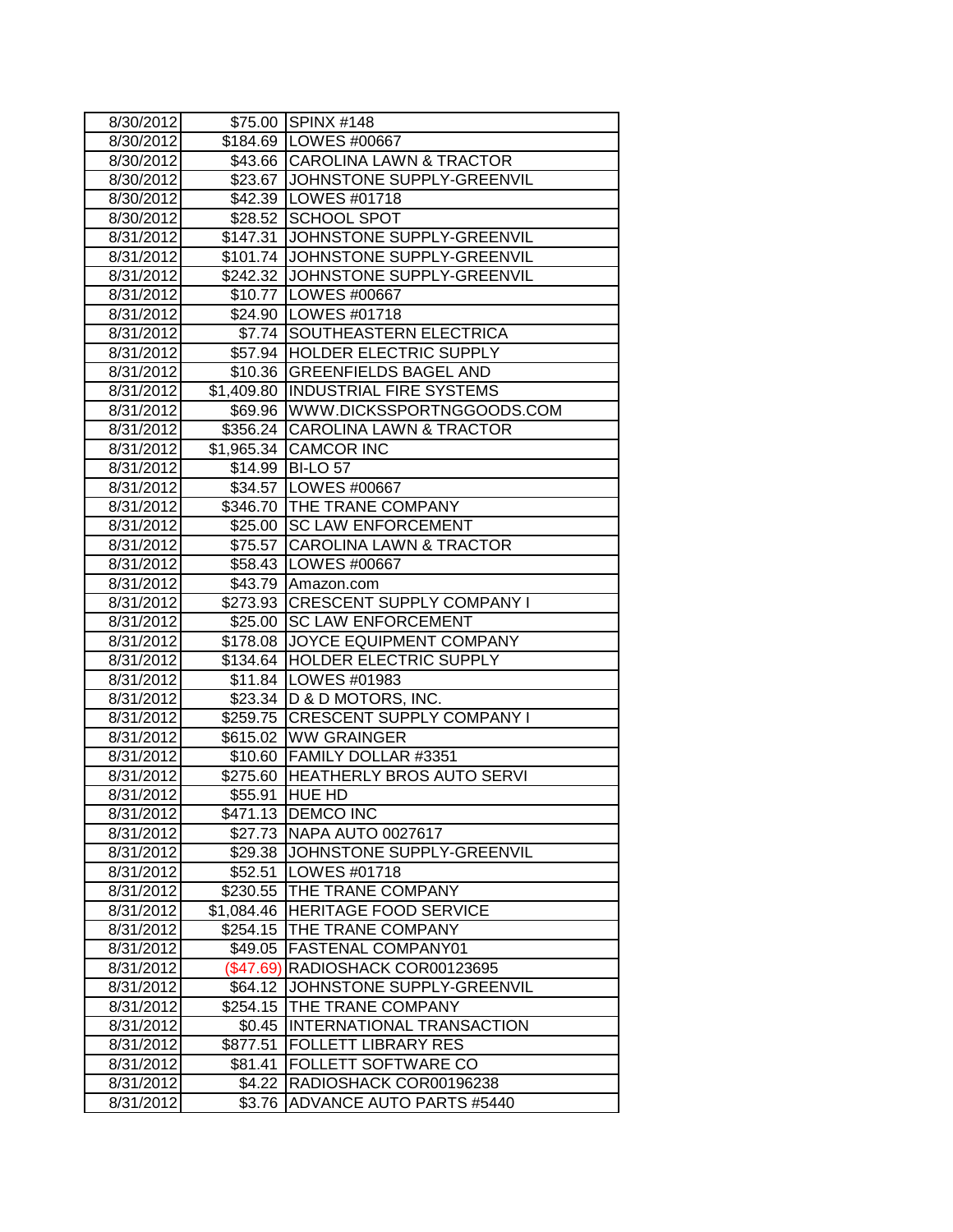| | | |
|---|---|---|
| 8/30/2012 | $75.00 | SPINX #148 |
| 8/30/2012 | $184.69 | LOWES #00667 |
| 8/30/2012 | $43.66 | CAROLINA LAWN & TRACTOR |
| 8/30/2012 | $23.67 | JOHNSTONE SUPPLY-GREENVIL |
| 8/30/2012 | $42.39 | LOWES #01718 |
| 8/30/2012 | $28.52 | SCHOOL SPOT |
| 8/31/2012 | $147.31 | JOHNSTONE SUPPLY-GREENVIL |
| 8/31/2012 | $101.74 | JOHNSTONE SUPPLY-GREENVIL |
| 8/31/2012 | $242.32 | JOHNSTONE SUPPLY-GREENVIL |
| 8/31/2012 | $10.77 | LOWES #00667 |
| 8/31/2012 | $24.90 | LOWES #01718 |
| 8/31/2012 | $7.74 | SOUTHEASTERN ELECTRICA |
| 8/31/2012 | $57.94 | HOLDER ELECTRIC SUPPLY |
| 8/31/2012 | $10.36 | GREENFIELDS BAGEL AND |
| 8/31/2012 | $1,409.80 | INDUSTRIAL FIRE SYSTEMS |
| 8/31/2012 | $69.96 | WWW.DICKSSPORTNGGOODS.COM |
| 8/31/2012 | $356.24 | CAROLINA LAWN & TRACTOR |
| 8/31/2012 | $1,965.34 | CAMCOR INC |
| 8/31/2012 | $14.99 | BI-LO 57 |
| 8/31/2012 | $34.57 | LOWES #00667 |
| 8/31/2012 | $346.70 | THE TRANE COMPANY |
| 8/31/2012 | $25.00 | SC LAW ENFORCEMENT |
| 8/31/2012 | $75.57 | CAROLINA LAWN & TRACTOR |
| 8/31/2012 | $58.43 | LOWES #00667 |
| 8/31/2012 | $43.79 | Amazon.com |
| 8/31/2012 | $273.93 | CRESCENT SUPPLY COMPANY I |
| 8/31/2012 | $25.00 | SC LAW ENFORCEMENT |
| 8/31/2012 | $178.08 | JOYCE EQUIPMENT COMPANY |
| 8/31/2012 | $134.64 | HOLDER ELECTRIC SUPPLY |
| 8/31/2012 | $11.84 | LOWES #01983 |
| 8/31/2012 | $23.34 | D & D MOTORS, INC. |
| 8/31/2012 | $259.75 | CRESCENT SUPPLY COMPANY I |
| 8/31/2012 | $615.02 | WW GRAINGER |
| 8/31/2012 | $10.60 | FAMILY DOLLAR #3351 |
| 8/31/2012 | $275.60 | HEATHERLY BROS AUTO SERVI |
| 8/31/2012 | $55.91 | HUE HD |
| 8/31/2012 | $471.13 | DEMCO INC |
| 8/31/2012 | $27.73 | NAPA AUTO 0027617 |
| 8/31/2012 | $29.38 | JOHNSTONE SUPPLY-GREENVIL |
| 8/31/2012 | $52.51 | LOWES #01718 |
| 8/31/2012 | $230.55 | THE TRANE COMPANY |
| 8/31/2012 | $1,084.46 | HERITAGE FOOD SERVICE |
| 8/31/2012 | $254.15 | THE TRANE COMPANY |
| 8/31/2012 | $49.05 | FASTENAL COMPANY01 |
| 8/31/2012 | ($47.69) | RADIOSHACK COR00123695 |
| 8/31/2012 | $64.12 | JOHNSTONE SUPPLY-GREENVIL |
| 8/31/2012 | $254.15 | THE TRANE COMPANY |
| 8/31/2012 | $0.45 | INTERNATIONAL TRANSACTION |
| 8/31/2012 | $877.51 | FOLLETT LIBRARY RES |
| 8/31/2012 | $81.41 | FOLLETT SOFTWARE CO |
| 8/31/2012 | $4.22 | RADIOSHACK COR00196238 |
| 8/31/2012 | $3.76 | ADVANCE AUTO PARTS #5440 |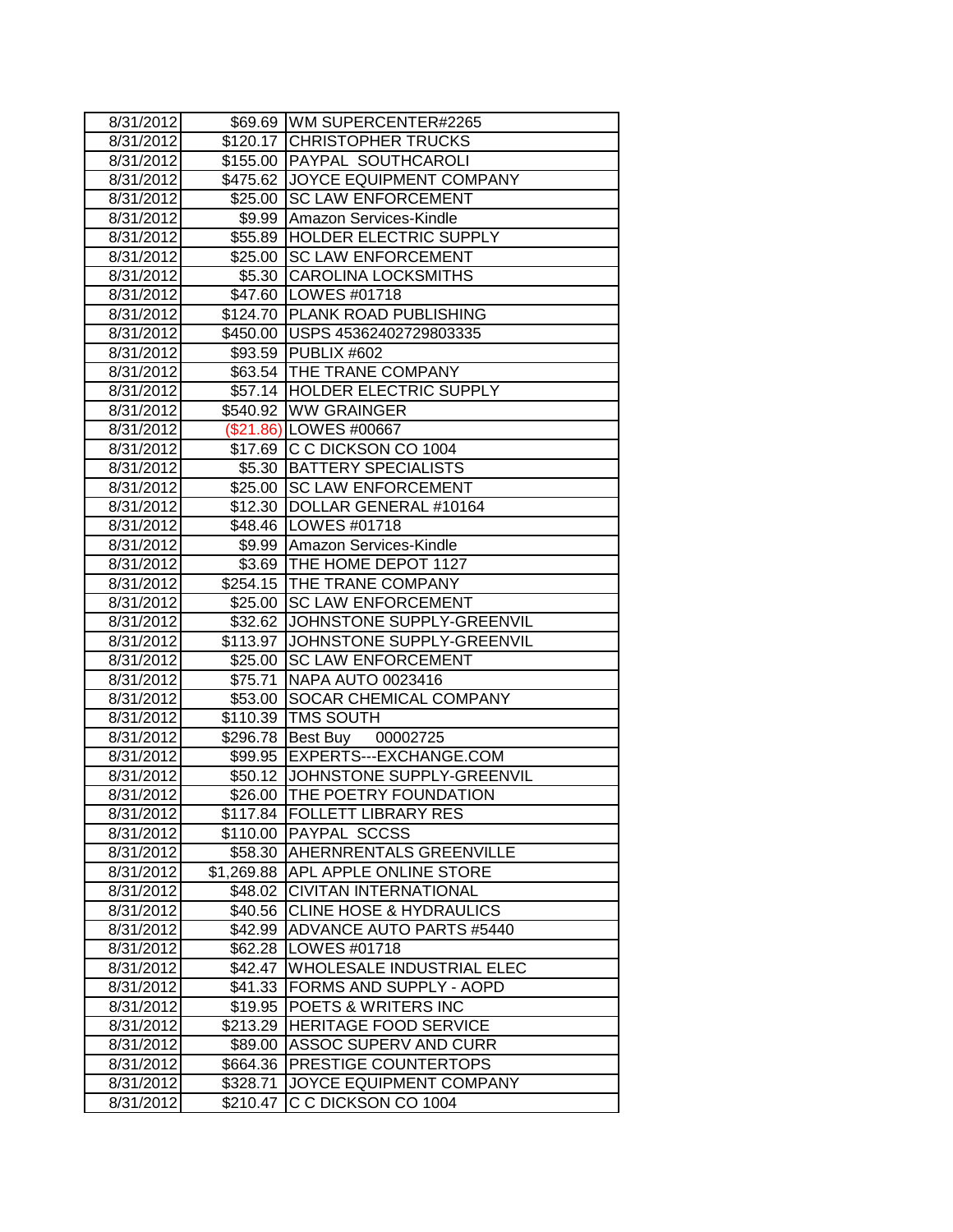| | | |
|---|---|---|
| 8/31/2012 | $69.69 | WM SUPERCENTER#2265 |
| 8/31/2012 | $120.17 | CHRISTOPHER TRUCKS |
| 8/31/2012 | $155.00 | PAYPAL SOUTHCAROLI |
| 8/31/2012 | $475.62 | JOYCE EQUIPMENT COMPANY |
| 8/31/2012 | $25.00 | SC LAW ENFORCEMENT |
| 8/31/2012 | $9.99 | Amazon Services-Kindle |
| 8/31/2012 | $55.89 | HOLDER ELECTRIC SUPPLY |
| 8/31/2012 | $25.00 | SC LAW ENFORCEMENT |
| 8/31/2012 | $5.30 | CAROLINA LOCKSMITHS |
| 8/31/2012 | $47.60 | LOWES #01718 |
| 8/31/2012 | $124.70 | PLANK ROAD PUBLISHING |
| 8/31/2012 | $450.00 | USPS 45362402729803335 |
| 8/31/2012 | $93.59 | PUBLIX #602 |
| 8/31/2012 | $63.54 | THE TRANE COMPANY |
| 8/31/2012 | $57.14 | HOLDER ELECTRIC SUPPLY |
| 8/31/2012 | $540.92 | WW GRAINGER |
| 8/31/2012 | ($21.86) | LOWES #00667 |
| 8/31/2012 | $17.69 | C C DICKSON CO 1004 |
| 8/31/2012 | $5.30 | BATTERY SPECIALISTS |
| 8/31/2012 | $25.00 | SC LAW ENFORCEMENT |
| 8/31/2012 | $12.30 | DOLLAR GENERAL #10164 |
| 8/31/2012 | $48.46 | LOWES #01718 |
| 8/31/2012 | $9.99 | Amazon Services-Kindle |
| 8/31/2012 | $3.69 | THE HOME DEPOT 1127 |
| 8/31/2012 | $254.15 | THE TRANE COMPANY |
| 8/31/2012 | $25.00 | SC LAW ENFORCEMENT |
| 8/31/2012 | $32.62 | JOHNSTONE SUPPLY-GREENVIL |
| 8/31/2012 | $113.97 | JOHNSTONE SUPPLY-GREENVIL |
| 8/31/2012 | $25.00 | SC LAW ENFORCEMENT |
| 8/31/2012 | $75.71 | NAPA AUTO 0023416 |
| 8/31/2012 | $53.00 | SOCAR CHEMICAL COMPANY |
| 8/31/2012 | $110.39 | TMS SOUTH |
| 8/31/2012 | $296.78 | Best Buy 00002725 |
| 8/31/2012 | $99.95 | EXPERTS---EXCHANGE.COM |
| 8/31/2012 | $50.12 | JOHNSTONE SUPPLY-GREENVIL |
| 8/31/2012 | $26.00 | THE POETRY FOUNDATION |
| 8/31/2012 | $117.84 | FOLLETT LIBRARY RES |
| 8/31/2012 | $110.00 | PAYPAL SCCSS |
| 8/31/2012 | $58.30 | AHERNRENTALS GREENVILLE |
| 8/31/2012 | $1,269.88 | APL APPLE ONLINE STORE |
| 8/31/2012 | $48.02 | CIVITAN INTERNATIONAL |
| 8/31/2012 | $40.56 | CLINE HOSE & HYDRAULICS |
| 8/31/2012 | $42.99 | ADVANCE AUTO PARTS #5440 |
| 8/31/2012 | $62.28 | LOWES #01718 |
| 8/31/2012 | $42.47 | WHOLESALE INDUSTRIAL ELEC |
| 8/31/2012 | $41.33 | FORMS AND SUPPLY - AOPD |
| 8/31/2012 | $19.95 | POETS & WRITERS INC |
| 8/31/2012 | $213.29 | HERITAGE FOOD SERVICE |
| 8/31/2012 | $89.00 | ASSOC SUPERV AND CURR |
| 8/31/2012 | $664.36 | PRESTIGE COUNTERTOPS |
| 8/31/2012 | $328.71 | JOYCE EQUIPMENT COMPANY |
| 8/31/2012 | $210.47 | C C DICKSON CO 1004 |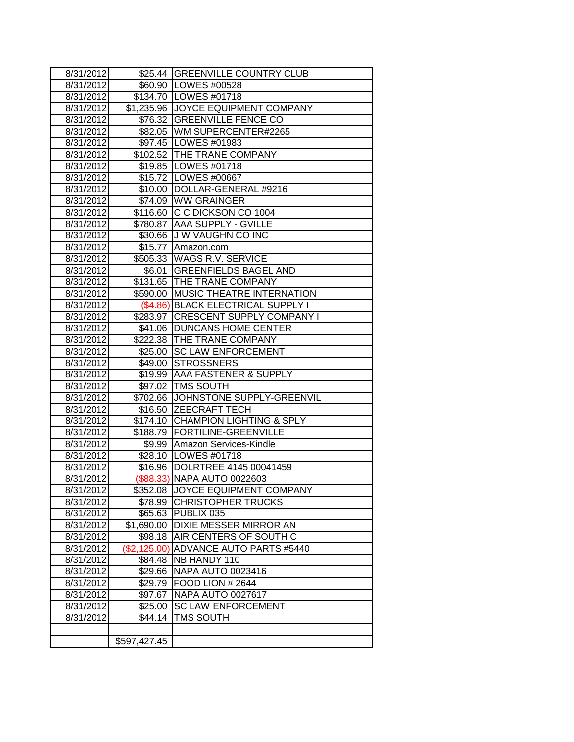| | | |
|---|---|---|
| 8/31/2012 | $25.44 | GREENVILLE COUNTRY CLUB |
| 8/31/2012 | $60.90 | LOWES #00528 |
| 8/31/2012 | $134.70 | LOWES #01718 |
| 8/31/2012 | $1,235.96 | JOYCE EQUIPMENT COMPANY |
| 8/31/2012 | $76.32 | GREENVILLE FENCE CO |
| 8/31/2012 | $82.05 | WM SUPERCENTER#2265 |
| 8/31/2012 | $97.45 | LOWES #01983 |
| 8/31/2012 | $102.52 | THE TRANE COMPANY |
| 8/31/2012 | $19.85 | LOWES #01718 |
| 8/31/2012 | $15.72 | LOWES #00667 |
| 8/31/2012 | $10.00 | DOLLAR-GENERAL #9216 |
| 8/31/2012 | $74.09 | WW GRAINGER |
| 8/31/2012 | $116.60 | C C DICKSON CO 1004 |
| 8/31/2012 | $780.87 | AAA SUPPLY - GVILLE |
| 8/31/2012 | $30.66 | J W VAUGHN CO INC |
| 8/31/2012 | $15.77 | Amazon.com |
| 8/31/2012 | $505.33 | WAGS R.V. SERVICE |
| 8/31/2012 | $6.01 | GREENFIELDS BAGEL AND |
| 8/31/2012 | $131.65 | THE TRANE COMPANY |
| 8/31/2012 | $590.00 | MUSIC THEATRE INTERNATION |
| 8/31/2012 | ($4.86) | BLACK ELECTRICAL SUPPLY I |
| 8/31/2012 | $283.97 | CRESCENT SUPPLY COMPANY I |
| 8/31/2012 | $41.06 | DUNCANS HOME CENTER |
| 8/31/2012 | $222.38 | THE TRANE COMPANY |
| 8/31/2012 | $25.00 | SC LAW ENFORCEMENT |
| 8/31/2012 | $49.00 | STROSSNERS |
| 8/31/2012 | $19.99 | AAA FASTENER & SUPPLY |
| 8/31/2012 | $97.02 | TMS SOUTH |
| 8/31/2012 | $702.66 | JOHNSTONE SUPPLY-GREENVIL |
| 8/31/2012 | $16.50 | ZEECRAFT TECH |
| 8/31/2012 | $174.10 | CHAMPION LIGHTING & SPLY |
| 8/31/2012 | $188.79 | FORTILINE-GREENVILLE |
| 8/31/2012 | $9.99 | Amazon Services-Kindle |
| 8/31/2012 | $28.10 | LOWES #01718 |
| 8/31/2012 | $16.96 | DOLRTREE 4145 00041459 |
| 8/31/2012 | ($88.33) | NAPA AUTO 0022603 |
| 8/31/2012 | $352.08 | JOYCE EQUIPMENT COMPANY |
| 8/31/2012 | $78.99 | CHRISTOPHER TRUCKS |
| 8/31/2012 | $65.63 | PUBLIX 035 |
| 8/31/2012 | $1,690.00 | DIXIE MESSER MIRROR AN |
| 8/31/2012 | $98.18 | AIR CENTERS OF SOUTH C |
| 8/31/2012 | ($2,125.00) | ADVANCE AUTO PARTS #5440 |
| 8/31/2012 | $84.48 | NB HANDY 110 |
| 8/31/2012 | $29.66 | NAPA AUTO 0023416 |
| 8/31/2012 | $29.79 | FOOD LION # 2644 |
| 8/31/2012 | $97.67 | NAPA AUTO 0027617 |
| 8/31/2012 | $25.00 | SC LAW ENFORCEMENT |
| 8/31/2012 | $44.14 | TMS SOUTH |
| | | |
| | $597,427.45 | |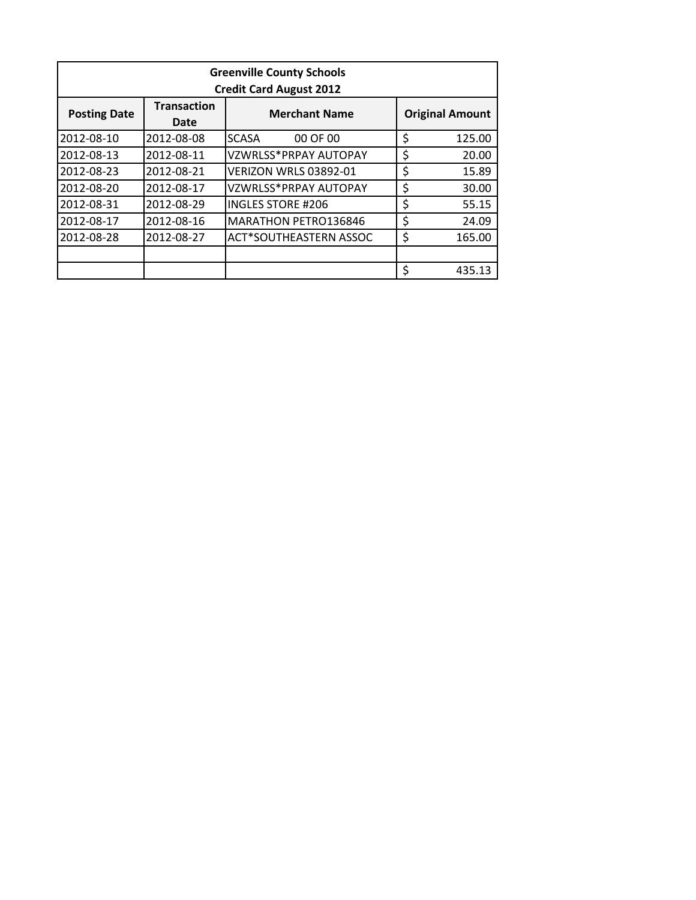| Greenville County Schools<br>Credit Card August 2012 | | | |
|---|---|---|---|
| **Posting Date** | **Transaction Date** | **Merchant Name** | **Original Amount** |
| 2012-08-10 | 2012-08-08 | SCASA 00 OF 00 | $ 125.00 |
| 2012-08-13 | 2012-08-11 | VZWRLSS*PRPAY AUTOPAY | $ 20.00 |
| 2012-08-23 | 2012-08-21 | VERIZON WRLS 03892-01 | $ 15.89 |
| 2012-08-20 | 2012-08-17 | VZWRLSS*PRPAY AUTOPAY | $ 30.00 |
| 2012-08-31 | 2012-08-29 | INGLES STORE #206 | $ 55.15 |
| 2012-08-17 | 2012-08-16 | MARATHON PETRO136846 | $ 24.09 |
| 2012-08-28 | 2012-08-27 | ACT*SOUTHEASTERN ASSOC | $ 165.00 |
| | | | |
| | | | $ 435.13 |